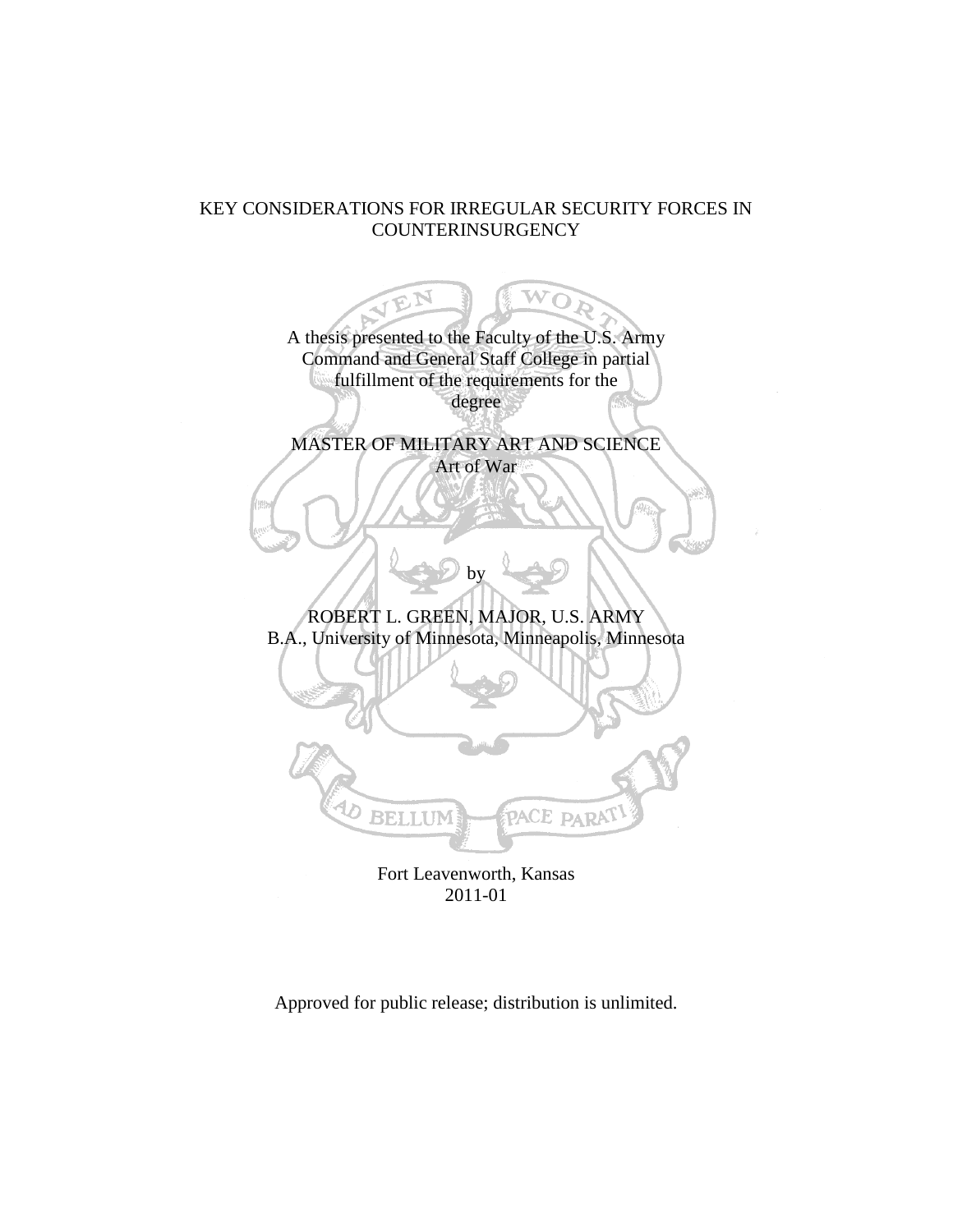# KEY CONSIDERATIONS FOR IRREGULAR SECURITY FORCES IN COUNTERINSURGENCY

A thesis presented to the Faculty of the U.S. Army Command and General Staff College in partial fulfillment of the requirements for the degree

MASTER OF MILITARY ART AND SCIENCE
Art of War

by

ROBERT L. GREEN, MAJOR, U.S. ARMY
B.A., University of Minnesota, Minneapolis, Minnesota

Fort Leavenworth, Kansas
2011-01

Approved for public release; distribution is unlimited.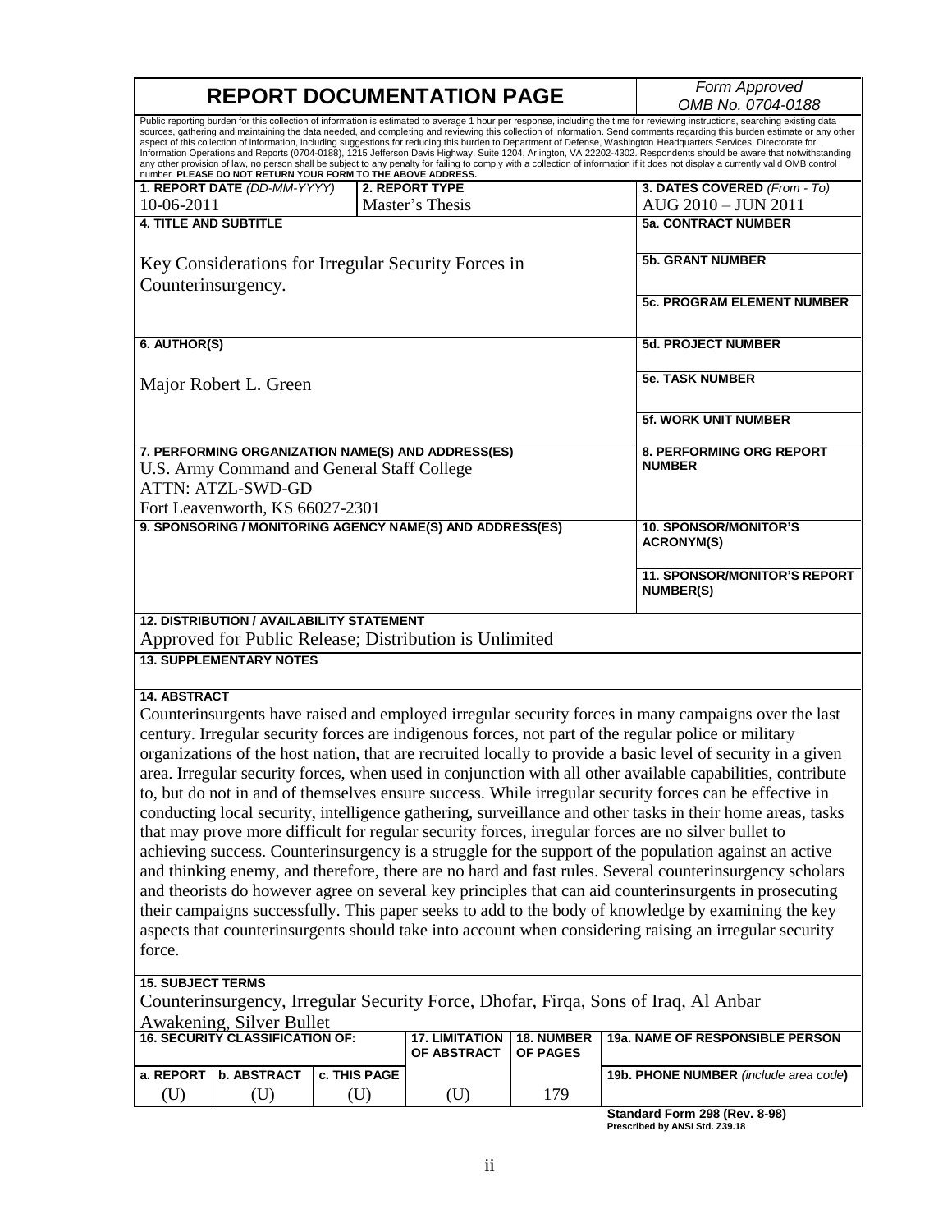# REPORT DOCUMENTATION PAGE

*Form Approved*
*OMB No. 0704-0188*

Public reporting burden for this collection of information is estimated to average 1 hour per response, including the time for reviewing instructions, searching existing data sources, gathering and maintaining the data needed, and completing and reviewing this collection of information. Send comments regarding this burden estimate or any other aspect of this collection of information, including suggestions for reducing this burden to Department of Defense, Washington Headquarters Services, Directorate for Information Operations and Reports (0704-0188), 1215 Jefferson Davis Highway, Suite 1204, Arlington, VA 22202-4302. Respondents should be aware that notwithstanding any other provision of law, no person shall be subject to any penalty for failing to comply with a collection of information if it does not display a currently valid OMB control number. **PLEASE DO NOT RETURN YOUR FORM TO THE ABOVE ADDRESS.**

| **1. REPORT DATE** *(DD-MM-YYYY)* | **2. REPORT TYPE** | **3. DATES COVERED** *(From - To)* |
|---|---|---|
| 10-06-2011 | Master's Thesis | AUG 2010 – JUN 2011 |

**4. TITLE AND SUBTITLE**

Key Considerations for Irregular Security Forces in Counterinsurgency.

**5a. CONTRACT NUMBER**

**5b. GRANT NUMBER**

**5c. PROGRAM ELEMENT NUMBER**

**6. AUTHOR(S)**

Major Robert L. Green

**5d. PROJECT NUMBER**

**5e. TASK NUMBER**

**5f. WORK UNIT NUMBER**

**7. PERFORMING ORGANIZATION NAME(S) AND ADDRESS(ES)**

U.S. Army Command and General Staff College
ATTN: ATZL-SWD-GD
Fort Leavenworth, KS 66027-2301

**8. PERFORMING ORG REPORT NUMBER**

**9. SPONSORING / MONITORING AGENCY NAME(S) AND ADDRESS(ES)**

**10. SPONSOR/MONITOR'S ACRONYM(S)**

**11. SPONSOR/MONITOR'S REPORT NUMBER(S)**

**12. DISTRIBUTION / AVAILABILITY STATEMENT**

Approved for Public Release; Distribution is Unlimited

**13. SUPPLEMENTARY NOTES**

**14. ABSTRACT**

Counterinsurgents have raised and employed irregular security forces in many campaigns over the last century. Irregular security forces are indigenous forces, not part of the regular police or military organizations of the host nation, that are recruited locally to provide a basic level of security in a given area. Irregular security forces, when used in conjunction with all other available capabilities, contribute to, but do not in and of themselves ensure success. While irregular security forces can be effective in conducting local security, intelligence gathering, surveillance and other tasks in their home areas, tasks that may prove more difficult for regular security forces, irregular forces are no silver bullet to achieving success. Counterinsurgency is a struggle for the support of the population against an active and thinking enemy, and therefore, there are no hard and fast rules. Several counterinsurgency scholars and theorists do however agree on several key principles that can aid counterinsurgents in prosecuting their campaigns successfully. This paper seeks to add to the body of knowledge by examining the key aspects that counterinsurgents should take into account when considering raising an irregular security force.

**15. SUBJECT TERMS**

Counterinsurgency, Irregular Security Force, Dhofar, Firqa, Sons of Iraq, Al Anbar Awakening, Silver Bullet

| **16. SECURITY CLASSIFICATION OF:** | | | **17. LIMITATION OF ABSTRACT** | **18. NUMBER OF PAGES** | **19a. NAME OF RESPONSIBLE PERSON** |
|---|---|---|---|---|---|
| **a. REPORT** | **b. ABSTRACT** | **c. THIS PAGE** | | | **19b. PHONE NUMBER** *(include area code)* |
| (U) | (U) | (U) | (U) | 179 | |

**Standard Form 298 (Rev. 8-98)**
**Prescribed by ANSI Std. Z39.18**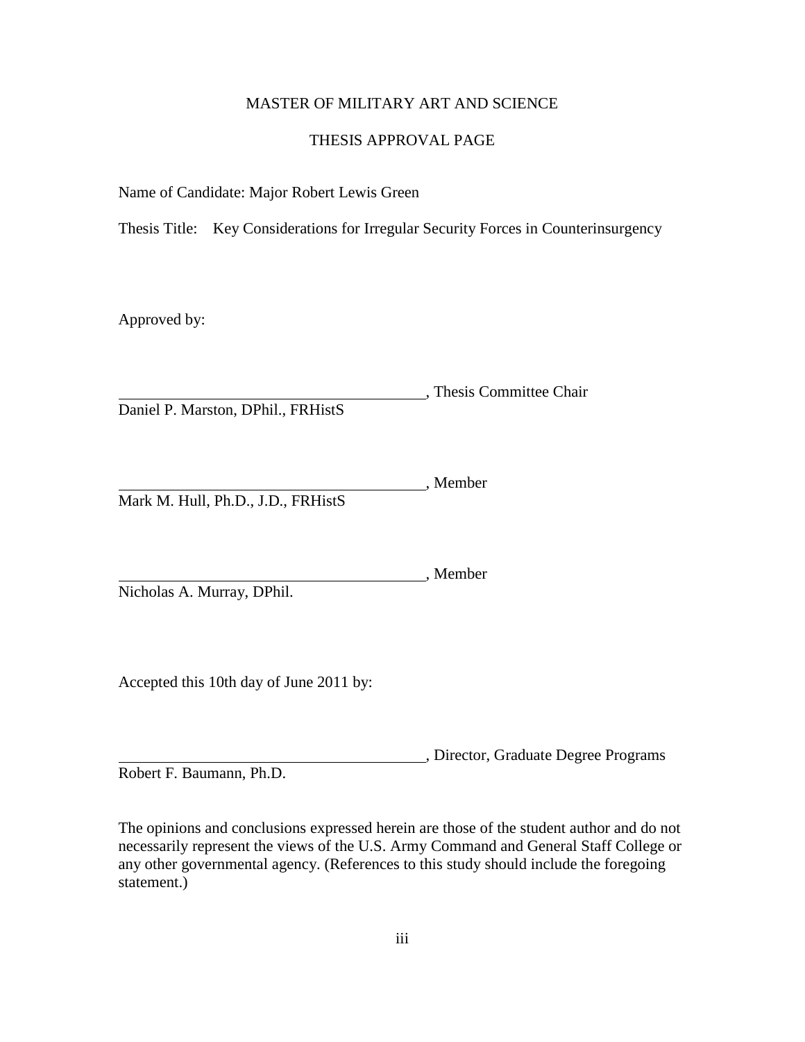MASTER OF MILITARY ART AND SCIENCE

THESIS APPROVAL PAGE

Name of Candidate: Major Robert Lewis Green

Thesis Title: Key Considerations for Irregular Security Forces in Counterinsurgency

Approved by:

\_\_\_\_\_\_\_\_\_\_\_\_\_\_\_\_\_\_\_\_\_\_\_\_\_\_\_\_\_\_\_\_\_\_\_\_, Thesis Committee Chair
Daniel P. Marston, DPhil., FRHistS

\_\_\_\_\_\_\_\_\_\_\_\_\_\_\_\_\_\_\_\_\_\_\_\_\_\_\_\_\_\_\_\_\_\_\_\_, Member
Mark M. Hull, Ph.D., J.D., FRHistS

\_\_\_\_\_\_\_\_\_\_\_\_\_\_\_\_\_\_\_\_\_\_\_\_\_\_\_\_\_\_\_\_\_\_\_\_, Member
Nicholas A. Murray, DPhil.

Accepted this 10th day of June 2011 by:

\_\_\_\_\_\_\_\_\_\_\_\_\_\_\_\_\_\_\_\_\_\_\_\_\_\_\_\_\_\_\_\_\_\_\_\_, Director, Graduate Degree Programs
Robert F. Baumann, Ph.D.

The opinions and conclusions expressed herein are those of the student author and do not necessarily represent the views of the U.S. Army Command and General Staff College or any other governmental agency. (References to this study should include the foregoing statement.)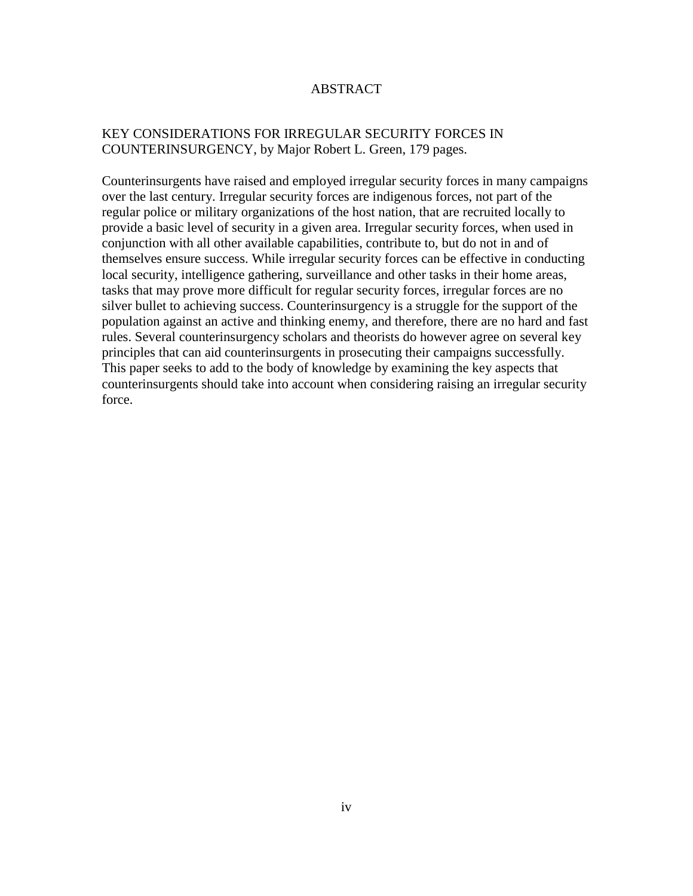# ABSTRACT

KEY CONSIDERATIONS FOR IRREGULAR SECURITY FORCES IN COUNTERINSURGENCY, by Major Robert L. Green, 179 pages.

Counterinsurgents have raised and employed irregular security forces in many campaigns over the last century. Irregular security forces are indigenous forces, not part of the regular police or military organizations of the host nation, that are recruited locally to provide a basic level of security in a given area. Irregular security forces, when used in conjunction with all other available capabilities, contribute to, but do not in and of themselves ensure success. While irregular security forces can be effective in conducting local security, intelligence gathering, surveillance and other tasks in their home areas, tasks that may prove more difficult for regular security forces, irregular forces are no silver bullet to achieving success. Counterinsurgency is a struggle for the support of the population against an active and thinking enemy, and therefore, there are no hard and fast rules. Several counterinsurgency scholars and theorists do however agree on several key principles that can aid counterinsurgents in prosecuting their campaigns successfully. This paper seeks to add to the body of knowledge by examining the key aspects that counterinsurgents should take into account when considering raising an irregular security force.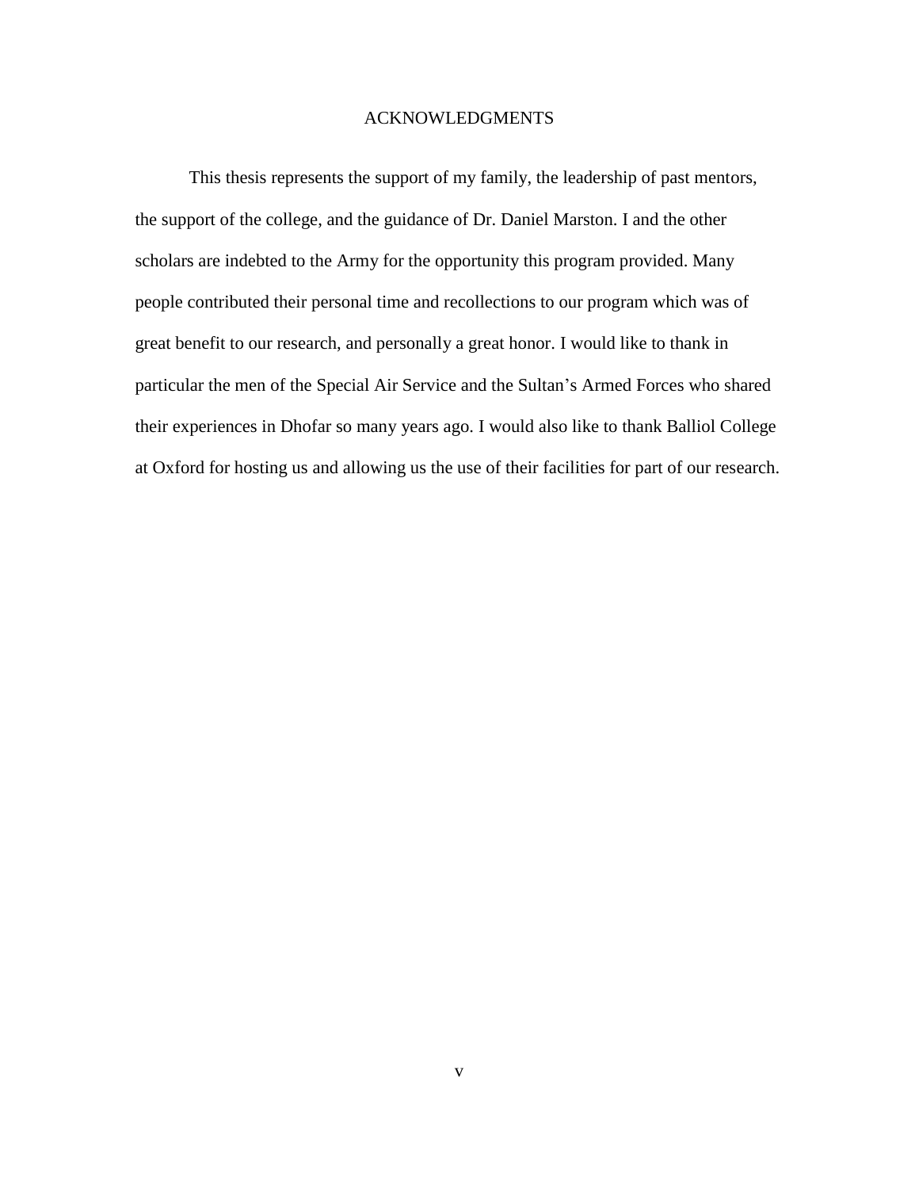## ACKNOWLEDGMENTS

This thesis represents the support of my family, the leadership of past mentors, the support of the college, and the guidance of Dr. Daniel Marston. I and the other scholars are indebted to the Army for the opportunity this program provided. Many people contributed their personal time and recollections to our program which was of great benefit to our research, and personally a great honor. I would like to thank in particular the men of the Special Air Service and the Sultan's Armed Forces who shared their experiences in Dhofar so many years ago. I would also like to thank Balliol College at Oxford for hosting us and allowing us the use of their facilities for part of our research.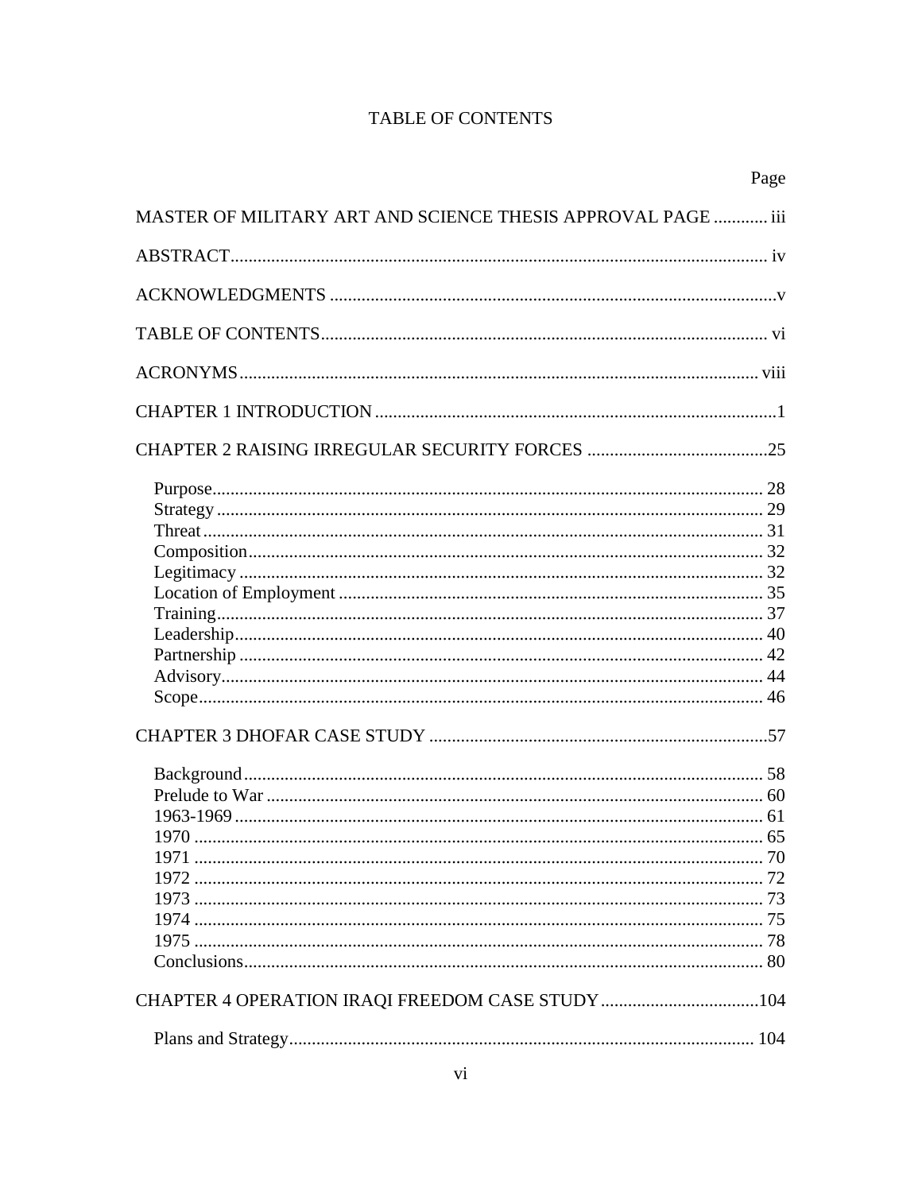# TABLE OF CONTENTS

| | Page |
|---|---|
| MASTER OF MILITARY ART AND SCIENCE THESIS APPROVAL PAGE | iii |
| ABSTRACT | iv |
| ACKNOWLEDGMENTS | v |
| TABLE OF CONTENTS | vi |
| ACRONYMS | viii |
| CHAPTER 1 INTRODUCTION | 1 |
| CHAPTER 2 RAISING IRREGULAR SECURITY FORCES | 25 |
| Purpose | 28 |
| Strategy | 29 |
| Threat | 31 |
| Composition | 32 |
| Legitimacy | 32 |
| Location of Employment | 35 |
| Training | 37 |
| Leadership | 40 |
| Partnership | 42 |
| Advisory | 44 |
| Scope | 46 |
| CHAPTER 3 DHOFAR CASE STUDY | 57 |
| Background | 58 |
| Prelude to War | 60 |
| 1963-1969 | 61 |
| 1970 | 65 |
| 1971 | 70 |
| 1972 | 72 |
| 1973 | 73 |
| 1974 | 75 |
| 1975 | 78 |
| Conclusions | 80 |
| CHAPTER 4 OPERATION IRAQI FREEDOM CASE STUDY | 104 |
| Plans and Strategy | 104 |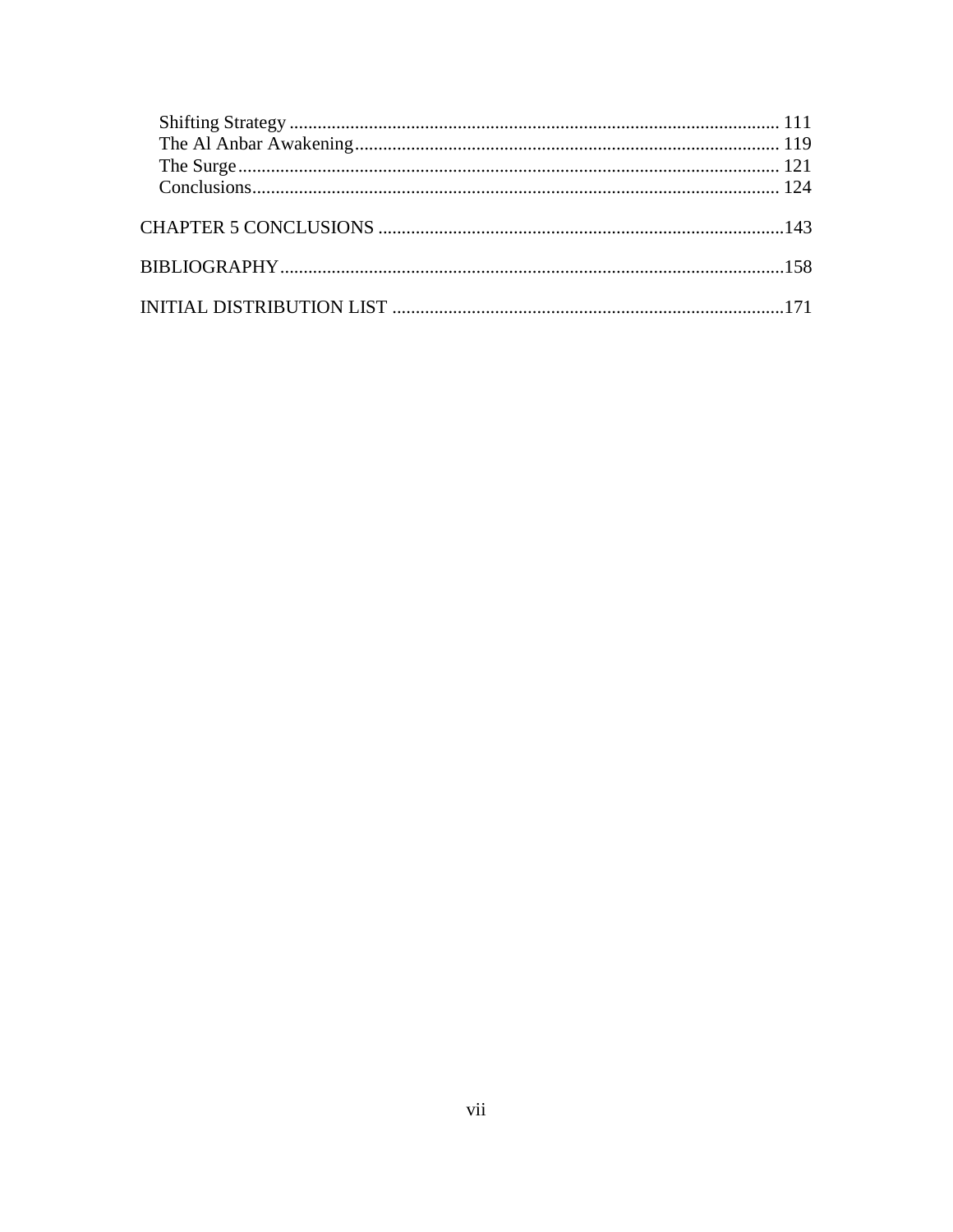Shifting Strategy ........................................................................................................ 111
The Al Anbar Awakening........................................................................................... 119
The Surge.................................................................................................................... 121
Conclusions................................................................................................................. 124

CHAPTER 5 CONCLUSIONS ......................................................................................143

BIBLIOGRAPHY...........................................................................................................158

INITIAL DISTRIBUTION LIST ...................................................................................171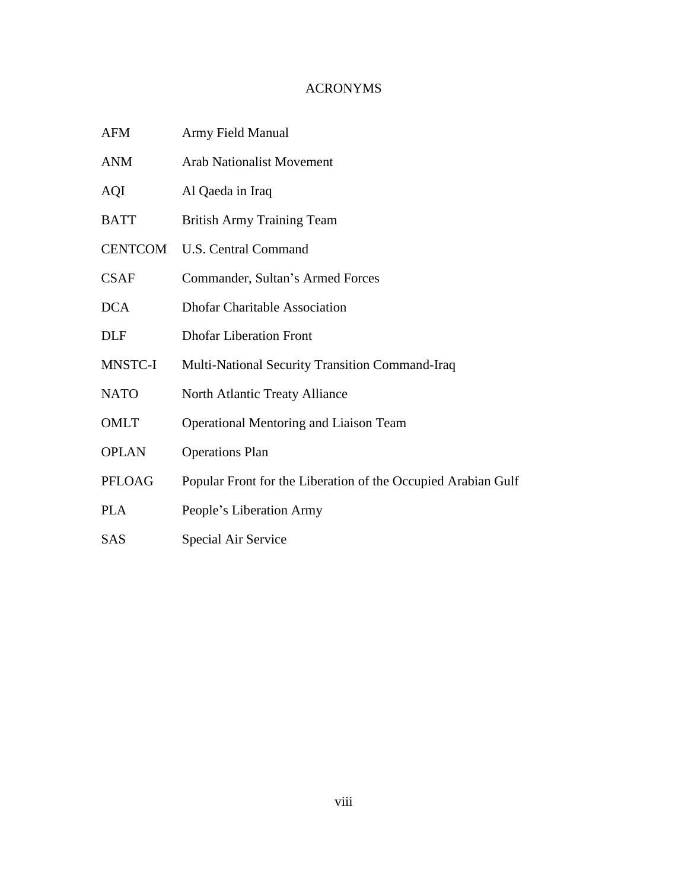# ACRONYMS

| | |
|---|---|
| AFM | Army Field Manual |
| ANM | Arab Nationalist Movement |
| AQI | Al Qaeda in Iraq |
| BATT | British Army Training Team |
| CENTCOM | U.S. Central Command |
| CSAF | Commander, Sultan's Armed Forces |
| DCA | Dhofar Charitable Association |
| DLF | Dhofar Liberation Front |
| MNSTC-I | Multi-National Security Transition Command-Iraq |
| NATO | North Atlantic Treaty Alliance |
| OMLT | Operational Mentoring and Liaison Team |
| OPLAN | Operations Plan |
| PFLOAG | Popular Front for the Liberation of the Occupied Arabian Gulf |
| PLA | People's Liberation Army |
| SAS | Special Air Service |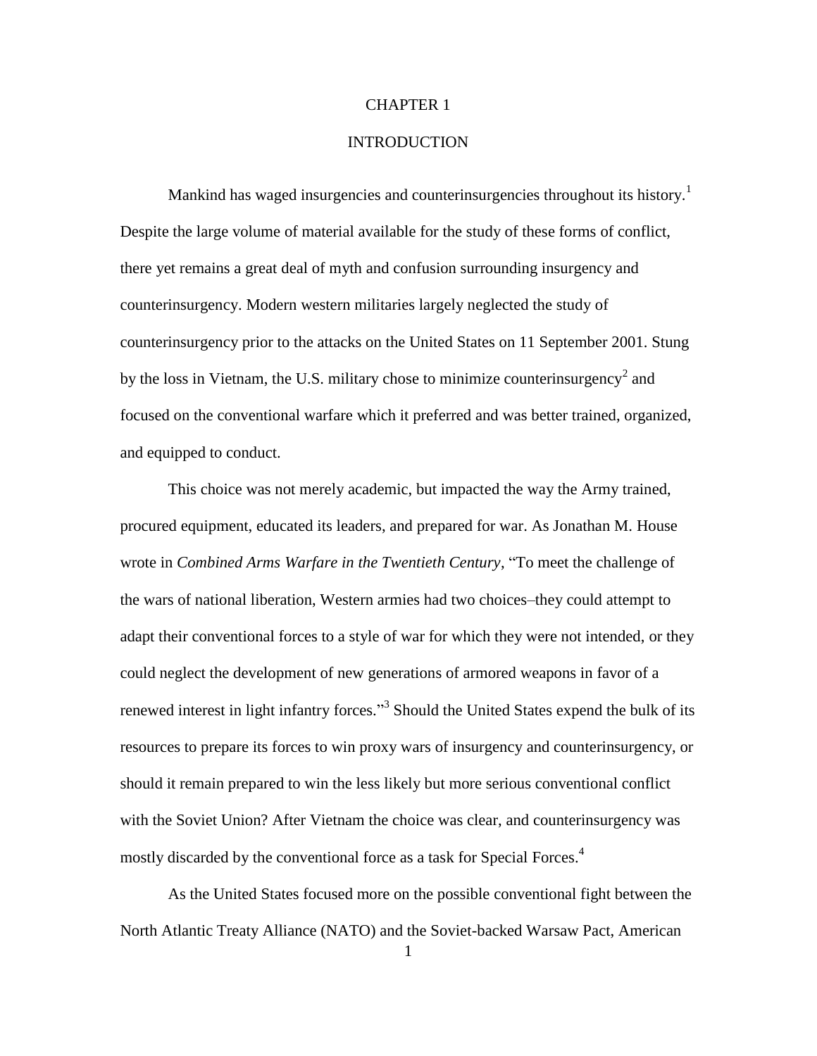# CHAPTER 1

## INTRODUCTION

Mankind has waged insurgencies and counterinsurgencies throughout its history.[1] Despite the large volume of material available for the study of these forms of conflict, there yet remains a great deal of myth and confusion surrounding insurgency and counterinsurgency. Modern western militaries largely neglected the study of counterinsurgency prior to the attacks on the United States on 11 September 2001. Stung by the loss in Vietnam, the U.S. military chose to minimize counterinsurgency[2] and focused on the conventional warfare which it preferred and was better trained, organized, and equipped to conduct.

This choice was not merely academic, but impacted the way the Army trained, procured equipment, educated its leaders, and prepared for war. As Jonathan M. House wrote in *Combined Arms Warfare in the Twentieth Century*, "To meet the challenge of the wars of national liberation, Western armies had two choices–they could attempt to adapt their conventional forces to a style of war for which they were not intended, or they could neglect the development of new generations of armored weapons in favor of a renewed interest in light infantry forces."[3] Should the United States expend the bulk of its resources to prepare its forces to win proxy wars of insurgency and counterinsurgency, or should it remain prepared to win the less likely but more serious conventional conflict with the Soviet Union? After Vietnam the choice was clear, and counterinsurgency was mostly discarded by the conventional force as a task for Special Forces.[4]

As the United States focused more on the possible conventional fight between the North Atlantic Treaty Alliance (NATO) and the Soviet-backed Warsaw Pact, American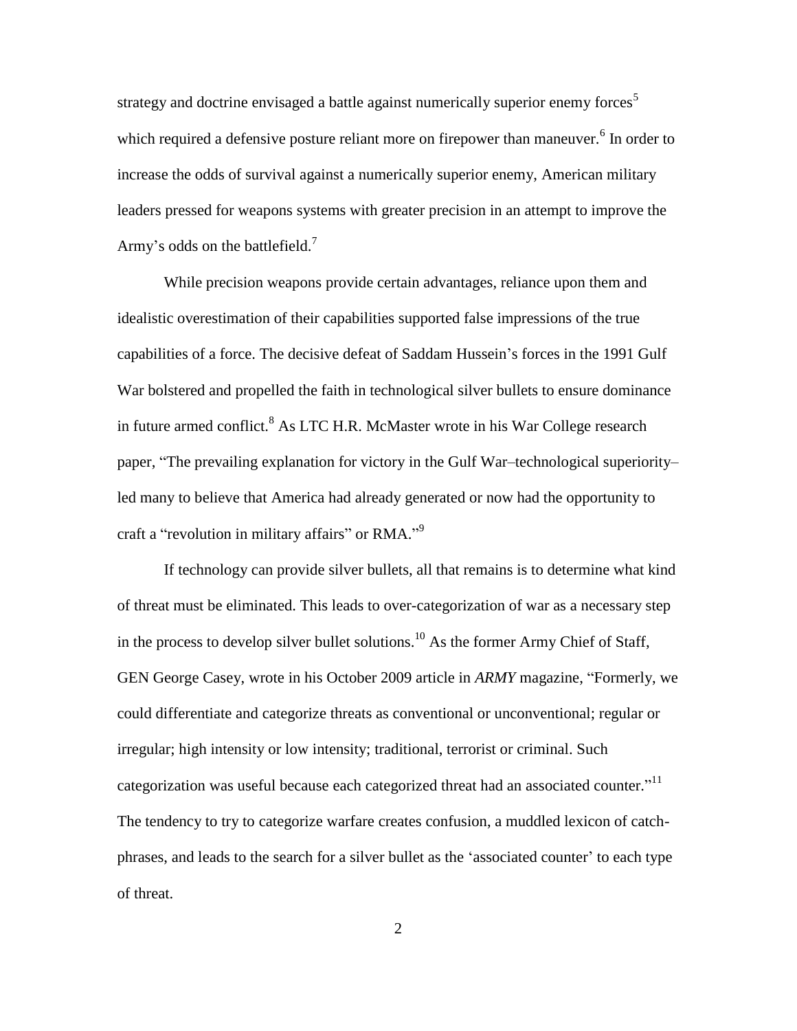strategy and doctrine envisaged a battle against numerically superior enemy forces[5] which required a defensive posture reliant more on firepower than maneuver.[6] In order to increase the odds of survival against a numerically superior enemy, American military leaders pressed for weapons systems with greater precision in an attempt to improve the Army's odds on the battlefield.[7]

While precision weapons provide certain advantages, reliance upon them and idealistic overestimation of their capabilities supported false impressions of the true capabilities of a force. The decisive defeat of Saddam Hussein's forces in the 1991 Gulf War bolstered and propelled the faith in technological silver bullets to ensure dominance in future armed conflict.[8] As LTC H.R. McMaster wrote in his War College research paper, "The prevailing explanation for victory in the Gulf War–technological superiority–led many to believe that America had already generated or now had the opportunity to craft a "revolution in military affairs" or RMA."[9]

If technology can provide silver bullets, all that remains is to determine what kind of threat must be eliminated. This leads to over-categorization of war as a necessary step in the process to develop silver bullet solutions.[10] As the former Army Chief of Staff, GEN George Casey, wrote in his October 2009 article in *ARMY* magazine, "Formerly, we could differentiate and categorize threats as conventional or unconventional; regular or irregular; high intensity or low intensity; traditional, terrorist or criminal. Such categorization was useful because each categorized threat had an associated counter."[11] The tendency to try to categorize warfare creates confusion, a muddled lexicon of catch-phrases, and leads to the search for a silver bullet as the 'associated counter' to each type of threat.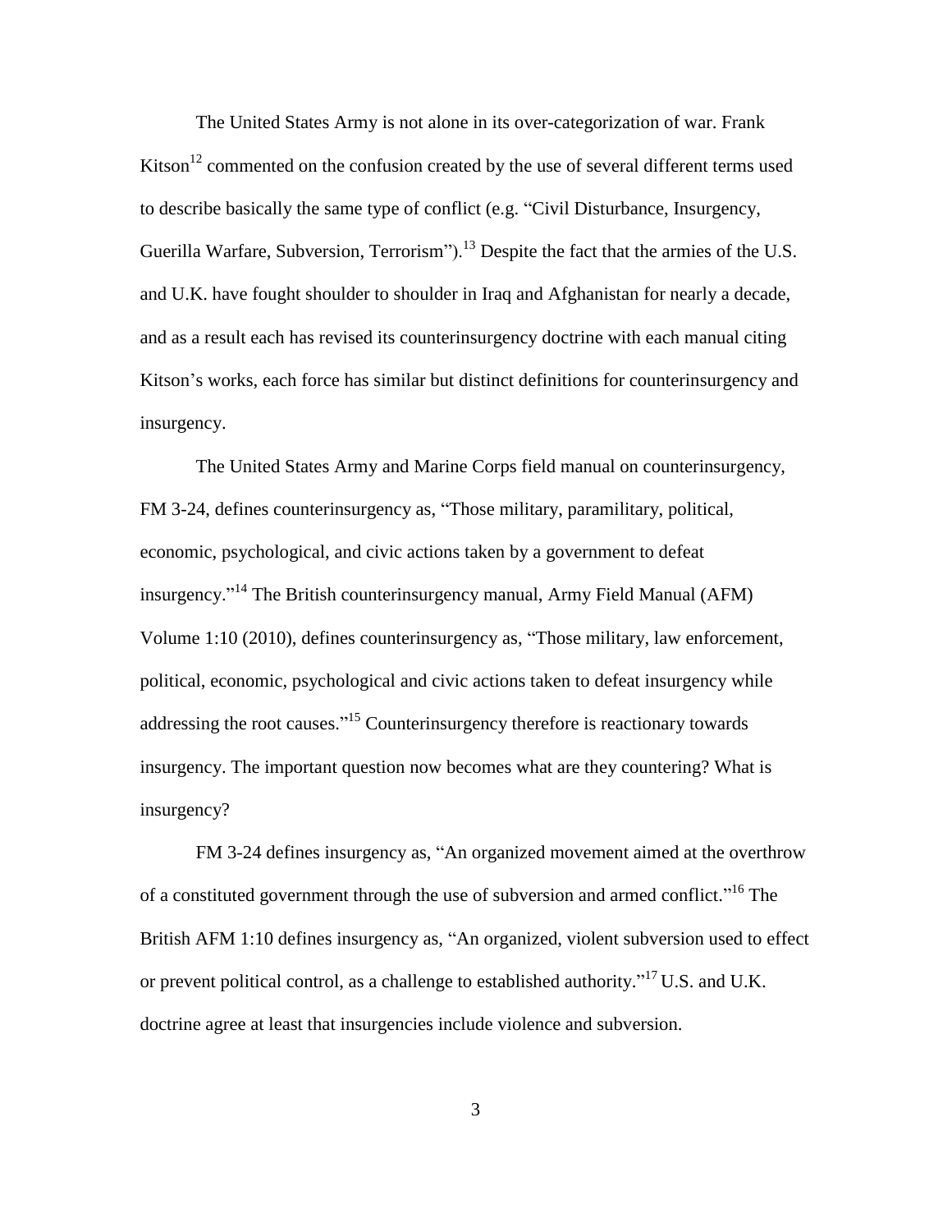The United States Army is not alone in its over-categorization of war. Frank Kitson[12] commented on the confusion created by the use of several different terms used to describe basically the same type of conflict (e.g. "Civil Disturbance, Insurgency, Guerilla Warfare, Subversion, Terrorism").[13] Despite the fact that the armies of the U.S. and U.K. have fought shoulder to shoulder in Iraq and Afghanistan for nearly a decade, and as a result each has revised its counterinsurgency doctrine with each manual citing Kitson's works, each force has similar but distinct definitions for counterinsurgency and insurgency.

The United States Army and Marine Corps field manual on counterinsurgency, FM 3-24, defines counterinsurgency as, "Those military, paramilitary, political, economic, psychological, and civic actions taken by a government to defeat insurgency."[14] The British counterinsurgency manual, Army Field Manual (AFM) Volume 1:10 (2010), defines counterinsurgency as, "Those military, law enforcement, political, economic, psychological and civic actions taken to defeat insurgency while addressing the root causes."[15] Counterinsurgency therefore is reactionary towards insurgency. The important question now becomes what are they countering? What is insurgency?

FM 3-24 defines insurgency as, "An organized movement aimed at the overthrow of a constituted government through the use of subversion and armed conflict."[16] The British AFM 1:10 defines insurgency as, "An organized, violent subversion used to effect or prevent political control, as a challenge to established authority."[17] U.S. and U.K. doctrine agree at least that insurgencies include violence and subversion.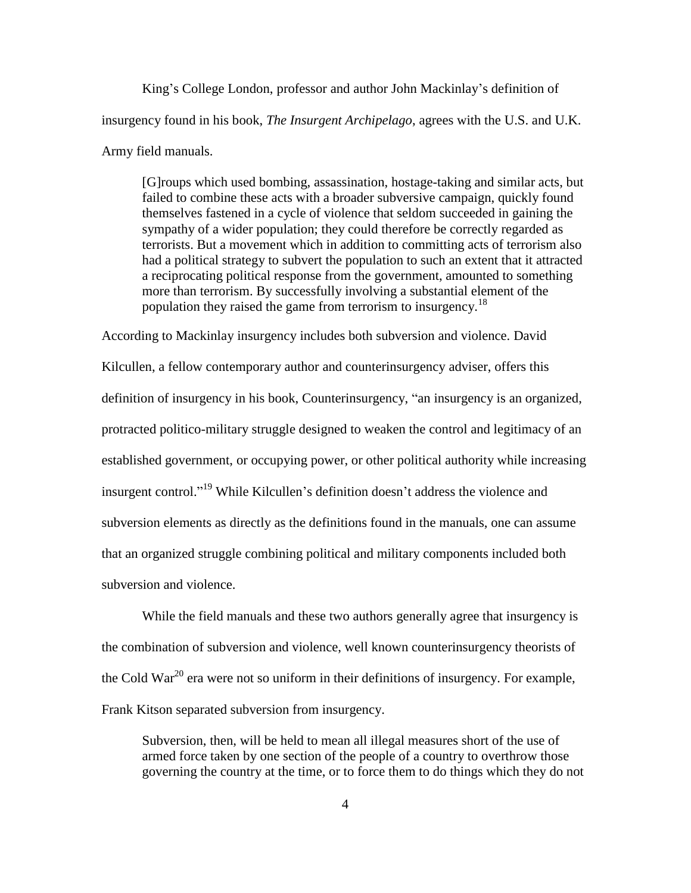King's College London, professor and author John Mackinlay's definition of insurgency found in his book, *The Insurgent Archipelago*, agrees with the U.S. and U.K. Army field manuals.

> [G]roups which used bombing, assassination, hostage-taking and similar acts, but failed to combine these acts with a broader subversive campaign, quickly found themselves fastened in a cycle of violence that seldom succeeded in gaining the sympathy of a wider population; they could therefore be correctly regarded as terrorists. But a movement which in addition to committing acts of terrorism also had a political strategy to subvert the population to such an extent that it attracted a reciprocating political response from the government, amounted to something more than terrorism. By successfully involving a substantial element of the population they raised the game from terrorism to insurgency.[18]

According to Mackinlay insurgency includes both subversion and violence. David Kilcullen, a fellow contemporary author and counterinsurgency adviser, offers this definition of insurgency in his book, Counterinsurgency, "an insurgency is an organized, protracted politico-military struggle designed to weaken the control and legitimacy of an established government, or occupying power, or other political authority while increasing insurgent control."[19] While Kilcullen's definition doesn't address the violence and subversion elements as directly as the definitions found in the manuals, one can assume that an organized struggle combining political and military components included both subversion and violence.

While the field manuals and these two authors generally agree that insurgency is the combination of subversion and violence, well known counterinsurgency theorists of the Cold War[20] era were not so uniform in their definitions of insurgency. For example, Frank Kitson separated subversion from insurgency.

> Subversion, then, will be held to mean all illegal measures short of the use of armed force taken by one section of the people of a country to overthrow those governing the country at the time, or to force them to do things which they do not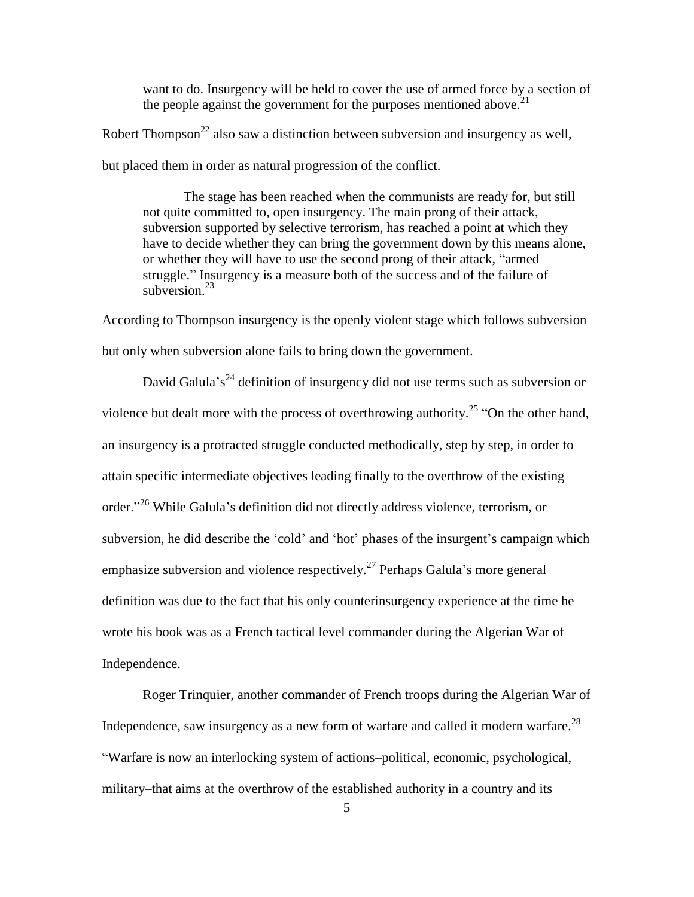> want to do. Insurgency will be held to cover the use of armed force by a section of the people against the government for the purposes mentioned above.[21]

Robert Thompson[22] also saw a distinction between subversion and insurgency as well, but placed them in order as natural progression of the conflict.

> The stage has been reached when the communists are ready for, but still not quite committed to, open insurgency. The main prong of their attack, subversion supported by selective terrorism, has reached a point at which they have to decide whether they can bring the government down by this means alone, or whether they will have to use the second prong of their attack, "armed struggle." Insurgency is a measure both of the success and of the failure of subversion.[23]

According to Thompson insurgency is the openly violent stage which follows subversion but only when subversion alone fails to bring down the government.

David Galula's[24] definition of insurgency did not use terms such as subversion or violence but dealt more with the process of overthrowing authority.[25] "On the other hand, an insurgency is a protracted struggle conducted methodically, step by step, in order to attain specific intermediate objectives leading finally to the overthrow of the existing order."[26] While Galula's definition did not directly address violence, terrorism, or subversion, he did describe the 'cold' and 'hot' phases of the insurgent's campaign which emphasize subversion and violence respectively.[27] Perhaps Galula's more general definition was due to the fact that his only counterinsurgency experience at the time he wrote his book was as a French tactical level commander during the Algerian War of Independence.

Roger Trinquier, another commander of French troops during the Algerian War of Independence, saw insurgency as a new form of warfare and called it modern warfare.[28] "Warfare is now an interlocking system of actions–political, economic, psychological, military–that aims at the overthrow of the established authority in a country and its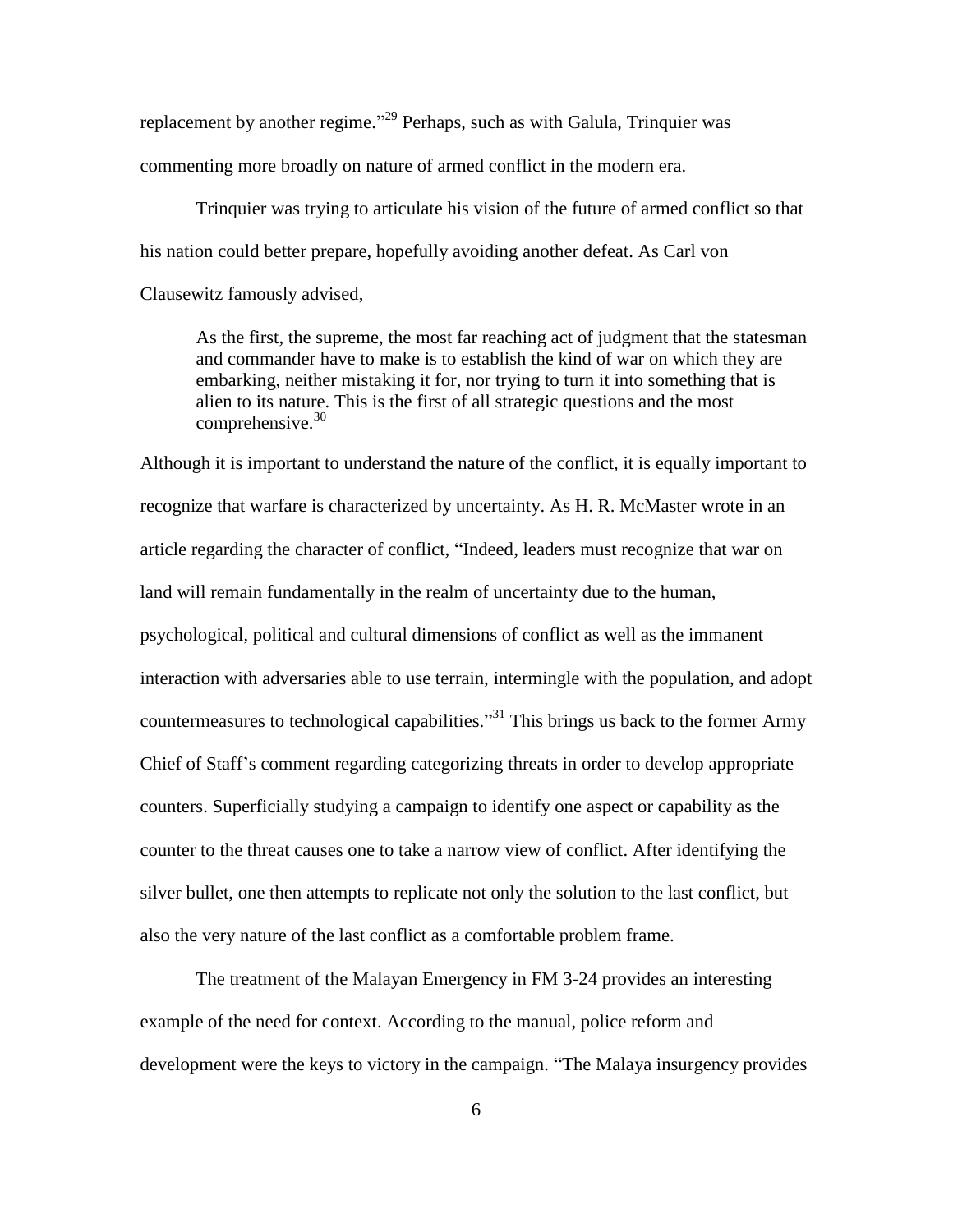replacement by another regime."[29] Perhaps, such as with Galula, Trinquier was commenting more broadly on nature of armed conflict in the modern era.

Trinquier was trying to articulate his vision of the future of armed conflict so that his nation could better prepare, hopefully avoiding another defeat. As Carl von Clausewitz famously advised,

> As the first, the supreme, the most far reaching act of judgment that the statesman and commander have to make is to establish the kind of war on which they are embarking, neither mistaking it for, nor trying to turn it into something that is alien to its nature. This is the first of all strategic questions and the most comprehensive.[30]

Although it is important to understand the nature of the conflict, it is equally important to recognize that warfare is characterized by uncertainty. As H. R. McMaster wrote in an article regarding the character of conflict, "Indeed, leaders must recognize that war on land will remain fundamentally in the realm of uncertainty due to the human, psychological, political and cultural dimensions of conflict as well as the immanent interaction with adversaries able to use terrain, intermingle with the population, and adopt countermeasures to technological capabilities."[31] This brings us back to the former Army Chief of Staff's comment regarding categorizing threats in order to develop appropriate counters. Superficially studying a campaign to identify one aspect or capability as the counter to the threat causes one to take a narrow view of conflict. After identifying the silver bullet, one then attempts to replicate not only the solution to the last conflict, but also the very nature of the last conflict as a comfortable problem frame.

The treatment of the Malayan Emergency in FM 3-24 provides an interesting example of the need for context. According to the manual, police reform and development were the keys to victory in the campaign. "The Malaya insurgency provides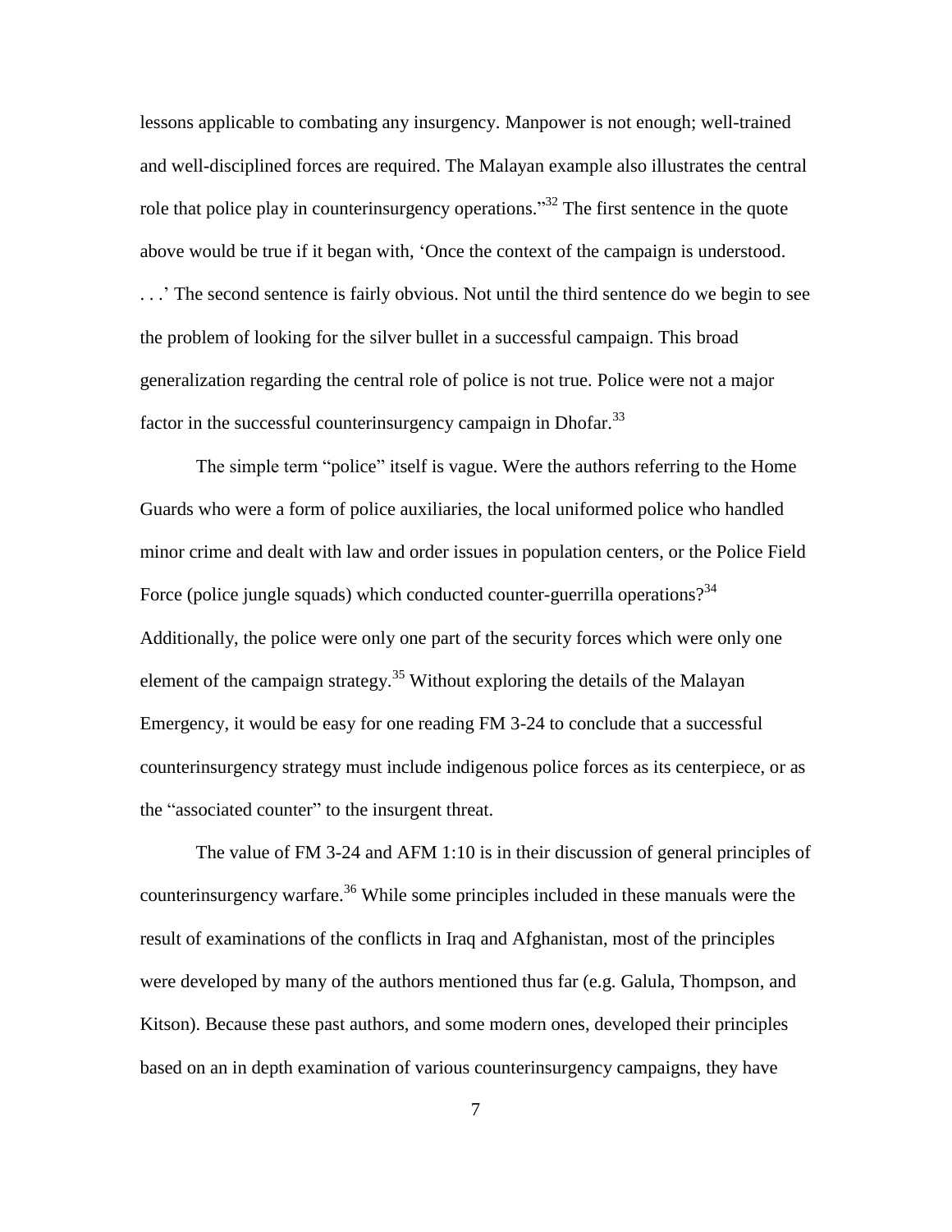lessons applicable to combating any insurgency. Manpower is not enough; well-trained and well-disciplined forces are required. The Malayan example also illustrates the central role that police play in counterinsurgency operations."[32] The first sentence in the quote above would be true if it began with, 'Once the context of the campaign is understood. . . .' The second sentence is fairly obvious. Not until the third sentence do we begin to see the problem of looking for the silver bullet in a successful campaign. This broad generalization regarding the central role of police is not true. Police were not a major factor in the successful counterinsurgency campaign in Dhofar.[33]

The simple term "police" itself is vague. Were the authors referring to the Home Guards who were a form of police auxiliaries, the local uniformed police who handled minor crime and dealt with law and order issues in population centers, or the Police Field Force (police jungle squads) which conducted counter-guerrilla operations?[34] Additionally, the police were only one part of the security forces which were only one element of the campaign strategy.[35] Without exploring the details of the Malayan Emergency, it would be easy for one reading FM 3-24 to conclude that a successful counterinsurgency strategy must include indigenous police forces as its centerpiece, or as the "associated counter" to the insurgent threat.

The value of FM 3-24 and AFM 1:10 is in their discussion of general principles of counterinsurgency warfare.[36] While some principles included in these manuals were the result of examinations of the conflicts in Iraq and Afghanistan, most of the principles were developed by many of the authors mentioned thus far (e.g. Galula, Thompson, and Kitson). Because these past authors, and some modern ones, developed their principles based on an in depth examination of various counterinsurgency campaigns, they have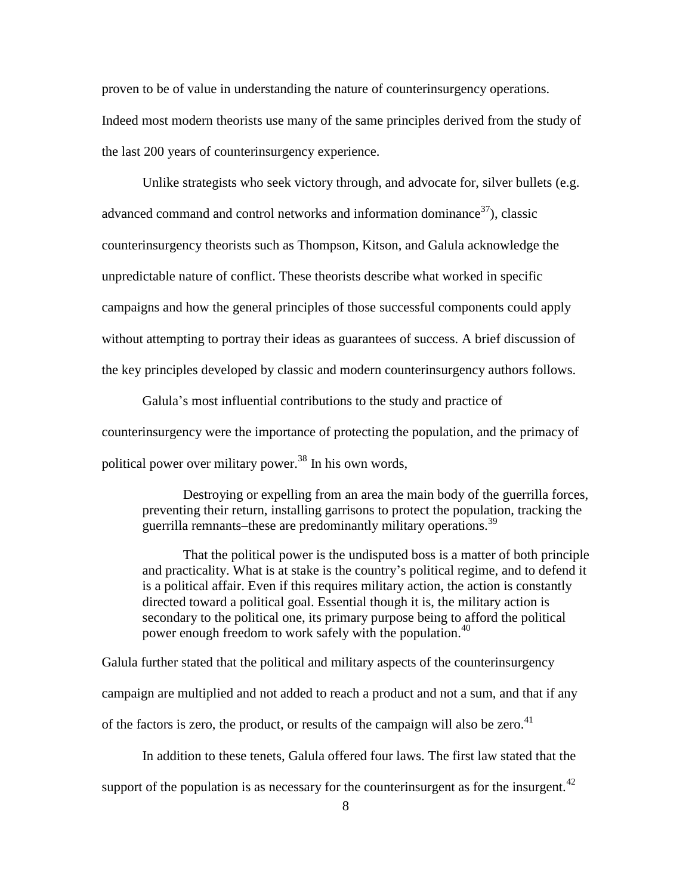proven to be of value in understanding the nature of counterinsurgency operations. Indeed most modern theorists use many of the same principles derived from the study of the last 200 years of counterinsurgency experience.

Unlike strategists who seek victory through, and advocate for, silver bullets (e.g. advanced command and control networks and information dominance[37]), classic counterinsurgency theorists such as Thompson, Kitson, and Galula acknowledge the unpredictable nature of conflict. These theorists describe what worked in specific campaigns and how the general principles of those successful components could apply without attempting to portray their ideas as guarantees of success. A brief discussion of the key principles developed by classic and modern counterinsurgency authors follows.

Galula's most influential contributions to the study and practice of counterinsurgency were the importance of protecting the population, and the primacy of political power over military power.[38] In his own words,

> Destroying or expelling from an area the main body of the guerrilla forces, preventing their return, installing garrisons to protect the population, tracking the guerrilla remnants–these are predominantly military operations.[39]
>
> That the political power is the undisputed boss is a matter of both principle and practicality. What is at stake is the country's political regime, and to defend it is a political affair. Even if this requires military action, the action is constantly directed toward a political goal. Essential though it is, the military action is secondary to the political one, its primary purpose being to afford the political power enough freedom to work safely with the population.[40]

Galula further stated that the political and military aspects of the counterinsurgency campaign are multiplied and not added to reach a product and not a sum, and that if any of the factors is zero, the product, or results of the campaign will also be zero.[41]

In addition to these tenets, Galula offered four laws. The first law stated that the support of the population is as necessary for the counterinsurgent as for the insurgent.[42]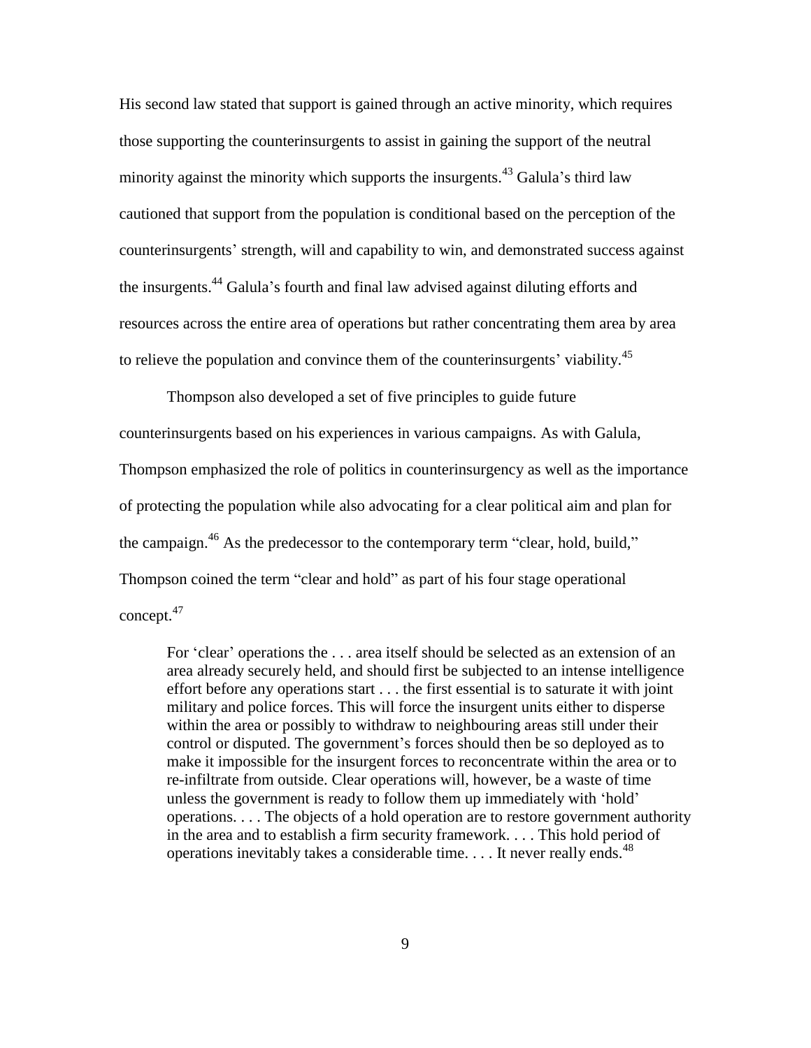His second law stated that support is gained through an active minority, which requires those supporting the counterinsurgents to assist in gaining the support of the neutral minority against the minority which supports the insurgents.[43] Galula's third law cautioned that support from the population is conditional based on the perception of the counterinsurgents' strength, will and capability to win, and demonstrated success against the insurgents.[44] Galula's fourth and final law advised against diluting efforts and resources across the entire area of operations but rather concentrating them area by area to relieve the population and convince them of the counterinsurgents' viability.[45]

Thompson also developed a set of five principles to guide future counterinsurgents based on his experiences in various campaigns. As with Galula, Thompson emphasized the role of politics in counterinsurgency as well as the importance of protecting the population while also advocating for a clear political aim and plan for the campaign.[46] As the predecessor to the contemporary term "clear, hold, build," Thompson coined the term "clear and hold" as part of his four stage operational concept.[47]

> For 'clear' operations the . . . area itself should be selected as an extension of an area already securely held, and should first be subjected to an intense intelligence effort before any operations start . . . the first essential is to saturate it with joint military and police forces. This will force the insurgent units either to disperse within the area or possibly to withdraw to neighbouring areas still under their control or disputed. The government's forces should then be so deployed as to make it impossible for the insurgent forces to reconcentrate within the area or to re-infiltrate from outside. Clear operations will, however, be a waste of time unless the government is ready to follow them up immediately with 'hold' operations. . . . The objects of a hold operation are to restore government authority in the area and to establish a firm security framework. . . . This hold period of operations inevitably takes a considerable time. . . . It never really ends.[48]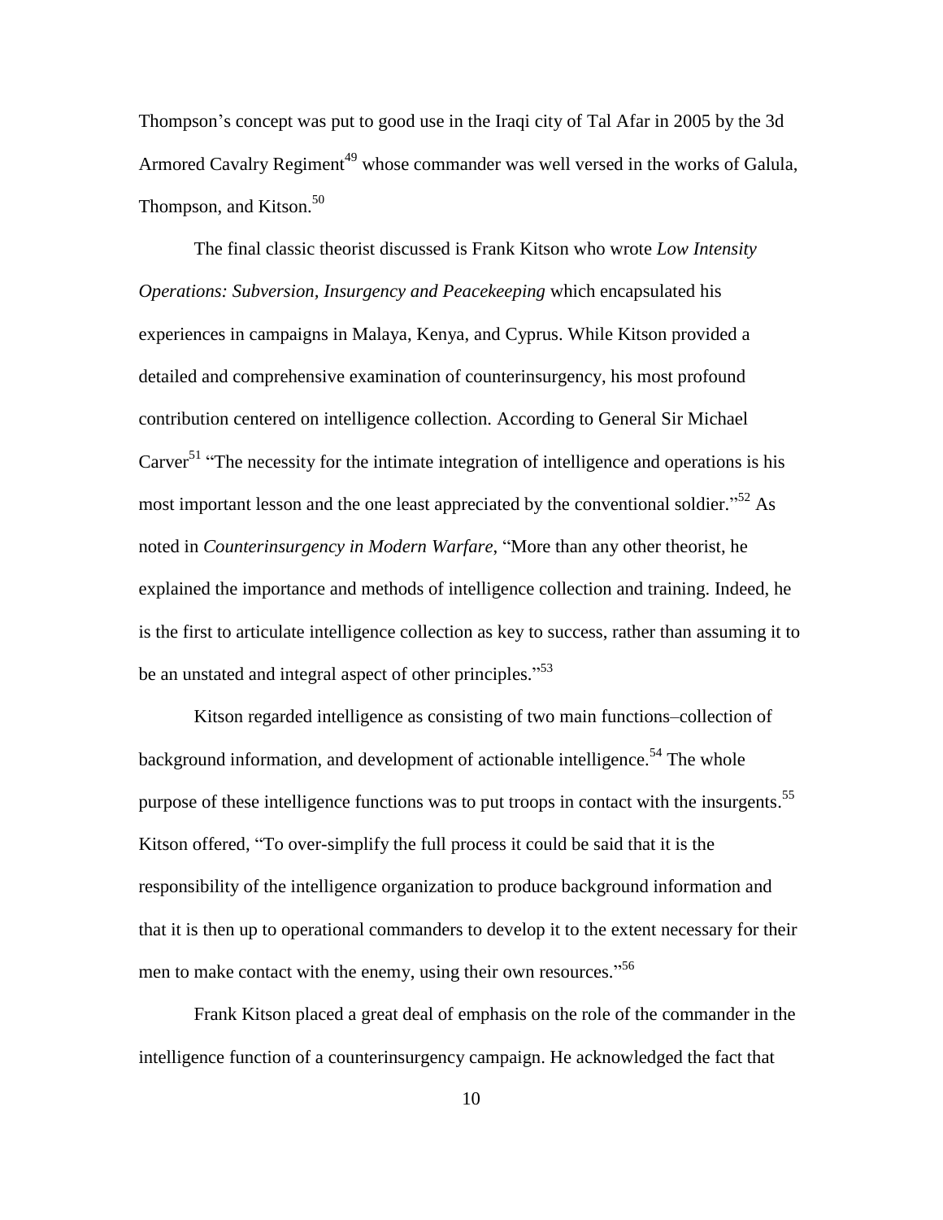Thompson's concept was put to good use in the Iraqi city of Tal Afar in 2005 by the 3d Armored Cavalry Regiment[49] whose commander was well versed in the works of Galula, Thompson, and Kitson.[50]

The final classic theorist discussed is Frank Kitson who wrote *Low Intensity Operations: Subversion, Insurgency and Peacekeeping* which encapsulated his experiences in campaigns in Malaya, Kenya, and Cyprus. While Kitson provided a detailed and comprehensive examination of counterinsurgency, his most profound contribution centered on intelligence collection. According to General Sir Michael Carver[51] "The necessity for the intimate integration of intelligence and operations is his most important lesson and the one least appreciated by the conventional soldier."[52] As noted in *Counterinsurgency in Modern Warfare*, "More than any other theorist, he explained the importance and methods of intelligence collection and training. Indeed, he is the first to articulate intelligence collection as key to success, rather than assuming it to be an unstated and integral aspect of other principles."[53]

Kitson regarded intelligence as consisting of two main functions–collection of background information, and development of actionable intelligence.[54] The whole purpose of these intelligence functions was to put troops in contact with the insurgents.[55] Kitson offered, "To over-simplify the full process it could be said that it is the responsibility of the intelligence organization to produce background information and that it is then up to operational commanders to develop it to the extent necessary for their men to make contact with the enemy, using their own resources."[56]

Frank Kitson placed a great deal of emphasis on the role of the commander in the intelligence function of a counterinsurgency campaign. He acknowledged the fact that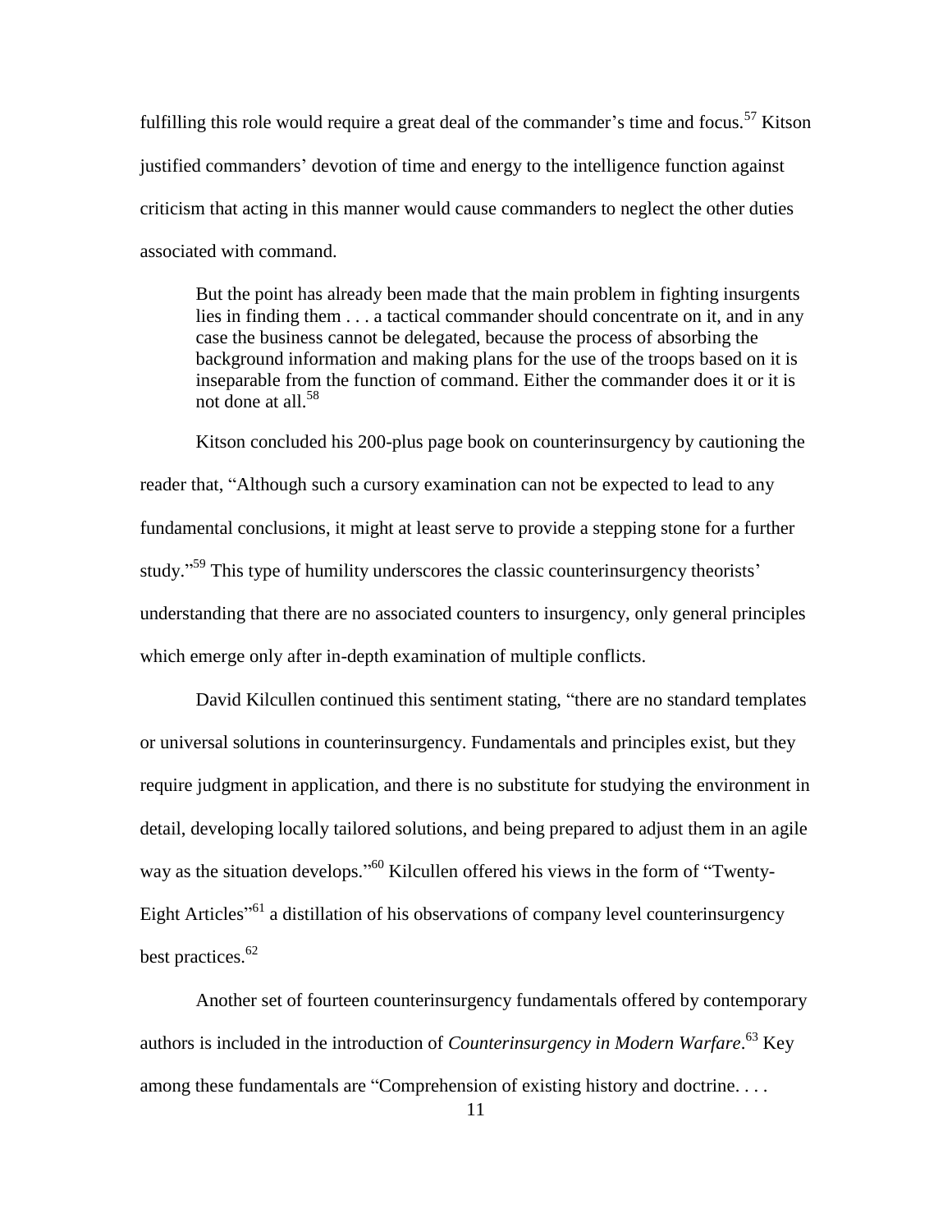fulfilling this role would require a great deal of the commander's time and focus.[57] Kitson justified commanders' devotion of time and energy to the intelligence function against criticism that acting in this manner would cause commanders to neglect the other duties associated with command.

> But the point has already been made that the main problem in fighting insurgents lies in finding them . . . a tactical commander should concentrate on it, and in any case the business cannot be delegated, because the process of absorbing the background information and making plans for the use of the troops based on it is inseparable from the function of command. Either the commander does it or it is not done at all.[58]

Kitson concluded his 200-plus page book on counterinsurgency by cautioning the reader that, "Although such a cursory examination can not be expected to lead to any fundamental conclusions, it might at least serve to provide a stepping stone for a further study."[59] This type of humility underscores the classic counterinsurgency theorists' understanding that there are no associated counters to insurgency, only general principles which emerge only after in-depth examination of multiple conflicts.

David Kilcullen continued this sentiment stating, "there are no standard templates or universal solutions in counterinsurgency. Fundamentals and principles exist, but they require judgment in application, and there is no substitute for studying the environment in detail, developing locally tailored solutions, and being prepared to adjust them in an agile way as the situation develops."[60] Kilcullen offered his views in the form of "Twenty-Eight Articles"[61] a distillation of his observations of company level counterinsurgency best practices.[62]

Another set of fourteen counterinsurgency fundamentals offered by contemporary authors is included in the introduction of *Counterinsurgency in Modern Warfare*.[63] Key among these fundamentals are "Comprehension of existing history and doctrine. . . .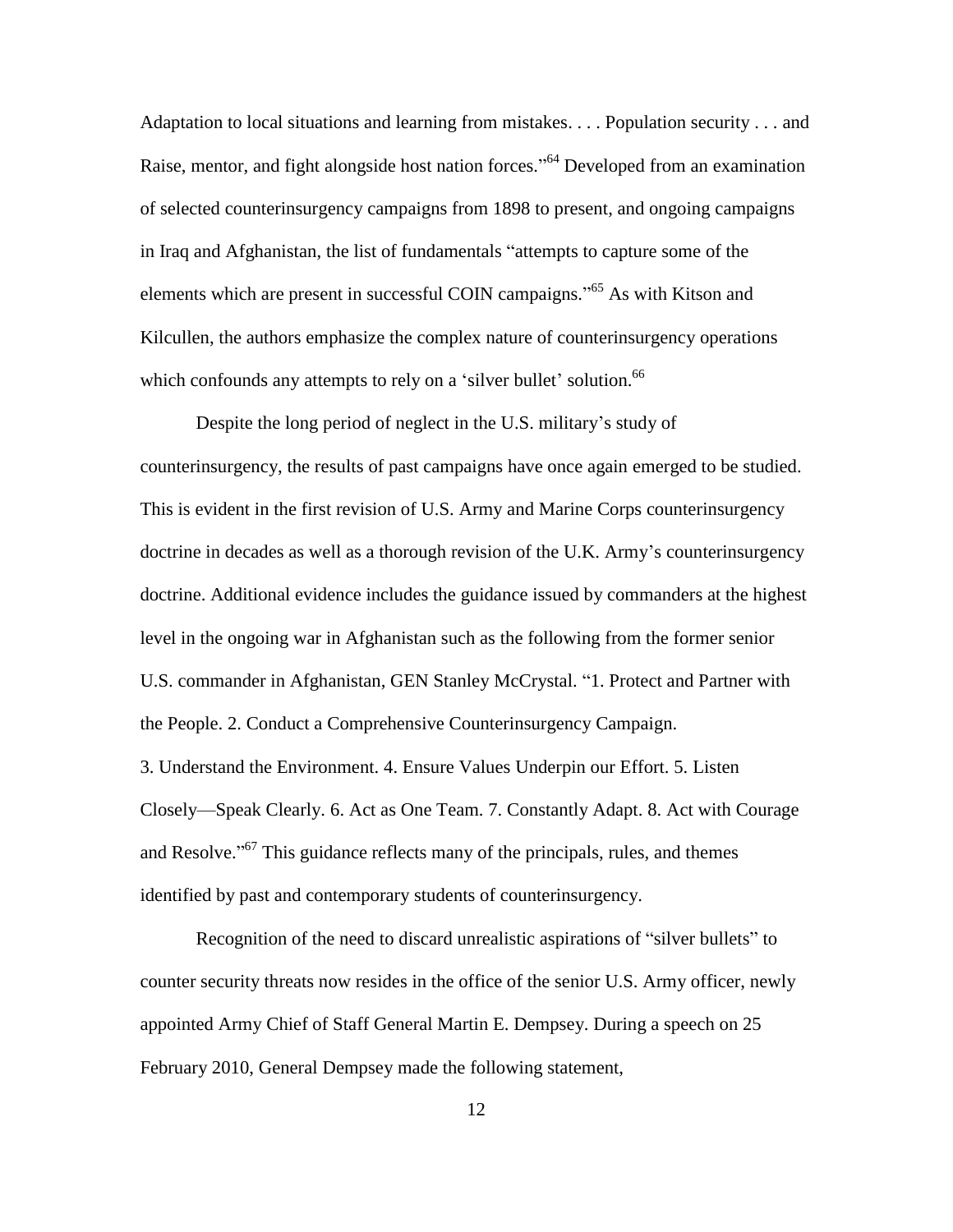Adaptation to local situations and learning from mistakes. . . . Population security . . . and Raise, mentor, and fight alongside host nation forces."[64] Developed from an examination of selected counterinsurgency campaigns from 1898 to present, and ongoing campaigns in Iraq and Afghanistan, the list of fundamentals "attempts to capture some of the elements which are present in successful COIN campaigns."[65] As with Kitson and Kilcullen, the authors emphasize the complex nature of counterinsurgency operations which confounds any attempts to rely on a 'silver bullet' solution.[66]

Despite the long period of neglect in the U.S. military's study of counterinsurgency, the results of past campaigns have once again emerged to be studied. This is evident in the first revision of U.S. Army and Marine Corps counterinsurgency doctrine in decades as well as a thorough revision of the U.K. Army's counterinsurgency doctrine. Additional evidence includes the guidance issued by commanders at the highest level in the ongoing war in Afghanistan such as the following from the former senior U.S. commander in Afghanistan, GEN Stanley McCrystal. "1. Protect and Partner with the People. 2. Conduct a Comprehensive Counterinsurgency Campaign. 3. Understand the Environment. 4. Ensure Values Underpin our Effort. 5. Listen Closely—Speak Clearly. 6. Act as One Team. 7. Constantly Adapt. 8. Act with Courage and Resolve."[67] This guidance reflects many of the principals, rules, and themes identified by past and contemporary students of counterinsurgency.

Recognition of the need to discard unrealistic aspirations of "silver bullets" to counter security threats now resides in the office of the senior U.S. Army officer, newly appointed Army Chief of Staff General Martin E. Dempsey. During a speech on 25 February 2010, General Dempsey made the following statement,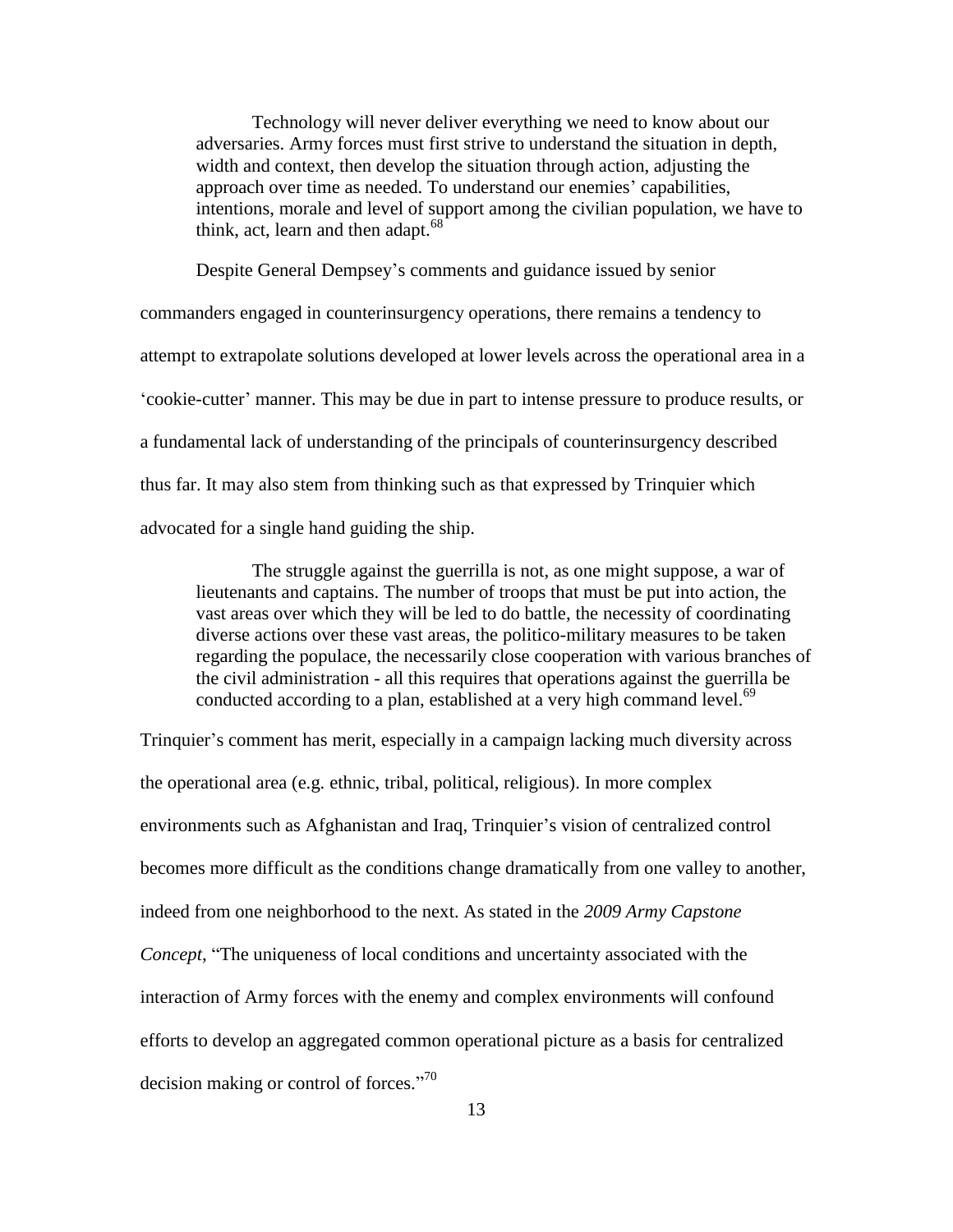> Technology will never deliver everything we need to know about our adversaries. Army forces must first strive to understand the situation in depth, width and context, then develop the situation through action, adjusting the approach over time as needed. To understand our enemies' capabilities, intentions, morale and level of support among the civilian population, we have to think, act, learn and then adapt.[68]

Despite General Dempsey's comments and guidance issued by senior commanders engaged in counterinsurgency operations, there remains a tendency to attempt to extrapolate solutions developed at lower levels across the operational area in a 'cookie-cutter' manner. This may be due in part to intense pressure to produce results, or a fundamental lack of understanding of the principals of counterinsurgency described thus far. It may also stem from thinking such as that expressed by Trinquier which advocated for a single hand guiding the ship.

> The struggle against the guerrilla is not, as one might suppose, a war of lieutenants and captains. The number of troops that must be put into action, the vast areas over which they will be led to do battle, the necessity of coordinating diverse actions over these vast areas, the politico-military measures to be taken regarding the populace, the necessarily close cooperation with various branches of the civil administration - all this requires that operations against the guerrilla be conducted according to a plan, established at a very high command level.[69]

Trinquier's comment has merit, especially in a campaign lacking much diversity across the operational area (e.g. ethnic, tribal, political, religious). In more complex environments such as Afghanistan and Iraq, Trinquier's vision of centralized control becomes more difficult as the conditions change dramatically from one valley to another, indeed from one neighborhood to the next. As stated in the *2009 Army Capstone Concept*, "The uniqueness of local conditions and uncertainty associated with the interaction of Army forces with the enemy and complex environments will confound efforts to develop an aggregated common operational picture as a basis for centralized decision making or control of forces."[70]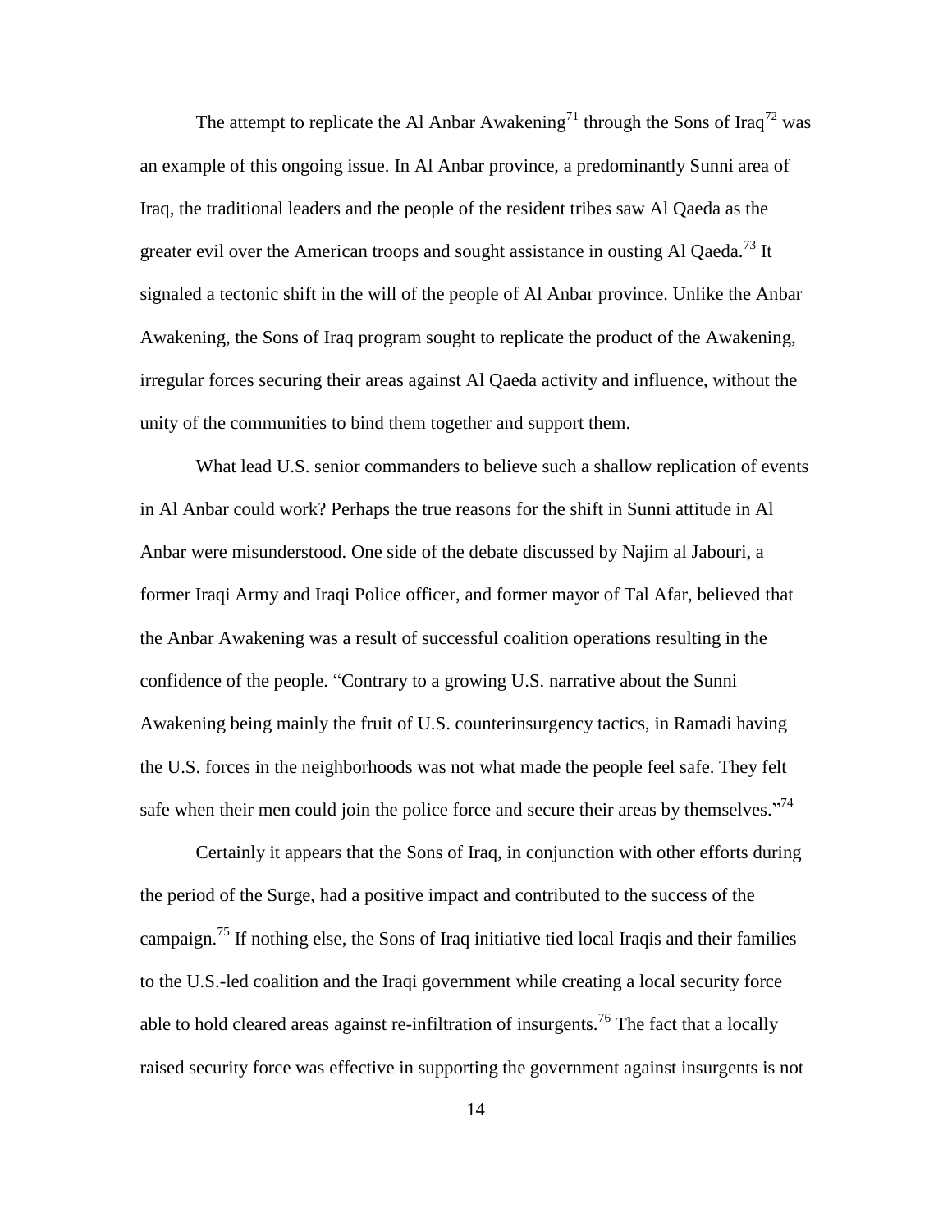The attempt to replicate the Al Anbar Awakening[71] through the Sons of Iraq[72] was an example of this ongoing issue. In Al Anbar province, a predominantly Sunni area of Iraq, the traditional leaders and the people of the resident tribes saw Al Qaeda as the greater evil over the American troops and sought assistance in ousting Al Qaeda.[73] It signaled a tectonic shift in the will of the people of Al Anbar province. Unlike the Anbar Awakening, the Sons of Iraq program sought to replicate the product of the Awakening, irregular forces securing their areas against Al Qaeda activity and influence, without the unity of the communities to bind them together and support them.

What lead U.S. senior commanders to believe such a shallow replication of events in Al Anbar could work? Perhaps the true reasons for the shift in Sunni attitude in Al Anbar were misunderstood. One side of the debate discussed by Najim al Jabouri, a former Iraqi Army and Iraqi Police officer, and former mayor of Tal Afar, believed that the Anbar Awakening was a result of successful coalition operations resulting in the confidence of the people. "Contrary to a growing U.S. narrative about the Sunni Awakening being mainly the fruit of U.S. counterinsurgency tactics, in Ramadi having the U.S. forces in the neighborhoods was not what made the people feel safe. They felt safe when their men could join the police force and secure their areas by themselves."[74]

Certainly it appears that the Sons of Iraq, in conjunction with other efforts during the period of the Surge, had a positive impact and contributed to the success of the campaign.[75] If nothing else, the Sons of Iraq initiative tied local Iraqis and their families to the U.S.-led coalition and the Iraqi government while creating a local security force able to hold cleared areas against re-infiltration of insurgents.[76] The fact that a locally raised security force was effective in supporting the government against insurgents is not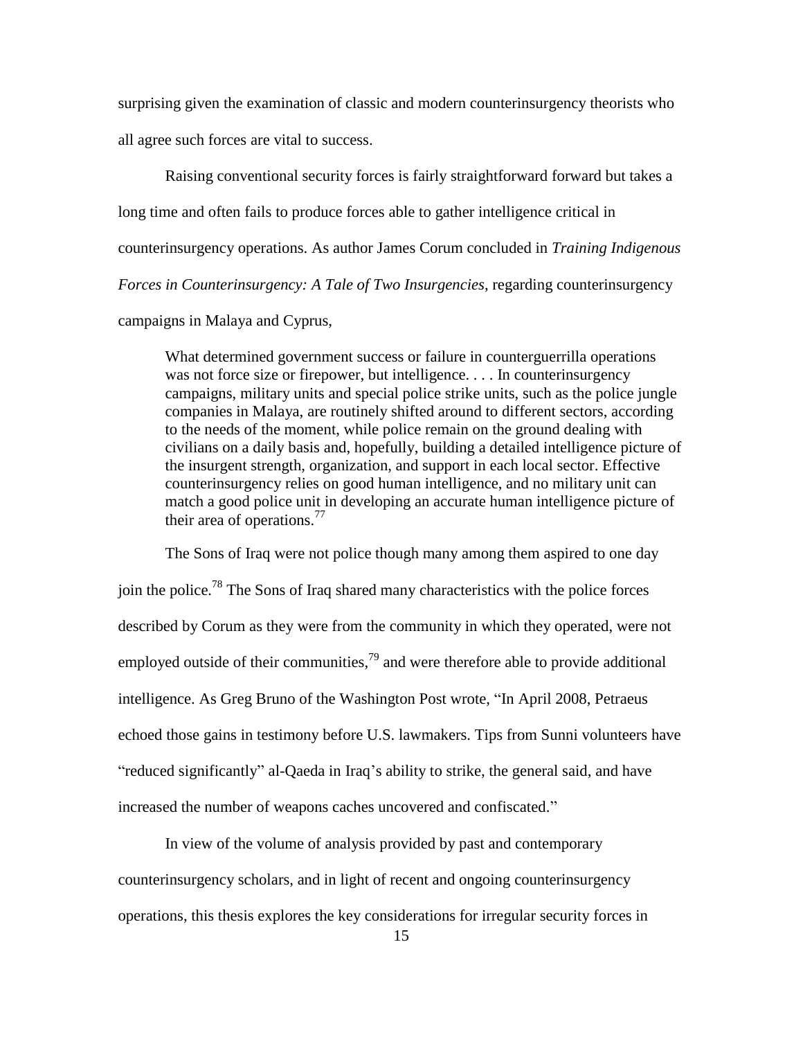surprising given the examination of classic and modern counterinsurgency theorists who all agree such forces are vital to success.

Raising conventional security forces is fairly straightforward forward but takes a long time and often fails to produce forces able to gather intelligence critical in counterinsurgency operations. As author James Corum concluded in *Training Indigenous Forces in Counterinsurgency: A Tale of Two Insurgencies*, regarding counterinsurgency campaigns in Malaya and Cyprus,

> What determined government success or failure in counterguerrilla operations was not force size or firepower, but intelligence. . . . In counterinsurgency campaigns, military units and special police strike units, such as the police jungle companies in Malaya, are routinely shifted around to different sectors, according to the needs of the moment, while police remain on the ground dealing with civilians on a daily basis and, hopefully, building a detailed intelligence picture of the insurgent strength, organization, and support in each local sector. Effective counterinsurgency relies on good human intelligence, and no military unit can match a good police unit in developing an accurate human intelligence picture of their area of operations.[77]

The Sons of Iraq were not police though many among them aspired to one day join the police.[78] The Sons of Iraq shared many characteristics with the police forces described by Corum as they were from the community in which they operated, were not employed outside of their communities,[79] and were therefore able to provide additional intelligence. As Greg Bruno of the Washington Post wrote, "In April 2008, Petraeus echoed those gains in testimony before U.S. lawmakers. Tips from Sunni volunteers have "reduced significantly" al-Qaeda in Iraq's ability to strike, the general said, and have increased the number of weapons caches uncovered and confiscated."

In view of the volume of analysis provided by past and contemporary counterinsurgency scholars, and in light of recent and ongoing counterinsurgency operations, this thesis explores the key considerations for irregular security forces in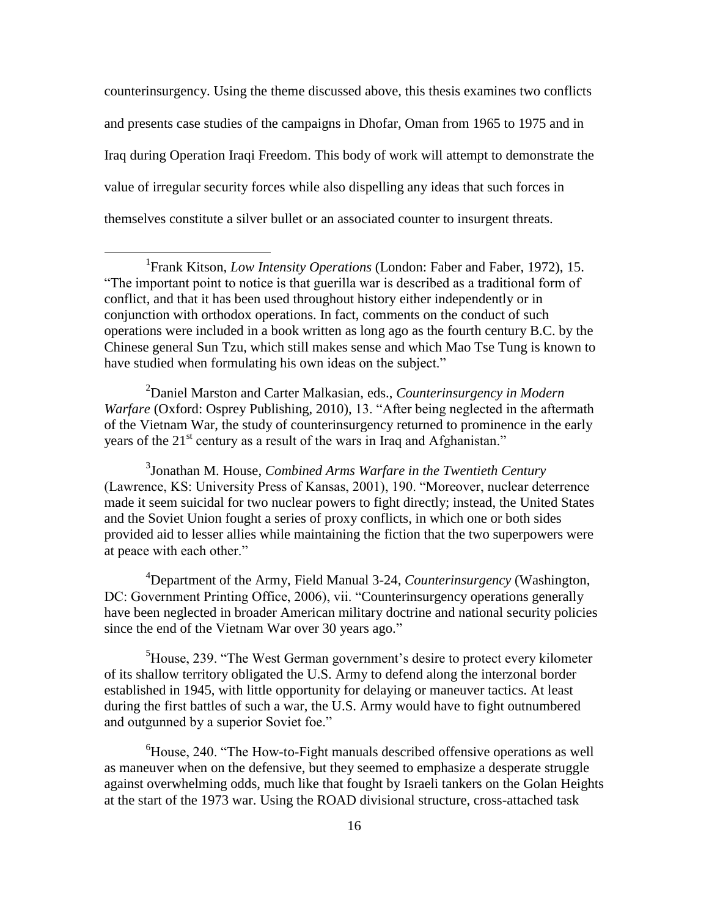counterinsurgency. Using the theme discussed above, this thesis examines two conflicts and presents case studies of the campaigns in Dhofar, Oman from 1965 to 1975 and in Iraq during Operation Iraqi Freedom. This body of work will attempt to demonstrate the value of irregular security forces while also dispelling any ideas that such forces in themselves constitute a silver bullet or an associated counter to insurgent threats.

---

[1]Frank Kitson, *Low Intensity Operations* (London: Faber and Faber, 1972), 15. "The important point to notice is that guerilla war is described as a traditional form of conflict, and that it has been used throughout history either independently or in conjunction with orthodox operations. In fact, comments on the conduct of such operations were included in a book written as long ago as the fourth century B.C. by the Chinese general Sun Tzu, which still makes sense and which Mao Tse Tung is known to have studied when formulating his own ideas on the subject."

[2]Daniel Marston and Carter Malkasian, eds., *Counterinsurgency in Modern Warfare* (Oxford: Osprey Publishing, 2010), 13. "After being neglected in the aftermath of the Vietnam War, the study of counterinsurgency returned to prominence in the early years of the 21st century as a result of the wars in Iraq and Afghanistan."

[3]Jonathan M. House, *Combined Arms Warfare in the Twentieth Century* (Lawrence, KS: University Press of Kansas, 2001), 190. "Moreover, nuclear deterrence made it seem suicidal for two nuclear powers to fight directly; instead, the United States and the Soviet Union fought a series of proxy conflicts, in which one or both sides provided aid to lesser allies while maintaining the fiction that the two superpowers were at peace with each other."

[4]Department of the Army, Field Manual 3-24, *Counterinsurgency* (Washington, DC: Government Printing Office, 2006), vii. "Counterinsurgency operations generally have been neglected in broader American military doctrine and national security policies since the end of the Vietnam War over 30 years ago."

[5]House, 239. "The West German government's desire to protect every kilometer of its shallow territory obligated the U.S. Army to defend along the interzonal border established in 1945, with little opportunity for delaying or maneuver tactics. At least during the first battles of such a war, the U.S. Army would have to fight outnumbered and outgunned by a superior Soviet foe."

[6]House, 240. "The How-to-Fight manuals described offensive operations as well as maneuver when on the defensive, but they seemed to emphasize a desperate struggle against overwhelming odds, much like that fought by Israeli tankers on the Golan Heights at the start of the 1973 war. Using the ROAD divisional structure, cross-attached task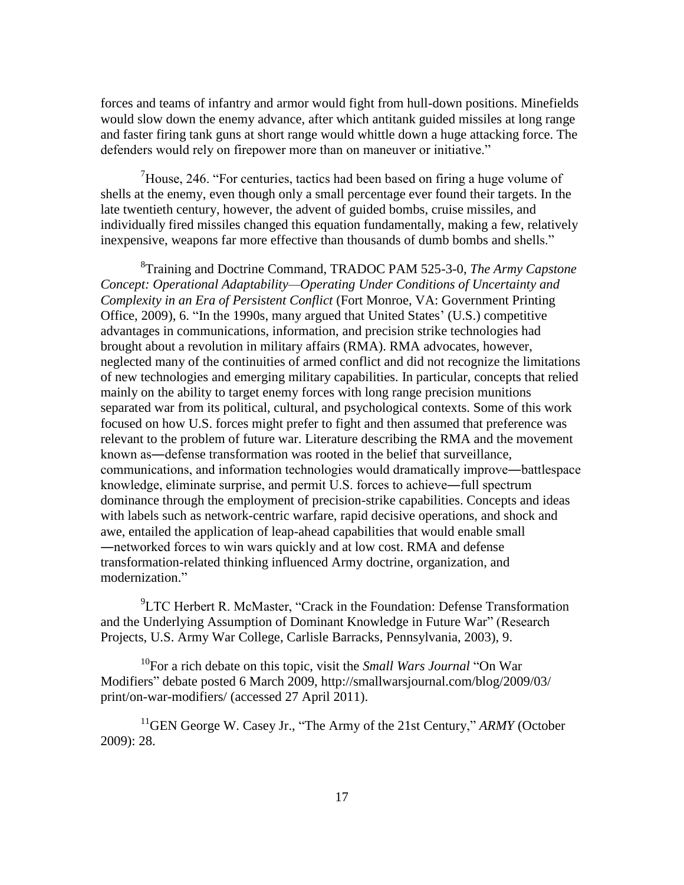forces and teams of infantry and armor would fight from hull-down positions. Minefields would slow down the enemy advance, after which antitank guided missiles at long range and faster firing tank guns at short range would whittle down a huge attacking force. The defenders would rely on firepower more than on maneuver or initiative."

[7]House, 246. "For centuries, tactics had been based on firing a huge volume of shells at the enemy, even though only a small percentage ever found their targets. In the late twentieth century, however, the advent of guided bombs, cruise missiles, and individually fired missiles changed this equation fundamentally, making a few, relatively inexpensive, weapons far more effective than thousands of dumb bombs and shells."

[8]Training and Doctrine Command, TRADOC PAM 525-3-0, *The Army Capstone Concept: Operational Adaptability—Operating Under Conditions of Uncertainty and Complexity in an Era of Persistent Conflict* (Fort Monroe, VA: Government Printing Office, 2009), 6. "In the 1990s, many argued that United States' (U.S.) competitive advantages in communications, information, and precision strike technologies had brought about a revolution in military affairs (RMA). RMA advocates, however, neglected many of the continuities of armed conflict and did not recognize the limitations of new technologies and emerging military capabilities. In particular, concepts that relied mainly on the ability to target enemy forces with long range precision munitions separated war from its political, cultural, and psychological contexts. Some of this work focused on how U.S. forces might prefer to fight and then assumed that preference was relevant to the problem of future war. Literature describing the RMA and the movement known as―defense transformation was rooted in the belief that surveillance, communications, and information technologies would dramatically improve―battlespace knowledge, eliminate surprise, and permit U.S. forces to achieve―full spectrum dominance through the employment of precision-strike capabilities. Concepts and ideas with labels such as network-centric warfare, rapid decisive operations, and shock and awe, entailed the application of leap-ahead capabilities that would enable small ―networked forces to win wars quickly and at low cost. RMA and defense transformation-related thinking influenced Army doctrine, organization, and modernization."

[9]LTC Herbert R. McMaster, "Crack in the Foundation: Defense Transformation and the Underlying Assumption of Dominant Knowledge in Future War" (Research Projects, U.S. Army War College, Carlisle Barracks, Pennsylvania, 2003), 9.

[10]For a rich debate on this topic, visit the *Small Wars Journal* "On War Modifiers" debate posted 6 March 2009, http://smallwarsjournal.com/blog/2009/03/print/on-war-modifiers/ (accessed 27 April 2011).

[11]GEN George W. Casey Jr., "The Army of the 21st Century," *ARMY* (October 2009): 28.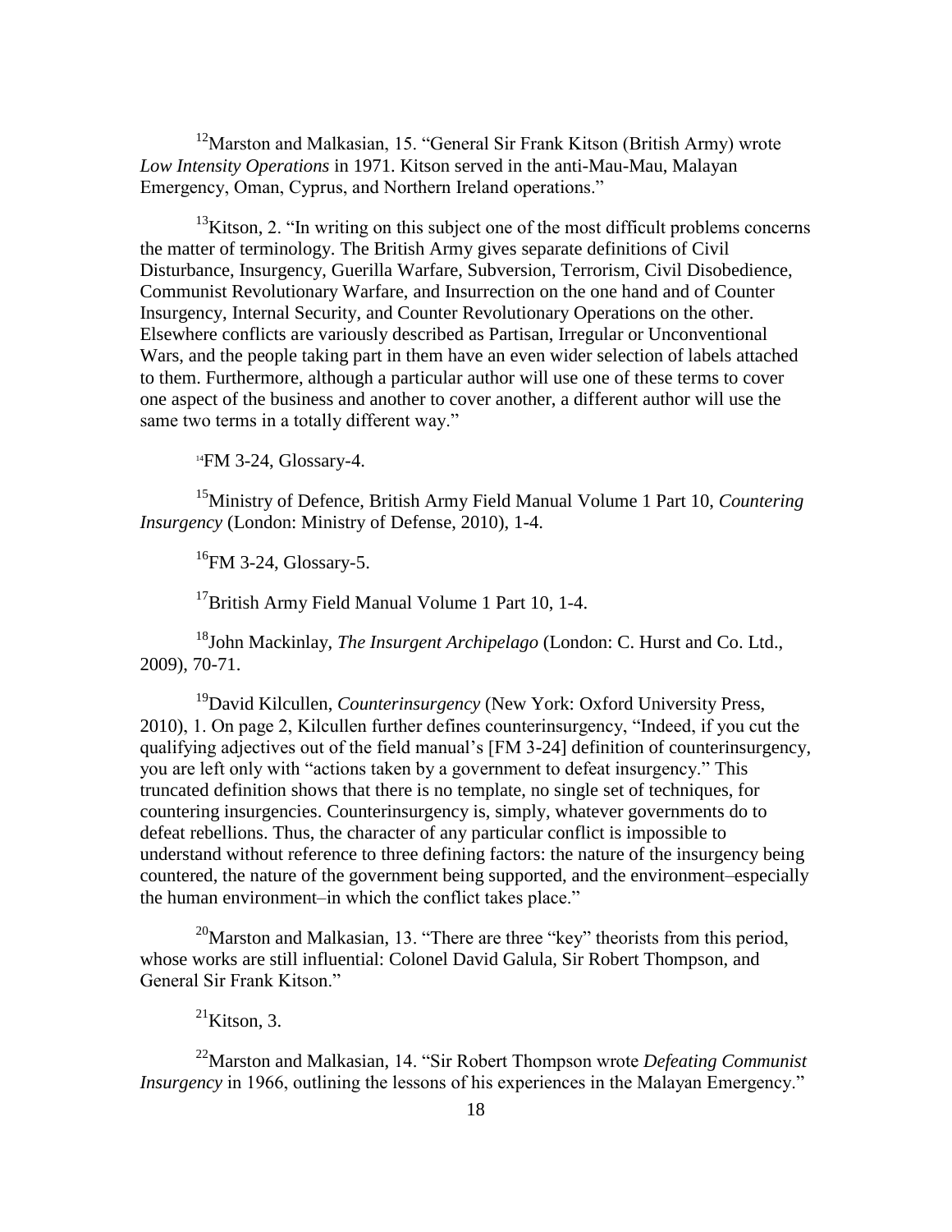[12]Marston and Malkasian, 15. “General Sir Frank Kitson (British Army) wrote *Low Intensity Operations* in 1971. Kitson served in the anti-Mau-Mau, Malayan Emergency, Oman, Cyprus, and Northern Ireland operations.”

[13]Kitson, 2. “In writing on this subject one of the most difficult problems concerns the matter of terminology. The British Army gives separate definitions of Civil Disturbance, Insurgency, Guerilla Warfare, Subversion, Terrorism, Civil Disobedience, Communist Revolutionary Warfare, and Insurrection on the one hand and of Counter Insurgency, Internal Security, and Counter Revolutionary Operations on the other. Elsewhere conflicts are variously described as Partisan, Irregular or Unconventional Wars, and the people taking part in them have an even wider selection of labels attached to them. Furthermore, although a particular author will use one of these terms to cover one aspect of the business and another to cover another, a different author will use the same two terms in a totally different way.”

[14]FM 3-24, Glossary-4.

[15]Ministry of Defence, British Army Field Manual Volume 1 Part 10, *Countering Insurgency* (London: Ministry of Defense, 2010), 1-4.

[16]FM 3-24, Glossary-5.

[17]British Army Field Manual Volume 1 Part 10, 1-4.

[18]John Mackinlay, *The Insurgent Archipelago* (London: C. Hurst and Co. Ltd., 2009), 70-71.

[19]David Kilcullen, *Counterinsurgency* (New York: Oxford University Press, 2010), 1. On page 2, Kilcullen further defines counterinsurgency, “Indeed, if you cut the qualifying adjectives out of the field manual’s [FM 3-24] definition of counterinsurgency, you are left only with “actions taken by a government to defeat insurgency.” This truncated definition shows that there is no template, no single set of techniques, for countering insurgencies. Counterinsurgency is, simply, whatever governments do to defeat rebellions. Thus, the character of any particular conflict is impossible to understand without reference to three defining factors: the nature of the insurgency being countered, the nature of the government being supported, and the environment–especially the human environment–in which the conflict takes place.”

[20]Marston and Malkasian, 13. “There are three “key” theorists from this period, whose works are still influential: Colonel David Galula, Sir Robert Thompson, and General Sir Frank Kitson.”

[21]Kitson, 3.

[22]Marston and Malkasian, 14. “Sir Robert Thompson wrote *Defeating Communist Insurgency* in 1966, outlining the lessons of his experiences in the Malayan Emergency.”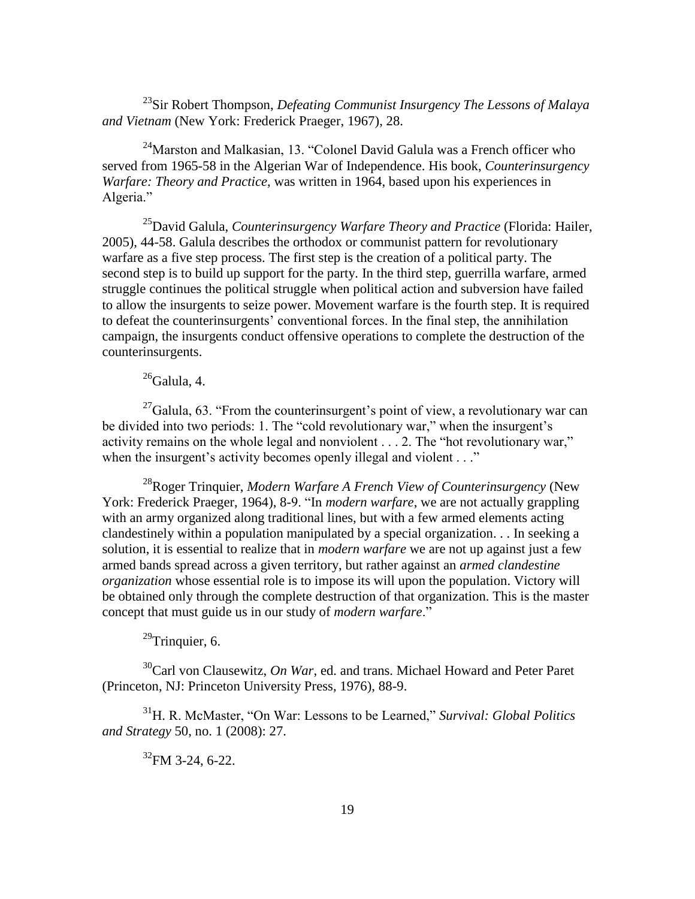[23]Sir Robert Thompson, *Defeating Communist Insurgency The Lessons of Malaya and Vietnam* (New York: Frederick Praeger, 1967), 28.

[24]Marston and Malkasian, 13. "Colonel David Galula was a French officer who served from 1965-58 in the Algerian War of Independence. His book, *Counterinsurgency Warfare: Theory and Practice*, was written in 1964, based upon his experiences in Algeria."

[25]David Galula, *Counterinsurgency Warfare Theory and Practice* (Florida: Hailer, 2005), 44-58. Galula describes the orthodox or communist pattern for revolutionary warfare as a five step process. The first step is the creation of a political party. The second step is to build up support for the party. In the third step, guerrilla warfare, armed struggle continues the political struggle when political action and subversion have failed to allow the insurgents to seize power. Movement warfare is the fourth step. It is required to defeat the counterinsurgents' conventional forces. In the final step, the annihilation campaign, the insurgents conduct offensive operations to complete the destruction of the counterinsurgents.

[26]Galula, 4.

[27]Galula, 63. "From the counterinsurgent's point of view, a revolutionary war can be divided into two periods: 1. The "cold revolutionary war," when the insurgent's activity remains on the whole legal and nonviolent . . . 2. The "hot revolutionary war," when the insurgent's activity becomes openly illegal and violent . . ."

[28]Roger Trinquier, *Modern Warfare A French View of Counterinsurgency* (New York: Frederick Praeger, 1964), 8-9. "In *modern warfare*, we are not actually grappling with an army organized along traditional lines, but with a few armed elements acting clandestinely within a population manipulated by a special organization. . . In seeking a solution, it is essential to realize that in *modern warfare* we are not up against just a few armed bands spread across a given territory, but rather against an *armed clandestine organization* whose essential role is to impose its will upon the population. Victory will be obtained only through the complete destruction of that organization. This is the master concept that must guide us in our study of *modern warfare*."

[29]Trinquier, 6.

[30]Carl von Clausewitz, *On War*, ed. and trans. Michael Howard and Peter Paret (Princeton, NJ: Princeton University Press, 1976), 88-9.

[31]H. R. McMaster, "On War: Lessons to be Learned," *Survival: Global Politics and Strategy* 50, no. 1 (2008): 27.

[32]FM 3-24, 6-22.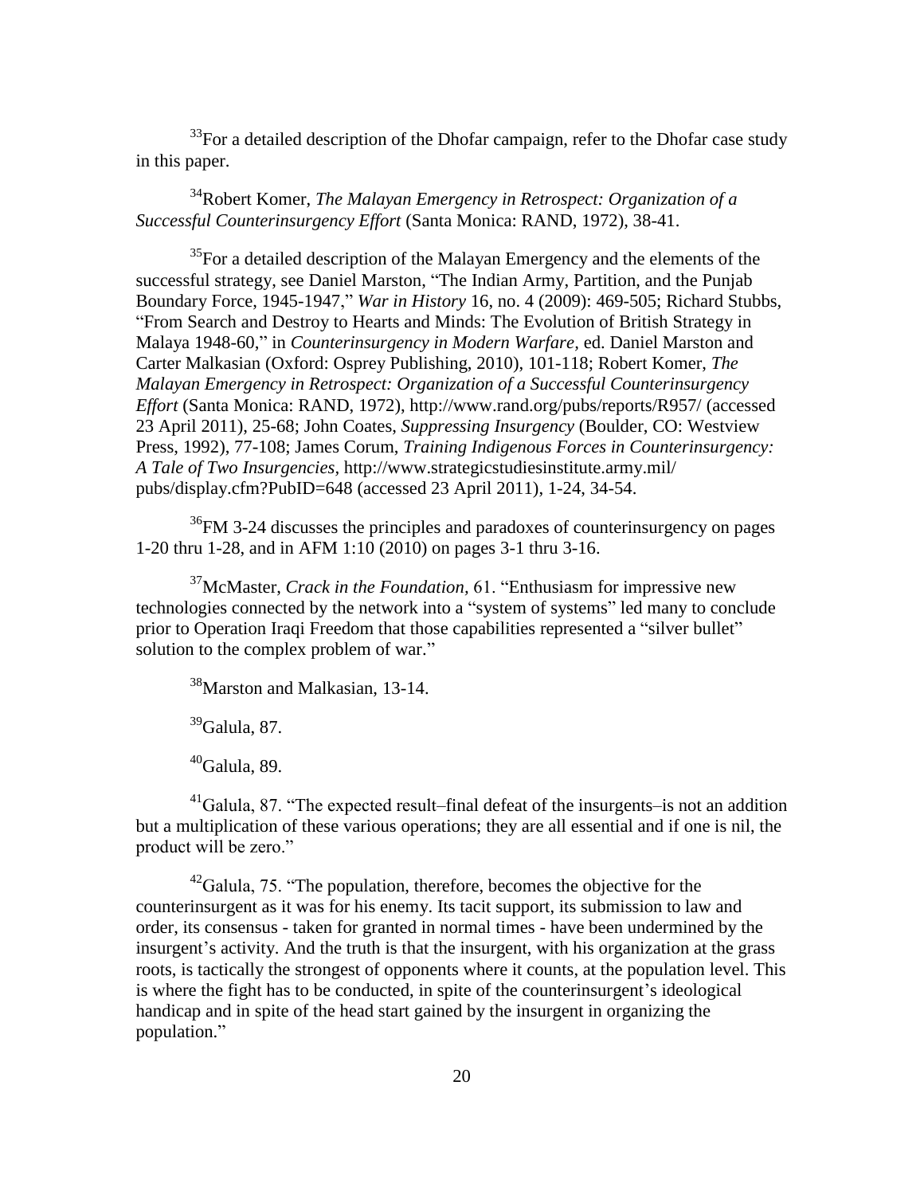[33]For a detailed description of the Dhofar campaign, refer to the Dhofar case study in this paper.

[34]Robert Komer, *The Malayan Emergency in Retrospect: Organization of a Successful Counterinsurgency Effort* (Santa Monica: RAND, 1972), 38-41.

[35]For a detailed description of the Malayan Emergency and the elements of the successful strategy, see Daniel Marston, "The Indian Army, Partition, and the Punjab Boundary Force, 1945-1947," *War in History* 16, no. 4 (2009): 469-505; Richard Stubbs, "From Search and Destroy to Hearts and Minds: The Evolution of British Strategy in Malaya 1948-60," in *Counterinsurgency in Modern Warfare*, ed. Daniel Marston and Carter Malkasian (Oxford: Osprey Publishing, 2010), 101-118; Robert Komer, *The Malayan Emergency in Retrospect: Organization of a Successful Counterinsurgency Effort* (Santa Monica: RAND, 1972), http://www.rand.org/pubs/reports/R957/ (accessed 23 April 2011), 25-68; John Coates, *Suppressing Insurgency* (Boulder, CO: Westview Press, 1992), 77-108; James Corum, *Training Indigenous Forces in Counterinsurgency: A Tale of Two Insurgencies*, http://www.strategicstudiesinstitute.army.mil/pubs/display.cfm?PubID=648 (accessed 23 April 2011), 1-24, 34-54.

[36]FM 3-24 discusses the principles and paradoxes of counterinsurgency on pages 1-20 thru 1-28, and in AFM 1:10 (2010) on pages 3-1 thru 3-16.

[37]McMaster, *Crack in the Foundation*, 61. "Enthusiasm for impressive new technologies connected by the network into a "system of systems" led many to conclude prior to Operation Iraqi Freedom that those capabilities represented a "silver bullet" solution to the complex problem of war."

[38]Marston and Malkasian, 13-14.

[39]Galula, 87.

[40]Galula, 89.

[41]Galula, 87. "The expected result–final defeat of the insurgents–is not an addition but a multiplication of these various operations; they are all essential and if one is nil, the product will be zero."

[42]Galula, 75. "The population, therefore, becomes the objective for the counterinsurgent as it was for his enemy. Its tacit support, its submission to law and order, its consensus - taken for granted in normal times - have been undermined by the insurgent's activity. And the truth is that the insurgent, with his organization at the grass roots, is tactically the strongest of opponents where it counts, at the population level. This is where the fight has to be conducted, in spite of the counterinsurgent's ideological handicap and in spite of the head start gained by the insurgent in organizing the population."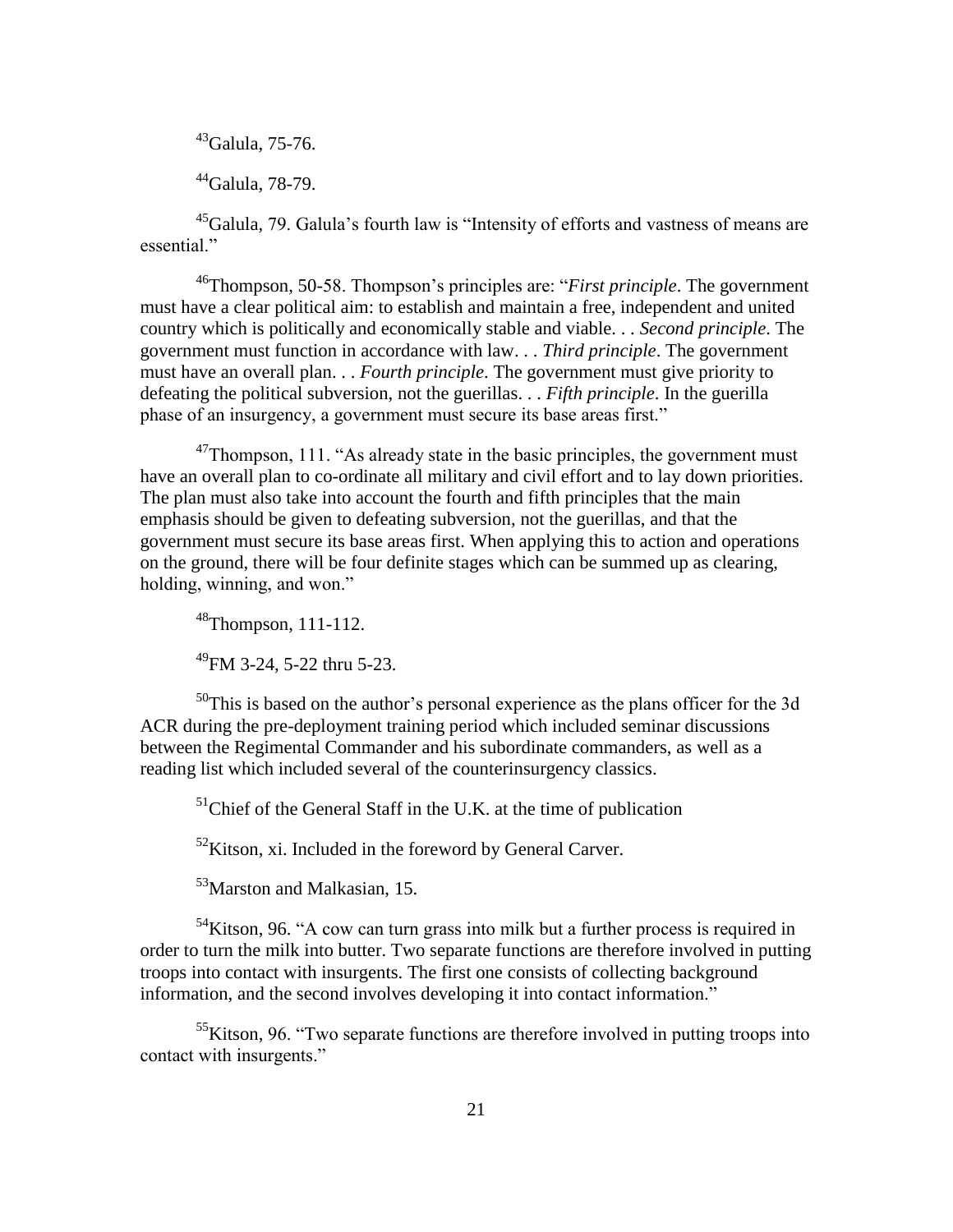[43]Galula, 75-76.

[44]Galula, 78-79.

[45]Galula, 79. Galula's fourth law is "Intensity of efforts and vastness of means are essential."

[46]Thompson, 50-58. Thompson's principles are: "*First principle*. The government must have a clear political aim: to establish and maintain a free, independent and united country which is politically and economically stable and viable. . . *Second principle*. The government must function in accordance with law. . . *Third principle*. The government must have an overall plan. . . *Fourth principle*. The government must give priority to defeating the political subversion, not the guerillas. . . *Fifth principle*. In the guerilla phase of an insurgency, a government must secure its base areas first."

[47]Thompson, 111. "As already state in the basic principles, the government must have an overall plan to co-ordinate all military and civil effort and to lay down priorities. The plan must also take into account the fourth and fifth principles that the main emphasis should be given to defeating subversion, not the guerillas, and that the government must secure its base areas first. When applying this to action and operations on the ground, there will be four definite stages which can be summed up as clearing, holding, winning, and won."

[48]Thompson, 111-112.

[49]FM 3-24, 5-22 thru 5-23.

[50]This is based on the author's personal experience as the plans officer for the 3d ACR during the pre-deployment training period which included seminar discussions between the Regimental Commander and his subordinate commanders, as well as a reading list which included several of the counterinsurgency classics.

[51]Chief of the General Staff in the U.K. at the time of publication

[52]Kitson, xi. Included in the foreword by General Carver.

[53]Marston and Malkasian, 15.

[54]Kitson, 96. "A cow can turn grass into milk but a further process is required in order to turn the milk into butter. Two separate functions are therefore involved in putting troops into contact with insurgents. The first one consists of collecting background information, and the second involves developing it into contact information."

[55]Kitson, 96. "Two separate functions are therefore involved in putting troops into contact with insurgents."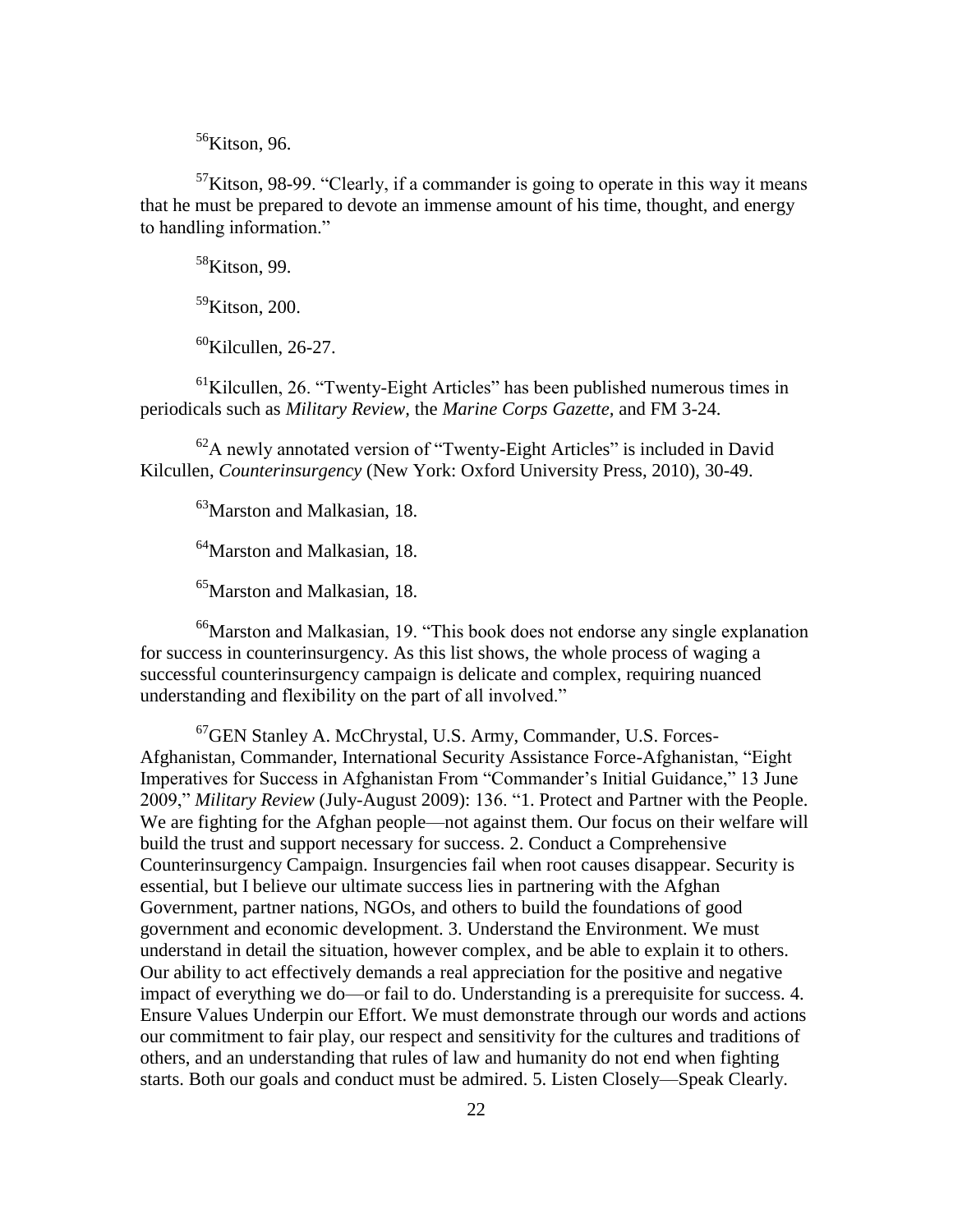[56]Kitson, 96.

[57]Kitson, 98-99. "Clearly, if a commander is going to operate in this way it means that he must be prepared to devote an immense amount of his time, thought, and energy to handling information."

[58]Kitson, 99.

[59]Kitson, 200.

[60]Kilcullen, 26-27.

[61]Kilcullen, 26. "Twenty-Eight Articles" has been published numerous times in periodicals such as *Military Review,* the *Marine Corps Gazette,* and FM 3-24.

[62]A newly annotated version of "Twenty-Eight Articles" is included in David Kilcullen, *Counterinsurgency* (New York: Oxford University Press, 2010), 30-49.

[63]Marston and Malkasian, 18.

[64]Marston and Malkasian, 18.

[65]Marston and Malkasian, 18.

[66]Marston and Malkasian, 19. "This book does not endorse any single explanation for success in counterinsurgency. As this list shows, the whole process of waging a successful counterinsurgency campaign is delicate and complex, requiring nuanced understanding and flexibility on the part of all involved."

[67]GEN Stanley A. McChrystal, U.S. Army, Commander, U.S. Forces-Afghanistan, Commander, International Security Assistance Force-Afghanistan, "Eight Imperatives for Success in Afghanistan From "Commander's Initial Guidance," 13 June 2009," *Military Review* (July-August 2009): 136. "1. Protect and Partner with the People. We are fighting for the Afghan people—not against them. Our focus on their welfare will build the trust and support necessary for success. 2. Conduct a Comprehensive Counterinsurgency Campaign. Insurgencies fail when root causes disappear. Security is essential, but I believe our ultimate success lies in partnering with the Afghan Government, partner nations, NGOs, and others to build the foundations of good government and economic development. 3. Understand the Environment. We must understand in detail the situation, however complex, and be able to explain it to others. Our ability to act effectively demands a real appreciation for the positive and negative impact of everything we do—or fail to do. Understanding is a prerequisite for success. 4. Ensure Values Underpin our Effort. We must demonstrate through our words and actions our commitment to fair play, our respect and sensitivity for the cultures and traditions of others, and an understanding that rules of law and humanity do not end when fighting starts. Both our goals and conduct must be admired. 5. Listen Closely—Speak Clearly.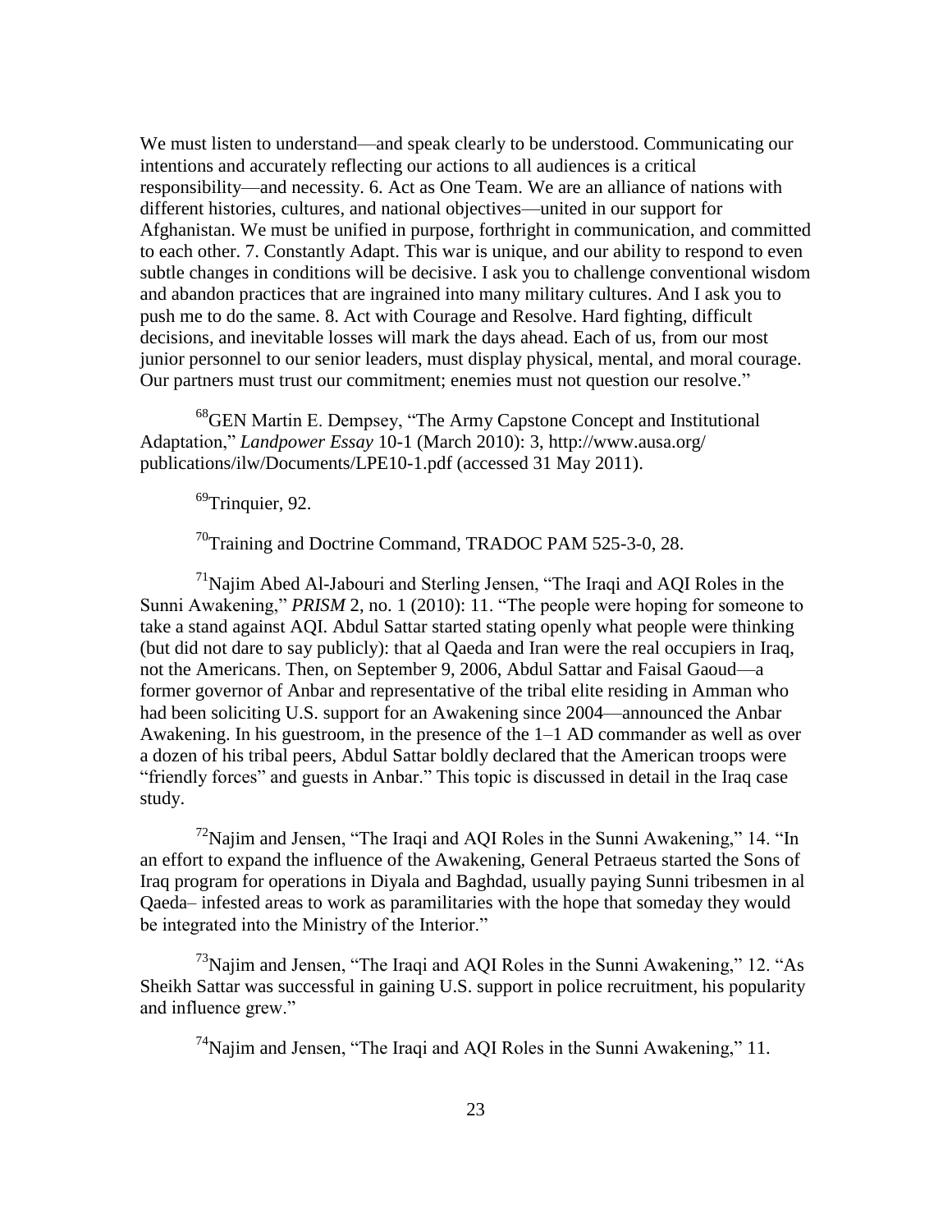We must listen to understand—and speak clearly to be understood. Communicating our intentions and accurately reflecting our actions to all audiences is a critical responsibility—and necessity. 6. Act as One Team. We are an alliance of nations with different histories, cultures, and national objectives—united in our support for Afghanistan. We must be unified in purpose, forthright in communication, and committed to each other. 7. Constantly Adapt. This war is unique, and our ability to respond to even subtle changes in conditions will be decisive. I ask you to challenge conventional wisdom and abandon practices that are ingrained into many military cultures. And I ask you to push me to do the same. 8. Act with Courage and Resolve. Hard fighting, difficult decisions, and inevitable losses will mark the days ahead. Each of us, from our most junior personnel to our senior leaders, must display physical, mental, and moral courage. Our partners must trust our commitment; enemies must not question our resolve."

[68]GEN Martin E. Dempsey, "The Army Capstone Concept and Institutional Adaptation," *Landpower Essay* 10-1 (March 2010): 3, http://www.ausa.org/publications/ilw/Documents/LPE10-1.pdf (accessed 31 May 2011).

[69]Trinquier, 92.

[70]Training and Doctrine Command, TRADOC PAM 525-3-0, 28.

[71]Najim Abed Al-Jabouri and Sterling Jensen, "The Iraqi and AQI Roles in the Sunni Awakening," *PRISM* 2, no. 1 (2010): 11. "The people were hoping for someone to take a stand against AQI. Abdul Sattar started stating openly what people were thinking (but did not dare to say publicly): that al Qaeda and Iran were the real occupiers in Iraq, not the Americans. Then, on September 9, 2006, Abdul Sattar and Faisal Gaoud—a former governor of Anbar and representative of the tribal elite residing in Amman who had been soliciting U.S. support for an Awakening since 2004—announced the Anbar Awakening. In his guestroom, in the presence of the 1–1 AD commander as well as over a dozen of his tribal peers, Abdul Sattar boldly declared that the American troops were "friendly forces" and guests in Anbar." This topic is discussed in detail in the Iraq case study.

[72]Najim and Jensen, "The Iraqi and AQI Roles in the Sunni Awakening," 14. "In an effort to expand the influence of the Awakening, General Petraeus started the Sons of Iraq program for operations in Diyala and Baghdad, usually paying Sunni tribesmen in al Qaeda– infested areas to work as paramilitaries with the hope that someday they would be integrated into the Ministry of the Interior."

[73]Najim and Jensen, "The Iraqi and AQI Roles in the Sunni Awakening," 12. "As Sheikh Sattar was successful in gaining U.S. support in police recruitment, his popularity and influence grew."

[74]Najim and Jensen, "The Iraqi and AQI Roles in the Sunni Awakening," 11.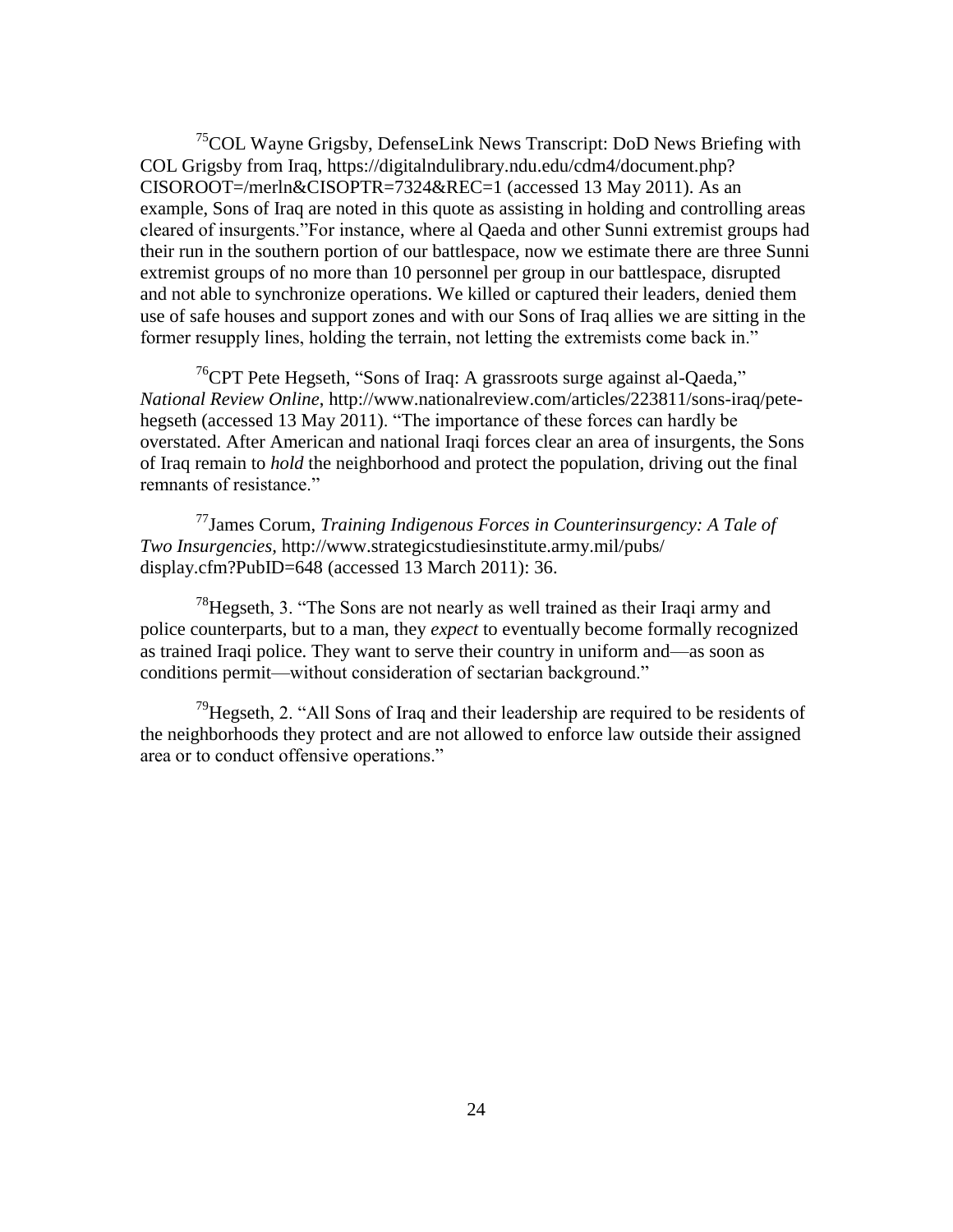[75]COL Wayne Grigsby, DefenseLink News Transcript: DoD News Briefing with COL Grigsby from Iraq, https://digitalndulibrary.ndu.edu/cdm4/document.php?CISOROOT=/merln&CISOPTR=7324&REC=1 (accessed 13 May 2011). As an example, Sons of Iraq are noted in this quote as assisting in holding and controlling areas cleared of insurgents."For instance, where al Qaeda and other Sunni extremist groups had their run in the southern portion of our battlespace, now we estimate there are three Sunni extremist groups of no more than 10 personnel per group in our battlespace, disrupted and not able to synchronize operations. We killed or captured their leaders, denied them use of safe houses and support zones and with our Sons of Iraq allies we are sitting in the former resupply lines, holding the terrain, not letting the extremists come back in."

[76]CPT Pete Hegseth, "Sons of Iraq: A grassroots surge against al-Qaeda," *National Review Online*, http://www.nationalreview.com/articles/223811/sons-iraq/pete-hegseth (accessed 13 May 2011). "The importance of these forces can hardly be overstated. After American and national Iraqi forces clear an area of insurgents, the Sons of Iraq remain to *hold* the neighborhood and protect the population, driving out the final remnants of resistance."

[77]James Corum, *Training Indigenous Forces in Counterinsurgency: A Tale of Two Insurgencies*, http://www.strategicstudiesinstitute.army.mil/pubs/display.cfm?PubID=648 (accessed 13 March 2011): 36.

[78]Hegseth, 3. "The Sons are not nearly as well trained as their Iraqi army and police counterparts, but to a man, they *expect* to eventually become formally recognized as trained Iraqi police. They want to serve their country in uniform and—as soon as conditions permit—without consideration of sectarian background."

[79]Hegseth, 2. "All Sons of Iraq and their leadership are required to be residents of the neighborhoods they protect and are not allowed to enforce law outside their assigned area or to conduct offensive operations."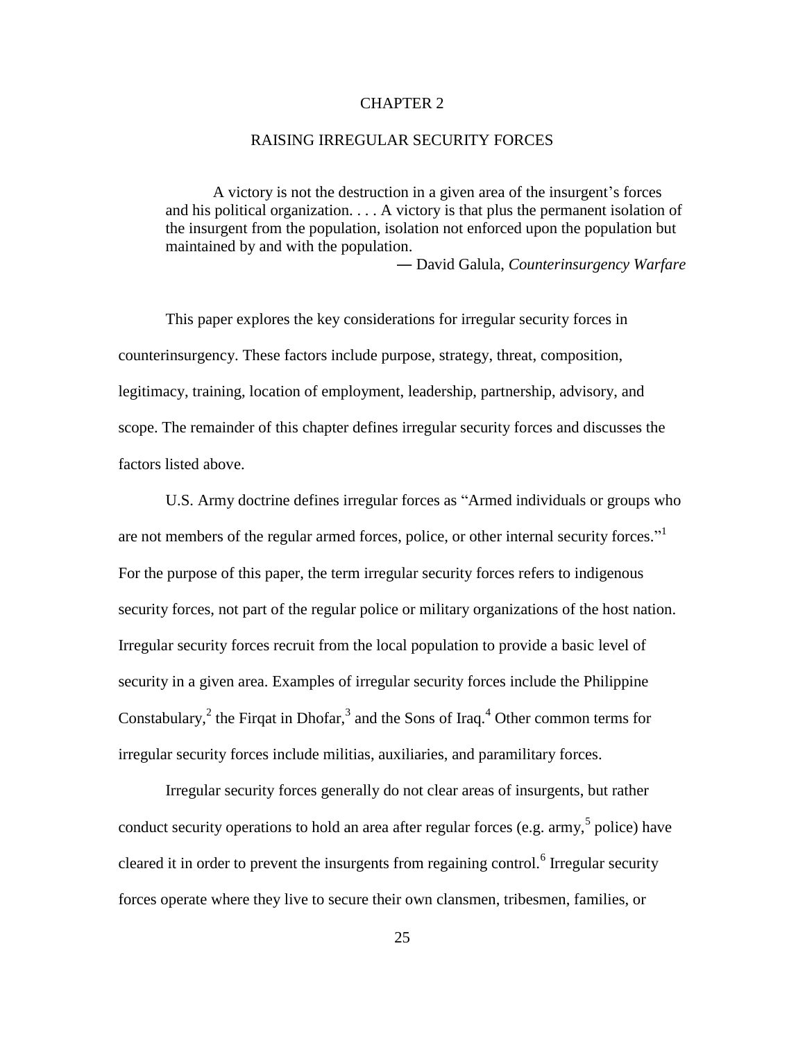# CHAPTER 2

## RAISING IRREGULAR SECURITY FORCES

> A victory is not the destruction in a given area of the insurgent's forces and his political organization. . . . A victory is that plus the permanent isolation of the insurgent from the population, isolation not enforced upon the population but maintained by and with the population.
>
> ― David Galula, *Counterinsurgency Warfare*

This paper explores the key considerations for irregular security forces in counterinsurgency. These factors include purpose, strategy, threat, composition, legitimacy, training, location of employment, leadership, partnership, advisory, and scope. The remainder of this chapter defines irregular security forces and discusses the factors listed above.

U.S. Army doctrine defines irregular forces as "Armed individuals or groups who are not members of the regular armed forces, police, or other internal security forces."[1] For the purpose of this paper, the term irregular security forces refers to indigenous security forces, not part of the regular police or military organizations of the host nation. Irregular security forces recruit from the local population to provide a basic level of security in a given area. Examples of irregular security forces include the Philippine Constabulary,[2] the Firqat in Dhofar,[3] and the Sons of Iraq.[4] Other common terms for irregular security forces include militias, auxiliaries, and paramilitary forces.

Irregular security forces generally do not clear areas of insurgents, but rather conduct security operations to hold an area after regular forces (e.g. army,[5] police) have cleared it in order to prevent the insurgents from regaining control.[6] Irregular security forces operate where they live to secure their own clansmen, tribesmen, families, or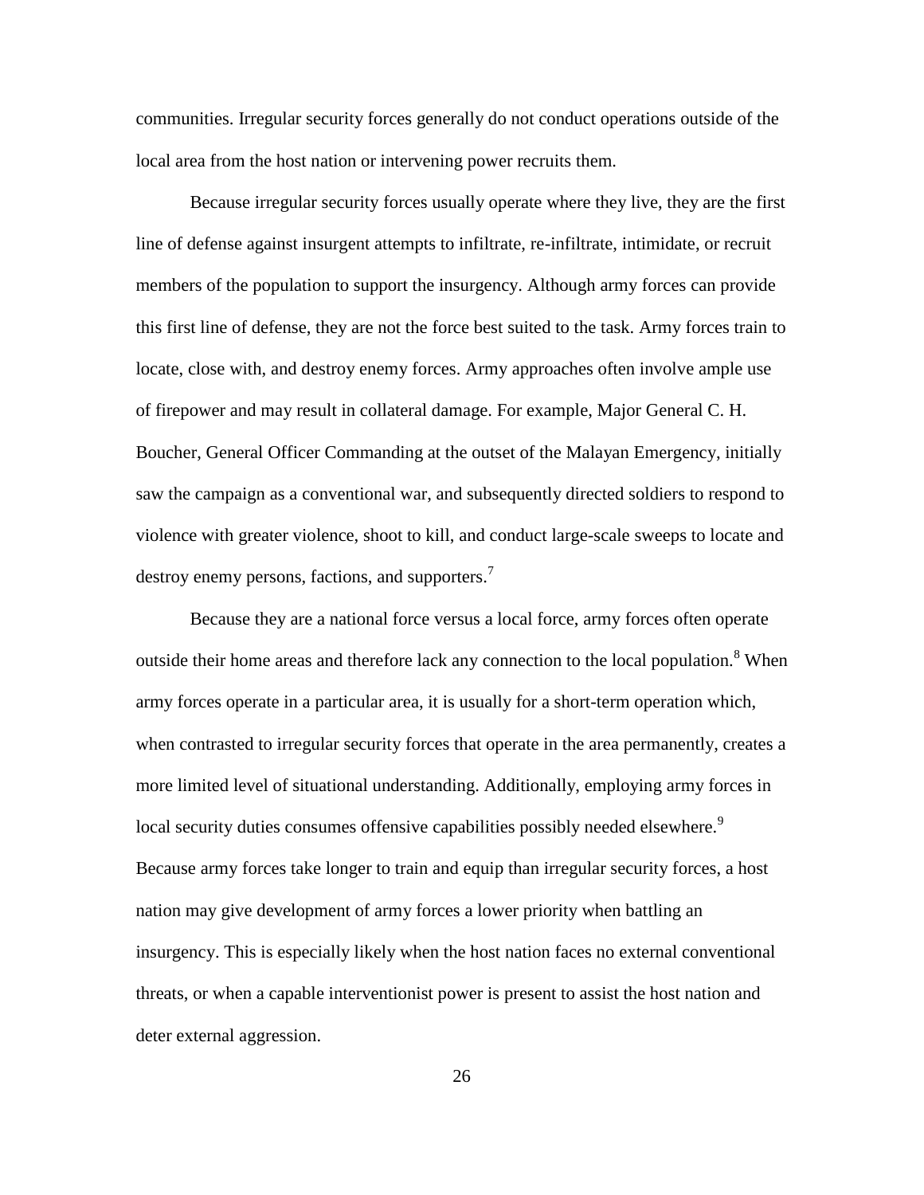communities. Irregular security forces generally do not conduct operations outside of the local area from the host nation or intervening power recruits them.

Because irregular security forces usually operate where they live, they are the first line of defense against insurgent attempts to infiltrate, re-infiltrate, intimidate, or recruit members of the population to support the insurgency. Although army forces can provide this first line of defense, they are not the force best suited to the task. Army forces train to locate, close with, and destroy enemy forces. Army approaches often involve ample use of firepower and may result in collateral damage. For example, Major General C. H. Boucher, General Officer Commanding at the outset of the Malayan Emergency, initially saw the campaign as a conventional war, and subsequently directed soldiers to respond to violence with greater violence, shoot to kill, and conduct large-scale sweeps to locate and destroy enemy persons, factions, and supporters.[7]

Because they are a national force versus a local force, army forces often operate outside their home areas and therefore lack any connection to the local population.[8] When army forces operate in a particular area, it is usually for a short-term operation which, when contrasted to irregular security forces that operate in the area permanently, creates a more limited level of situational understanding. Additionally, employing army forces in local security duties consumes offensive capabilities possibly needed elsewhere.[9] Because army forces take longer to train and equip than irregular security forces, a host nation may give development of army forces a lower priority when battling an insurgency. This is especially likely when the host nation faces no external conventional threats, or when a capable interventionist power is present to assist the host nation and deter external aggression.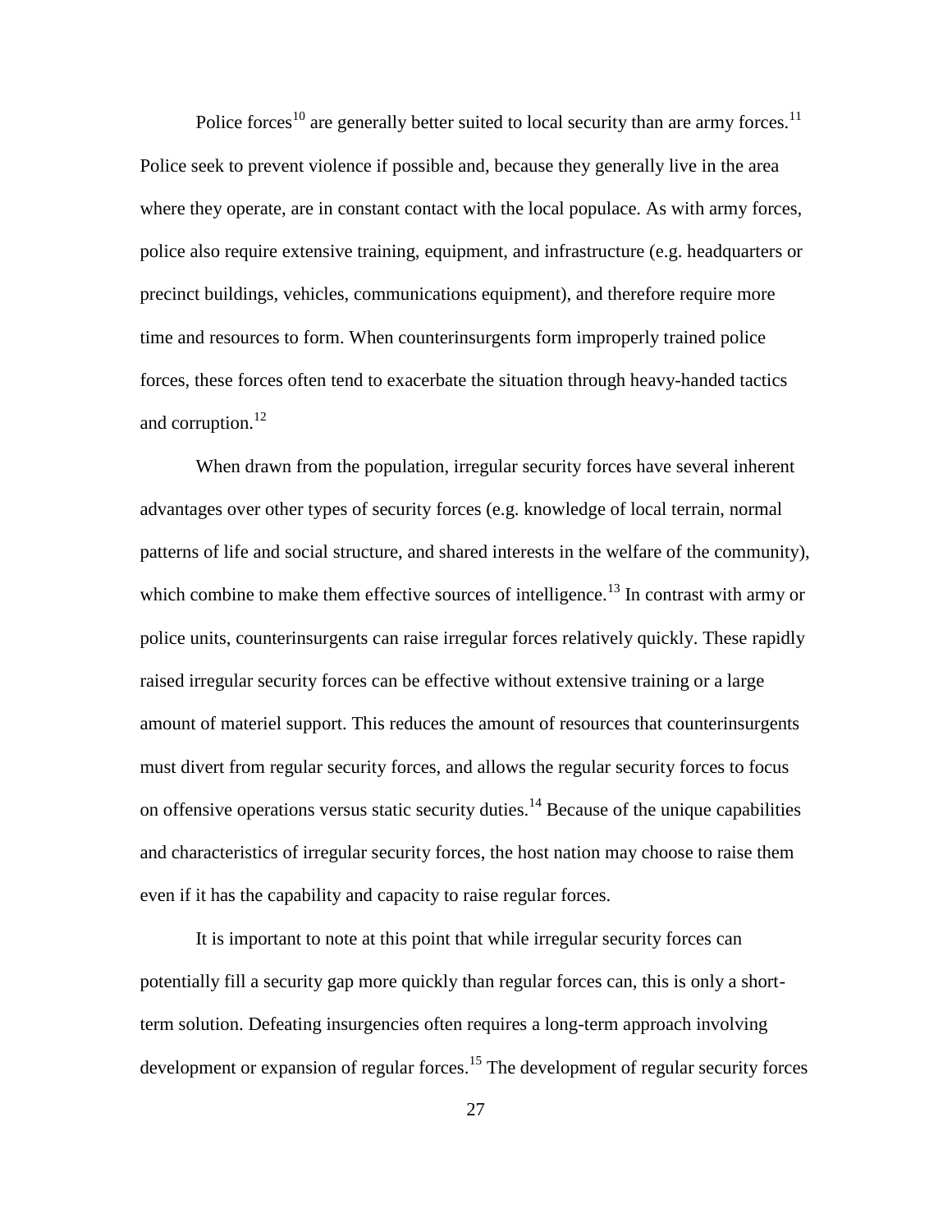Police forces[10] are generally better suited to local security than are army forces.[11] Police seek to prevent violence if possible and, because they generally live in the area where they operate, are in constant contact with the local populace. As with army forces, police also require extensive training, equipment, and infrastructure (e.g. headquarters or precinct buildings, vehicles, communications equipment), and therefore require more time and resources to form. When counterinsurgents form improperly trained police forces, these forces often tend to exacerbate the situation through heavy-handed tactics and corruption.[12]

When drawn from the population, irregular security forces have several inherent advantages over other types of security forces (e.g. knowledge of local terrain, normal patterns of life and social structure, and shared interests in the welfare of the community), which combine to make them effective sources of intelligence.[13] In contrast with army or police units, counterinsurgents can raise irregular forces relatively quickly. These rapidly raised irregular security forces can be effective without extensive training or a large amount of materiel support. This reduces the amount of resources that counterinsurgents must divert from regular security forces, and allows the regular security forces to focus on offensive operations versus static security duties.[14] Because of the unique capabilities and characteristics of irregular security forces, the host nation may choose to raise them even if it has the capability and capacity to raise regular forces.

It is important to note at this point that while irregular security forces can potentially fill a security gap more quickly than regular forces can, this is only a short-term solution. Defeating insurgencies often requires a long-term approach involving development or expansion of regular forces.[15] The development of regular security forces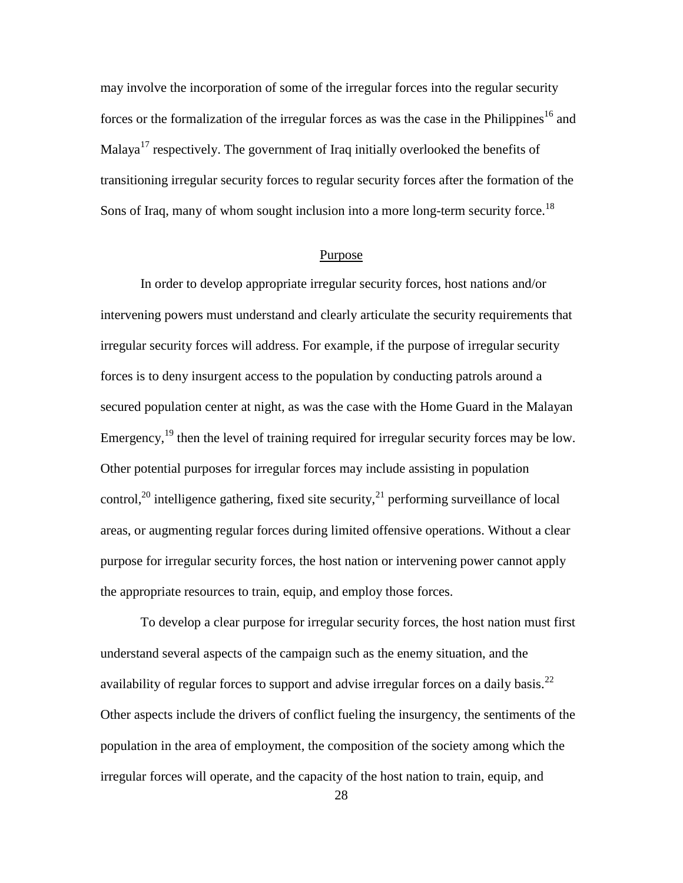may involve the incorporation of some of the irregular forces into the regular security forces or the formalization of the irregular forces as was the case in the Philippines[16] and Malaya[17] respectively. The government of Iraq initially overlooked the benefits of transitioning irregular security forces to regular security forces after the formation of the Sons of Iraq, many of whom sought inclusion into a more long-term security force.[18]

## Purpose

In order to develop appropriate irregular security forces, host nations and/or intervening powers must understand and clearly articulate the security requirements that irregular security forces will address. For example, if the purpose of irregular security forces is to deny insurgent access to the population by conducting patrols around a secured population center at night, as was the case with the Home Guard in the Malayan Emergency,[19] then the level of training required for irregular security forces may be low. Other potential purposes for irregular forces may include assisting in population control,[20] intelligence gathering, fixed site security,[21] performing surveillance of local areas, or augmenting regular forces during limited offensive operations. Without a clear purpose for irregular security forces, the host nation or intervening power cannot apply the appropriate resources to train, equip, and employ those forces.

To develop a clear purpose for irregular security forces, the host nation must first understand several aspects of the campaign such as the enemy situation, and the availability of regular forces to support and advise irregular forces on a daily basis.[22] Other aspects include the drivers of conflict fueling the insurgency, the sentiments of the population in the area of employment, the composition of the society among which the irregular forces will operate, and the capacity of the host nation to train, equip, and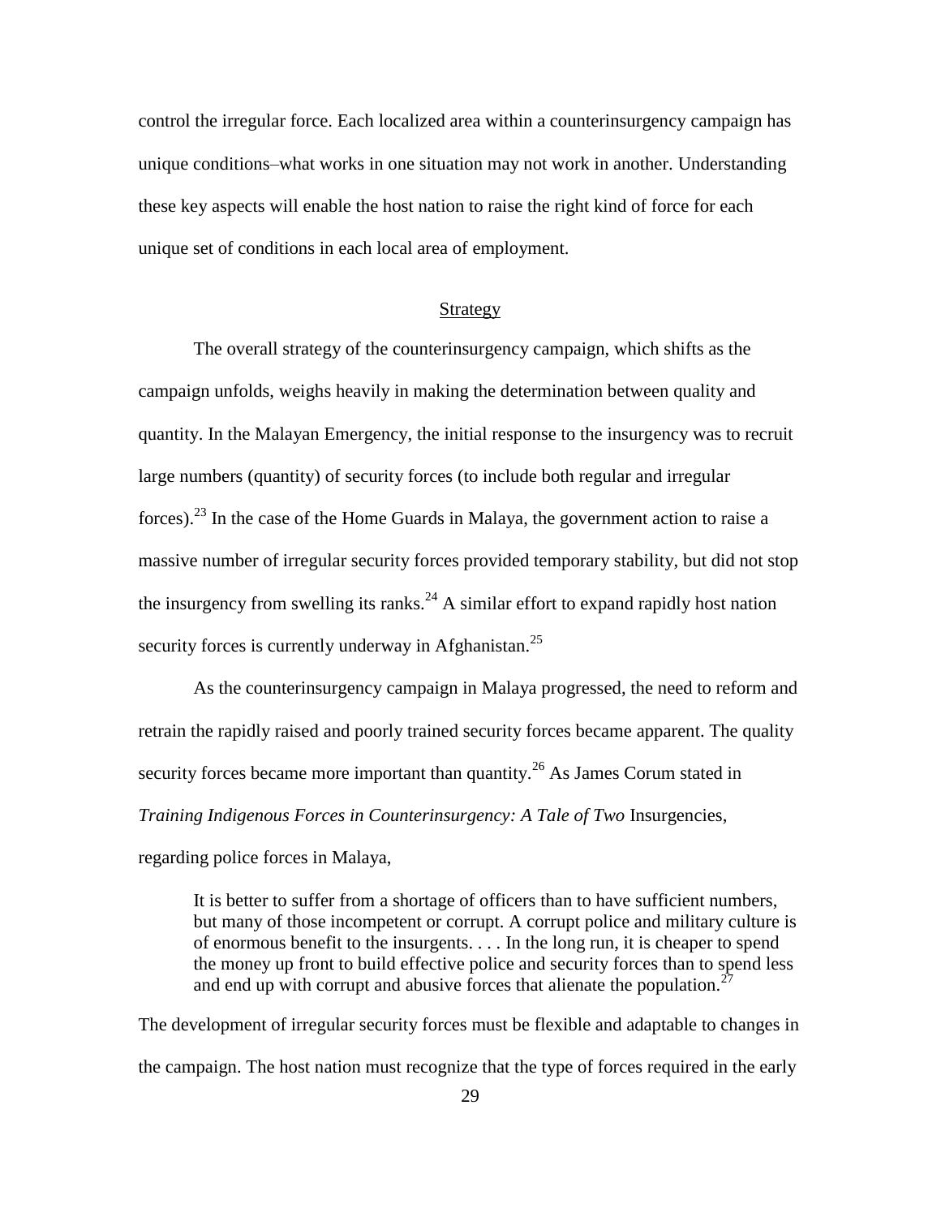control the irregular force. Each localized area within a counterinsurgency campaign has unique conditions–what works in one situation may not work in another. Understanding these key aspects will enable the host nation to raise the right kind of force for each unique set of conditions in each local area of employment.

## Strategy

The overall strategy of the counterinsurgency campaign, which shifts as the campaign unfolds, weighs heavily in making the determination between quality and quantity. In the Malayan Emergency, the initial response to the insurgency was to recruit large numbers (quantity) of security forces (to include both regular and irregular forces).[23] In the case of the Home Guards in Malaya, the government action to raise a massive number of irregular security forces provided temporary stability, but did not stop the insurgency from swelling its ranks.[24] A similar effort to expand rapidly host nation security forces is currently underway in Afghanistan.[25]

As the counterinsurgency campaign in Malaya progressed, the need to reform and retrain the rapidly raised and poorly trained security forces became apparent. The quality security forces became more important than quantity.[26] As James Corum stated in *Training Indigenous Forces in Counterinsurgency: A Tale of Two* Insurgencies, regarding police forces in Malaya,

> It is better to suffer from a shortage of officers than to have sufficient numbers, but many of those incompetent or corrupt. A corrupt police and military culture is of enormous benefit to the insurgents. . . . In the long run, it is cheaper to spend the money up front to build effective police and security forces than to spend less and end up with corrupt and abusive forces that alienate the population.[27]

The development of irregular security forces must be flexible and adaptable to changes in the campaign. The host nation must recognize that the type of forces required in the early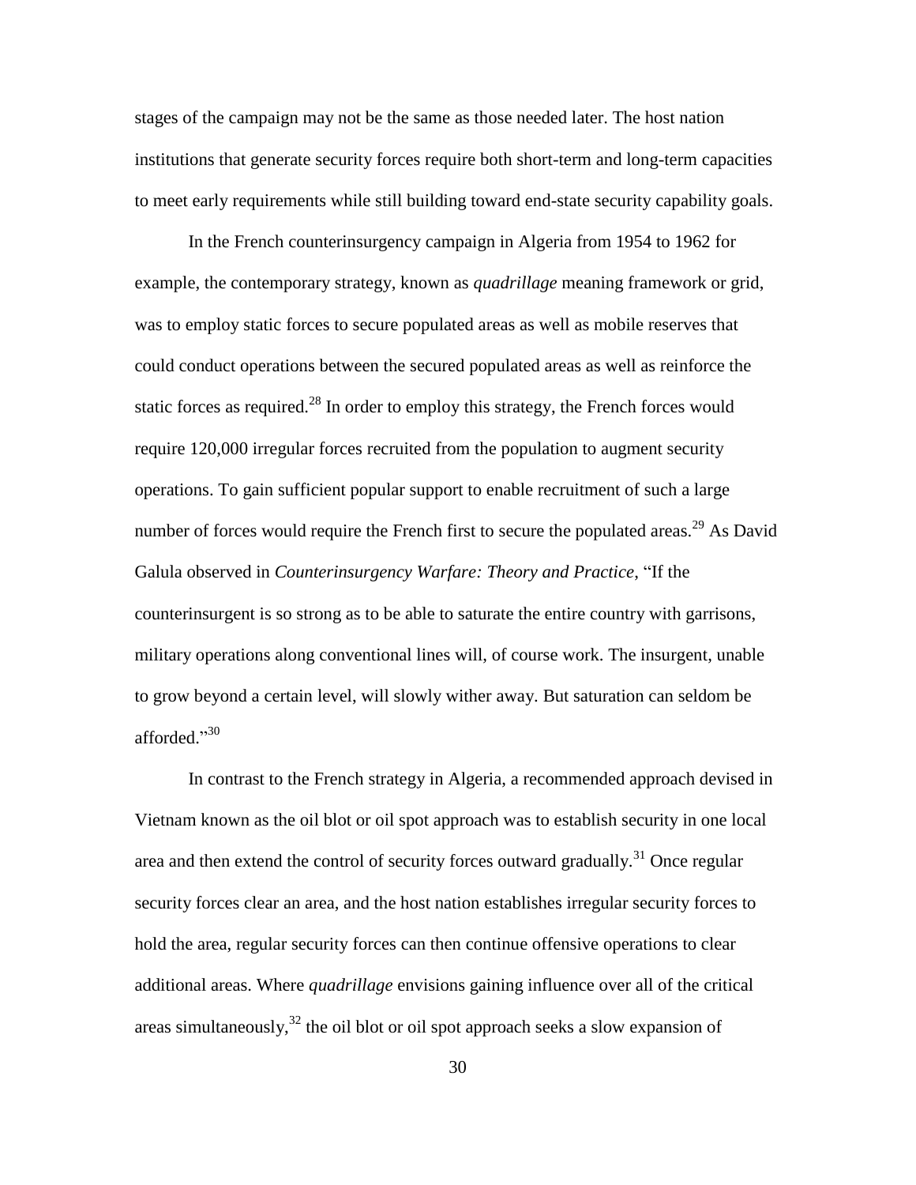stages of the campaign may not be the same as those needed later. The host nation institutions that generate security forces require both short-term and long-term capacities to meet early requirements while still building toward end-state security capability goals.

In the French counterinsurgency campaign in Algeria from 1954 to 1962 for example, the contemporary strategy, known as *quadrillage* meaning framework or grid, was to employ static forces to secure populated areas as well as mobile reserves that could conduct operations between the secured populated areas as well as reinforce the static forces as required.[28] In order to employ this strategy, the French forces would require 120,000 irregular forces recruited from the population to augment security operations. To gain sufficient popular support to enable recruitment of such a large number of forces would require the French first to secure the populated areas.[29] As David Galula observed in *Counterinsurgency Warfare: Theory and Practice*, "If the counterinsurgent is so strong as to be able to saturate the entire country with garrisons, military operations along conventional lines will, of course work. The insurgent, unable to grow beyond a certain level, will slowly wither away. But saturation can seldom be afforded."[30]

In contrast to the French strategy in Algeria, a recommended approach devised in Vietnam known as the oil blot or oil spot approach was to establish security in one local area and then extend the control of security forces outward gradually.[31] Once regular security forces clear an area, and the host nation establishes irregular security forces to hold the area, regular security forces can then continue offensive operations to clear additional areas. Where *quadrillage* envisions gaining influence over all of the critical areas simultaneously,[32] the oil blot or oil spot approach seeks a slow expansion of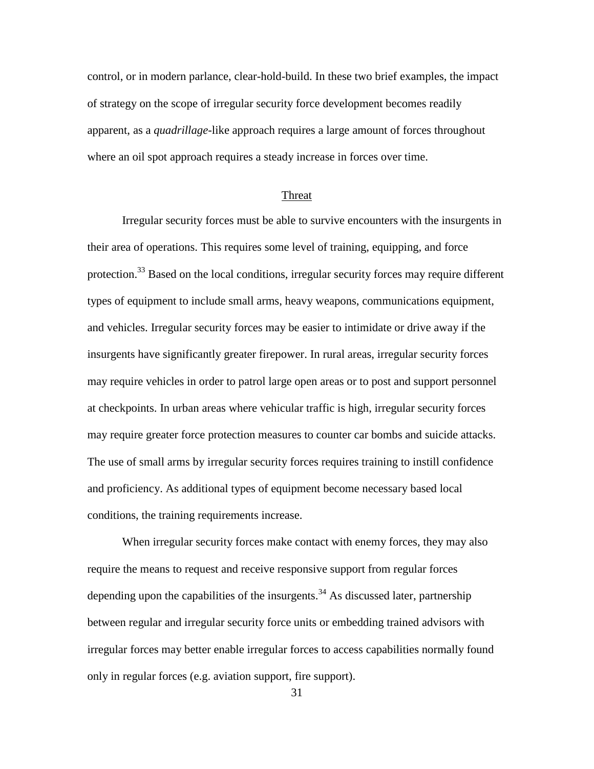control, or in modern parlance, clear-hold-build. In these two brief examples, the impact of strategy on the scope of irregular security force development becomes readily apparent, as a *quadrillage*-like approach requires a large amount of forces throughout where an oil spot approach requires a steady increase in forces over time.

## Threat

Irregular security forces must be able to survive encounters with the insurgents in their area of operations. This requires some level of training, equipping, and force protection.[33] Based on the local conditions, irregular security forces may require different types of equipment to include small arms, heavy weapons, communications equipment, and vehicles. Irregular security forces may be easier to intimidate or drive away if the insurgents have significantly greater firepower. In rural areas, irregular security forces may require vehicles in order to patrol large open areas or to post and support personnel at checkpoints. In urban areas where vehicular traffic is high, irregular security forces may require greater force protection measures to counter car bombs and suicide attacks. The use of small arms by irregular security forces requires training to instill confidence and proficiency. As additional types of equipment become necessary based local conditions, the training requirements increase.

When irregular security forces make contact with enemy forces, they may also require the means to request and receive responsive support from regular forces depending upon the capabilities of the insurgents.[34] As discussed later, partnership between regular and irregular security force units or embedding trained advisors with irregular forces may better enable irregular forces to access capabilities normally found only in regular forces (e.g. aviation support, fire support).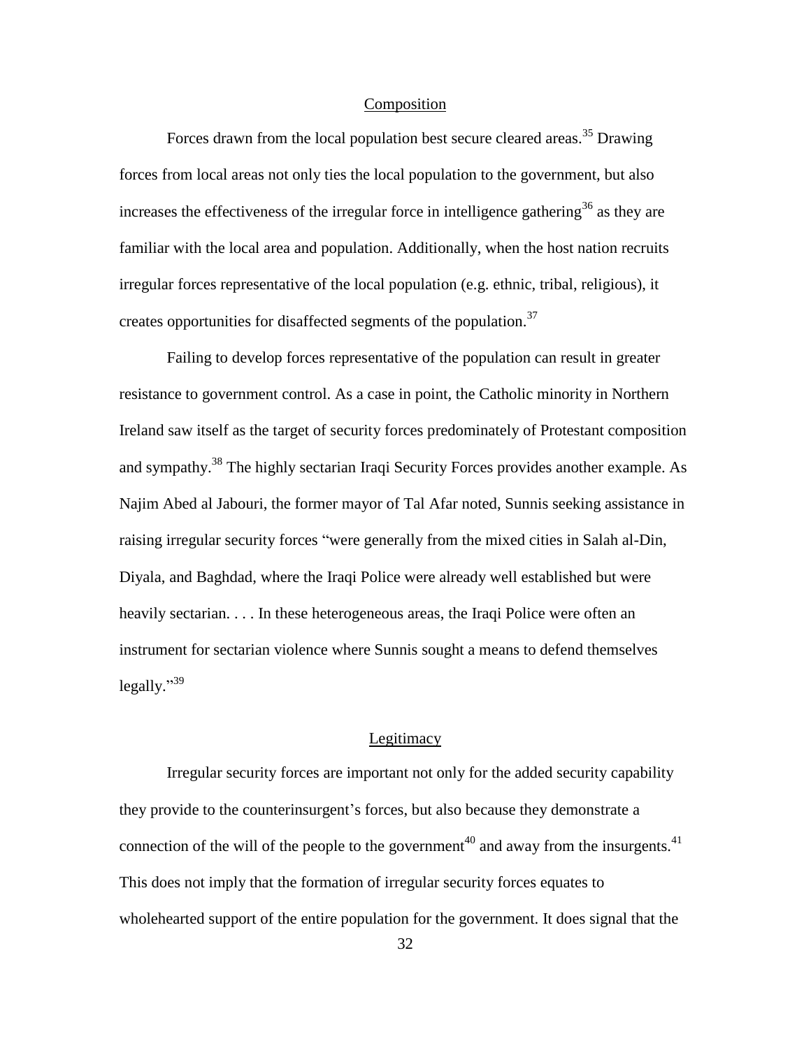## Composition

Forces drawn from the local population best secure cleared areas.[35] Drawing forces from local areas not only ties the local population to the government, but also increases the effectiveness of the irregular force in intelligence gathering[36] as they are familiar with the local area and population. Additionally, when the host nation recruits irregular forces representative of the local population (e.g. ethnic, tribal, religious), it creates opportunities for disaffected segments of the population.[37]

Failing to develop forces representative of the population can result in greater resistance to government control. As a case in point, the Catholic minority in Northern Ireland saw itself as the target of security forces predominately of Protestant composition and sympathy.[38] The highly sectarian Iraqi Security Forces provides another example. As Najim Abed al Jabouri, the former mayor of Tal Afar noted, Sunnis seeking assistance in raising irregular security forces "were generally from the mixed cities in Salah al-Din, Diyala, and Baghdad, where the Iraqi Police were already well established but were heavily sectarian. . . . In these heterogeneous areas, the Iraqi Police were often an instrument for sectarian violence where Sunnis sought a means to defend themselves legally."[39]

## Legitimacy

Irregular security forces are important not only for the added security capability they provide to the counterinsurgent's forces, but also because they demonstrate a connection of the will of the people to the government[40] and away from the insurgents.[41] This does not imply that the formation of irregular security forces equates to wholehearted support of the entire population for the government. It does signal that the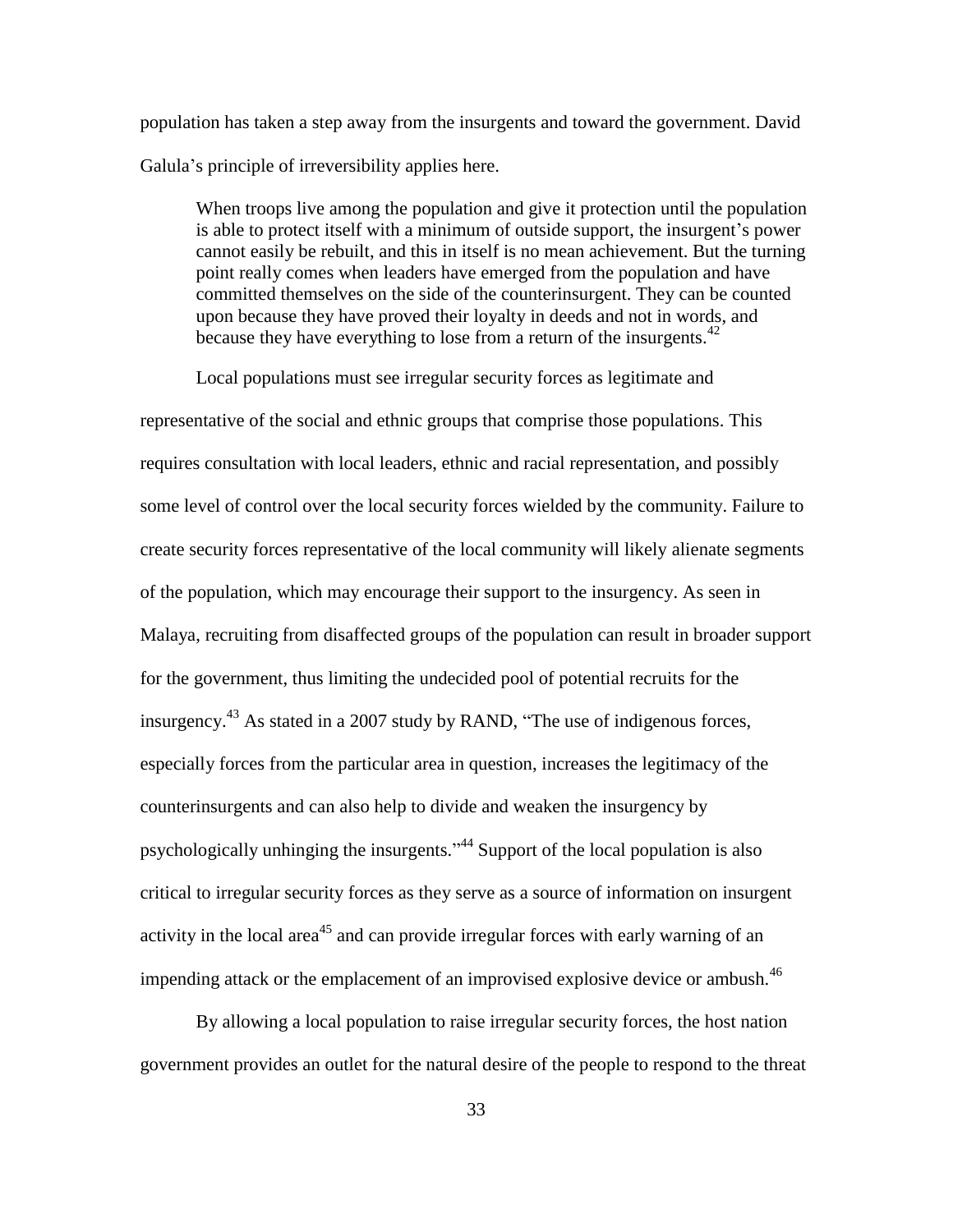population has taken a step away from the insurgents and toward the government. David Galula's principle of irreversibility applies here.

> When troops live among the population and give it protection until the population is able to protect itself with a minimum of outside support, the insurgent's power cannot easily be rebuilt, and this in itself is no mean achievement. But the turning point really comes when leaders have emerged from the population and have committed themselves on the side of the counterinsurgent. They can be counted upon because they have proved their loyalty in deeds and not in words, and because they have everything to lose from a return of the insurgents.[42]

Local populations must see irregular security forces as legitimate and representative of the social and ethnic groups that comprise those populations. This requires consultation with local leaders, ethnic and racial representation, and possibly some level of control over the local security forces wielded by the community. Failure to create security forces representative of the local community will likely alienate segments of the population, which may encourage their support to the insurgency. As seen in Malaya, recruiting from disaffected groups of the population can result in broader support for the government, thus limiting the undecided pool of potential recruits for the insurgency.[43] As stated in a 2007 study by RAND, "The use of indigenous forces, especially forces from the particular area in question, increases the legitimacy of the counterinsurgents and can also help to divide and weaken the insurgency by psychologically unhinging the insurgents."[44] Support of the local population is also critical to irregular security forces as they serve as a source of information on insurgent activity in the local area[45] and can provide irregular forces with early warning of an impending attack or the emplacement of an improvised explosive device or ambush.[46]

By allowing a local population to raise irregular security forces, the host nation government provides an outlet for the natural desire of the people to respond to the threat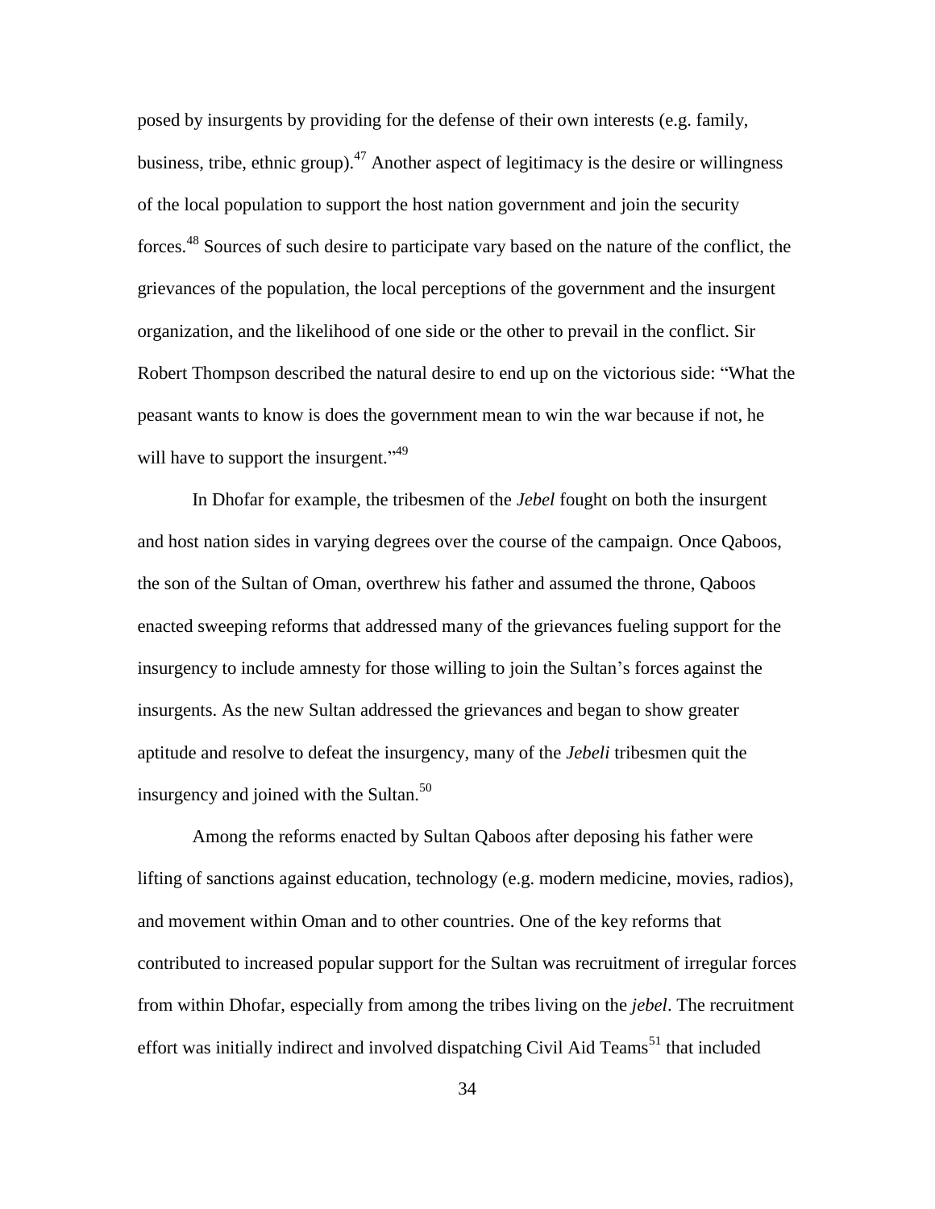posed by insurgents by providing for the defense of their own interests (e.g. family, business, tribe, ethnic group).[47] Another aspect of legitimacy is the desire or willingness of the local population to support the host nation government and join the security forces.[48] Sources of such desire to participate vary based on the nature of the conflict, the grievances of the population, the local perceptions of the government and the insurgent organization, and the likelihood of one side or the other to prevail in the conflict. Sir Robert Thompson described the natural desire to end up on the victorious side: "What the peasant wants to know is does the government mean to win the war because if not, he will have to support the insurgent."[49]

In Dhofar for example, the tribesmen of the *Jebel* fought on both the insurgent and host nation sides in varying degrees over the course of the campaign. Once Qaboos, the son of the Sultan of Oman, overthrew his father and assumed the throne, Qaboos enacted sweeping reforms that addressed many of the grievances fueling support for the insurgency to include amnesty for those willing to join the Sultan's forces against the insurgents. As the new Sultan addressed the grievances and began to show greater aptitude and resolve to defeat the insurgency, many of the *Jebeli* tribesmen quit the insurgency and joined with the Sultan.[50]

Among the reforms enacted by Sultan Qaboos after deposing his father were lifting of sanctions against education, technology (e.g. modern medicine, movies, radios), and movement within Oman and to other countries. One of the key reforms that contributed to increased popular support for the Sultan was recruitment of irregular forces from within Dhofar, especially from among the tribes living on the *jebel*. The recruitment effort was initially indirect and involved dispatching Civil Aid Teams[51] that included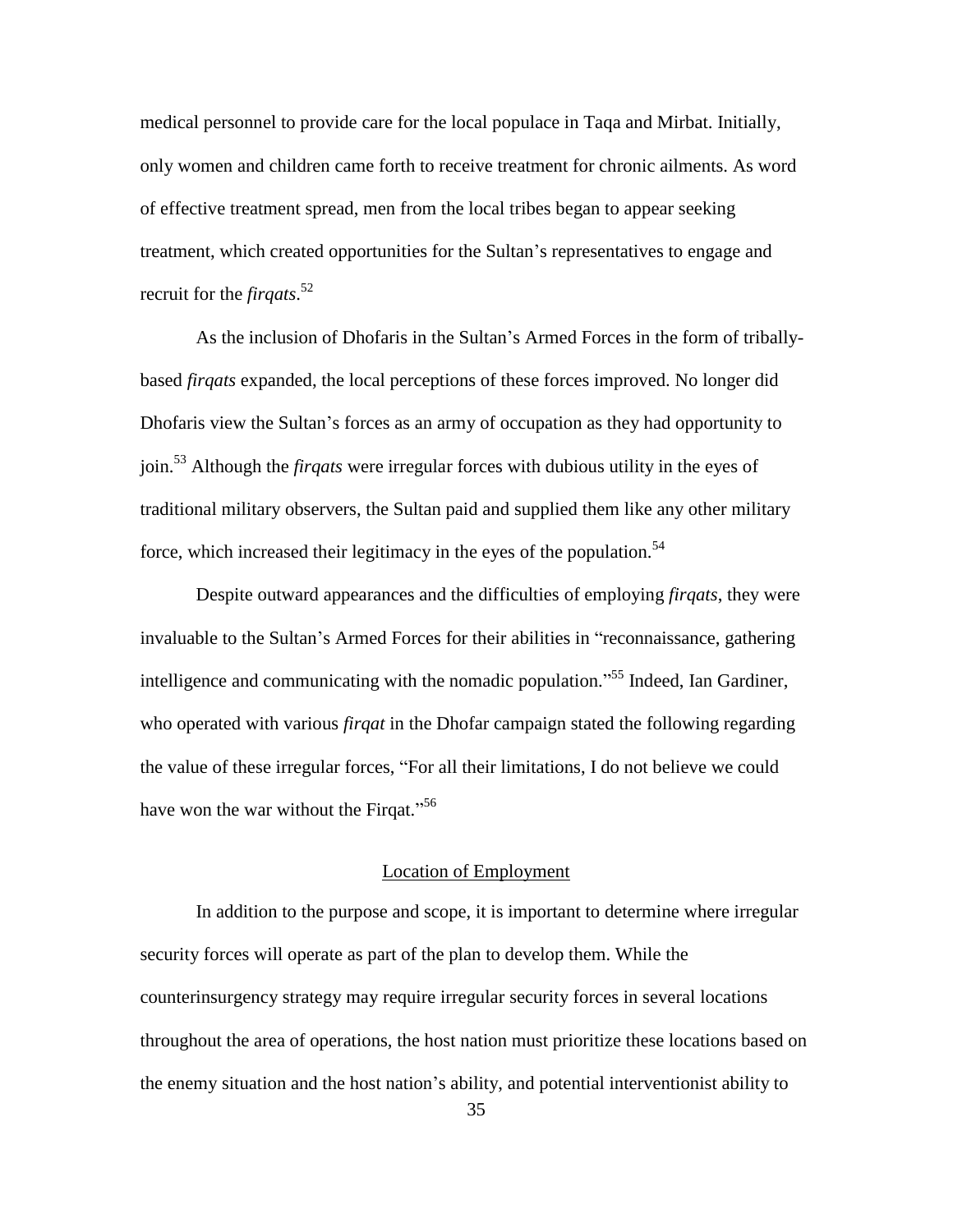medical personnel to provide care for the local populace in Taqa and Mirbat. Initially, only women and children came forth to receive treatment for chronic ailments. As word of effective treatment spread, men from the local tribes began to appear seeking treatment, which created opportunities for the Sultan's representatives to engage and recruit for the *firqats*.[52]

As the inclusion of Dhofaris in the Sultan's Armed Forces in the form of tribally-based *firqats* expanded, the local perceptions of these forces improved. No longer did Dhofaris view the Sultan's forces as an army of occupation as they had opportunity to join.[53] Although the *firqats* were irregular forces with dubious utility in the eyes of traditional military observers, the Sultan paid and supplied them like any other military force, which increased their legitimacy in the eyes of the population.[54]

Despite outward appearances and the difficulties of employing *firqats*, they were invaluable to the Sultan's Armed Forces for their abilities in "reconnaissance, gathering intelligence and communicating with the nomadic population."[55] Indeed, Ian Gardiner, who operated with various *firqat* in the Dhofar campaign stated the following regarding the value of these irregular forces, "For all their limitations, I do not believe we could have won the war without the Firqat."[56]

## Location of Employment

In addition to the purpose and scope, it is important to determine where irregular security forces will operate as part of the plan to develop them. While the counterinsurgency strategy may require irregular security forces in several locations throughout the area of operations, the host nation must prioritize these locations based on the enemy situation and the host nation's ability, and potential interventionist ability to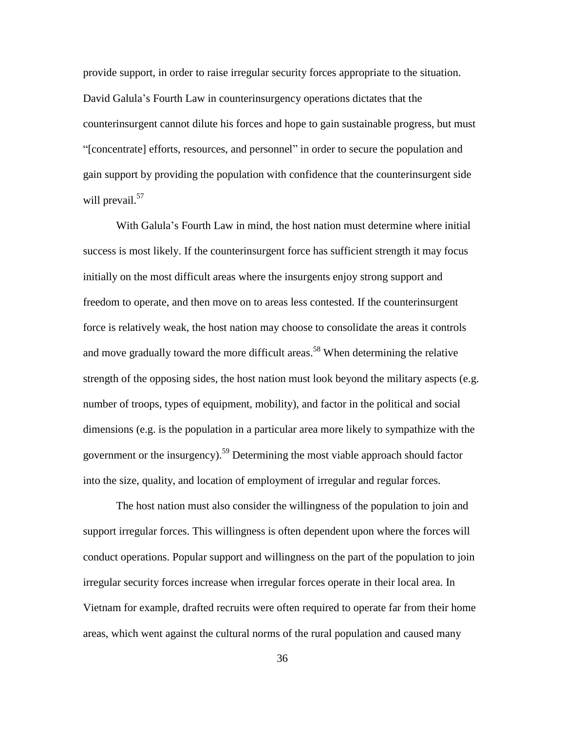provide support, in order to raise irregular security forces appropriate to the situation. David Galula's Fourth Law in counterinsurgency operations dictates that the counterinsurgent cannot dilute his forces and hope to gain sustainable progress, but must "[concentrate] efforts, resources, and personnel" in order to secure the population and gain support by providing the population with confidence that the counterinsurgent side will prevail.[57]

With Galula's Fourth Law in mind, the host nation must determine where initial success is most likely. If the counterinsurgent force has sufficient strength it may focus initially on the most difficult areas where the insurgents enjoy strong support and freedom to operate, and then move on to areas less contested. If the counterinsurgent force is relatively weak, the host nation may choose to consolidate the areas it controls and move gradually toward the more difficult areas.[58] When determining the relative strength of the opposing sides, the host nation must look beyond the military aspects (e.g. number of troops, types of equipment, mobility), and factor in the political and social dimensions (e.g. is the population in a particular area more likely to sympathize with the government or the insurgency).[59] Determining the most viable approach should factor into the size, quality, and location of employment of irregular and regular forces.

The host nation must also consider the willingness of the population to join and support irregular forces. This willingness is often dependent upon where the forces will conduct operations. Popular support and willingness on the part of the population to join irregular security forces increase when irregular forces operate in their local area. In Vietnam for example, drafted recruits were often required to operate far from their home areas, which went against the cultural norms of the rural population and caused many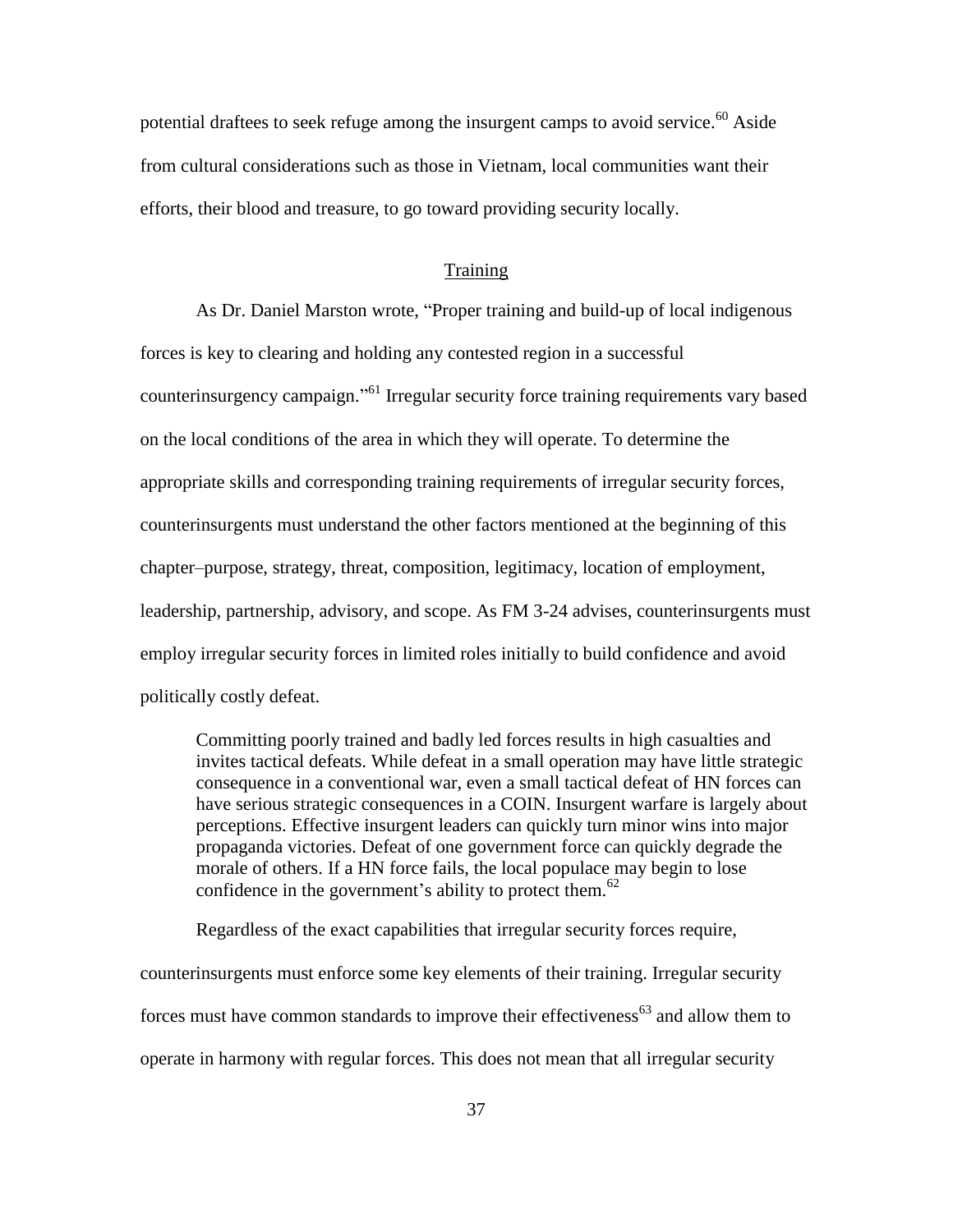potential draftees to seek refuge among the insurgent camps to avoid service.[60] Aside from cultural considerations such as those in Vietnam, local communities want their efforts, their blood and treasure, to go toward providing security locally.

## Training

As Dr. Daniel Marston wrote, "Proper training and build-up of local indigenous forces is key to clearing and holding any contested region in a successful counterinsurgency campaign."[61] Irregular security force training requirements vary based on the local conditions of the area in which they will operate. To determine the appropriate skills and corresponding training requirements of irregular security forces, counterinsurgents must understand the other factors mentioned at the beginning of this chapter–purpose, strategy, threat, composition, legitimacy, location of employment, leadership, partnership, advisory, and scope. As FM 3-24 advises, counterinsurgents must employ irregular security forces in limited roles initially to build confidence and avoid politically costly defeat.

> Committing poorly trained and badly led forces results in high casualties and invites tactical defeats. While defeat in a small operation may have little strategic consequence in a conventional war, even a small tactical defeat of HN forces can have serious strategic consequences in a COIN. Insurgent warfare is largely about perceptions. Effective insurgent leaders can quickly turn minor wins into major propaganda victories. Defeat of one government force can quickly degrade the morale of others. If a HN force fails, the local populace may begin to lose confidence in the government's ability to protect them.[62]

Regardless of the exact capabilities that irregular security forces require, counterinsurgents must enforce some key elements of their training. Irregular security forces must have common standards to improve their effectiveness[63] and allow them to operate in harmony with regular forces. This does not mean that all irregular security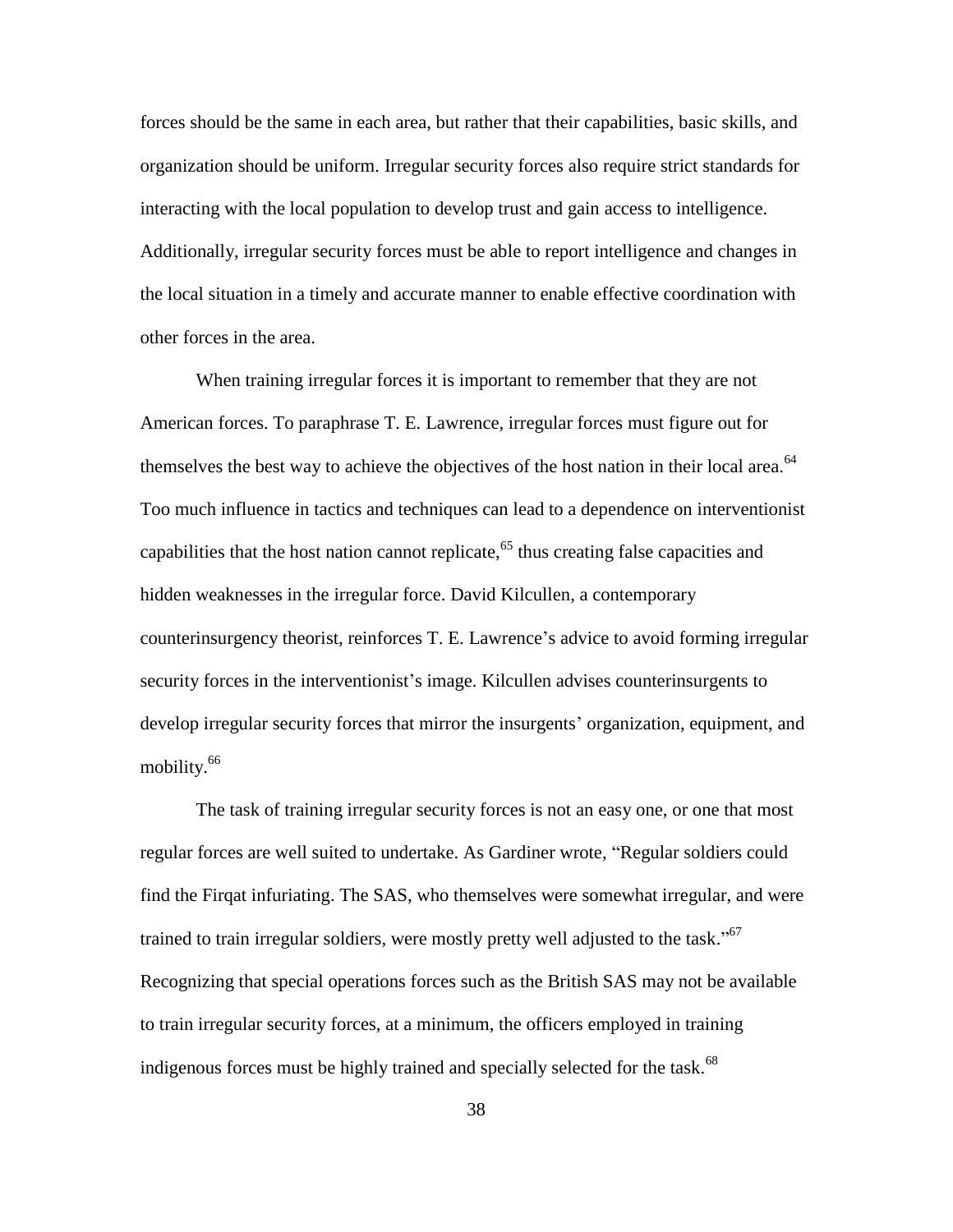forces should be the same in each area, but rather that their capabilities, basic skills, and organization should be uniform. Irregular security forces also require strict standards for interacting with the local population to develop trust and gain access to intelligence. Additionally, irregular security forces must be able to report intelligence and changes in the local situation in a timely and accurate manner to enable effective coordination with other forces in the area.

When training irregular forces it is important to remember that they are not American forces. To paraphrase T. E. Lawrence, irregular forces must figure out for themselves the best way to achieve the objectives of the host nation in their local area.[64] Too much influence in tactics and techniques can lead to a dependence on interventionist capabilities that the host nation cannot replicate,[65] thus creating false capacities and hidden weaknesses in the irregular force. David Kilcullen, a contemporary counterinsurgency theorist, reinforces T. E. Lawrence's advice to avoid forming irregular security forces in the interventionist's image. Kilcullen advises counterinsurgents to develop irregular security forces that mirror the insurgents' organization, equipment, and mobility.[66]

The task of training irregular security forces is not an easy one, or one that most regular forces are well suited to undertake. As Gardiner wrote, "Regular soldiers could find the Firqat infuriating. The SAS, who themselves were somewhat irregular, and were trained to train irregular soldiers, were mostly pretty well adjusted to the task."[67] Recognizing that special operations forces such as the British SAS may not be available to train irregular security forces, at a minimum, the officers employed in training indigenous forces must be highly trained and specially selected for the task.[68]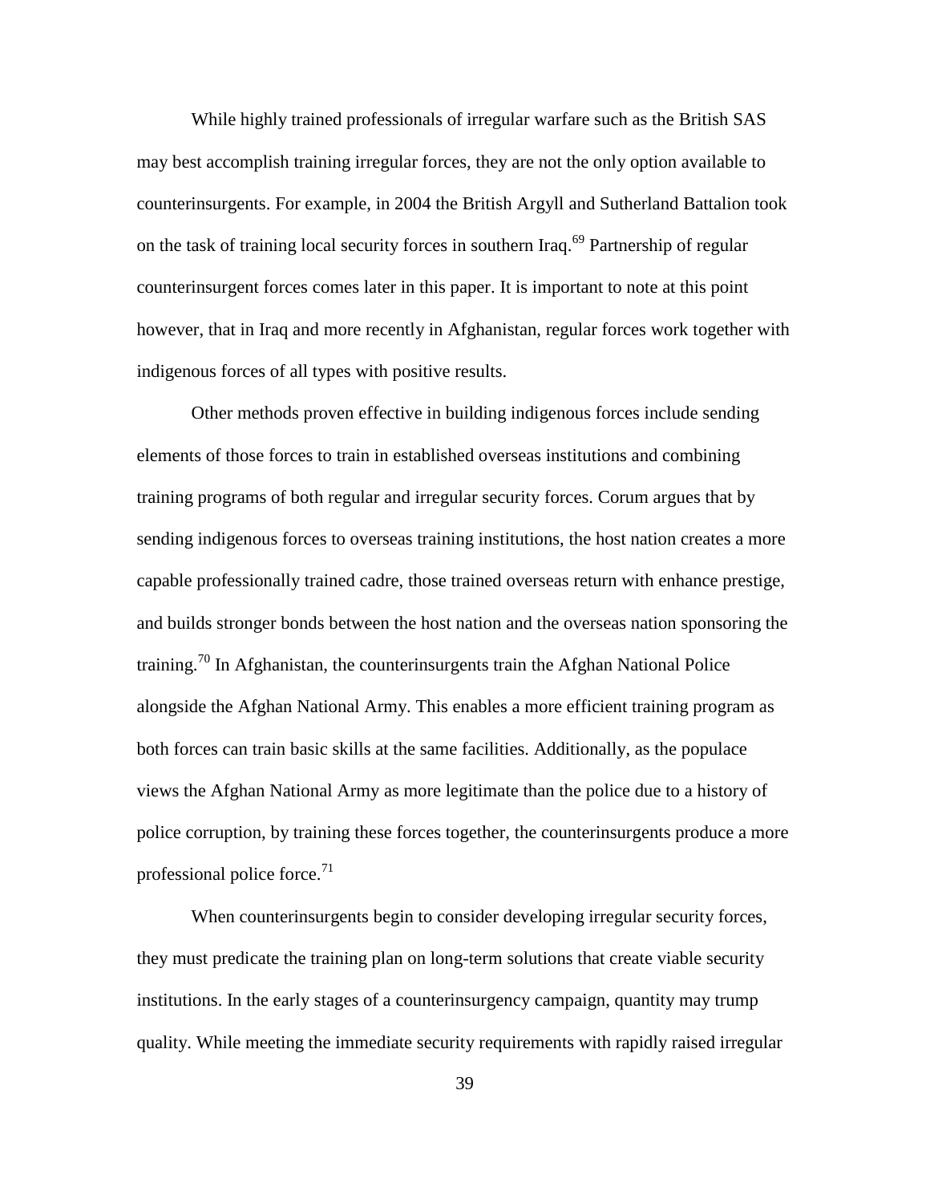While highly trained professionals of irregular warfare such as the British SAS may best accomplish training irregular forces, they are not the only option available to counterinsurgents. For example, in 2004 the British Argyll and Sutherland Battalion took on the task of training local security forces in southern Iraq.[69] Partnership of regular counterinsurgent forces comes later in this paper. It is important to note at this point however, that in Iraq and more recently in Afghanistan, regular forces work together with indigenous forces of all types with positive results.

Other methods proven effective in building indigenous forces include sending elements of those forces to train in established overseas institutions and combining training programs of both regular and irregular security forces. Corum argues that by sending indigenous forces to overseas training institutions, the host nation creates a more capable professionally trained cadre, those trained overseas return with enhance prestige, and builds stronger bonds between the host nation and the overseas nation sponsoring the training.[70] In Afghanistan, the counterinsurgents train the Afghan National Police alongside the Afghan National Army. This enables a more efficient training program as both forces can train basic skills at the same facilities. Additionally, as the populace views the Afghan National Army as more legitimate than the police due to a history of police corruption, by training these forces together, the counterinsurgents produce a more professional police force.[71]

When counterinsurgents begin to consider developing irregular security forces, they must predicate the training plan on long-term solutions that create viable security institutions. In the early stages of a counterinsurgency campaign, quantity may trump quality. While meeting the immediate security requirements with rapidly raised irregular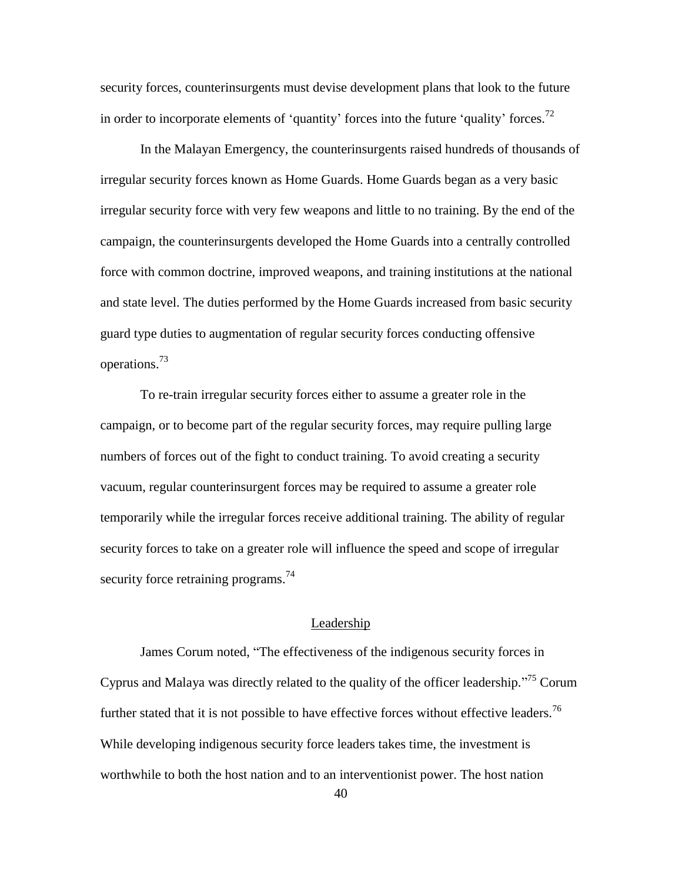security forces, counterinsurgents must devise development plans that look to the future in order to incorporate elements of 'quantity' forces into the future 'quality' forces.[72]

In the Malayan Emergency, the counterinsurgents raised hundreds of thousands of irregular security forces known as Home Guards. Home Guards began as a very basic irregular security force with very few weapons and little to no training. By the end of the campaign, the counterinsurgents developed the Home Guards into a centrally controlled force with common doctrine, improved weapons, and training institutions at the national and state level. The duties performed by the Home Guards increased from basic security guard type duties to augmentation of regular security forces conducting offensive operations.[73]

To re-train irregular security forces either to assume a greater role in the campaign, or to become part of the regular security forces, may require pulling large numbers of forces out of the fight to conduct training. To avoid creating a security vacuum, regular counterinsurgent forces may be required to assume a greater role temporarily while the irregular forces receive additional training. The ability of regular security forces to take on a greater role will influence the speed and scope of irregular security force retraining programs.[74]

## Leadership

James Corum noted, "The effectiveness of the indigenous security forces in Cyprus and Malaya was directly related to the quality of the officer leadership."[75] Corum further stated that it is not possible to have effective forces without effective leaders.[76] While developing indigenous security force leaders takes time, the investment is worthwhile to both the host nation and to an interventionist power. The host nation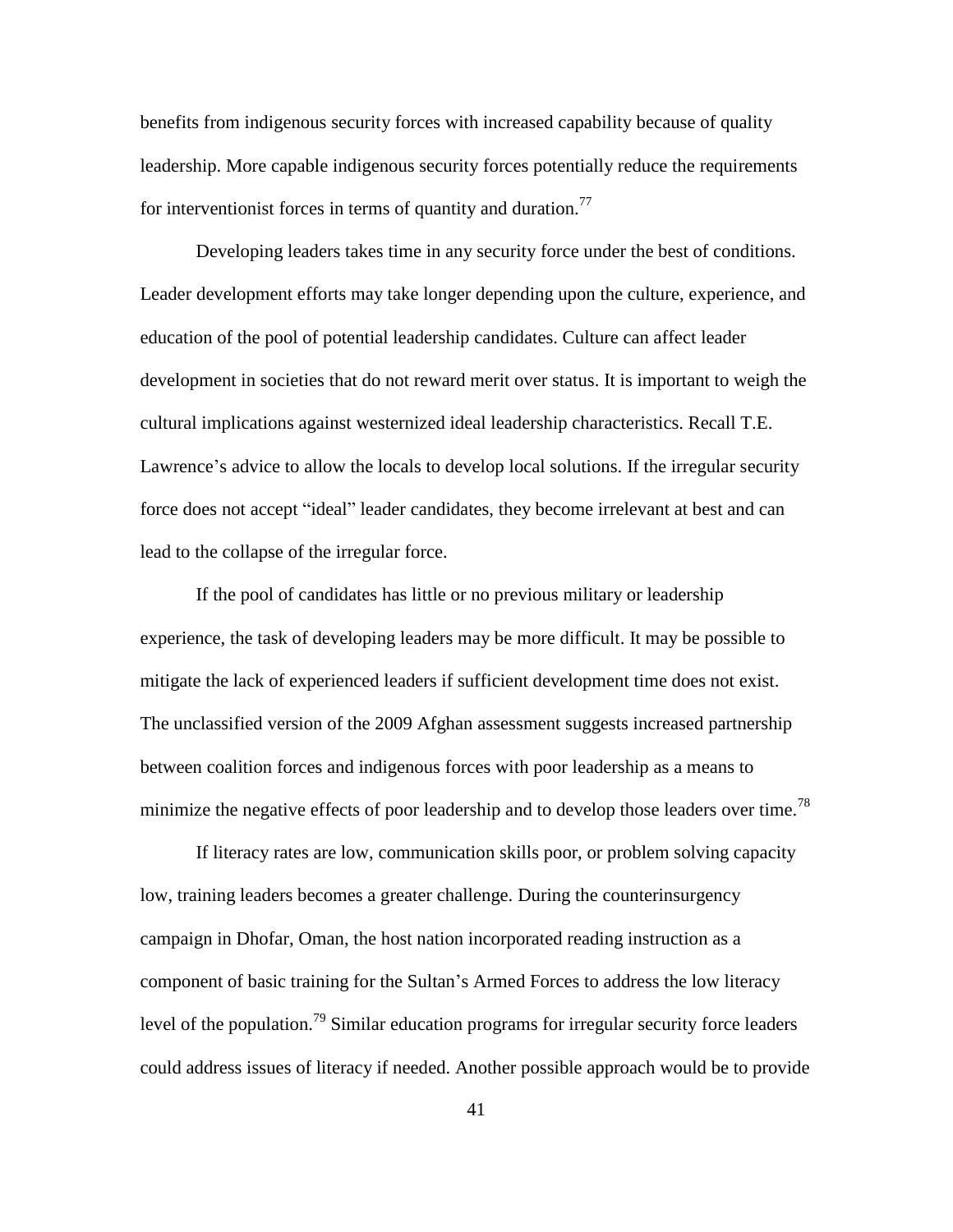benefits from indigenous security forces with increased capability because of quality leadership. More capable indigenous security forces potentially reduce the requirements for interventionist forces in terms of quantity and duration.[77]

Developing leaders takes time in any security force under the best of conditions. Leader development efforts may take longer depending upon the culture, experience, and education of the pool of potential leadership candidates. Culture can affect leader development in societies that do not reward merit over status. It is important to weigh the cultural implications against westernized ideal leadership characteristics. Recall T.E. Lawrence's advice to allow the locals to develop local solutions. If the irregular security force does not accept "ideal" leader candidates, they become irrelevant at best and can lead to the collapse of the irregular force.

If the pool of candidates has little or no previous military or leadership experience, the task of developing leaders may be more difficult. It may be possible to mitigate the lack of experienced leaders if sufficient development time does not exist. The unclassified version of the 2009 Afghan assessment suggests increased partnership between coalition forces and indigenous forces with poor leadership as a means to minimize the negative effects of poor leadership and to develop those leaders over time.[78]

If literacy rates are low, communication skills poor, or problem solving capacity low, training leaders becomes a greater challenge. During the counterinsurgency campaign in Dhofar, Oman, the host nation incorporated reading instruction as a component of basic training for the Sultan's Armed Forces to address the low literacy level of the population.[79] Similar education programs for irregular security force leaders could address issues of literacy if needed. Another possible approach would be to provide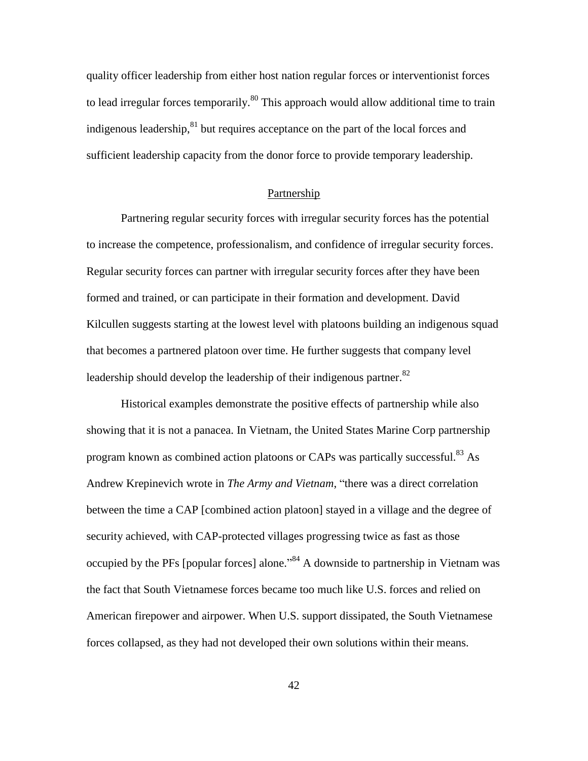quality officer leadership from either host nation regular forces or interventionist forces to lead irregular forces temporarily.[80] This approach would allow additional time to train indigenous leadership,[81] but requires acceptance on the part of the local forces and sufficient leadership capacity from the donor force to provide temporary leadership.

## Partnership

Partnering regular security forces with irregular security forces has the potential to increase the competence, professionalism, and confidence of irregular security forces. Regular security forces can partner with irregular security forces after they have been formed and trained, or can participate in their formation and development. David Kilcullen suggests starting at the lowest level with platoons building an indigenous squad that becomes a partnered platoon over time. He further suggests that company level leadership should develop the leadership of their indigenous partner.[82]

Historical examples demonstrate the positive effects of partnership while also showing that it is not a panacea. In Vietnam, the United States Marine Corp partnership program known as combined action platoons or CAPs was partically successful.[83] As Andrew Krepinevich wrote in *The Army and Vietnam*, "there was a direct correlation between the time a CAP [combined action platoon] stayed in a village and the degree of security achieved, with CAP-protected villages progressing twice as fast as those occupied by the PFs [popular forces] alone."[84] A downside to partnership in Vietnam was the fact that South Vietnamese forces became too much like U.S. forces and relied on American firepower and airpower. When U.S. support dissipated, the South Vietnamese forces collapsed, as they had not developed their own solutions within their means.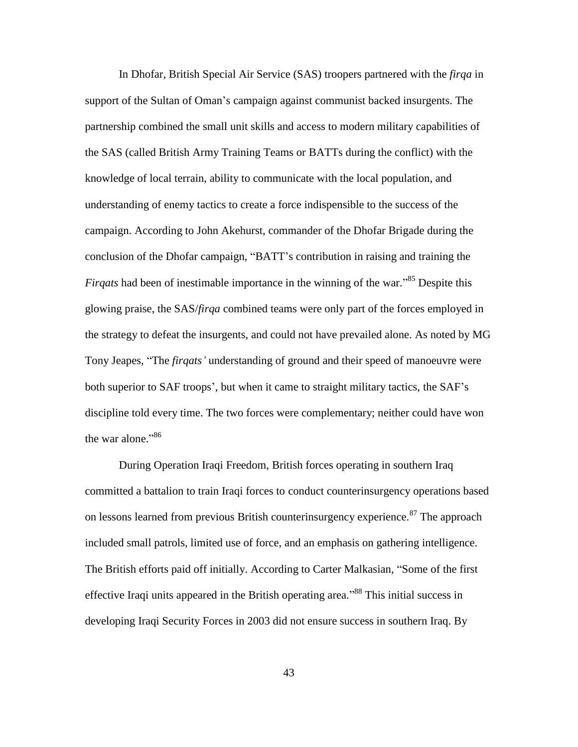In Dhofar, British Special Air Service (SAS) troopers partnered with the *firqa* in support of the Sultan of Oman's campaign against communist backed insurgents. The partnership combined the small unit skills and access to modern military capabilities of the SAS (called British Army Training Teams or BATTs during the conflict) with the knowledge of local terrain, ability to communicate with the local population, and understanding of enemy tactics to create a force indispensible to the success of the campaign. According to John Akehurst, commander of the Dhofar Brigade during the conclusion of the Dhofar campaign, "BATT's contribution in raising and training the *Firqats* had been of inestimable importance in the winning of the war."[85] Despite this glowing praise, the SAS/*firqa* combined teams were only part of the forces employed in the strategy to defeat the insurgents, and could not have prevailed alone. As noted by MG Tony Jeapes, "The *firqats'* understanding of ground and their speed of manoeuvre were both superior to SAF troops', but when it came to straight military tactics, the SAF's discipline told every time. The two forces were complementary; neither could have won the war alone."[86]

During Operation Iraqi Freedom, British forces operating in southern Iraq committed a battalion to train Iraqi forces to conduct counterinsurgency operations based on lessons learned from previous British counterinsurgency experience.[87] The approach included small patrols, limited use of force, and an emphasis on gathering intelligence. The British efforts paid off initially. According to Carter Malkasian, "Some of the first effective Iraqi units appeared in the British operating area."[88] This initial success in developing Iraqi Security Forces in 2003 did not ensure success in southern Iraq. By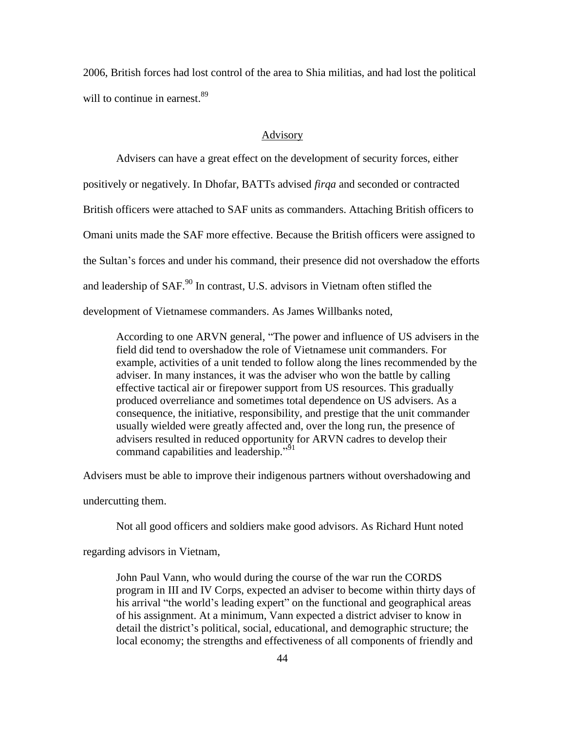2006, British forces had lost control of the area to Shia militias, and had lost the political will to continue in earnest.[89]

## Advisory

Advisers can have a great effect on the development of security forces, either positively or negatively. In Dhofar, BATTs advised *firqa* and seconded or contracted British officers were attached to SAF units as commanders. Attaching British officers to Omani units made the SAF more effective. Because the British officers were assigned to the Sultan's forces and under his command, their presence did not overshadow the efforts and leadership of SAF.[90] In contrast, U.S. advisors in Vietnam often stifled the development of Vietnamese commanders. As James Willbanks noted,

> According to one ARVN general, "The power and influence of US advisers in the field did tend to overshadow the role of Vietnamese unit commanders. For example, activities of a unit tended to follow along the lines recommended by the adviser. In many instances, it was the adviser who won the battle by calling effective tactical air or firepower support from US resources. This gradually produced overreliance and sometimes total dependence on US advisers. As a consequence, the initiative, responsibility, and prestige that the unit commander usually wielded were greatly affected and, over the long run, the presence of advisers resulted in reduced opportunity for ARVN cadres to develop their command capabilities and leadership."[91]

Advisers must be able to improve their indigenous partners without overshadowing and undercutting them.

Not all good officers and soldiers make good advisors. As Richard Hunt noted regarding advisors in Vietnam,

> John Paul Vann, who would during the course of the war run the CORDS program in III and IV Corps, expected an adviser to become within thirty days of his arrival "the world's leading expert" on the functional and geographical areas of his assignment. At a minimum, Vann expected a district adviser to know in detail the district's political, social, educational, and demographic structure; the local economy; the strengths and effectiveness of all components of friendly and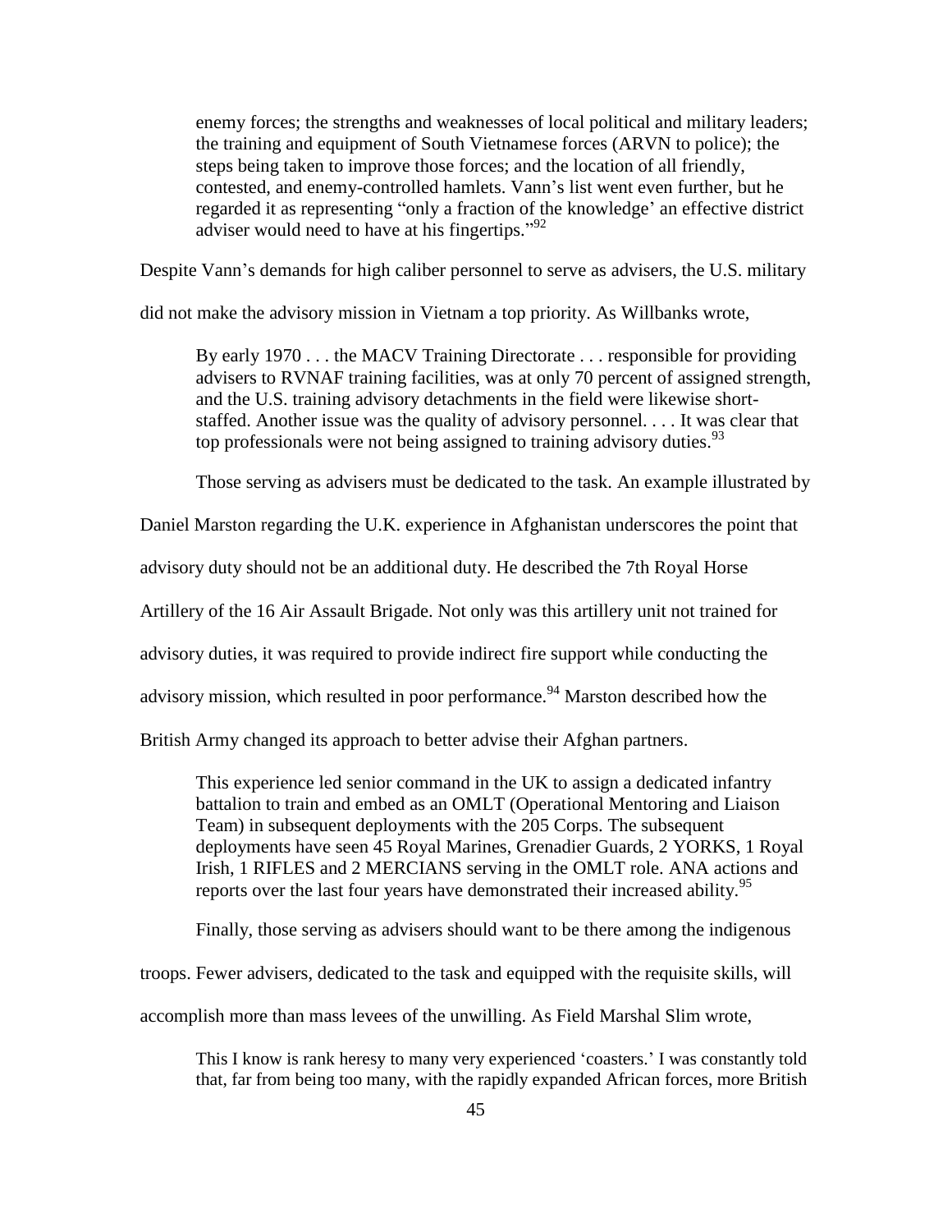> enemy forces; the strengths and weaknesses of local political and military leaders; the training and equipment of South Vietnamese forces (ARVN to police); the steps being taken to improve those forces; and the location of all friendly, contested, and enemy-controlled hamlets. Vann's list went even further, but he regarded it as representing "only a fraction of the knowledge' an effective district adviser would need to have at his fingertips."[92]

Despite Vann's demands for high caliber personnel to serve as advisers, the U.S. military did not make the advisory mission in Vietnam a top priority. As Willbanks wrote,

> By early 1970 . . . the MACV Training Directorate . . . responsible for providing advisers to RVNAF training facilities, was at only 70 percent of assigned strength, and the U.S. training advisory detachments in the field were likewise short-staffed. Another issue was the quality of advisory personnel. . . . It was clear that top professionals were not being assigned to training advisory duties.[93]

Those serving as advisers must be dedicated to the task. An example illustrated by Daniel Marston regarding the U.K. experience in Afghanistan underscores the point that advisory duty should not be an additional duty. He described the 7th Royal Horse Artillery of the 16 Air Assault Brigade. Not only was this artillery unit not trained for advisory duties, it was required to provide indirect fire support while conducting the advisory mission, which resulted in poor performance.[94] Marston described how the British Army changed its approach to better advise their Afghan partners.

> This experience led senior command in the UK to assign a dedicated infantry battalion to train and embed as an OMLT (Operational Mentoring and Liaison Team) in subsequent deployments with the 205 Corps. The subsequent deployments have seen 45 Royal Marines, Grenadier Guards, 2 YORKS, 1 Royal Irish, 1 RIFLES and 2 MERCIANS serving in the OMLT role. ANA actions and reports over the last four years have demonstrated their increased ability.[95]

Finally, those serving as advisers should want to be there among the indigenous troops. Fewer advisers, dedicated to the task and equipped with the requisite skills, will accomplish more than mass levees of the unwilling. As Field Marshal Slim wrote,

> This I know is rank heresy to many very experienced 'coasters.' I was constantly told that, far from being too many, with the rapidly expanded African forces, more British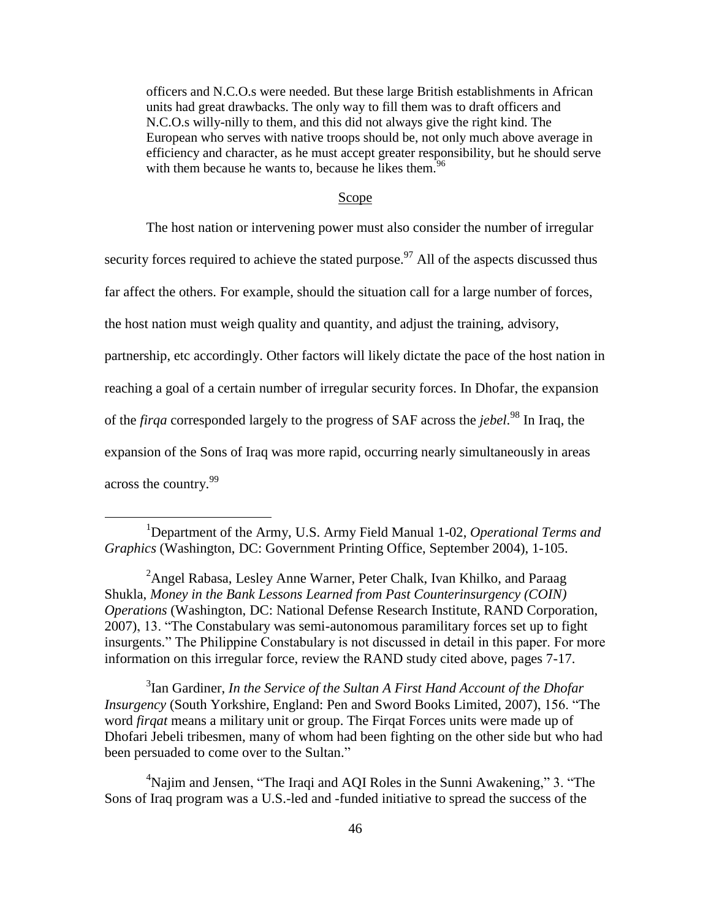officers and N.C.O.s were needed. But these large British establishments in African units had great drawbacks. The only way to fill them was to draft officers and N.C.O.s willy-nilly to them, and this did not always give the right kind. The European who serves with native troops should be, not only much above average in efficiency and character, as he must accept greater responsibility, but he should serve with them because he wants to, because he likes them.[96]

## Scope

The host nation or intervening power must also consider the number of irregular security forces required to achieve the stated purpose.[97] All of the aspects discussed thus far affect the others. For example, should the situation call for a large number of forces, the host nation must weigh quality and quantity, and adjust the training, advisory, partnership, etc accordingly. Other factors will likely dictate the pace of the host nation in reaching a goal of a certain number of irregular security forces. In Dhofar, the expansion of the *firqa* corresponded largely to the progress of SAF across the *jebel*.[98] In Iraq, the expansion of the Sons of Iraq was more rapid, occurring nearly simultaneously in areas across the country.[99]

---

[1] Department of the Army, U.S. Army Field Manual 1-02, *Operational Terms and Graphics* (Washington, DC: Government Printing Office, September 2004), 1-105.

[2] Angel Rabasa, Lesley Anne Warner, Peter Chalk, Ivan Khilko, and Paraag Shukla, *Money in the Bank Lessons Learned from Past Counterinsurgency (COIN) Operations* (Washington, DC: National Defense Research Institute, RAND Corporation, 2007), 13. "The Constabulary was semi-autonomous paramilitary forces set up to fight insurgents." The Philippine Constabulary is not discussed in detail in this paper. For more information on this irregular force, review the RAND study cited above, pages 7-17.

[3] Ian Gardiner, *In the Service of the Sultan A First Hand Account of the Dhofar Insurgency* (South Yorkshire, England: Pen and Sword Books Limited, 2007), 156. "The word *firqat* means a military unit or group. The Firqat Forces units were made up of Dhofari Jebeli tribesmen, many of whom had been fighting on the other side but who had been persuaded to come over to the Sultan."

[4] Najim and Jensen, "The Iraqi and AQI Roles in the Sunni Awakening," 3. "The Sons of Iraq program was a U.S.-led and -funded initiative to spread the success of the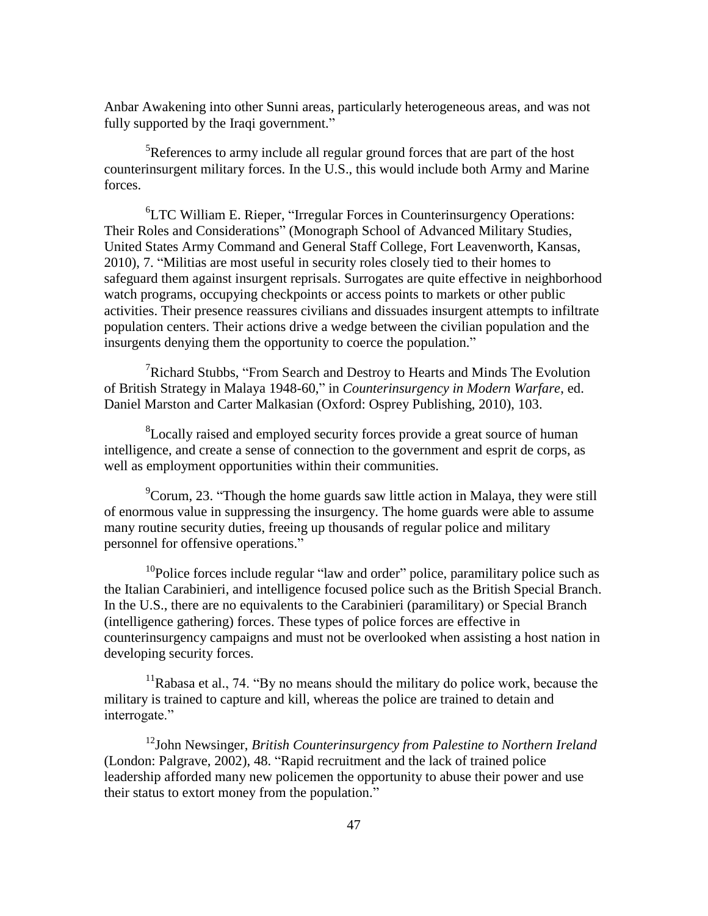Anbar Awakening into other Sunni areas, particularly heterogeneous areas, and was not fully supported by the Iraqi government."

[5]References to army include all regular ground forces that are part of the host counterinsurgent military forces. In the U.S., this would include both Army and Marine forces.

[6]LTC William E. Rieper, "Irregular Forces in Counterinsurgency Operations: Their Roles and Considerations" (Monograph School of Advanced Military Studies, United States Army Command and General Staff College, Fort Leavenworth, Kansas, 2010), 7. "Militias are most useful in security roles closely tied to their homes to safeguard them against insurgent reprisals. Surrogates are quite effective in neighborhood watch programs, occupying checkpoints or access points to markets or other public activities. Their presence reassures civilians and dissuades insurgent attempts to infiltrate population centers. Their actions drive a wedge between the civilian population and the insurgents denying them the opportunity to coerce the population."

[7]Richard Stubbs, "From Search and Destroy to Hearts and Minds The Evolution of British Strategy in Malaya 1948-60," in *Counterinsurgency in Modern Warfare*, ed. Daniel Marston and Carter Malkasian (Oxford: Osprey Publishing, 2010), 103.

[8]Locally raised and employed security forces provide a great source of human intelligence, and create a sense of connection to the government and esprit de corps, as well as employment opportunities within their communities.

[9]Corum, 23. "Though the home guards saw little action in Malaya, they were still of enormous value in suppressing the insurgency. The home guards were able to assume many routine security duties, freeing up thousands of regular police and military personnel for offensive operations."

[10]Police forces include regular "law and order" police, paramilitary police such as the Italian Carabinieri, and intelligence focused police such as the British Special Branch. In the U.S., there are no equivalents to the Carabinieri (paramilitary) or Special Branch (intelligence gathering) forces. These types of police forces are effective in counterinsurgency campaigns and must not be overlooked when assisting a host nation in developing security forces.

[11]Rabasa et al., 74. "By no means should the military do police work, because the military is trained to capture and kill, whereas the police are trained to detain and interrogate."

[12]John Newsinger, *British Counterinsurgency from Palestine to Northern Ireland* (London: Palgrave, 2002), 48. "Rapid recruitment and the lack of trained police leadership afforded many new policemen the opportunity to abuse their power and use their status to extort money from the population."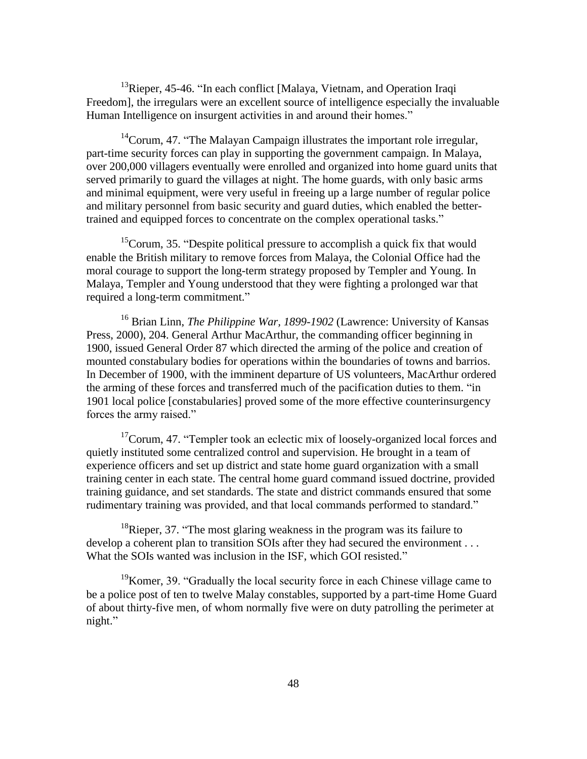[13]Rieper, 45-46. "In each conflict [Malaya, Vietnam, and Operation Iraqi Freedom], the irregulars were an excellent source of intelligence especially the invaluable Human Intelligence on insurgent activities in and around their homes."

[14]Corum, 47. "The Malayan Campaign illustrates the important role irregular, part-time security forces can play in supporting the government campaign. In Malaya, over 200,000 villagers eventually were enrolled and organized into home guard units that served primarily to guard the villages at night. The home guards, with only basic arms and minimal equipment, were very useful in freeing up a large number of regular police and military personnel from basic security and guard duties, which enabled the better-trained and equipped forces to concentrate on the complex operational tasks."

[15]Corum, 35. "Despite political pressure to accomplish a quick fix that would enable the British military to remove forces from Malaya, the Colonial Office had the moral courage to support the long-term strategy proposed by Templer and Young. In Malaya, Templer and Young understood that they were fighting a prolonged war that required a long-term commitment."

[16] Brian Linn, *The Philippine War, 1899-1902* (Lawrence: University of Kansas Press, 2000), 204. General Arthur MacArthur, the commanding officer beginning in 1900, issued General Order 87 which directed the arming of the police and creation of mounted constabulary bodies for operations within the boundaries of towns and barrios. In December of 1900, with the imminent departure of US volunteers, MacArthur ordered the arming of these forces and transferred much of the pacification duties to them. "in 1901 local police [constabularies] proved some of the more effective counterinsurgency forces the army raised."

[17]Corum, 47. "Templer took an eclectic mix of loosely-organized local forces and quietly instituted some centralized control and supervision. He brought in a team of experience officers and set up district and state home guard organization with a small training center in each state. The central home guard command issued doctrine, provided training guidance, and set standards. The state and district commands ensured that some rudimentary training was provided, and that local commands performed to standard."

[18]Rieper, 37. "The most glaring weakness in the program was its failure to develop a coherent plan to transition SOIs after they had secured the environment . . . What the SOIs wanted was inclusion in the ISF, which GOI resisted."

[19]Komer, 39. "Gradually the local security force in each Chinese village came to be a police post of ten to twelve Malay constables, supported by a part-time Home Guard of about thirty-five men, of whom normally five were on duty patrolling the perimeter at night."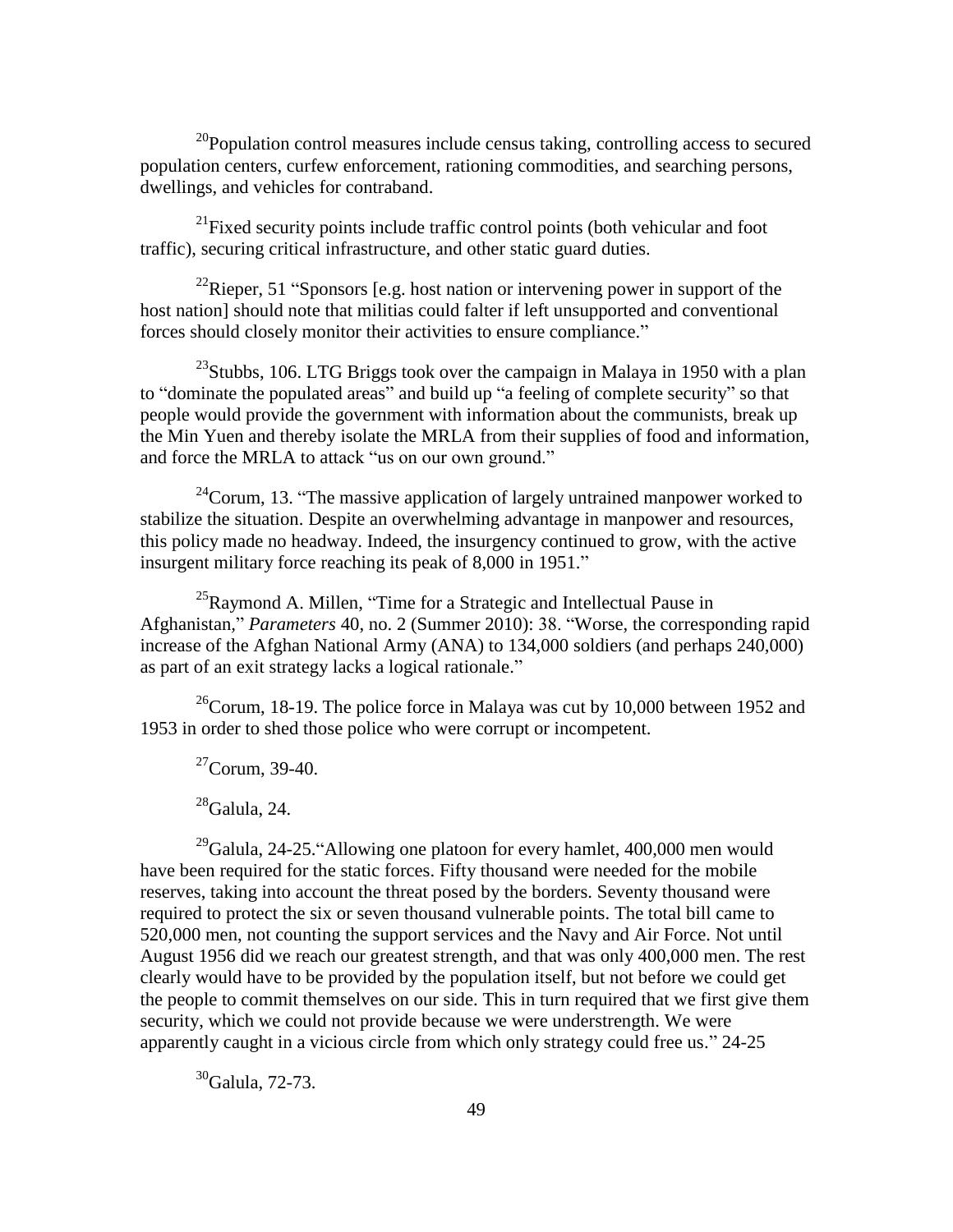[20]Population control measures include census taking, controlling access to secured population centers, curfew enforcement, rationing commodities, and searching persons, dwellings, and vehicles for contraband.

[21]Fixed security points include traffic control points (both vehicular and foot traffic), securing critical infrastructure, and other static guard duties.

[22]Rieper, 51 "Sponsors [e.g. host nation or intervening power in support of the host nation] should note that militias could falter if left unsupported and conventional forces should closely monitor their activities to ensure compliance."

[23]Stubbs, 106. LTG Briggs took over the campaign in Malaya in 1950 with a plan to "dominate the populated areas" and build up "a feeling of complete security" so that people would provide the government with information about the communists, break up the Min Yuen and thereby isolate the MRLA from their supplies of food and information, and force the MRLA to attack "us on our own ground."

[24]Corum, 13. "The massive application of largely untrained manpower worked to stabilize the situation. Despite an overwhelming advantage in manpower and resources, this policy made no headway. Indeed, the insurgency continued to grow, with the active insurgent military force reaching its peak of 8,000 in 1951."

[25]Raymond A. Millen, "Time for a Strategic and Intellectual Pause in Afghanistan," *Parameters* 40, no. 2 (Summer 2010): 38. "Worse, the corresponding rapid increase of the Afghan National Army (ANA) to 134,000 soldiers (and perhaps 240,000) as part of an exit strategy lacks a logical rationale."

[26]Corum, 18-19. The police force in Malaya was cut by 10,000 between 1952 and 1953 in order to shed those police who were corrupt or incompetent.

[27]Corum, 39-40.

[28]Galula, 24.

[29]Galula, 24-25."Allowing one platoon for every hamlet, 400,000 men would have been required for the static forces. Fifty thousand were needed for the mobile reserves, taking into account the threat posed by the borders. Seventy thousand were required to protect the six or seven thousand vulnerable points. The total bill came to 520,000 men, not counting the support services and the Navy and Air Force. Not until August 1956 did we reach our greatest strength, and that was only 400,000 men. The rest clearly would have to be provided by the population itself, but not before we could get the people to commit themselves on our side. This in turn required that we first give them security, which we could not provide because we were understrength. We were apparently caught in a vicious circle from which only strategy could free us." 24-25

[30]Galula, 72-73.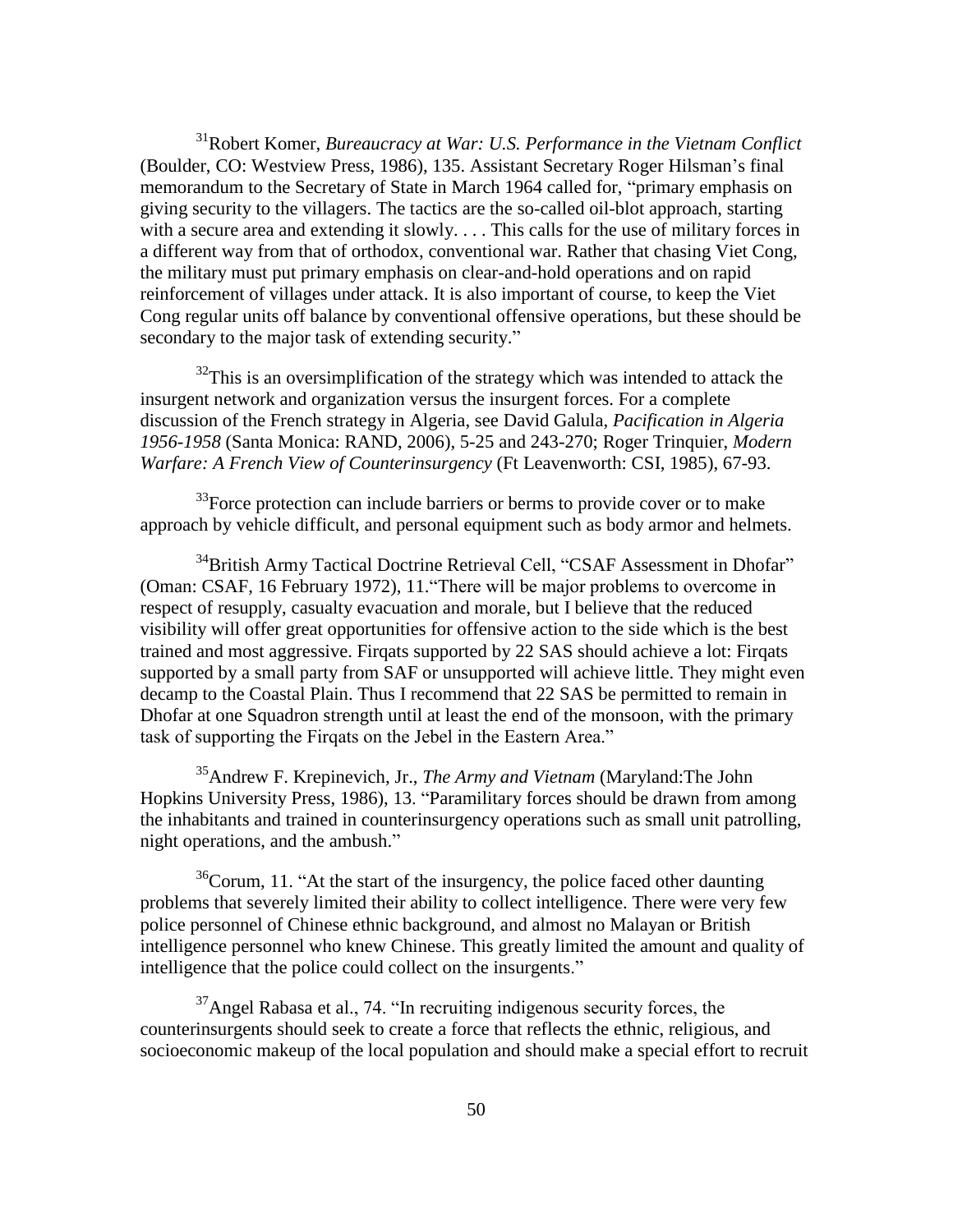[31]Robert Komer, *Bureaucracy at War: U.S. Performance in the Vietnam Conflict* (Boulder, CO: Westview Press, 1986), 135. Assistant Secretary Roger Hilsman's final memorandum to the Secretary of State in March 1964 called for, "primary emphasis on giving security to the villagers. The tactics are the so-called oil-blot approach, starting with a secure area and extending it slowly. . . . This calls for the use of military forces in a different way from that of orthodox, conventional war. Rather that chasing Viet Cong, the military must put primary emphasis on clear-and-hold operations and on rapid reinforcement of villages under attack. It is also important of course, to keep the Viet Cong regular units off balance by conventional offensive operations, but these should be secondary to the major task of extending security."

[32]This is an oversimplification of the strategy which was intended to attack the insurgent network and organization versus the insurgent forces. For a complete discussion of the French strategy in Algeria, see David Galula, *Pacification in Algeria 1956-1958* (Santa Monica: RAND, 2006), 5-25 and 243-270; Roger Trinquier, *Modern Warfare: A French View of Counterinsurgency* (Ft Leavenworth: CSI, 1985), 67-93.

[33]Force protection can include barriers or berms to provide cover or to make approach by vehicle difficult, and personal equipment such as body armor and helmets.

[34]British Army Tactical Doctrine Retrieval Cell, "CSAF Assessment in Dhofar" (Oman: CSAF, 16 February 1972), 11."There will be major problems to overcome in respect of resupply, casualty evacuation and morale, but I believe that the reduced visibility will offer great opportunities for offensive action to the side which is the best trained and most aggressive. Firqats supported by 22 SAS should achieve a lot: Firqats supported by a small party from SAF or unsupported will achieve little. They might even decamp to the Coastal Plain. Thus I recommend that 22 SAS be permitted to remain in Dhofar at one Squadron strength until at least the end of the monsoon, with the primary task of supporting the Firqats on the Jebel in the Eastern Area."

[35]Andrew F. Krepinevich, Jr., *The Army and Vietnam* (Maryland:The John Hopkins University Press, 1986), 13. "Paramilitary forces should be drawn from among the inhabitants and trained in counterinsurgency operations such as small unit patrolling, night operations, and the ambush."

[36]Corum, 11. "At the start of the insurgency, the police faced other daunting problems that severely limited their ability to collect intelligence. There were very few police personnel of Chinese ethnic background, and almost no Malayan or British intelligence personnel who knew Chinese. This greatly limited the amount and quality of intelligence that the police could collect on the insurgents."

[37]Angel Rabasa et al., 74. "In recruiting indigenous security forces, the counterinsurgents should seek to create a force that reflects the ethnic, religious, and socioeconomic makeup of the local population and should make a special effort to recruit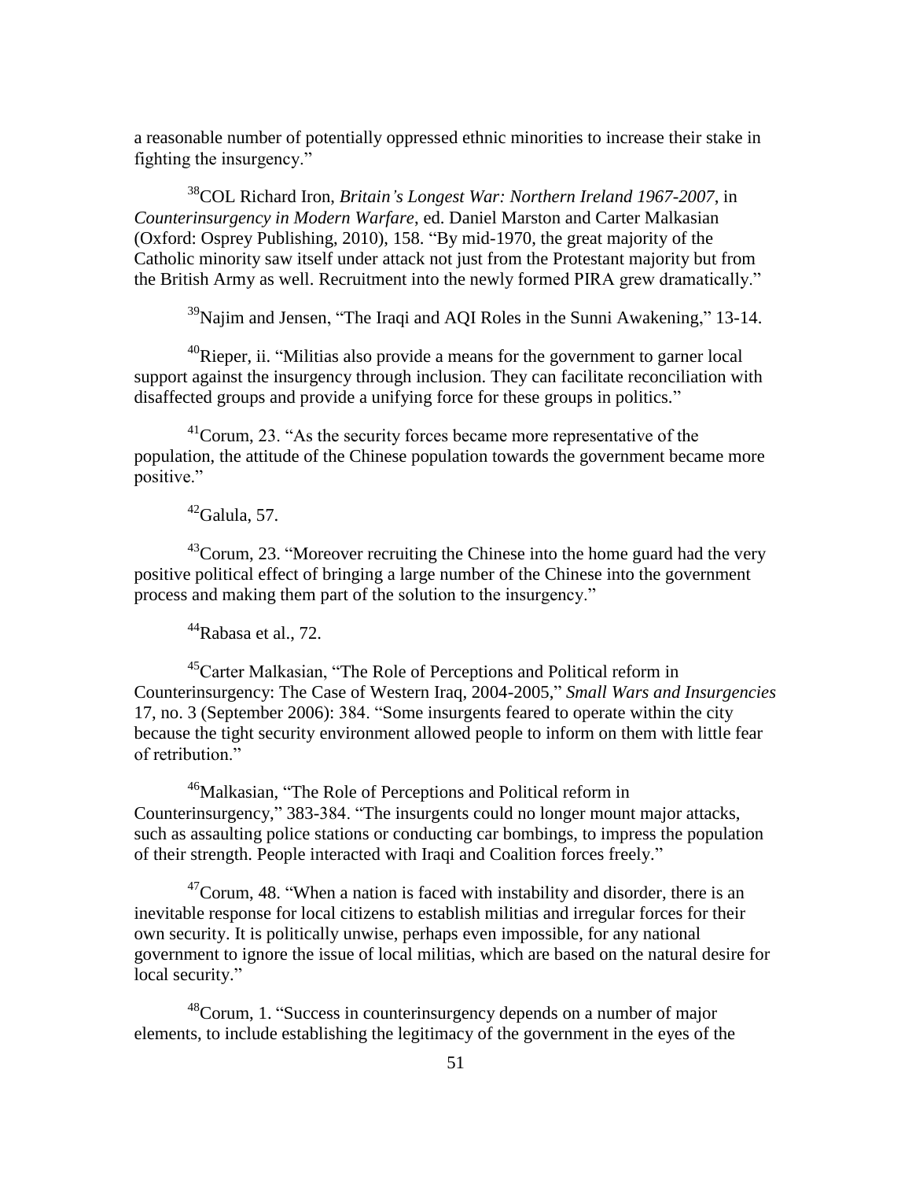a reasonable number of potentially oppressed ethnic minorities to increase their stake in fighting the insurgency."

[38]COL Richard Iron, *Britain's Longest War: Northern Ireland 1967-2007*, in *Counterinsurgency in Modern Warfare*, ed. Daniel Marston and Carter Malkasian (Oxford: Osprey Publishing, 2010), 158. "By mid-1970, the great majority of the Catholic minority saw itself under attack not just from the Protestant majority but from the British Army as well. Recruitment into the newly formed PIRA grew dramatically."

[39]Najim and Jensen, "The Iraqi and AQI Roles in the Sunni Awakening," 13-14.

[40]Rieper, ii. "Militias also provide a means for the government to garner local support against the insurgency through inclusion. They can facilitate reconciliation with disaffected groups and provide a unifying force for these groups in politics."

[41]Corum, 23. "As the security forces became more representative of the population, the attitude of the Chinese population towards the government became more positive."

[42]Galula, 57.

[43]Corum, 23. "Moreover recruiting the Chinese into the home guard had the very positive political effect of bringing a large number of the Chinese into the government process and making them part of the solution to the insurgency."

[44]Rabasa et al., 72.

[45]Carter Malkasian, "The Role of Perceptions and Political reform in Counterinsurgency: The Case of Western Iraq, 2004-2005," *Small Wars and Insurgencies* 17, no. 3 (September 2006): 384. "Some insurgents feared to operate within the city because the tight security environment allowed people to inform on them with little fear of retribution."

[46]Malkasian, "The Role of Perceptions and Political reform in Counterinsurgency," 383-384. "The insurgents could no longer mount major attacks, such as assaulting police stations or conducting car bombings, to impress the population of their strength. People interacted with Iraqi and Coalition forces freely."

[47]Corum, 48. "When a nation is faced with instability and disorder, there is an inevitable response for local citizens to establish militias and irregular forces for their own security. It is politically unwise, perhaps even impossible, for any national government to ignore the issue of local militias, which are based on the natural desire for local security."

[48]Corum, 1. "Success in counterinsurgency depends on a number of major elements, to include establishing the legitimacy of the government in the eyes of the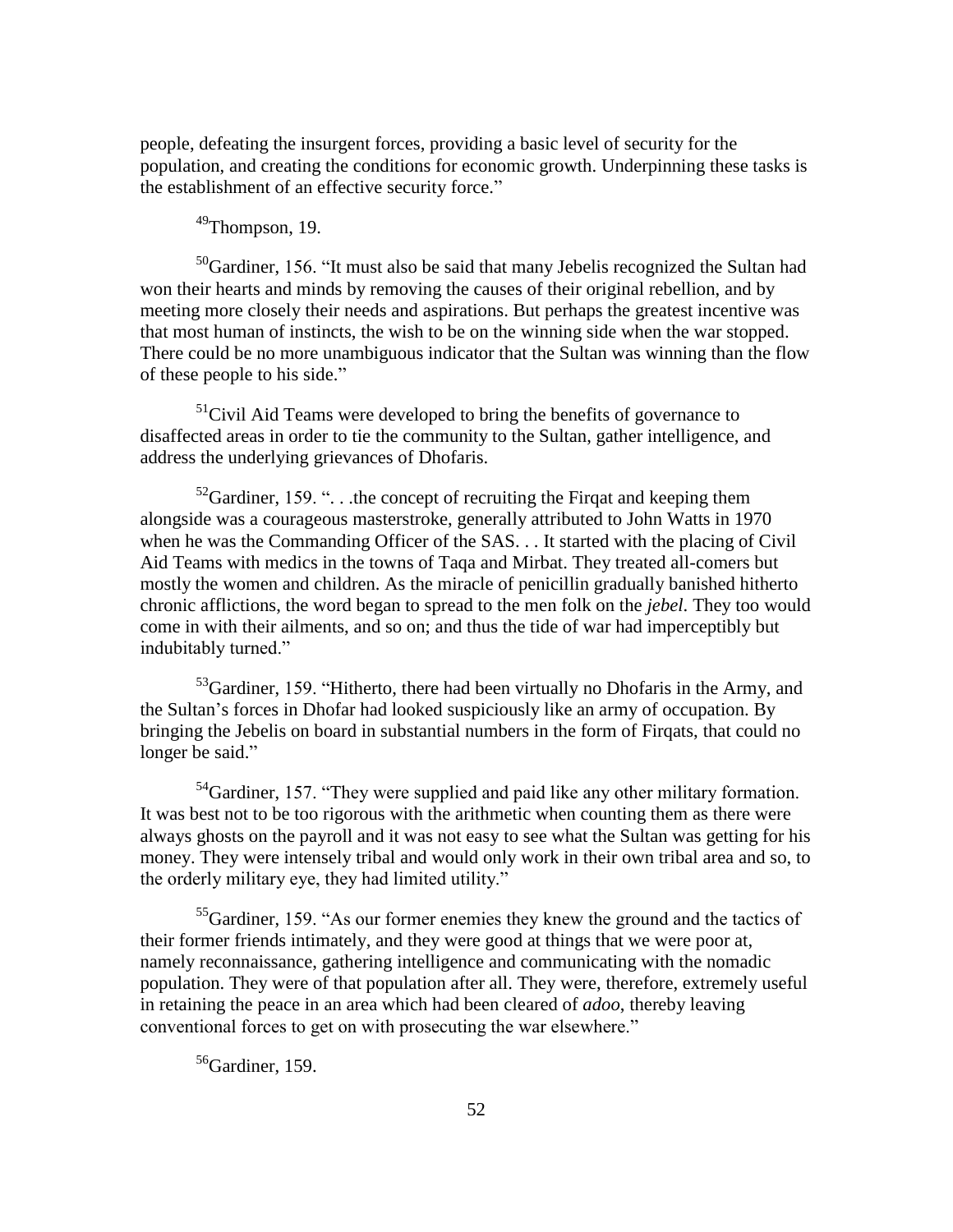people, defeating the insurgent forces, providing a basic level of security for the population, and creating the conditions for economic growth. Underpinning these tasks is the establishment of an effective security force."

[49]Thompson, 19.

[50]Gardiner, 156. "It must also be said that many Jebelis recognized the Sultan had won their hearts and minds by removing the causes of their original rebellion, and by meeting more closely their needs and aspirations. But perhaps the greatest incentive was that most human of instincts, the wish to be on the winning side when the war stopped. There could be no more unambiguous indicator that the Sultan was winning than the flow of these people to his side."

[51]Civil Aid Teams were developed to bring the benefits of governance to disaffected areas in order to tie the community to the Sultan, gather intelligence, and address the underlying grievances of Dhofaris.

[52]Gardiner, 159. ". . .the concept of recruiting the Firqat and keeping them alongside was a courageous masterstroke, generally attributed to John Watts in 1970 when he was the Commanding Officer of the SAS. . . It started with the placing of Civil Aid Teams with medics in the towns of Taqa and Mirbat. They treated all-comers but mostly the women and children. As the miracle of penicillin gradually banished hitherto chronic afflictions, the word began to spread to the men folk on the *jebel*. They too would come in with their ailments, and so on; and thus the tide of war had imperceptibly but indubitably turned."

[53]Gardiner, 159. "Hitherto, there had been virtually no Dhofaris in the Army, and the Sultan's forces in Dhofar had looked suspiciously like an army of occupation. By bringing the Jebelis on board in substantial numbers in the form of Firqats, that could no longer be said."

[54]Gardiner, 157. "They were supplied and paid like any other military formation. It was best not to be too rigorous with the arithmetic when counting them as there were always ghosts on the payroll and it was not easy to see what the Sultan was getting for his money. They were intensely tribal and would only work in their own tribal area and so, to the orderly military eye, they had limited utility."

[55]Gardiner, 159. "As our former enemies they knew the ground and the tactics of their former friends intimately, and they were good at things that we were poor at, namely reconnaissance, gathering intelligence and communicating with the nomadic population. They were of that population after all. They were, therefore, extremely useful in retaining the peace in an area which had been cleared of *adoo*, thereby leaving conventional forces to get on with prosecuting the war elsewhere."

[56]Gardiner, 159.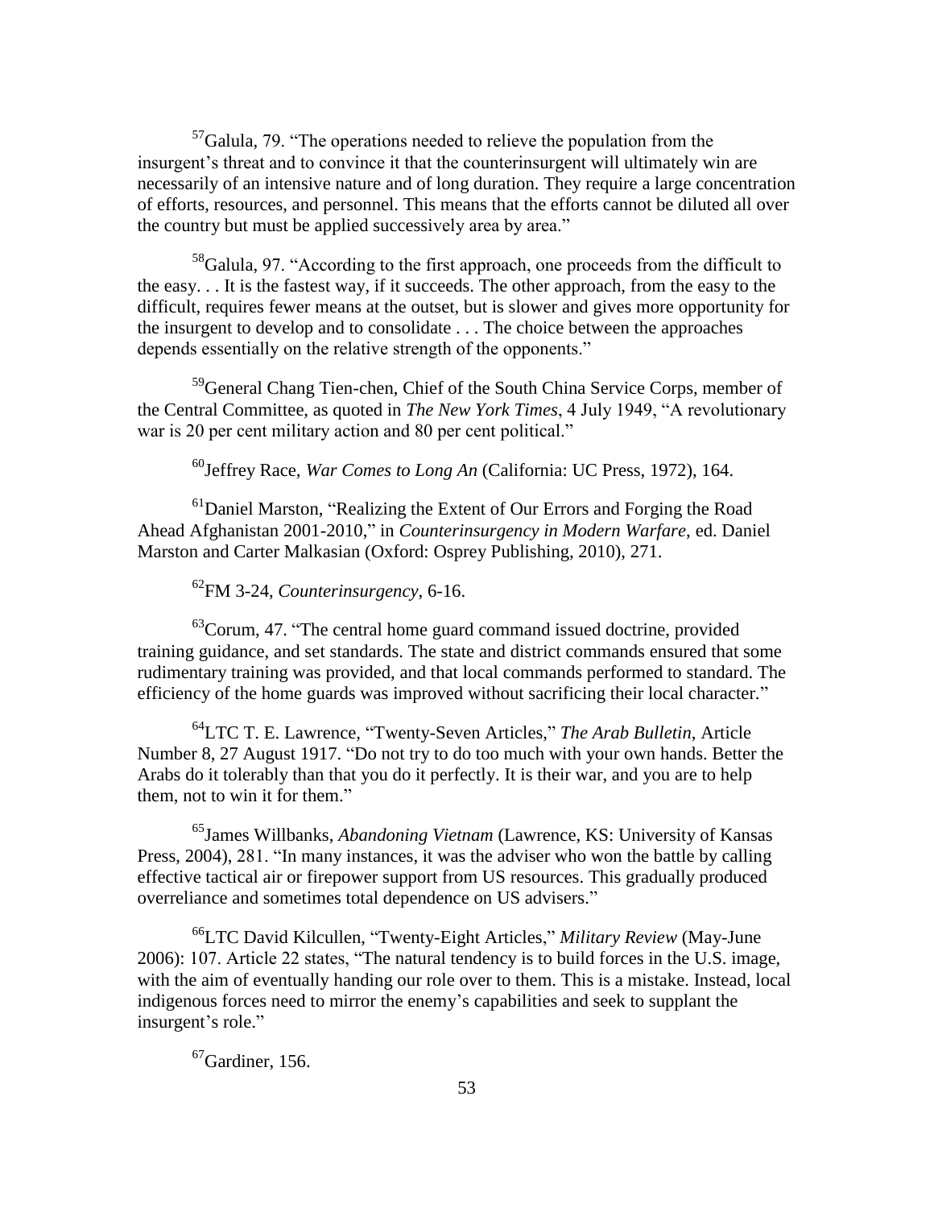[57]Galula, 79. “The operations needed to relieve the population from the insurgent’s threat and to convince it that the counterinsurgent will ultimately win are necessarily of an intensive nature and of long duration. They require a large concentration of efforts, resources, and personnel. This means that the efforts cannot be diluted all over the country but must be applied successively area by area.”

[58]Galula, 97. “According to the first approach, one proceeds from the difficult to the easy. . . It is the fastest way, if it succeeds. The other approach, from the easy to the difficult, requires fewer means at the outset, but is slower and gives more opportunity for the insurgent to develop and to consolidate . . . The choice between the approaches depends essentially on the relative strength of the opponents.”

[59]General Chang Tien-chen, Chief of the South China Service Corps, member of the Central Committee, as quoted in *The New York Times*, 4 July 1949, “A revolutionary war is 20 per cent military action and 80 per cent political.”

[60]Jeffrey Race, *War Comes to Long An* (California: UC Press, 1972), 164.

[61]Daniel Marston, “Realizing the Extent of Our Errors and Forging the Road Ahead Afghanistan 2001-2010,” in *Counterinsurgency in Modern Warfare*, ed. Daniel Marston and Carter Malkasian (Oxford: Osprey Publishing, 2010), 271.

[62]FM 3-24, *Counterinsurgency*, 6-16.

[63]Corum, 47. “The central home guard command issued doctrine, provided training guidance, and set standards. The state and district commands ensured that some rudimentary training was provided, and that local commands performed to standard. The efficiency of the home guards was improved without sacrificing their local character.”

[64]LTC T. E. Lawrence, “Twenty-Seven Articles,” *The Arab Bulletin*, Article Number 8, 27 August 1917. “Do not try to do too much with your own hands. Better the Arabs do it tolerably than that you do it perfectly. It is their war, and you are to help them, not to win it for them.”

[65]James Willbanks, *Abandoning Vietnam* (Lawrence, KS: University of Kansas Press, 2004), 281. “In many instances, it was the adviser who won the battle by calling effective tactical air or firepower support from US resources. This gradually produced overreliance and sometimes total dependence on US advisers.”

[66]LTC David Kilcullen, “Twenty-Eight Articles,” *Military Review* (May-June 2006): 107. Article 22 states, “The natural tendency is to build forces in the U.S. image, with the aim of eventually handing our role over to them. This is a mistake. Instead, local indigenous forces need to mirror the enemy’s capabilities and seek to supplant the insurgent’s role.”

[67]Gardiner, 156.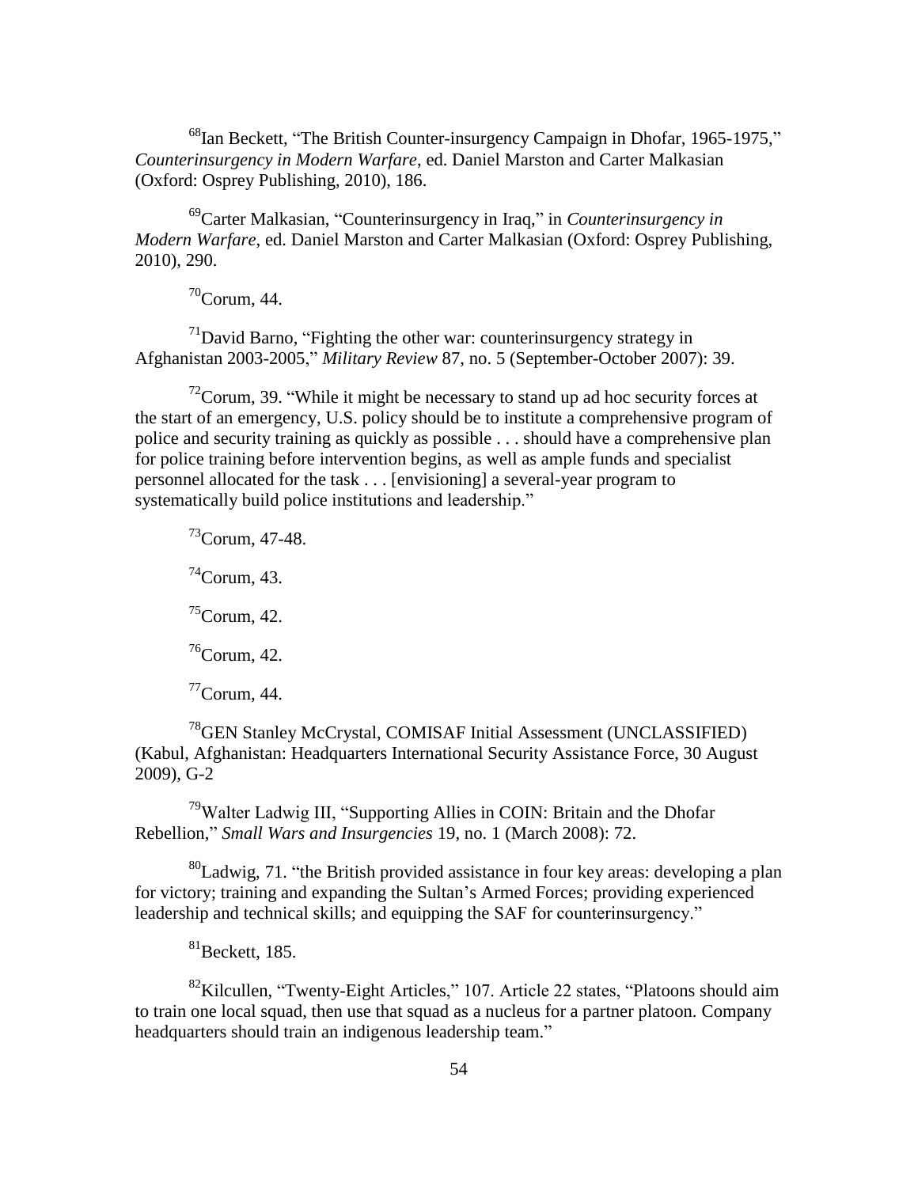[68]Ian Beckett, "The British Counter-insurgency Campaign in Dhofar, 1965-1975," *Counterinsurgency in Modern Warfare*, ed. Daniel Marston and Carter Malkasian (Oxford: Osprey Publishing, 2010), 186.

[69]Carter Malkasian, "Counterinsurgency in Iraq," in *Counterinsurgency in Modern Warfare*, ed. Daniel Marston and Carter Malkasian (Oxford: Osprey Publishing, 2010), 290.

[70]Corum, 44.

[71]David Barno, "Fighting the other war: counterinsurgency strategy in Afghanistan 2003-2005," *Military Review* 87, no. 5 (September-October 2007): 39.

[72]Corum, 39. "While it might be necessary to stand up ad hoc security forces at the start of an emergency, U.S. policy should be to institute a comprehensive program of police and security training as quickly as possible . . . should have a comprehensive plan for police training before intervention begins, as well as ample funds and specialist personnel allocated for the task . . . [envisioning] a several-year program to systematically build police institutions and leadership."

[73]Corum, 47-48.

[74]Corum, 43.

[75]Corum, 42.

[76]Corum, 42.

[77]Corum, 44.

[78]GEN Stanley McCrystal, COMISAF Initial Assessment (UNCLASSIFIED) (Kabul, Afghanistan: Headquarters International Security Assistance Force, 30 August 2009), G-2

[79]Walter Ladwig III, "Supporting Allies in COIN: Britain and the Dhofar Rebellion," *Small Wars and Insurgencies* 19, no. 1 (March 2008): 72.

[80]Ladwig, 71. "the British provided assistance in four key areas: developing a plan for victory; training and expanding the Sultan's Armed Forces; providing experienced leadership and technical skills; and equipping the SAF for counterinsurgency."

[81]Beckett, 185.

[82]Kilcullen, "Twenty-Eight Articles," 107. Article 22 states, "Platoons should aim to train one local squad, then use that squad as a nucleus for a partner platoon. Company headquarters should train an indigenous leadership team."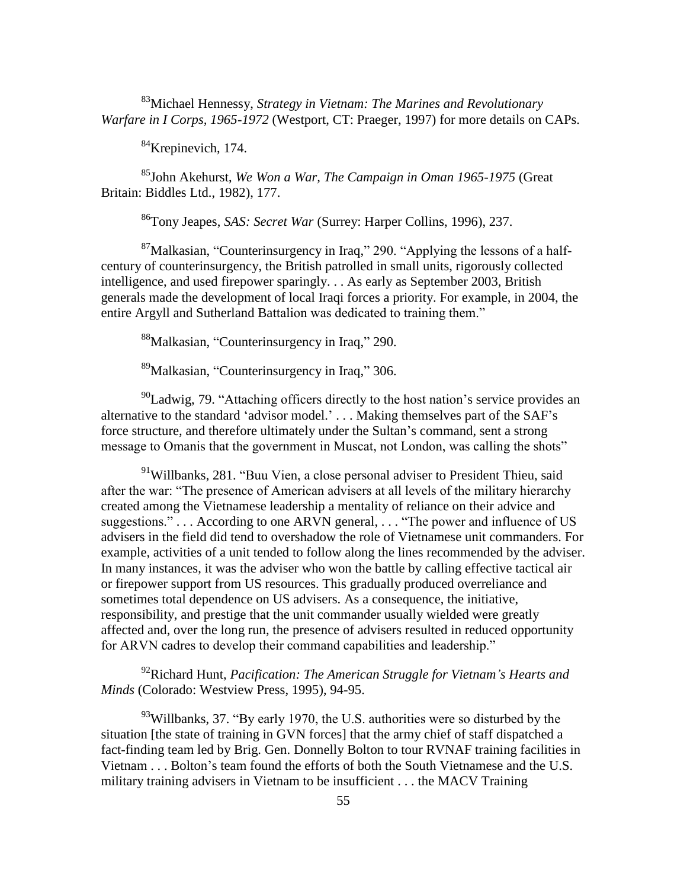[83]Michael Hennessy, *Strategy in Vietnam: The Marines and Revolutionary Warfare in I Corps, 1965-1972* (Westport, CT: Praeger, 1997) for more details on CAPs.

[84]Krepinevich, 174.

[85]John Akehurst, *We Won a War, The Campaign in Oman 1965-1975* (Great Britain: Biddles Ltd., 1982), 177.

[86]Tony Jeapes, *SAS: Secret War* (Surrey: Harper Collins, 1996), 237.

[87]Malkasian, "Counterinsurgency in Iraq," 290. "Applying the lessons of a half-century of counterinsurgency, the British patrolled in small units, rigorously collected intelligence, and used firepower sparingly. . . As early as September 2003, British generals made the development of local Iraqi forces a priority. For example, in 2004, the entire Argyll and Sutherland Battalion was dedicated to training them."

[88]Malkasian, "Counterinsurgency in Iraq," 290.

[89]Malkasian, "Counterinsurgency in Iraq," 306.

[90]Ladwig, 79. "Attaching officers directly to the host nation's service provides an alternative to the standard 'advisor model.' . . . Making themselves part of the SAF's force structure, and therefore ultimately under the Sultan's command, sent a strong message to Omanis that the government in Muscat, not London, was calling the shots"

[91]Willbanks, 281. "Buu Vien, a close personal adviser to President Thieu, said after the war: "The presence of American advisers at all levels of the military hierarchy created among the Vietnamese leadership a mentality of reliance on their advice and suggestions." . . . According to one ARVN general, . . . "The power and influence of US advisers in the field did tend to overshadow the role of Vietnamese unit commanders. For example, activities of a unit tended to follow along the lines recommended by the adviser. In many instances, it was the adviser who won the battle by calling effective tactical air or firepower support from US resources. This gradually produced overreliance and sometimes total dependence on US advisers. As a consequence, the initiative, responsibility, and prestige that the unit commander usually wielded were greatly affected and, over the long run, the presence of advisers resulted in reduced opportunity for ARVN cadres to develop their command capabilities and leadership."

[92]Richard Hunt, *Pacification: The American Struggle for Vietnam's Hearts and Minds* (Colorado: Westview Press, 1995), 94-95.

[93]Willbanks, 37. "By early 1970, the U.S. authorities were so disturbed by the situation [the state of training in GVN forces] that the army chief of staff dispatched a fact-finding team led by Brig. Gen. Donnelly Bolton to tour RVNAF training facilities in Vietnam . . . Bolton's team found the efforts of both the South Vietnamese and the U.S. military training advisers in Vietnam to be insufficient . . . the MACV Training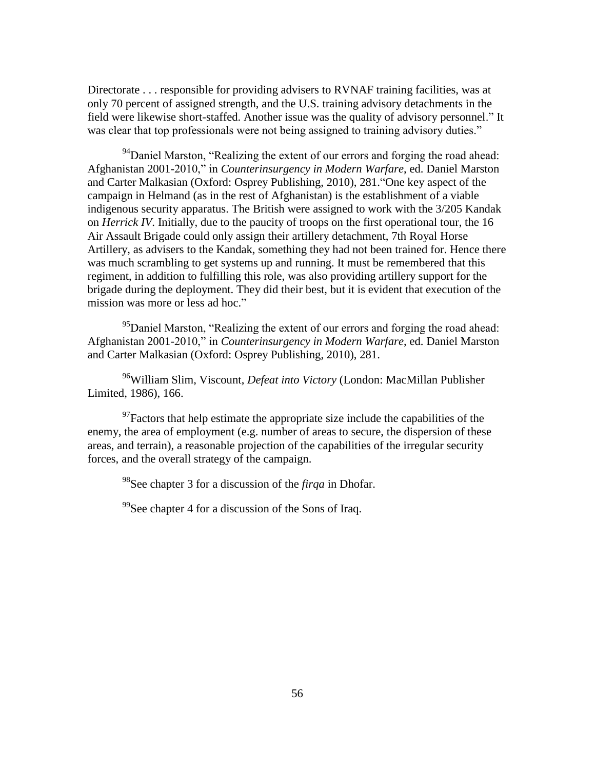Directorate . . . responsible for providing advisers to RVNAF training facilities, was at only 70 percent of assigned strength, and the U.S. training advisory detachments in the field were likewise short-staffed. Another issue was the quality of advisory personnel." It was clear that top professionals were not being assigned to training advisory duties."

[94]Daniel Marston, "Realizing the extent of our errors and forging the road ahead: Afghanistan 2001-2010," in *Counterinsurgency in Modern Warfare*, ed. Daniel Marston and Carter Malkasian (Oxford: Osprey Publishing, 2010), 281."One key aspect of the campaign in Helmand (as in the rest of Afghanistan) is the establishment of a viable indigenous security apparatus. The British were assigned to work with the 3/205 Kandak on *Herrick IV*. Initially, due to the paucity of troops on the first operational tour, the 16 Air Assault Brigade could only assign their artillery detachment, 7th Royal Horse Artillery, as advisers to the Kandak, something they had not been trained for. Hence there was much scrambling to get systems up and running. It must be remembered that this regiment, in addition to fulfilling this role, was also providing artillery support for the brigade during the deployment. They did their best, but it is evident that execution of the mission was more or less ad hoc."

[95]Daniel Marston, "Realizing the extent of our errors and forging the road ahead: Afghanistan 2001-2010," in *Counterinsurgency in Modern Warfare*, ed. Daniel Marston and Carter Malkasian (Oxford: Osprey Publishing, 2010), 281.

[96]William Slim, Viscount, *Defeat into Victory* (London: MacMillan Publisher Limited, 1986), 166.

[97]Factors that help estimate the appropriate size include the capabilities of the enemy, the area of employment (e.g. number of areas to secure, the dispersion of these areas, and terrain), a reasonable projection of the capabilities of the irregular security forces, and the overall strategy of the campaign.

[98]See chapter 3 for a discussion of the *firqa* in Dhofar.

[99]See chapter 4 for a discussion of the Sons of Iraq.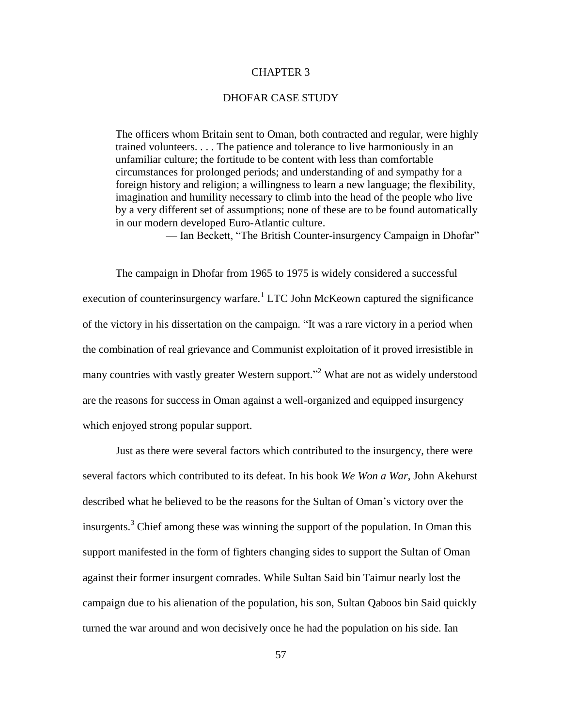# CHAPTER 3

## DHOFAR CASE STUDY

> The officers whom Britain sent to Oman, both contracted and regular, were highly trained volunteers. . . . The patience and tolerance to live harmoniously in an unfamiliar culture; the fortitude to be content with less than comfortable circumstances for prolonged periods; and understanding of and sympathy for a foreign history and religion; a willingness to learn a new language; the flexibility, imagination and humility necessary to climb into the head of the people who live by a very different set of assumptions; none of these are to be found automatically in our modern developed Euro-Atlantic culture.
>
> — Ian Beckett, "The British Counter-insurgency Campaign in Dhofar"

The campaign in Dhofar from 1965 to 1975 is widely considered a successful execution of counterinsurgency warfare.[1] LTC John McKeown captured the significance of the victory in his dissertation on the campaign. "It was a rare victory in a period when the combination of real grievance and Communist exploitation of it proved irresistible in many countries with vastly greater Western support."[2] What are not as widely understood are the reasons for success in Oman against a well-organized and equipped insurgency which enjoyed strong popular support.

Just as there were several factors which contributed to the insurgency, there were several factors which contributed to its defeat. In his book *We Won a War*, John Akehurst described what he believed to be the reasons for the Sultan of Oman's victory over the insurgents.[3] Chief among these was winning the support of the population. In Oman this support manifested in the form of fighters changing sides to support the Sultan of Oman against their former insurgent comrades. While Sultan Said bin Taimur nearly lost the campaign due to his alienation of the population, his son, Sultan Qaboos bin Said quickly turned the war around and won decisively once he had the population on his side. Ian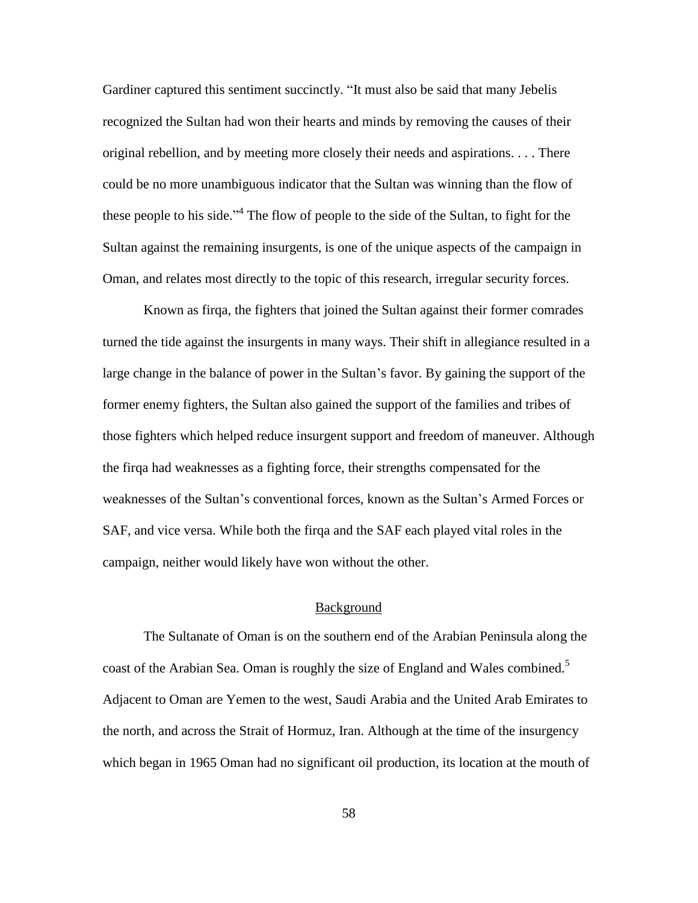Gardiner captured this sentiment succinctly. “It must also be said that many Jebelis recognized the Sultan had won their hearts and minds by removing the causes of their original rebellion, and by meeting more closely their needs and aspirations. . . . There could be no more unambiguous indicator that the Sultan was winning than the flow of these people to his side.”[4] The flow of people to the side of the Sultan, to fight for the Sultan against the remaining insurgents, is one of the unique aspects of the campaign in Oman, and relates most directly to the topic of this research, irregular security forces.

Known as firqa, the fighters that joined the Sultan against their former comrades turned the tide against the insurgents in many ways. Their shift in allegiance resulted in a large change in the balance of power in the Sultan’s favor. By gaining the support of the former enemy fighters, the Sultan also gained the support of the families and tribes of those fighters which helped reduce insurgent support and freedom of maneuver. Although the firqa had weaknesses as a fighting force, their strengths compensated for the weaknesses of the Sultan’s conventional forces, known as the Sultan’s Armed Forces or SAF, and vice versa. While both the firqa and the SAF each played vital roles in the campaign, neither would likely have won without the other.

## Background

The Sultanate of Oman is on the southern end of the Arabian Peninsula along the coast of the Arabian Sea. Oman is roughly the size of England and Wales combined.[5] Adjacent to Oman are Yemen to the west, Saudi Arabia and the United Arab Emirates to the north, and across the Strait of Hormuz, Iran. Although at the time of the insurgency which began in 1965 Oman had no significant oil production, its location at the mouth of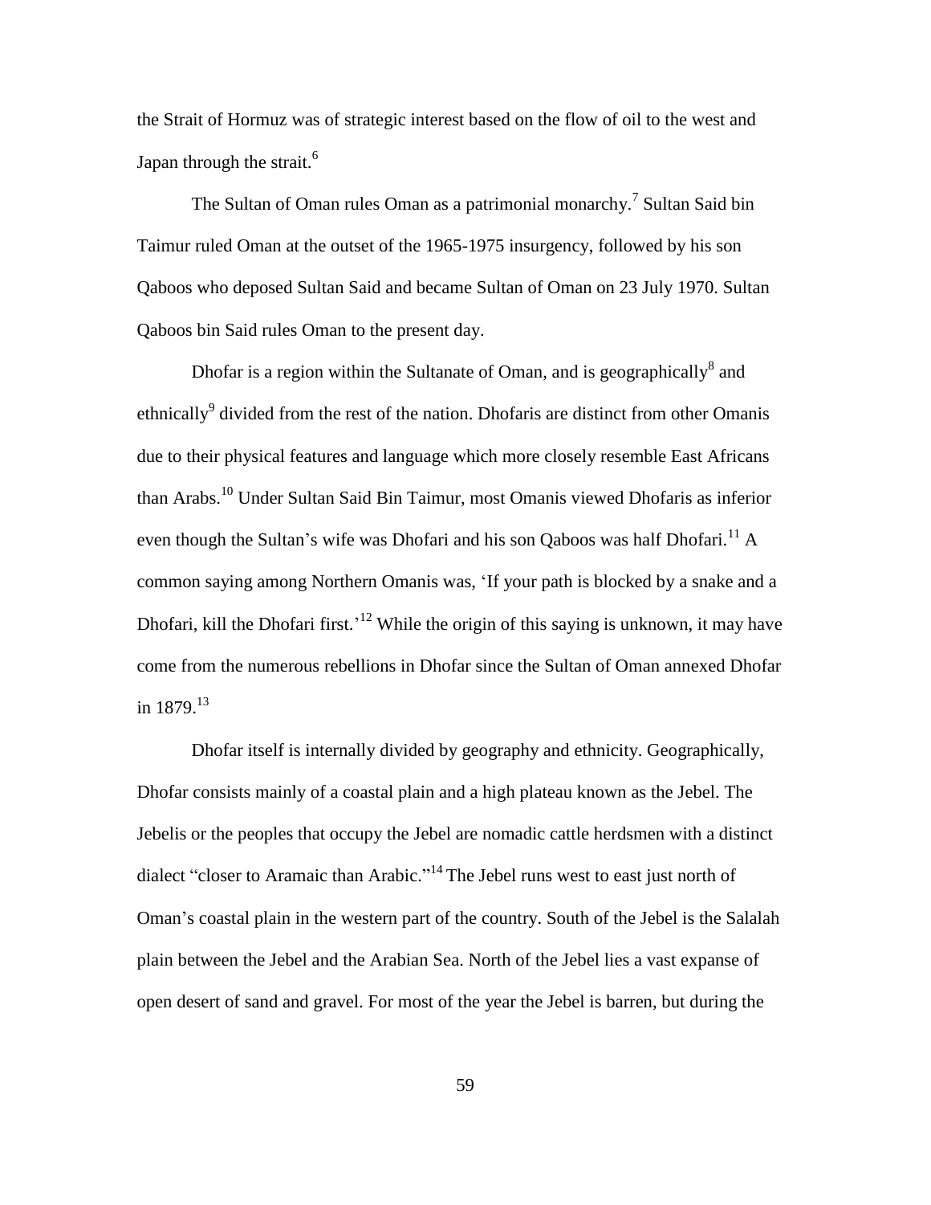the Strait of Hormuz was of strategic interest based on the flow of oil to the west and Japan through the strait.[6]

The Sultan of Oman rules Oman as a patrimonial monarchy.[7] Sultan Said bin Taimur ruled Oman at the outset of the 1965-1975 insurgency, followed by his son Qaboos who deposed Sultan Said and became Sultan of Oman on 23 July 1970. Sultan Qaboos bin Said rules Oman to the present day.

Dhofar is a region within the Sultanate of Oman, and is geographically[8] and ethnically[9] divided from the rest of the nation. Dhofaris are distinct from other Omanis due to their physical features and language which more closely resemble East Africans than Arabs.[10] Under Sultan Said Bin Taimur, most Omanis viewed Dhofaris as inferior even though the Sultan's wife was Dhofari and his son Qaboos was half Dhofari.[11] A common saying among Northern Omanis was, 'If your path is blocked by a snake and a Dhofari, kill the Dhofari first.'[12] While the origin of this saying is unknown, it may have come from the numerous rebellions in Dhofar since the Sultan of Oman annexed Dhofar in 1879.[13]

Dhofar itself is internally divided by geography and ethnicity. Geographically, Dhofar consists mainly of a coastal plain and a high plateau known as the Jebel. The Jebelis or the peoples that occupy the Jebel are nomadic cattle herdsmen with a distinct dialect "closer to Aramaic than Arabic."[14] The Jebel runs west to east just north of Oman's coastal plain in the western part of the country. South of the Jebel is the Salalah plain between the Jebel and the Arabian Sea. North of the Jebel lies a vast expanse of open desert of sand and gravel. For most of the year the Jebel is barren, but during the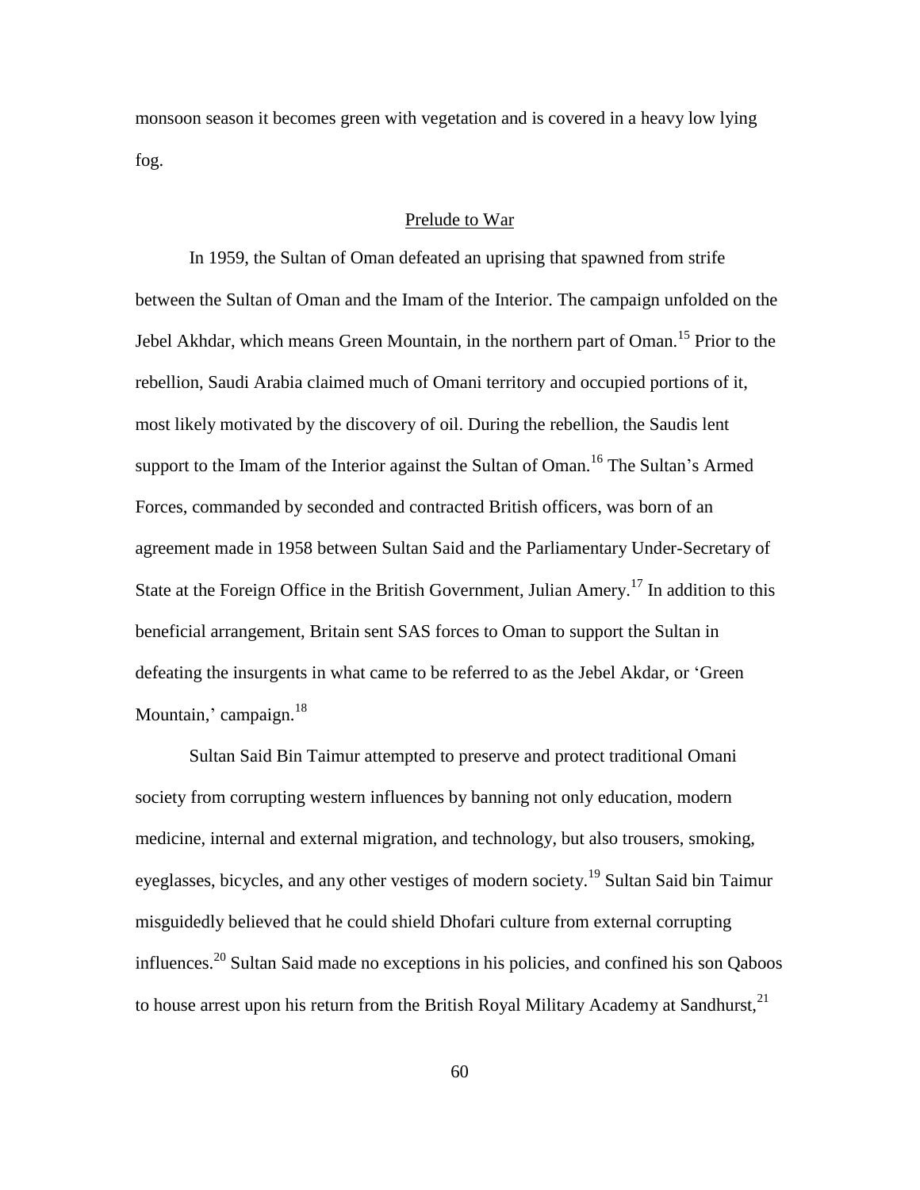monsoon season it becomes green with vegetation and is covered in a heavy low lying fog.

## Prelude to War

In 1959, the Sultan of Oman defeated an uprising that spawned from strife between the Sultan of Oman and the Imam of the Interior. The campaign unfolded on the Jebel Akhdar, which means Green Mountain, in the northern part of Oman.[15] Prior to the rebellion, Saudi Arabia claimed much of Omani territory and occupied portions of it, most likely motivated by the discovery of oil. During the rebellion, the Saudis lent support to the Imam of the Interior against the Sultan of Oman.[16] The Sultan's Armed Forces, commanded by seconded and contracted British officers, was born of an agreement made in 1958 between Sultan Said and the Parliamentary Under-Secretary of State at the Foreign Office in the British Government, Julian Amery.[17] In addition to this beneficial arrangement, Britain sent SAS forces to Oman to support the Sultan in defeating the insurgents in what came to be referred to as the Jebel Akdar, or 'Green Mountain,' campaign.[18]

Sultan Said Bin Taimur attempted to preserve and protect traditional Omani society from corrupting western influences by banning not only education, modern medicine, internal and external migration, and technology, but also trousers, smoking, eyeglasses, bicycles, and any other vestiges of modern society.[19] Sultan Said bin Taimur misguidedly believed that he could shield Dhofari culture from external corrupting influences.[20] Sultan Said made no exceptions in his policies, and confined his son Qaboos to house arrest upon his return from the British Royal Military Academy at Sandhurst,[21]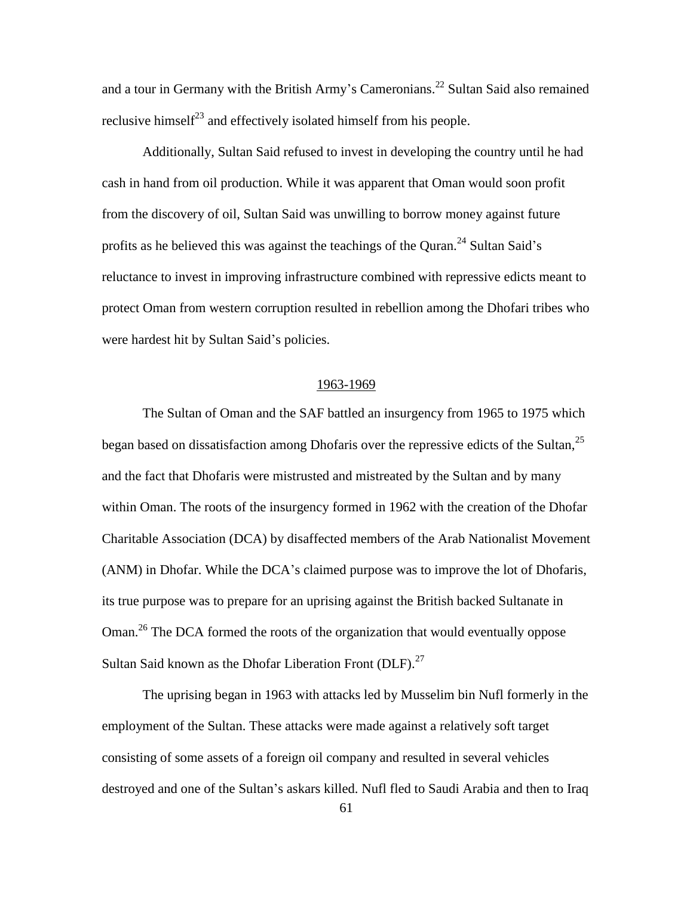and a tour in Germany with the British Army's Cameronians.[22] Sultan Said also remained reclusive himself[23] and effectively isolated himself from his people.

Additionally, Sultan Said refused to invest in developing the country until he had cash in hand from oil production. While it was apparent that Oman would soon profit from the discovery of oil, Sultan Said was unwilling to borrow money against future profits as he believed this was against the teachings of the Quran.[24] Sultan Said's reluctance to invest in improving infrastructure combined with repressive edicts meant to protect Oman from western corruption resulted in rebellion among the Dhofari tribes who were hardest hit by Sultan Said's policies.

## 1963-1969

The Sultan of Oman and the SAF battled an insurgency from 1965 to 1975 which began based on dissatisfaction among Dhofaris over the repressive edicts of the Sultan,[25] and the fact that Dhofaris were mistrusted and mistreated by the Sultan and by many within Oman. The roots of the insurgency formed in 1962 with the creation of the Dhofar Charitable Association (DCA) by disaffected members of the Arab Nationalist Movement (ANM) in Dhofar. While the DCA's claimed purpose was to improve the lot of Dhofaris, its true purpose was to prepare for an uprising against the British backed Sultanate in Oman.[26] The DCA formed the roots of the organization that would eventually oppose Sultan Said known as the Dhofar Liberation Front (DLF).[27]

The uprising began in 1963 with attacks led by Musselim bin Nufl formerly in the employment of the Sultan. These attacks were made against a relatively soft target consisting of some assets of a foreign oil company and resulted in several vehicles destroyed and one of the Sultan's askars killed. Nufl fled to Saudi Arabia and then to Iraq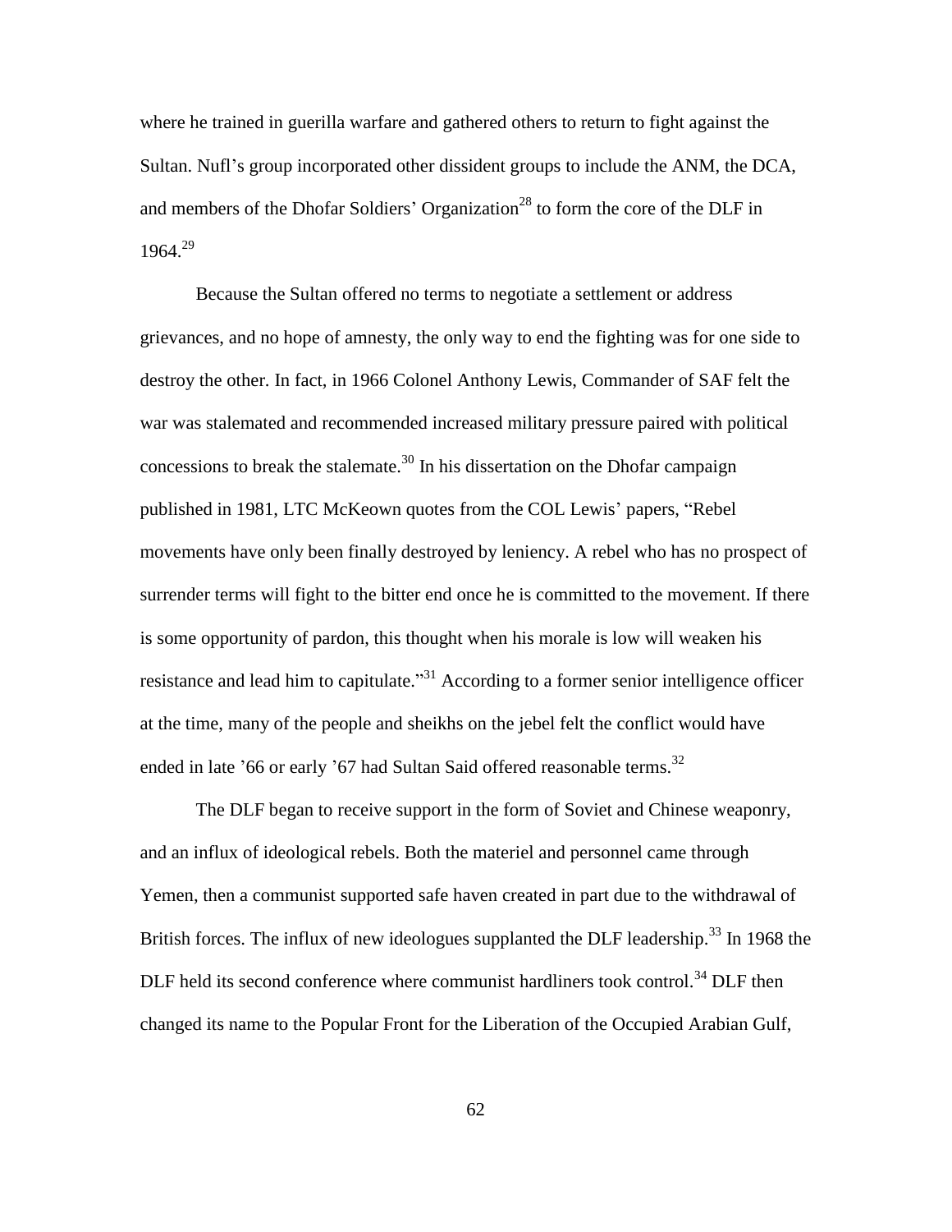where he trained in guerilla warfare and gathered others to return to fight against the Sultan. Nufl's group incorporated other dissident groups to include the ANM, the DCA, and members of the Dhofar Soldiers' Organization[28] to form the core of the DLF in 1964.[29]

Because the Sultan offered no terms to negotiate a settlement or address grievances, and no hope of amnesty, the only way to end the fighting was for one side to destroy the other. In fact, in 1966 Colonel Anthony Lewis, Commander of SAF felt the war was stalemated and recommended increased military pressure paired with political concessions to break the stalemate.[30] In his dissertation on the Dhofar campaign published in 1981, LTC McKeown quotes from the COL Lewis' papers, "Rebel movements have only been finally destroyed by leniency. A rebel who has no prospect of surrender terms will fight to the bitter end once he is committed to the movement. If there is some opportunity of pardon, this thought when his morale is low will weaken his resistance and lead him to capitulate."[31] According to a former senior intelligence officer at the time, many of the people and sheikhs on the jebel felt the conflict would have ended in late '66 or early '67 had Sultan Said offered reasonable terms.[32]

The DLF began to receive support in the form of Soviet and Chinese weaponry, and an influx of ideological rebels. Both the materiel and personnel came through Yemen, then a communist supported safe haven created in part due to the withdrawal of British forces. The influx of new ideologues supplanted the DLF leadership.[33] In 1968 the DLF held its second conference where communist hardliners took control.[34] DLF then changed its name to the Popular Front for the Liberation of the Occupied Arabian Gulf,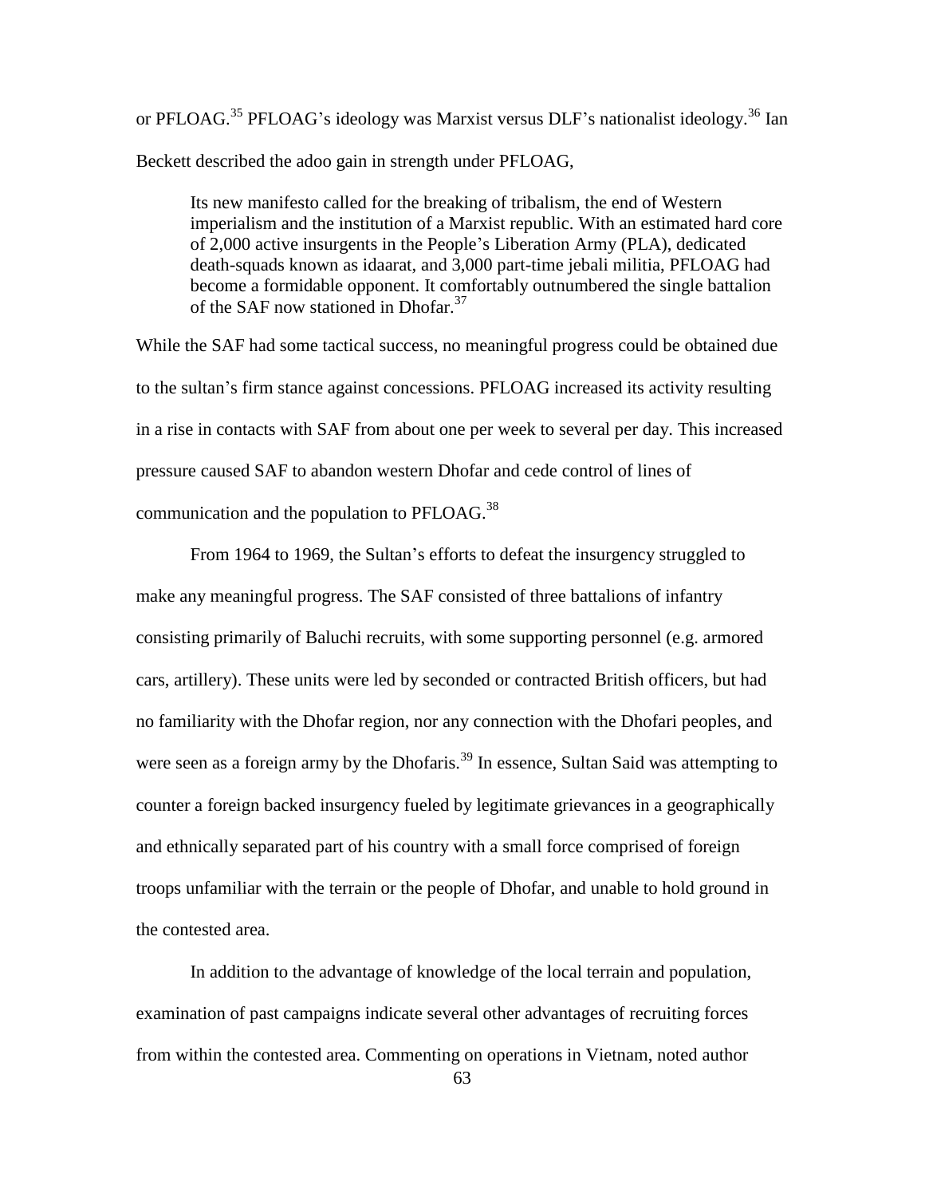or PFLOAG.[35] PFLOAG's ideology was Marxist versus DLF's nationalist ideology.[36] Ian Beckett described the adoo gain in strength under PFLOAG,

> Its new manifesto called for the breaking of tribalism, the end of Western imperialism and the institution of a Marxist republic. With an estimated hard core of 2,000 active insurgents in the People's Liberation Army (PLA), dedicated death-squads known as idaarat, and 3,000 part-time jebali militia, PFLOAG had become a formidable opponent. It comfortably outnumbered the single battalion of the SAF now stationed in Dhofar.[37]

While the SAF had some tactical success, no meaningful progress could be obtained due to the sultan's firm stance against concessions. PFLOAG increased its activity resulting in a rise in contacts with SAF from about one per week to several per day. This increased pressure caused SAF to abandon western Dhofar and cede control of lines of communication and the population to PFLOAG.[38]

From 1964 to 1969, the Sultan's efforts to defeat the insurgency struggled to make any meaningful progress. The SAF consisted of three battalions of infantry consisting primarily of Baluchi recruits, with some supporting personnel (e.g. armored cars, artillery). These units were led by seconded or contracted British officers, but had no familiarity with the Dhofar region, nor any connection with the Dhofari peoples, and were seen as a foreign army by the Dhofaris.[39] In essence, Sultan Said was attempting to counter a foreign backed insurgency fueled by legitimate grievances in a geographically and ethnically separated part of his country with a small force comprised of foreign troops unfamiliar with the terrain or the people of Dhofar, and unable to hold ground in the contested area.

In addition to the advantage of knowledge of the local terrain and population, examination of past campaigns indicate several other advantages of recruiting forces from within the contested area. Commenting on operations in Vietnam, noted author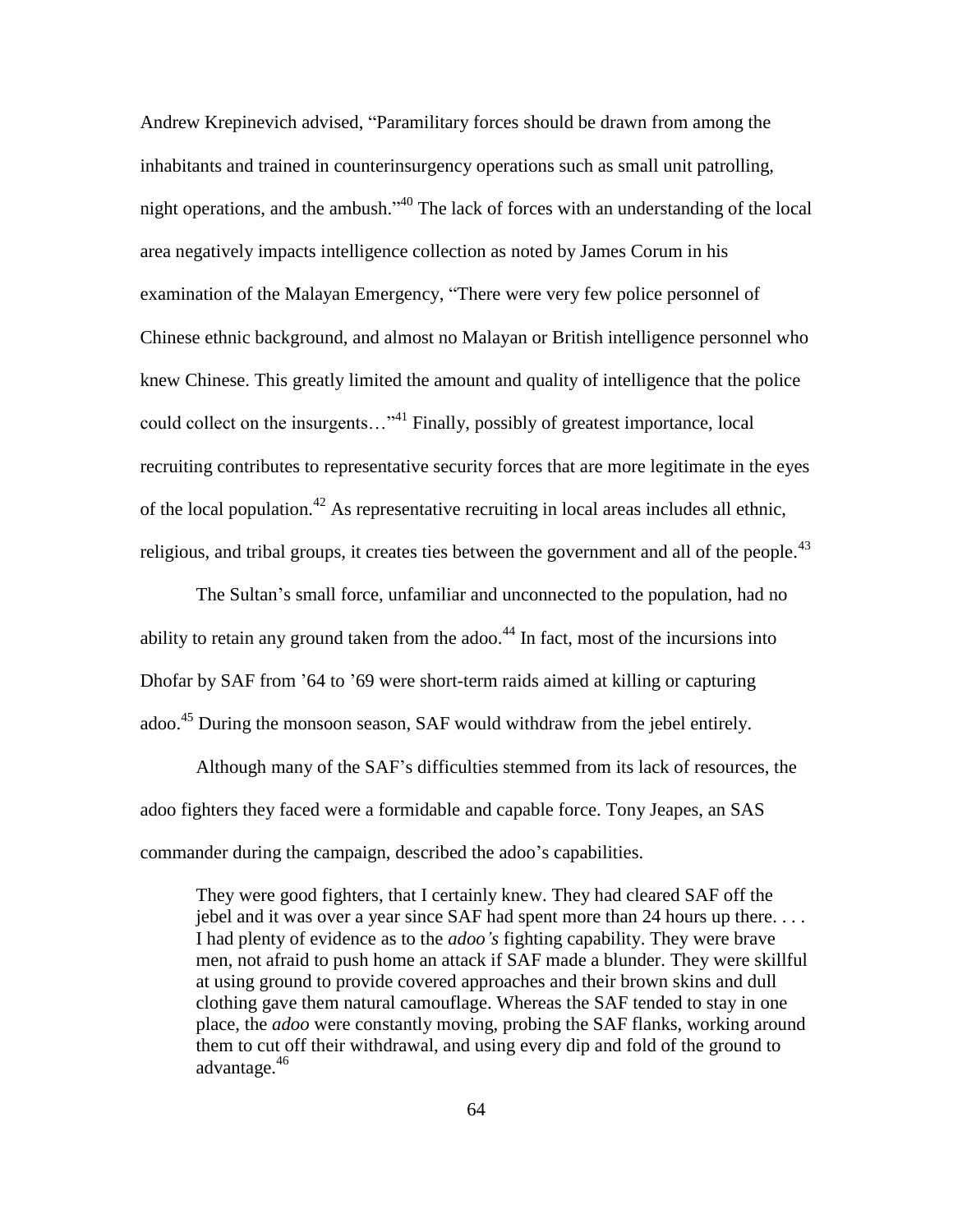Andrew Krepinevich advised, "Paramilitary forces should be drawn from among the inhabitants and trained in counterinsurgency operations such as small unit patrolling, night operations, and the ambush."[40] The lack of forces with an understanding of the local area negatively impacts intelligence collection as noted by James Corum in his examination of the Malayan Emergency, "There were very few police personnel of Chinese ethnic background, and almost no Malayan or British intelligence personnel who knew Chinese. This greatly limited the amount and quality of intelligence that the police could collect on the insurgents…"[41] Finally, possibly of greatest importance, local recruiting contributes to representative security forces that are more legitimate in the eyes of the local population.[42] As representative recruiting in local areas includes all ethnic, religious, and tribal groups, it creates ties between the government and all of the people.[43]

The Sultan's small force, unfamiliar and unconnected to the population, had no ability to retain any ground taken from the adoo.[44] In fact, most of the incursions into Dhofar by SAF from '64 to '69 were short-term raids aimed at killing or capturing adoo.[45] During the monsoon season, SAF would withdraw from the jebel entirely.

Although many of the SAF's difficulties stemmed from its lack of resources, the adoo fighters they faced were a formidable and capable force. Tony Jeapes, an SAS commander during the campaign, described the adoo's capabilities.

> They were good fighters, that I certainly knew. They had cleared SAF off the jebel and it was over a year since SAF had spent more than 24 hours up there. . . . I had plenty of evidence as to the *adoo's* fighting capability. They were brave men, not afraid to push home an attack if SAF made a blunder. They were skillful at using ground to provide covered approaches and their brown skins and dull clothing gave them natural camouflage. Whereas the SAF tended to stay in one place, the *adoo* were constantly moving, probing the SAF flanks, working around them to cut off their withdrawal, and using every dip and fold of the ground to advantage.[46]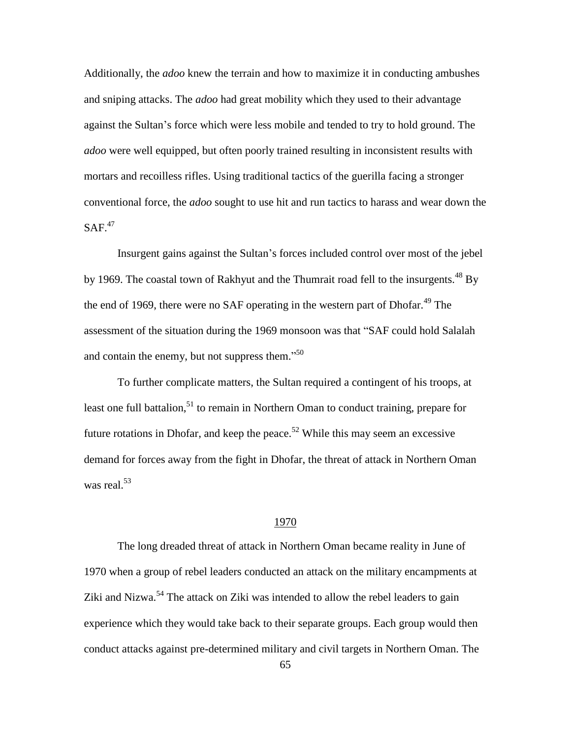Additionally, the *adoo* knew the terrain and how to maximize it in conducting ambushes and sniping attacks. The *adoo* had great mobility which they used to their advantage against the Sultan's force which were less mobile and tended to try to hold ground. The *adoo* were well equipped, but often poorly trained resulting in inconsistent results with mortars and recoilless rifles. Using traditional tactics of the guerilla facing a stronger conventional force, the *adoo* sought to use hit and run tactics to harass and wear down the SAF.[47]

Insurgent gains against the Sultan's forces included control over most of the jebel by 1969. The coastal town of Rakhyut and the Thumrait road fell to the insurgents.[48] By the end of 1969, there were no SAF operating in the western part of Dhofar.[49] The assessment of the situation during the 1969 monsoon was that "SAF could hold Salalah and contain the enemy, but not suppress them."[50]

To further complicate matters, the Sultan required a contingent of his troops, at least one full battalion,[51] to remain in Northern Oman to conduct training, prepare for future rotations in Dhofar, and keep the peace.[52] While this may seem an excessive demand for forces away from the fight in Dhofar, the threat of attack in Northern Oman was real.[53]

## 1970

The long dreaded threat of attack in Northern Oman became reality in June of 1970 when a group of rebel leaders conducted an attack on the military encampments at Ziki and Nizwa.[54] The attack on Ziki was intended to allow the rebel leaders to gain experience which they would take back to their separate groups. Each group would then conduct attacks against pre-determined military and civil targets in Northern Oman. The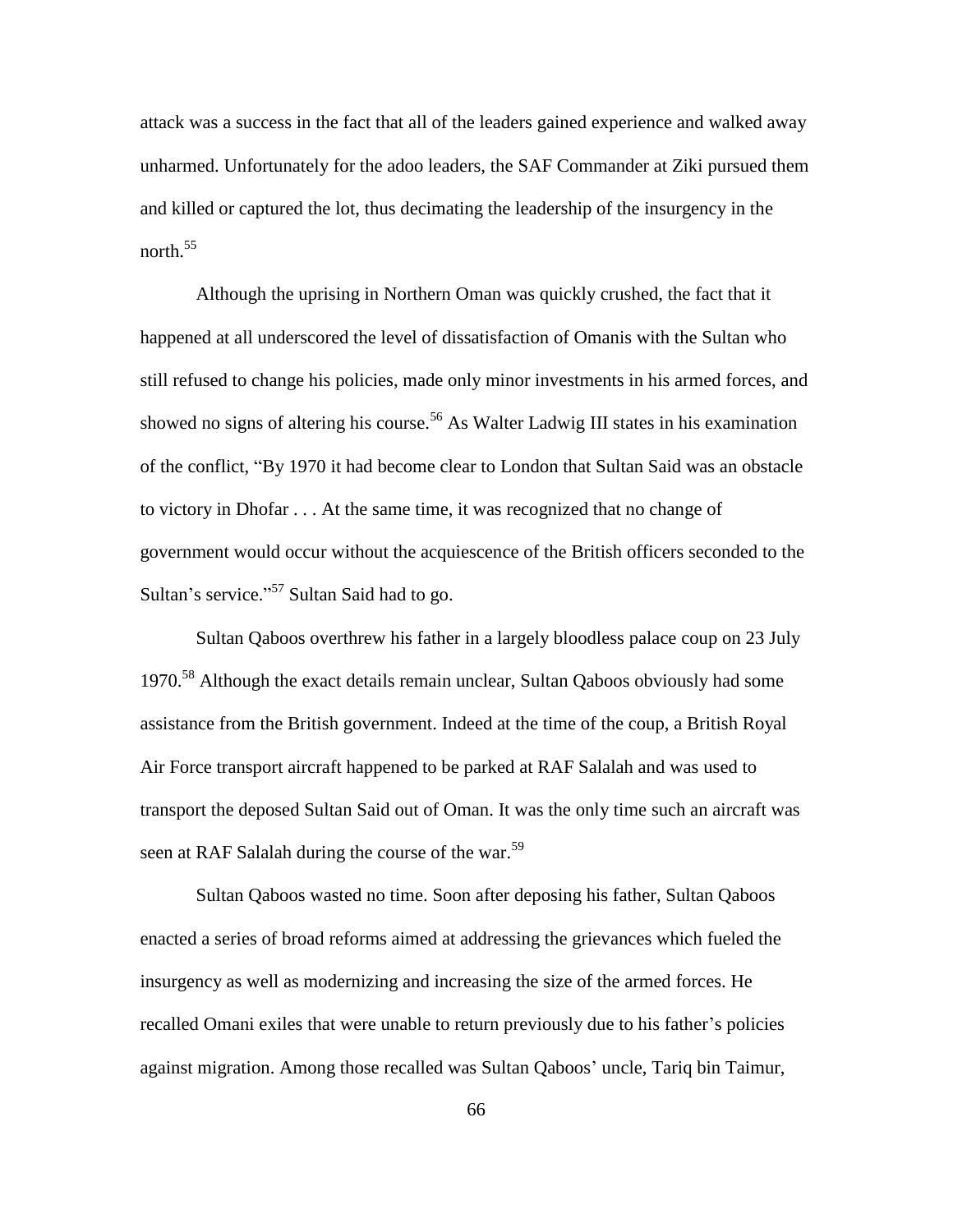attack was a success in the fact that all of the leaders gained experience and walked away unharmed. Unfortunately for the adoo leaders, the SAF Commander at Ziki pursued them and killed or captured the lot, thus decimating the leadership of the insurgency in the north.[55]

Although the uprising in Northern Oman was quickly crushed, the fact that it happened at all underscored the level of dissatisfaction of Omanis with the Sultan who still refused to change his policies, made only minor investments in his armed forces, and showed no signs of altering his course.[56] As Walter Ladwig III states in his examination of the conflict, "By 1970 it had become clear to London that Sultan Said was an obstacle to victory in Dhofar . . . At the same time, it was recognized that no change of government would occur without the acquiescence of the British officers seconded to the Sultan's service."[57] Sultan Said had to go.

Sultan Qaboos overthrew his father in a largely bloodless palace coup on 23 July 1970.[58] Although the exact details remain unclear, Sultan Qaboos obviously had some assistance from the British government. Indeed at the time of the coup, a British Royal Air Force transport aircraft happened to be parked at RAF Salalah and was used to transport the deposed Sultan Said out of Oman. It was the only time such an aircraft was seen at RAF Salalah during the course of the war.[59]

Sultan Qaboos wasted no time. Soon after deposing his father, Sultan Qaboos enacted a series of broad reforms aimed at addressing the grievances which fueled the insurgency as well as modernizing and increasing the size of the armed forces. He recalled Omani exiles that were unable to return previously due to his father's policies against migration. Among those recalled was Sultan Qaboos' uncle, Tariq bin Taimur,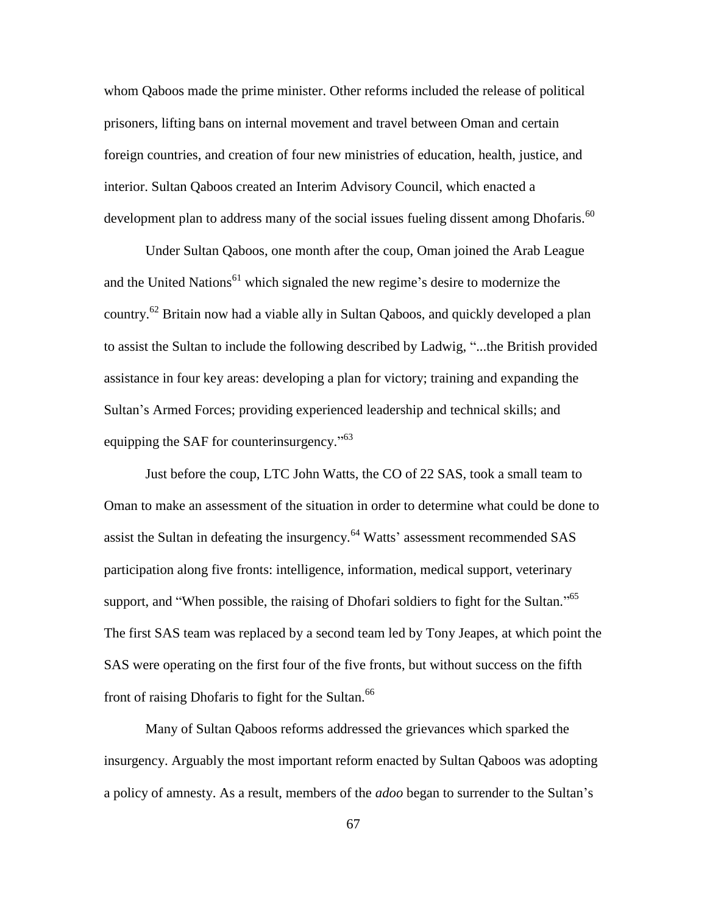whom Qaboos made the prime minister. Other reforms included the release of political prisoners, lifting bans on internal movement and travel between Oman and certain foreign countries, and creation of four new ministries of education, health, justice, and interior. Sultan Qaboos created an Interim Advisory Council, which enacted a development plan to address many of the social issues fueling dissent among Dhofaris.[60]

Under Sultan Qaboos, one month after the coup, Oman joined the Arab League and the United Nations[61] which signaled the new regime's desire to modernize the country.[62] Britain now had a viable ally in Sultan Qaboos, and quickly developed a plan to assist the Sultan to include the following described by Ladwig, "...the British provided assistance in four key areas: developing a plan for victory; training and expanding the Sultan's Armed Forces; providing experienced leadership and technical skills; and equipping the SAF for counterinsurgency."[63]

Just before the coup, LTC John Watts, the CO of 22 SAS, took a small team to Oman to make an assessment of the situation in order to determine what could be done to assist the Sultan in defeating the insurgency.[64] Watts' assessment recommended SAS participation along five fronts: intelligence, information, medical support, veterinary support, and "When possible, the raising of Dhofari soldiers to fight for the Sultan."[65] The first SAS team was replaced by a second team led by Tony Jeapes, at which point the SAS were operating on the first four of the five fronts, but without success on the fifth front of raising Dhofaris to fight for the Sultan.[66]

Many of Sultan Qaboos reforms addressed the grievances which sparked the insurgency. Arguably the most important reform enacted by Sultan Qaboos was adopting a policy of amnesty. As a result, members of the *adoo* began to surrender to the Sultan's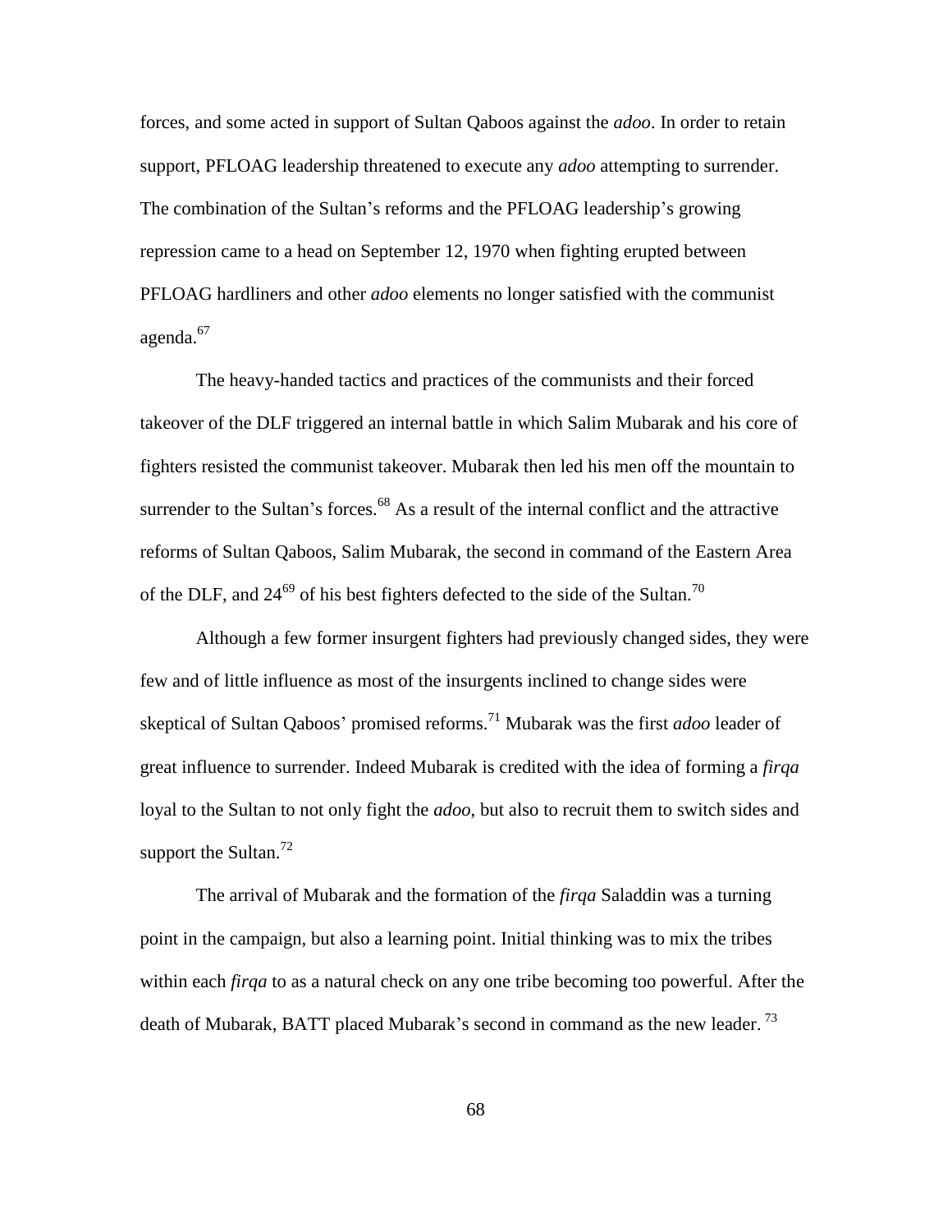forces, and some acted in support of Sultan Qaboos against the *adoo*. In order to retain support, PFLOAG leadership threatened to execute any *adoo* attempting to surrender. The combination of the Sultan's reforms and the PFLOAG leadership's growing repression came to a head on September 12, 1970 when fighting erupted between PFLOAG hardliners and other *adoo* elements no longer satisfied with the communist agenda.[67]

The heavy-handed tactics and practices of the communists and their forced takeover of the DLF triggered an internal battle in which Salim Mubarak and his core of fighters resisted the communist takeover. Mubarak then led his men off the mountain to surrender to the Sultan's forces.[68] As a result of the internal conflict and the attractive reforms of Sultan Qaboos, Salim Mubarak, the second in command of the Eastern Area of the DLF, and 24[69] of his best fighters defected to the side of the Sultan.[70]

Although a few former insurgent fighters had previously changed sides, they were few and of little influence as most of the insurgents inclined to change sides were skeptical of Sultan Qaboos' promised reforms.[71] Mubarak was the first *adoo* leader of great influence to surrender. Indeed Mubarak is credited with the idea of forming a *firqa* loyal to the Sultan to not only fight the *adoo*, but also to recruit them to switch sides and support the Sultan.[72]

The arrival of Mubarak and the formation of the *firqa* Saladdin was a turning point in the campaign, but also a learning point. Initial thinking was to mix the tribes within each *firqa* to as a natural check on any one tribe becoming too powerful. After the death of Mubarak, BATT placed Mubarak's second in command as the new leader.[73]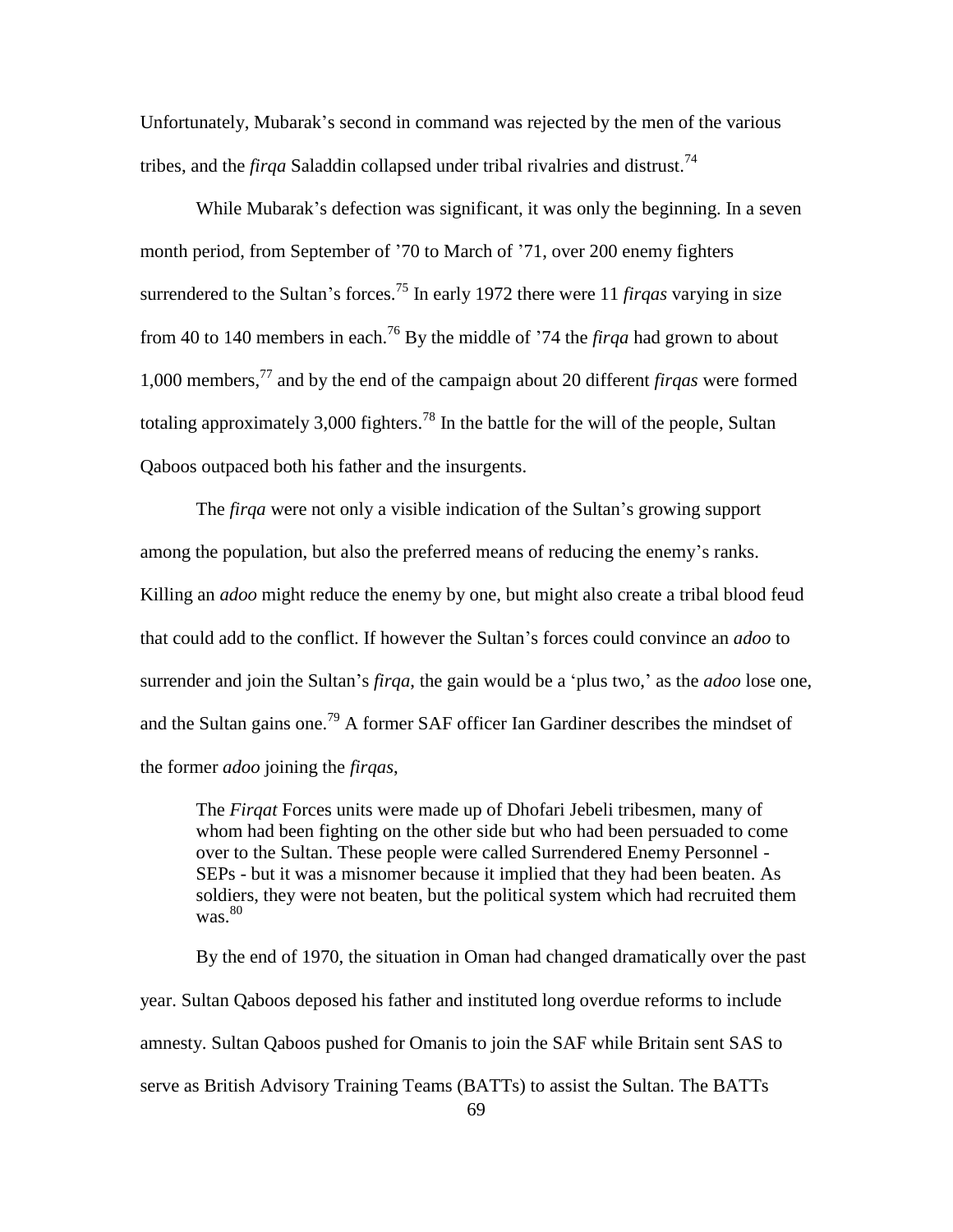Unfortunately, Mubarak's second in command was rejected by the men of the various tribes, and the *firqa* Saladdin collapsed under tribal rivalries and distrust.[74]

While Mubarak's defection was significant, it was only the beginning. In a seven month period, from September of '70 to March of '71, over 200 enemy fighters surrendered to the Sultan's forces.[75] In early 1972 there were 11 *firqas* varying in size from 40 to 140 members in each.[76] By the middle of '74 the *firqa* had grown to about 1,000 members,[77] and by the end of the campaign about 20 different *firqas* were formed totaling approximately 3,000 fighters.[78] In the battle for the will of the people, Sultan Qaboos outpaced both his father and the insurgents.

The *firqa* were not only a visible indication of the Sultan's growing support among the population, but also the preferred means of reducing the enemy's ranks. Killing an *adoo* might reduce the enemy by one, but might also create a tribal blood feud that could add to the conflict. If however the Sultan's forces could convince an *adoo* to surrender and join the Sultan's *firqa*, the gain would be a 'plus two,' as the *adoo* lose one, and the Sultan gains one.[79] A former SAF officer Ian Gardiner describes the mindset of the former *adoo* joining the *firqas*,

> The *Firqat* Forces units were made up of Dhofari Jebeli tribesmen, many of whom had been fighting on the other side but who had been persuaded to come over to the Sultan. These people were called Surrendered Enemy Personnel - SEPs - but it was a misnomer because it implied that they had been beaten. As soldiers, they were not beaten, but the political system which had recruited them was.[80]

By the end of 1970, the situation in Oman had changed dramatically over the past year. Sultan Qaboos deposed his father and instituted long overdue reforms to include amnesty. Sultan Qaboos pushed for Omanis to join the SAF while Britain sent SAS to serve as British Advisory Training Teams (BATTs) to assist the Sultan. The BATTs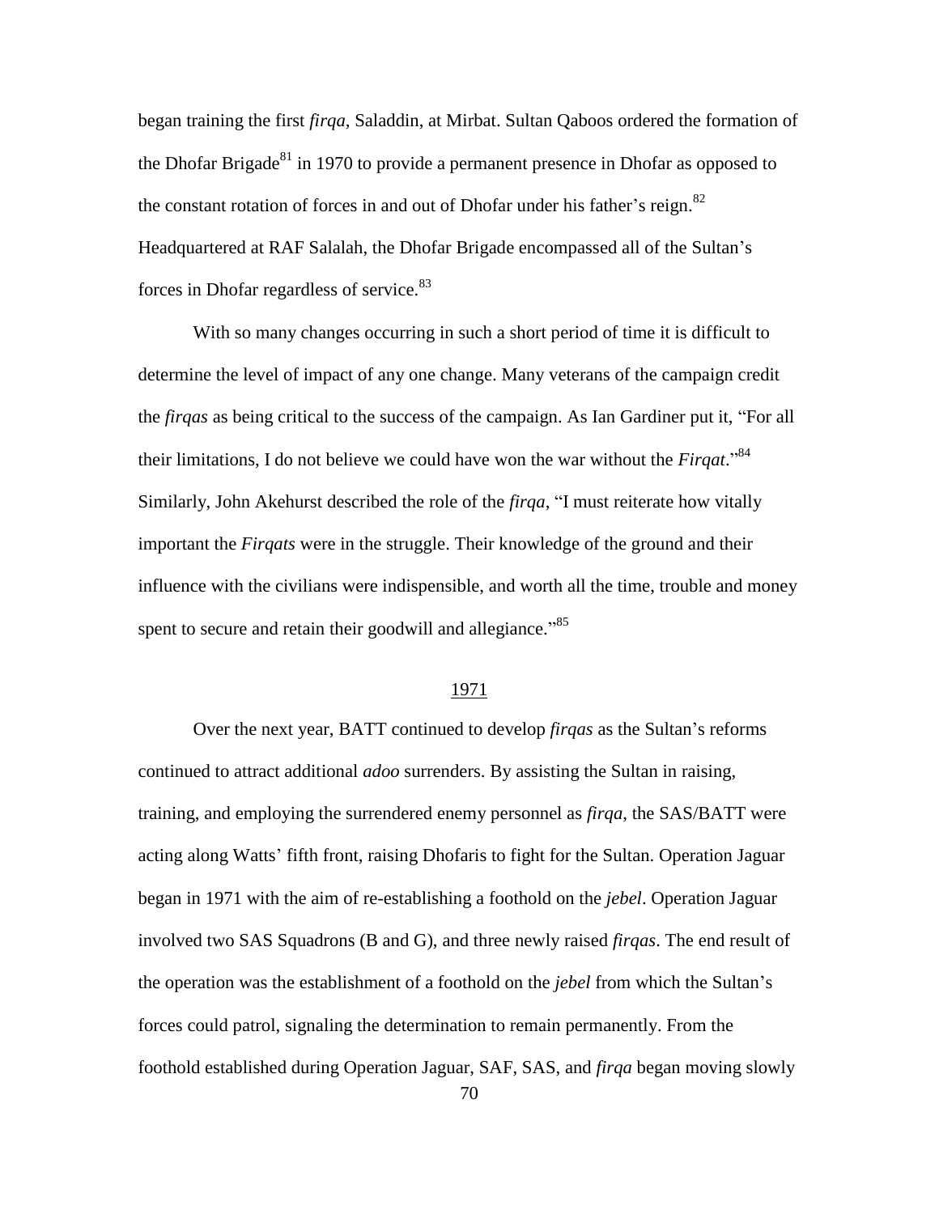began training the first *firqa*, Saladdin, at Mirbat. Sultan Qaboos ordered the formation of the Dhofar Brigade[81] in 1970 to provide a permanent presence in Dhofar as opposed to the constant rotation of forces in and out of Dhofar under his father's reign.[82] Headquartered at RAF Salalah, the Dhofar Brigade encompassed all of the Sultan's forces in Dhofar regardless of service.[83]

With so many changes occurring in such a short period of time it is difficult to determine the level of impact of any one change. Many veterans of the campaign credit the *firqas* as being critical to the success of the campaign. As Ian Gardiner put it, "For all their limitations, I do not believe we could have won the war without the *Firqat*."[84] Similarly, John Akehurst described the role of the *firqa*, "I must reiterate how vitally important the *Firqats* were in the struggle. Their knowledge of the ground and their influence with the civilians were indispensible, and worth all the time, trouble and money spent to secure and retain their goodwill and allegiance."[85]

## 1971

Over the next year, BATT continued to develop *firqas* as the Sultan's reforms continued to attract additional *adoo* surrenders. By assisting the Sultan in raising, training, and employing the surrendered enemy personnel as *firqa*, the SAS/BATT were acting along Watts' fifth front, raising Dhofaris to fight for the Sultan. Operation Jaguar began in 1971 with the aim of re-establishing a foothold on the *jebel*. Operation Jaguar involved two SAS Squadrons (B and G), and three newly raised *firqas*. The end result of the operation was the establishment of a foothold on the *jebel* from which the Sultan's forces could patrol, signaling the determination to remain permanently. From the foothold established during Operation Jaguar, SAF, SAS, and *firqa* began moving slowly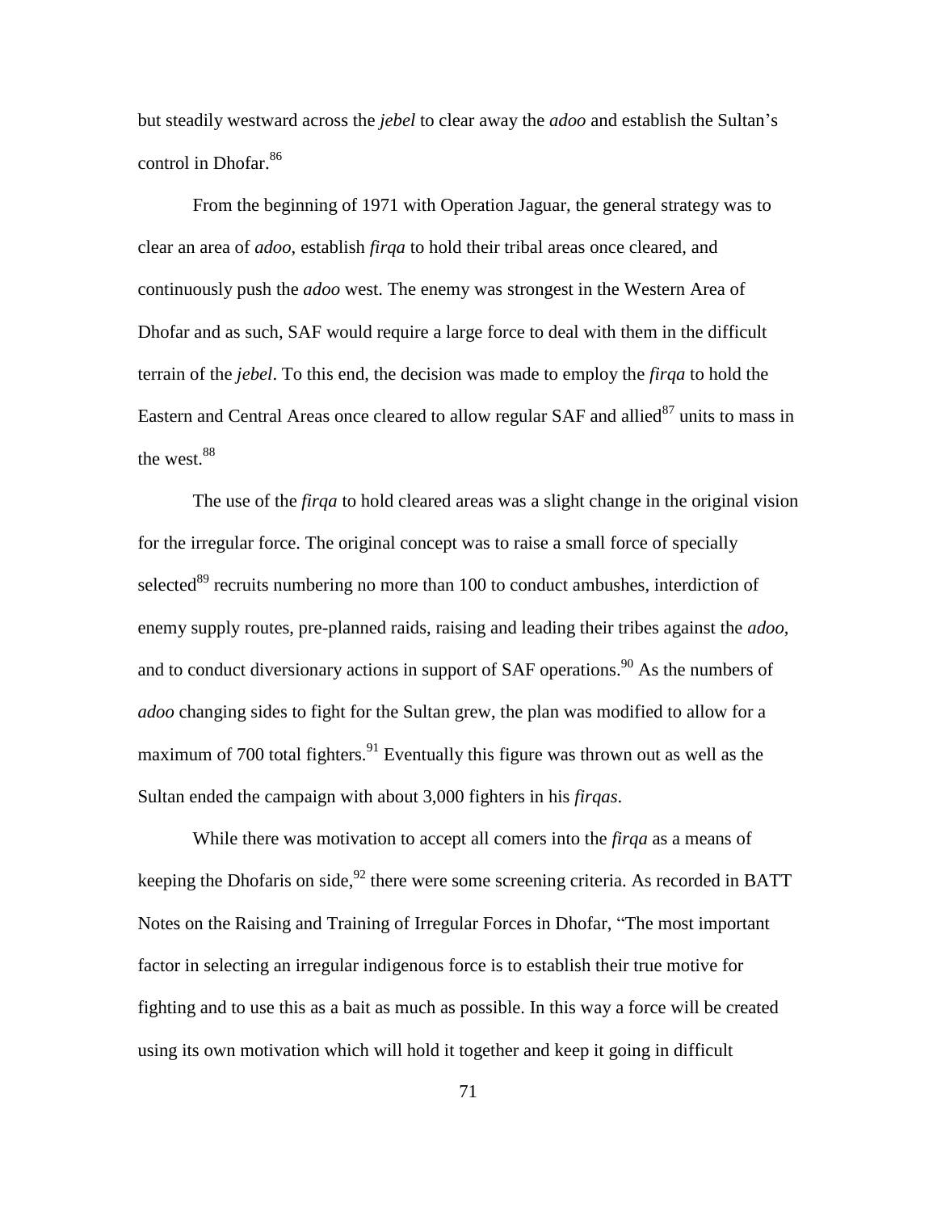but steadily westward across the *jebel* to clear away the *adoo* and establish the Sultan's control in Dhofar.[86]

From the beginning of 1971 with Operation Jaguar, the general strategy was to clear an area of *adoo*, establish *firqa* to hold their tribal areas once cleared, and continuously push the *adoo* west. The enemy was strongest in the Western Area of Dhofar and as such, SAF would require a large force to deal with them in the difficult terrain of the *jebel*. To this end, the decision was made to employ the *firqa* to hold the Eastern and Central Areas once cleared to allow regular SAF and allied[87] units to mass in the west.[88]

The use of the *firqa* to hold cleared areas was a slight change in the original vision for the irregular force. The original concept was to raise a small force of specially selected[89] recruits numbering no more than 100 to conduct ambushes, interdiction of enemy supply routes, pre-planned raids, raising and leading their tribes against the *adoo*, and to conduct diversionary actions in support of SAF operations.[90] As the numbers of *adoo* changing sides to fight for the Sultan grew, the plan was modified to allow for a maximum of 700 total fighters.[91] Eventually this figure was thrown out as well as the Sultan ended the campaign with about 3,000 fighters in his *firqas*.

While there was motivation to accept all comers into the *firqa* as a means of keeping the Dhofaris on side,[92] there were some screening criteria. As recorded in BATT Notes on the Raising and Training of Irregular Forces in Dhofar, "The most important factor in selecting an irregular indigenous force is to establish their true motive for fighting and to use this as a bait as much as possible. In this way a force will be created using its own motivation which will hold it together and keep it going in difficult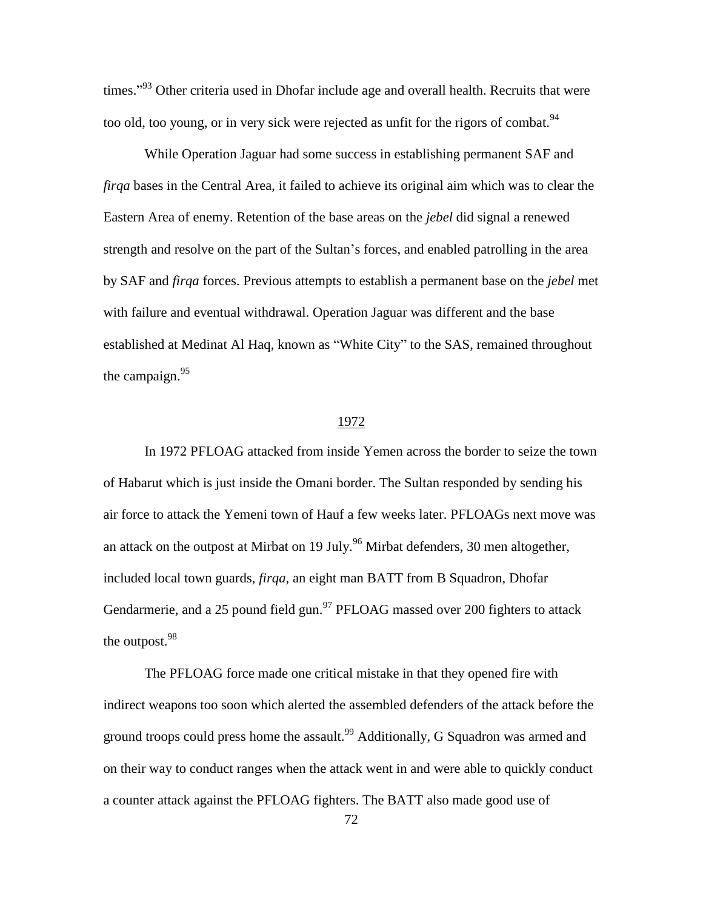times."[93] Other criteria used in Dhofar include age and overall health. Recruits that were too old, too young, or in very sick were rejected as unfit for the rigors of combat.[94]

While Operation Jaguar had some success in establishing permanent SAF and *firqa* bases in the Central Area, it failed to achieve its original aim which was to clear the Eastern Area of enemy. Retention of the base areas on the *jebel* did signal a renewed strength and resolve on the part of the Sultan's forces, and enabled patrolling in the area by SAF and *firqa* forces. Previous attempts to establish a permanent base on the *jebel* met with failure and eventual withdrawal. Operation Jaguar was different and the base established at Medinat Al Haq, known as "White City" to the SAS, remained throughout the campaign.[95]

## 1972

In 1972 PFLOAG attacked from inside Yemen across the border to seize the town of Habarut which is just inside the Omani border. The Sultan responded by sending his air force to attack the Yemeni town of Hauf a few weeks later. PFLOAGs next move was an attack on the outpost at Mirbat on 19 July.[96] Mirbat defenders, 30 men altogether, included local town guards, *firqa*, an eight man BATT from B Squadron, Dhofar Gendarmerie, and a 25 pound field gun.[97] PFLOAG massed over 200 fighters to attack the outpost.[98]

The PFLOAG force made one critical mistake in that they opened fire with indirect weapons too soon which alerted the assembled defenders of the attack before the ground troops could press home the assault.[99] Additionally, G Squadron was armed and on their way to conduct ranges when the attack went in and were able to quickly conduct a counter attack against the PFLOAG fighters. The BATT also made good use of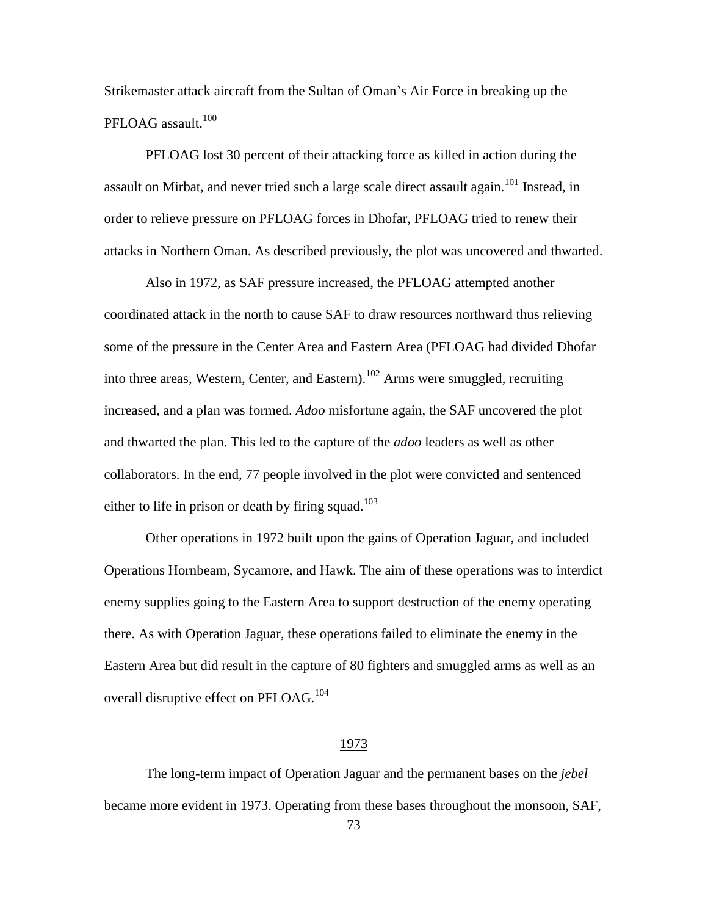Strikemaster attack aircraft from the Sultan of Oman's Air Force in breaking up the PFLOAG assault.[100]

PFLOAG lost 30 percent of their attacking force as killed in action during the assault on Mirbat, and never tried such a large scale direct assault again.[101] Instead, in order to relieve pressure on PFLOAG forces in Dhofar, PFLOAG tried to renew their attacks in Northern Oman. As described previously, the plot was uncovered and thwarted.

Also in 1972, as SAF pressure increased, the PFLOAG attempted another coordinated attack in the north to cause SAF to draw resources northward thus relieving some of the pressure in the Center Area and Eastern Area (PFLOAG had divided Dhofar into three areas, Western, Center, and Eastern).[102] Arms were smuggled, recruiting increased, and a plan was formed. *Adoo* misfortune again, the SAF uncovered the plot and thwarted the plan. This led to the capture of the *adoo* leaders as well as other collaborators. In the end, 77 people involved in the plot were convicted and sentenced either to life in prison or death by firing squad.[103]

Other operations in 1972 built upon the gains of Operation Jaguar, and included Operations Hornbeam, Sycamore, and Hawk. The aim of these operations was to interdict enemy supplies going to the Eastern Area to support destruction of the enemy operating there. As with Operation Jaguar, these operations failed to eliminate the enemy in the Eastern Area but did result in the capture of 80 fighters and smuggled arms as well as an overall disruptive effect on PFLOAG.[104]

## 1973

The long-term impact of Operation Jaguar and the permanent bases on the *jebel* became more evident in 1973. Operating from these bases throughout the monsoon, SAF,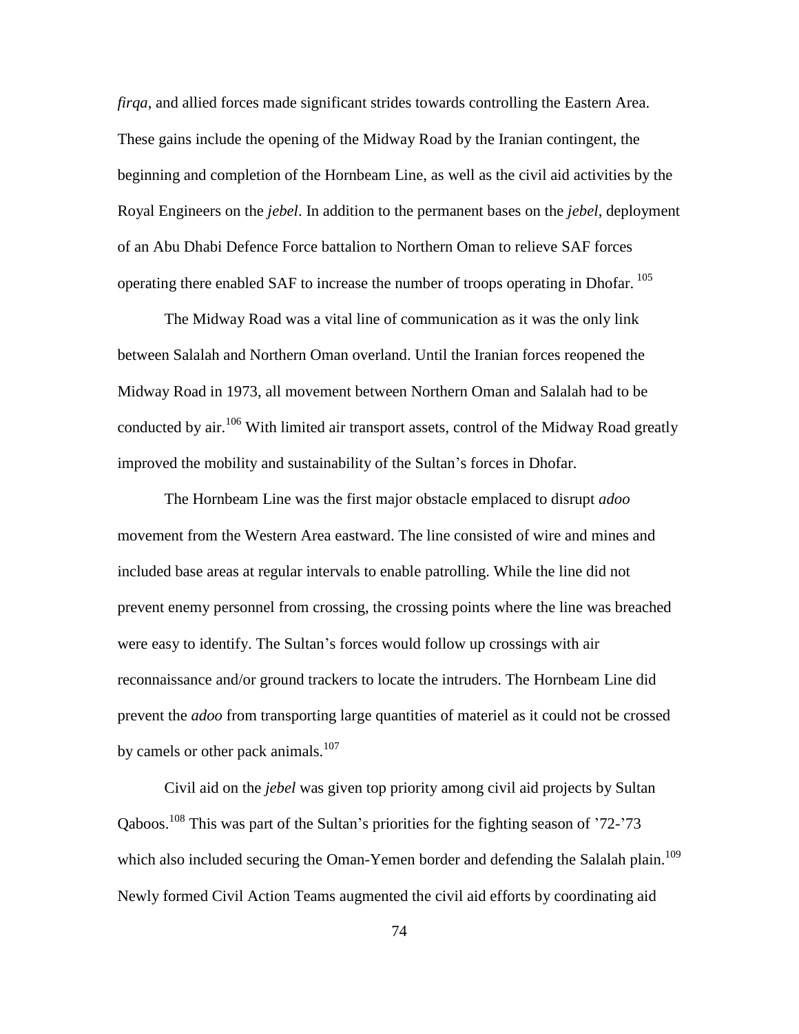*firqa*, and allied forces made significant strides towards controlling the Eastern Area. These gains include the opening of the Midway Road by the Iranian contingent, the beginning and completion of the Hornbeam Line, as well as the civil aid activities by the Royal Engineers on the *jebel*. In addition to the permanent bases on the *jebel*, deployment of an Abu Dhabi Defence Force battalion to Northern Oman to relieve SAF forces operating there enabled SAF to increase the number of troops operating in Dhofar. [105]

The Midway Road was a vital line of communication as it was the only link between Salalah and Northern Oman overland. Until the Iranian forces reopened the Midway Road in 1973, all movement between Northern Oman and Salalah had to be conducted by air.[106] With limited air transport assets, control of the Midway Road greatly improved the mobility and sustainability of the Sultan's forces in Dhofar.

The Hornbeam Line was the first major obstacle emplaced to disrupt *adoo* movement from the Western Area eastward. The line consisted of wire and mines and included base areas at regular intervals to enable patrolling. While the line did not prevent enemy personnel from crossing, the crossing points where the line was breached were easy to identify. The Sultan's forces would follow up crossings with air reconnaissance and/or ground trackers to locate the intruders. The Hornbeam Line did prevent the *adoo* from transporting large quantities of materiel as it could not be crossed by camels or other pack animals.[107]

Civil aid on the *jebel* was given top priority among civil aid projects by Sultan Qaboos.[108] This was part of the Sultan's priorities for the fighting season of '72-'73 which also included securing the Oman-Yemen border and defending the Salalah plain.[109] Newly formed Civil Action Teams augmented the civil aid efforts by coordinating aid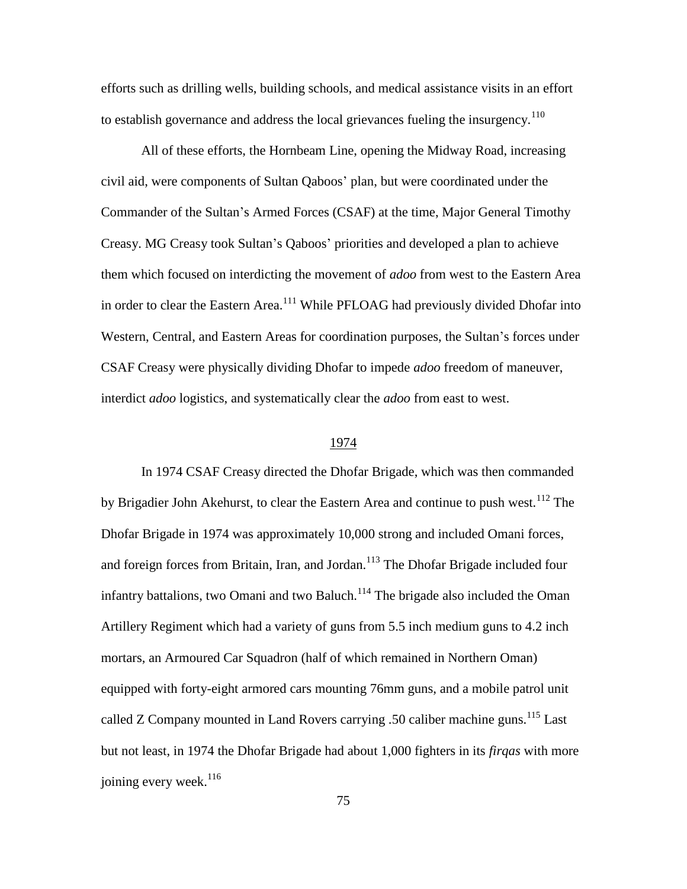efforts such as drilling wells, building schools, and medical assistance visits in an effort to establish governance and address the local grievances fueling the insurgency.[110]

All of these efforts, the Hornbeam Line, opening the Midway Road, increasing civil aid, were components of Sultan Qaboos' plan, but were coordinated under the Commander of the Sultan's Armed Forces (CSAF) at the time, Major General Timothy Creasy. MG Creasy took Sultan's Qaboos' priorities and developed a plan to achieve them which focused on interdicting the movement of *adoo* from west to the Eastern Area in order to clear the Eastern Area.[111] While PFLOAG had previously divided Dhofar into Western, Central, and Eastern Areas for coordination purposes, the Sultan's forces under CSAF Creasy were physically dividing Dhofar to impede *adoo* freedom of maneuver, interdict *adoo* logistics, and systematically clear the *adoo* from east to west.

## 1974

In 1974 CSAF Creasy directed the Dhofar Brigade, which was then commanded by Brigadier John Akehurst, to clear the Eastern Area and continue to push west.[112] The Dhofar Brigade in 1974 was approximately 10,000 strong and included Omani forces, and foreign forces from Britain, Iran, and Jordan.[113] The Dhofar Brigade included four infantry battalions, two Omani and two Baluch.[114] The brigade also included the Oman Artillery Regiment which had a variety of guns from 5.5 inch medium guns to 4.2 inch mortars, an Armoured Car Squadron (half of which remained in Northern Oman) equipped with forty-eight armored cars mounting 76mm guns, and a mobile patrol unit called Z Company mounted in Land Rovers carrying .50 caliber machine guns.[115] Last but not least, in 1974 the Dhofar Brigade had about 1,000 fighters in its *firqas* with more joining every week.[116]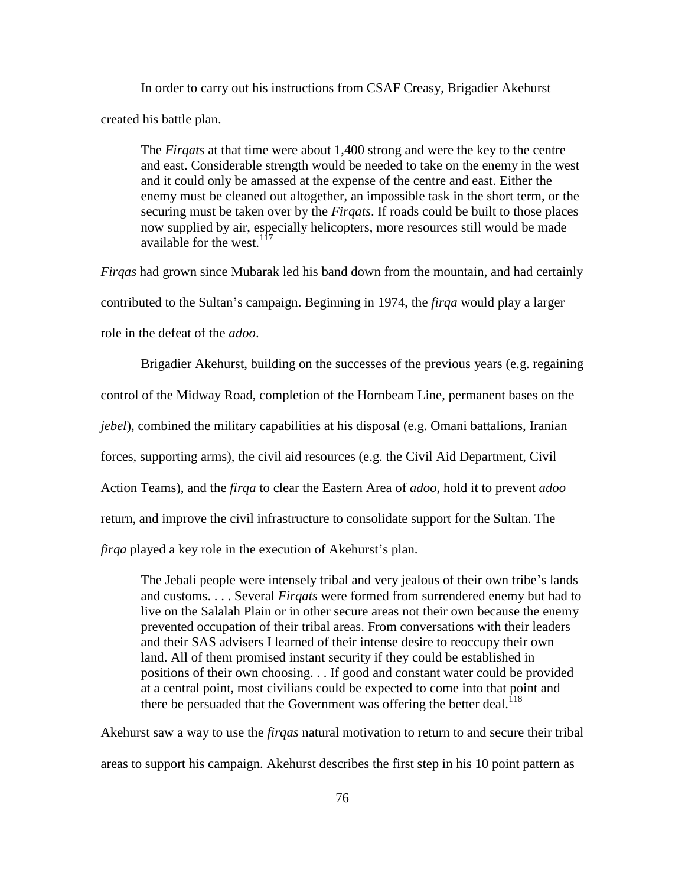In order to carry out his instructions from CSAF Creasy, Brigadier Akehurst created his battle plan.

> The *Firqats* at that time were about 1,400 strong and were the key to the centre and east. Considerable strength would be needed to take on the enemy in the west and it could only be amassed at the expense of the centre and east. Either the enemy must be cleaned out altogether, an impossible task in the short term, or the securing must be taken over by the *Firqats*. If roads could be built to those places now supplied by air, especially helicopters, more resources still would be made available for the west.[117]

*Firqas* had grown since Mubarak led his band down from the mountain, and had certainly contributed to the Sultan's campaign. Beginning in 1974, the *firqa* would play a larger role in the defeat of the *adoo*.

Brigadier Akehurst, building on the successes of the previous years (e.g. regaining control of the Midway Road, completion of the Hornbeam Line, permanent bases on the *jebel*), combined the military capabilities at his disposal (e.g. Omani battalions, Iranian forces, supporting arms), the civil aid resources (e.g. the Civil Aid Department, Civil Action Teams), and the *firqa* to clear the Eastern Area of *adoo*, hold it to prevent *adoo* return, and improve the civil infrastructure to consolidate support for the Sultan. The *firqa* played a key role in the execution of Akehurst's plan.

> The Jebali people were intensely tribal and very jealous of their own tribe's lands and customs. . . . Several *Firqats* were formed from surrendered enemy but had to live on the Salalah Plain or in other secure areas not their own because the enemy prevented occupation of their tribal areas. From conversations with their leaders and their SAS advisers I learned of their intense desire to reoccupy their own land. All of them promised instant security if they could be established in positions of their own choosing. . . If good and constant water could be provided at a central point, most civilians could be expected to come into that point and there be persuaded that the Government was offering the better deal.[118]

Akehurst saw a way to use the *firqas* natural motivation to return to and secure their tribal areas to support his campaign. Akehurst describes the first step in his 10 point pattern as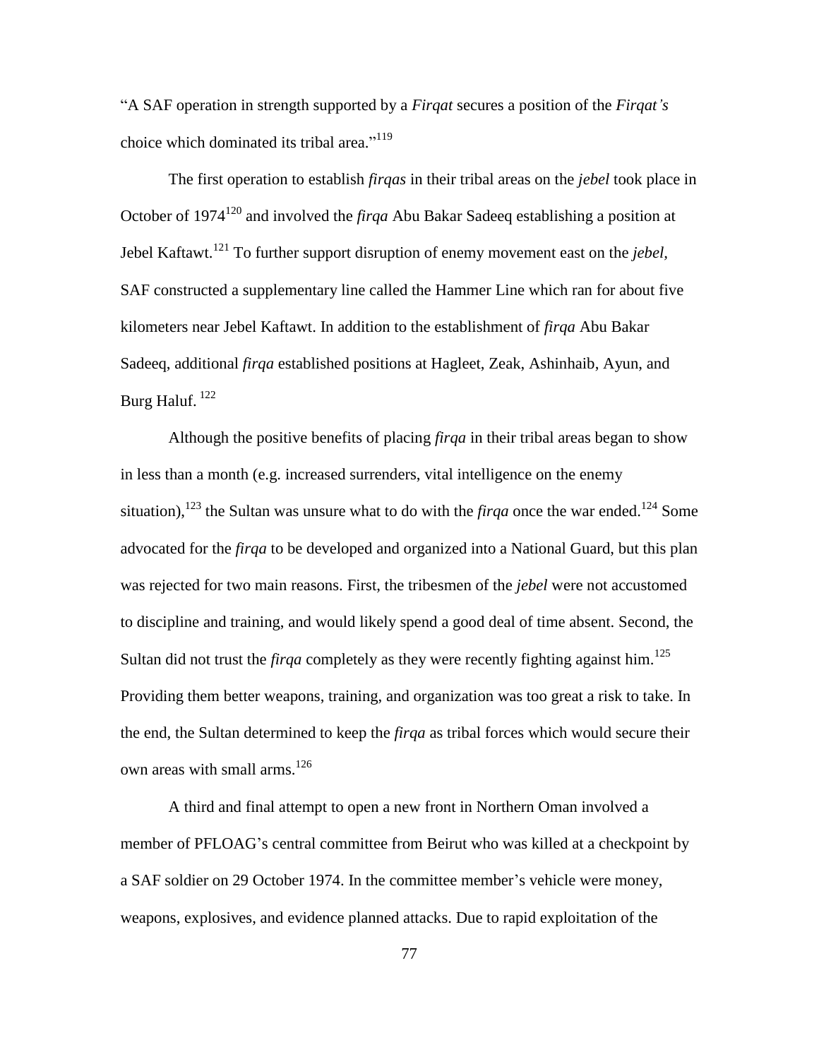"A SAF operation in strength supported by a *Firqat* secures a position of the *Firqat's* choice which dominated its tribal area."[119]

The first operation to establish *firqas* in their tribal areas on the *jebel* took place in October of 1974[120] and involved the *firqa* Abu Bakar Sadeeq establishing a position at Jebel Kaftawt.[121] To further support disruption of enemy movement east on the *jebel*, SAF constructed a supplementary line called the Hammer Line which ran for about five kilometers near Jebel Kaftawt. In addition to the establishment of *firqa* Abu Bakar Sadeeq, additional *firqa* established positions at Hagleet, Zeak, Ashinhaib, Ayun, and Burg Haluf.[122]

Although the positive benefits of placing *firqa* in their tribal areas began to show in less than a month (e.g. increased surrenders, vital intelligence on the enemy situation),[123] the Sultan was unsure what to do with the *firqa* once the war ended.[124] Some advocated for the *firqa* to be developed and organized into a National Guard, but this plan was rejected for two main reasons. First, the tribesmen of the *jebel* were not accustomed to discipline and training, and would likely spend a good deal of time absent. Second, the Sultan did not trust the *firqa* completely as they were recently fighting against him.[125] Providing them better weapons, training, and organization was too great a risk to take. In the end, the Sultan determined to keep the *firqa* as tribal forces which would secure their own areas with small arms.[126]

A third and final attempt to open a new front in Northern Oman involved a member of PFLOAG's central committee from Beirut who was killed at a checkpoint by a SAF soldier on 29 October 1974. In the committee member's vehicle were money, weapons, explosives, and evidence planned attacks. Due to rapid exploitation of the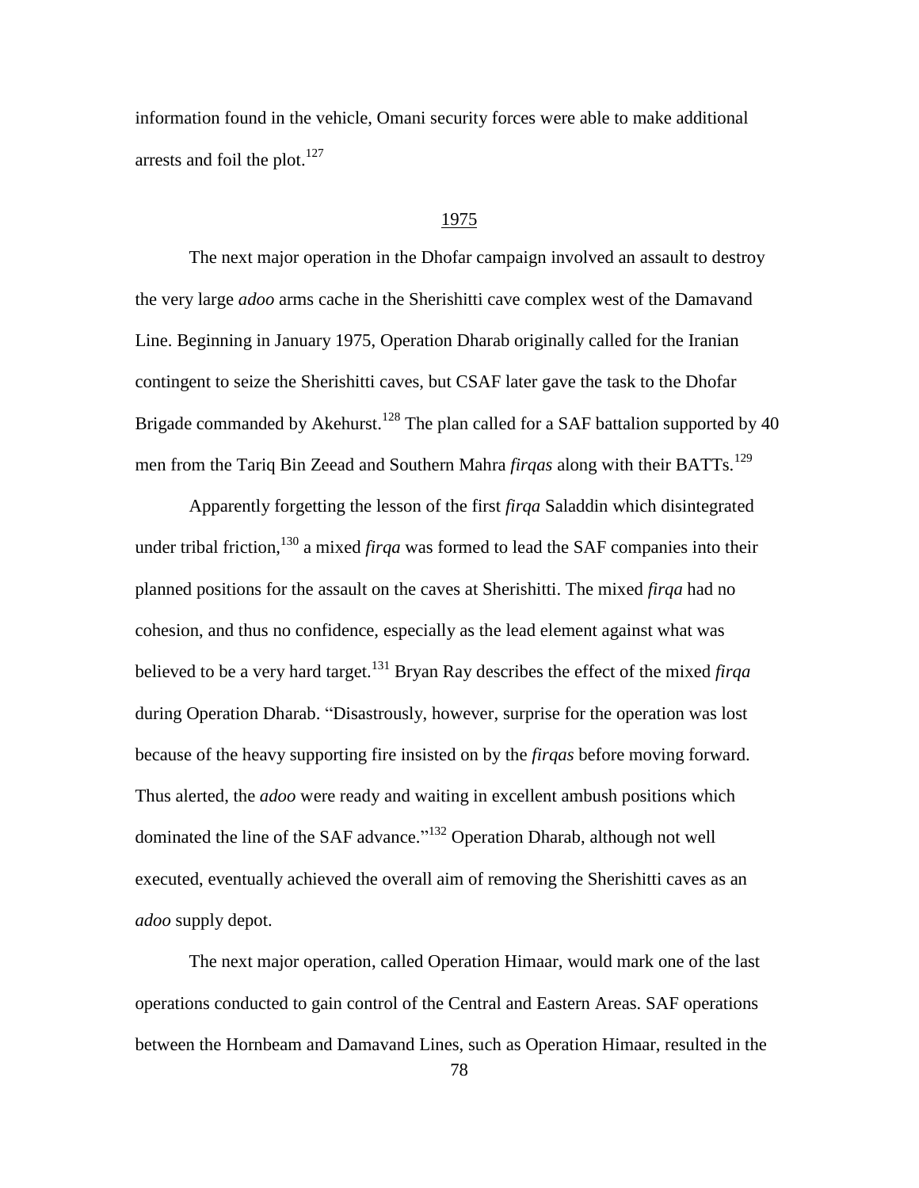information found in the vehicle, Omani security forces were able to make additional arrests and foil the plot.[127]

## 1975

The next major operation in the Dhofar campaign involved an assault to destroy the very large *adoo* arms cache in the Sherishitti cave complex west of the Damavand Line. Beginning in January 1975, Operation Dharab originally called for the Iranian contingent to seize the Sherishitti caves, but CSAF later gave the task to the Dhofar Brigade commanded by Akehurst.[128] The plan called for a SAF battalion supported by 40 men from the Tariq Bin Zeead and Southern Mahra *firqas* along with their BATTs.[129]

Apparently forgetting the lesson of the first *firqa* Saladdin which disintegrated under tribal friction,[130] a mixed *firqa* was formed to lead the SAF companies into their planned positions for the assault on the caves at Sherishitti. The mixed *firqa* had no cohesion, and thus no confidence, especially as the lead element against what was believed to be a very hard target.[131] Bryan Ray describes the effect of the mixed *firqa* during Operation Dharab. "Disastrously, however, surprise for the operation was lost because of the heavy supporting fire insisted on by the *firqas* before moving forward. Thus alerted, the *adoo* were ready and waiting in excellent ambush positions which dominated the line of the SAF advance."[132] Operation Dharab, although not well executed, eventually achieved the overall aim of removing the Sherishitti caves as an *adoo* supply depot.

The next major operation, called Operation Himaar, would mark one of the last operations conducted to gain control of the Central and Eastern Areas. SAF operations between the Hornbeam and Damavand Lines, such as Operation Himaar, resulted in the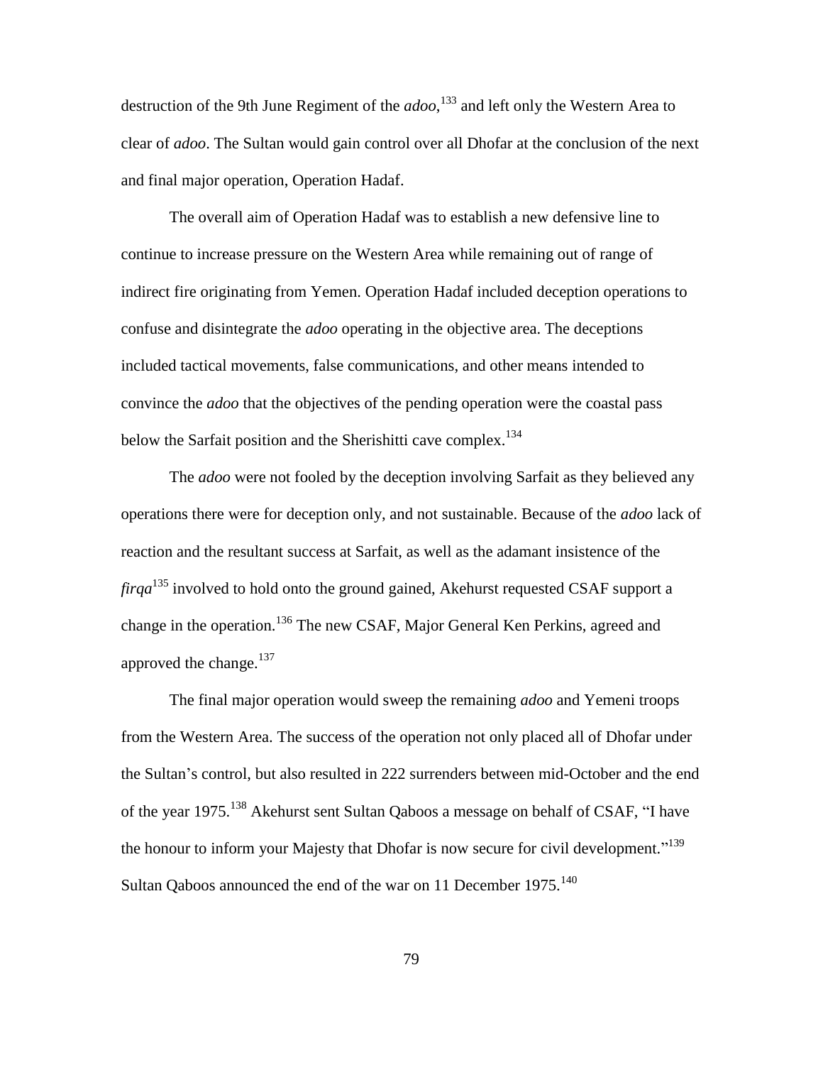destruction of the 9th June Regiment of the *adoo*,[133] and left only the Western Area to clear of *adoo*. The Sultan would gain control over all Dhofar at the conclusion of the next and final major operation, Operation Hadaf.

The overall aim of Operation Hadaf was to establish a new defensive line to continue to increase pressure on the Western Area while remaining out of range of indirect fire originating from Yemen. Operation Hadaf included deception operations to confuse and disintegrate the *adoo* operating in the objective area. The deceptions included tactical movements, false communications, and other means intended to convince the *adoo* that the objectives of the pending operation were the coastal pass below the Sarfait position and the Sherishitti cave complex.[134]

The *adoo* were not fooled by the deception involving Sarfait as they believed any operations there were for deception only, and not sustainable. Because of the *adoo* lack of reaction and the resultant success at Sarfait, as well as the adamant insistence of the *firqa*[135] involved to hold onto the ground gained, Akehurst requested CSAF support a change in the operation.[136] The new CSAF, Major General Ken Perkins, agreed and approved the change.[137]

The final major operation would sweep the remaining *adoo* and Yemeni troops from the Western Area. The success of the operation not only placed all of Dhofar under the Sultan's control, but also resulted in 222 surrenders between mid-October and the end of the year 1975.[138] Akehurst sent Sultan Qaboos a message on behalf of CSAF, "I have the honour to inform your Majesty that Dhofar is now secure for civil development."[139] Sultan Qaboos announced the end of the war on 11 December 1975.[140]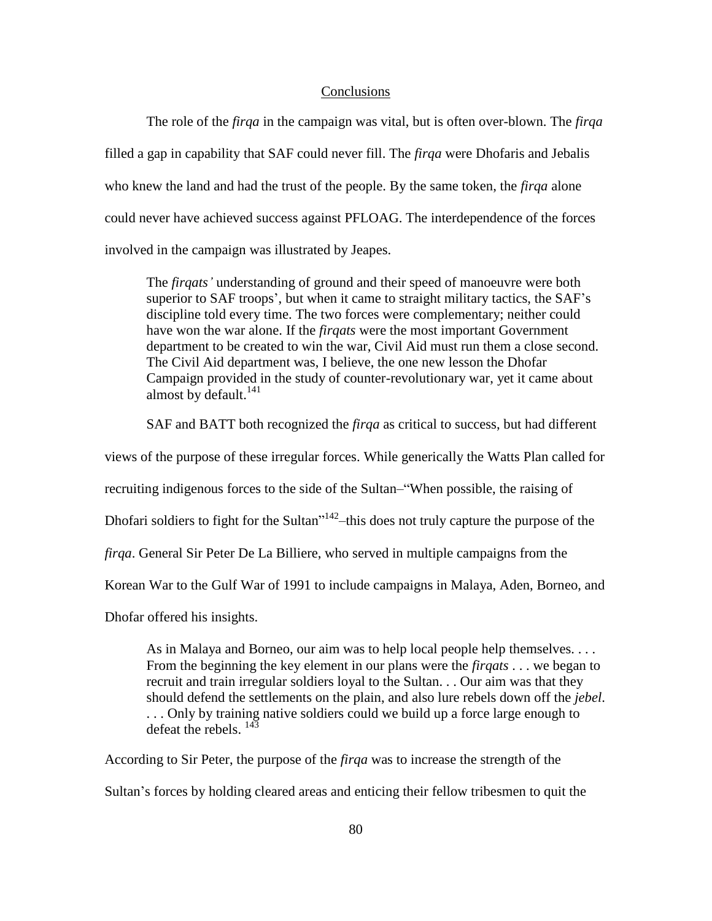## Conclusions

The role of the *firqa* in the campaign was vital, but is often over-blown. The *firqa* filled a gap in capability that SAF could never fill. The *firqa* were Dhofaris and Jebalis who knew the land and had the trust of the people. By the same token, the *firqa* alone could never have achieved success against PFLOAG. The interdependence of the forces involved in the campaign was illustrated by Jeapes.

> The *firqats'* understanding of ground and their speed of manoeuvre were both superior to SAF troops', but when it came to straight military tactics, the SAF's discipline told every time. The two forces were complementary; neither could have won the war alone. If the *firqats* were the most important Government department to be created to win the war, Civil Aid must run them a close second. The Civil Aid department was, I believe, the one new lesson the Dhofar Campaign provided in the study of counter-revolutionary war, yet it came about almost by default.[141]

SAF and BATT both recognized the *firqa* as critical to success, but had different views of the purpose of these irregular forces. While generically the Watts Plan called for recruiting indigenous forces to the side of the Sultan–"When possible, the raising of Dhofari soldiers to fight for the Sultan"[142]–this does not truly capture the purpose of the *firqa*. General Sir Peter De La Billiere, who served in multiple campaigns from the Korean War to the Gulf War of 1991 to include campaigns in Malaya, Aden, Borneo, and Dhofar offered his insights.

> As in Malaya and Borneo, our aim was to help local people help themselves. . . . From the beginning the key element in our plans were the *firqats* . . . we began to recruit and train irregular soldiers loyal to the Sultan. . . Our aim was that they should defend the settlements on the plain, and also lure rebels down off the *jebel*. . . . Only by training native soldiers could we build up a force large enough to defeat the rebels. [143]

According to Sir Peter, the purpose of the *firqa* was to increase the strength of the Sultan's forces by holding cleared areas and enticing their fellow tribesmen to quit the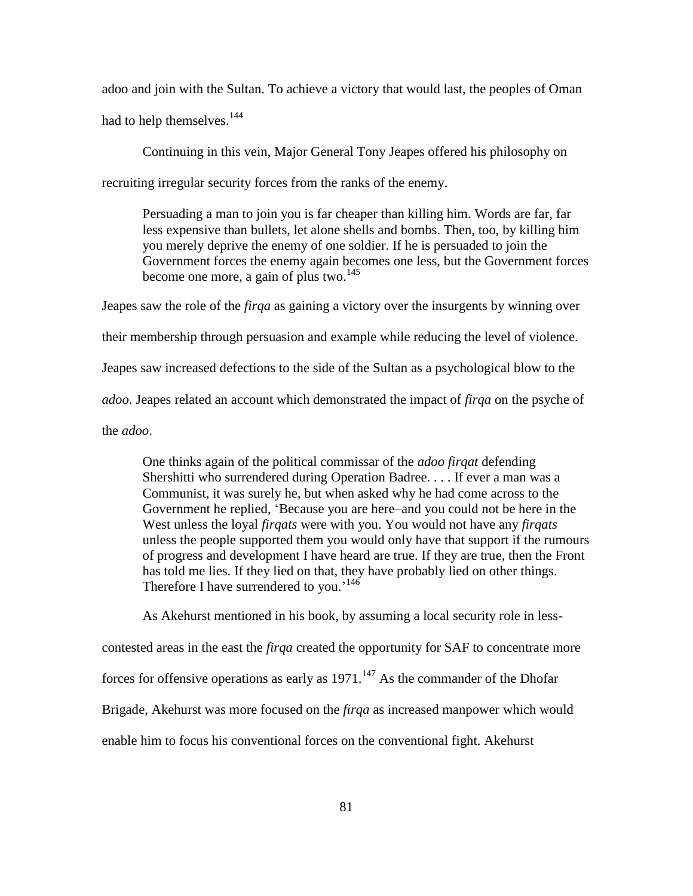adoo and join with the Sultan. To achieve a victory that would last, the peoples of Oman had to help themselves.[144]

Continuing in this vein, Major General Tony Jeapes offered his philosophy on recruiting irregular security forces from the ranks of the enemy.

> Persuading a man to join you is far cheaper than killing him. Words are far, far less expensive than bullets, let alone shells and bombs. Then, too, by killing him you merely deprive the enemy of one soldier. If he is persuaded to join the Government forces the enemy again becomes one less, but the Government forces become one more, a gain of plus two.[145]

Jeapes saw the role of the *firqa* as gaining a victory over the insurgents by winning over their membership through persuasion and example while reducing the level of violence. Jeapes saw increased defections to the side of the Sultan as a psychological blow to the *adoo*. Jeapes related an account which demonstrated the impact of *firqa* on the psyche of the *adoo*.

> One thinks again of the political commissar of the *adoo firqat* defending Shershitti who surrendered during Operation Badree. . . . If ever a man was a Communist, it was surely he, but when asked why he had come across to the Government he replied, 'Because you are here–and you could not be here in the West unless the loyal *firqats* were with you. You would not have any *firqats* unless the people supported them you would only have that support if the rumours of progress and development I have heard are true. If they are true, then the Front has told me lies. If they lied on that, they have probably lied on other things. Therefore I have surrendered to you.'[146]

As Akehurst mentioned in his book, by assuming a local security role in less-contested areas in the east the *firqa* created the opportunity for SAF to concentrate more forces for offensive operations as early as 1971.[147] As the commander of the Dhofar Brigade, Akehurst was more focused on the *firqa* as increased manpower which would enable him to focus his conventional forces on the conventional fight. Akehurst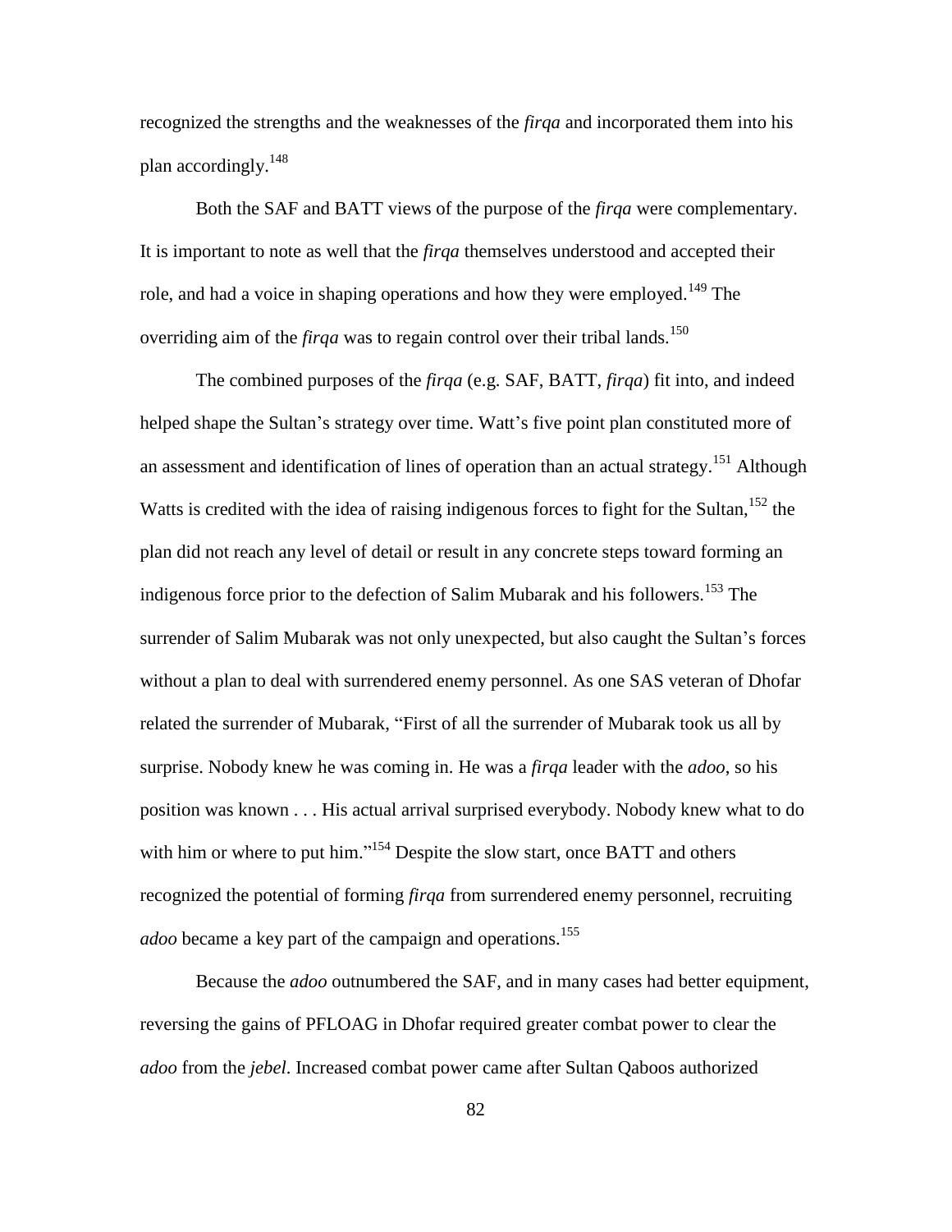recognized the strengths and the weaknesses of the *firqa* and incorporated them into his plan accordingly.[148]

Both the SAF and BATT views of the purpose of the *firqa* were complementary. It is important to note as well that the *firqa* themselves understood and accepted their role, and had a voice in shaping operations and how they were employed.[149] The overriding aim of the *firqa* was to regain control over their tribal lands.[150]

The combined purposes of the *firqa* (e.g. SAF, BATT, *firqa*) fit into, and indeed helped shape the Sultan's strategy over time. Watt's five point plan constituted more of an assessment and identification of lines of operation than an actual strategy.[151] Although Watts is credited with the idea of raising indigenous forces to fight for the Sultan,[152] the plan did not reach any level of detail or result in any concrete steps toward forming an indigenous force prior to the defection of Salim Mubarak and his followers.[153] The surrender of Salim Mubarak was not only unexpected, but also caught the Sultan's forces without a plan to deal with surrendered enemy personnel. As one SAS veteran of Dhofar related the surrender of Mubarak, "First of all the surrender of Mubarak took us all by surprise. Nobody knew he was coming in. He was a *firqa* leader with the *adoo*, so his position was known . . . His actual arrival surprised everybody. Nobody knew what to do with him or where to put him."[154] Despite the slow start, once BATT and others recognized the potential of forming *firqa* from surrendered enemy personnel, recruiting *adoo* became a key part of the campaign and operations.[155]

Because the *adoo* outnumbered the SAF, and in many cases had better equipment, reversing the gains of PFLOAG in Dhofar required greater combat power to clear the *adoo* from the *jebel*. Increased combat power came after Sultan Qaboos authorized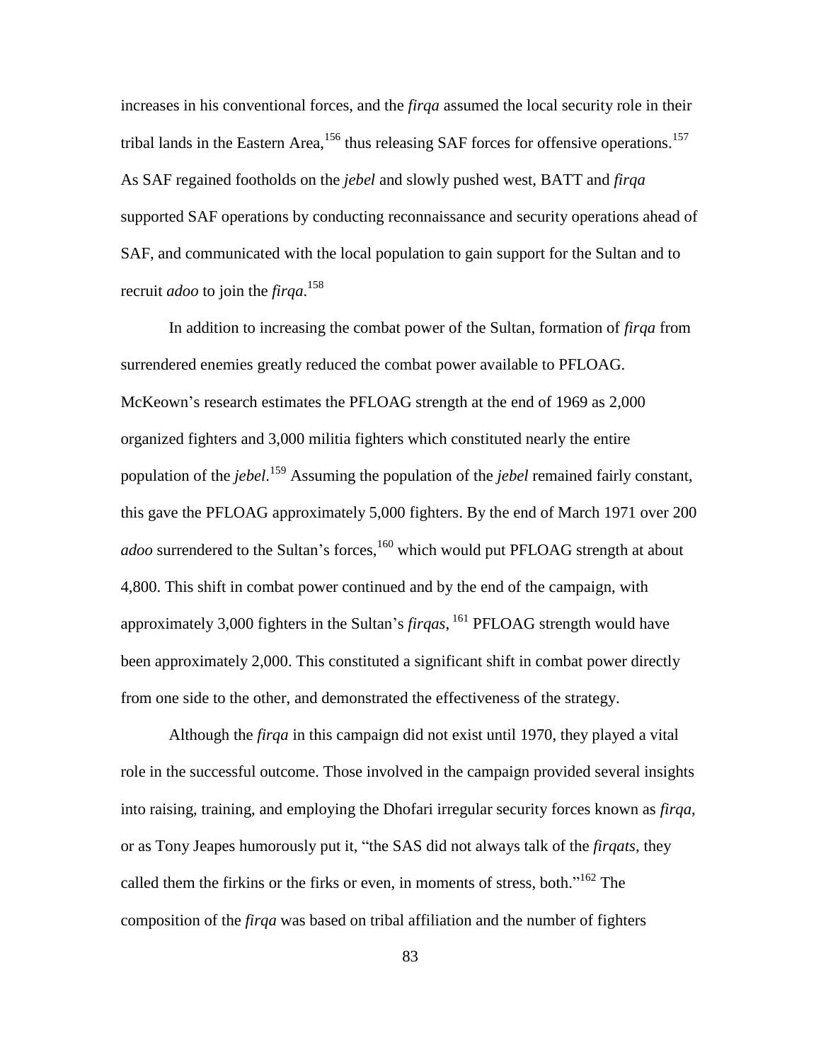increases in his conventional forces, and the *firqa* assumed the local security role in their tribal lands in the Eastern Area,[156] thus releasing SAF forces for offensive operations.[157] As SAF regained footholds on the *jebel* and slowly pushed west, BATT and *firqa* supported SAF operations by conducting reconnaissance and security operations ahead of SAF, and communicated with the local population to gain support for the Sultan and to recruit *adoo* to join the *firqa*.[158]

In addition to increasing the combat power of the Sultan, formation of *firqa* from surrendered enemies greatly reduced the combat power available to PFLOAG. McKeown's research estimates the PFLOAG strength at the end of 1969 as 2,000 organized fighters and 3,000 militia fighters which constituted nearly the entire population of the *jebel*.[159] Assuming the population of the *jebel* remained fairly constant, this gave the PFLOAG approximately 5,000 fighters. By the end of March 1971 over 200 *adoo* surrendered to the Sultan's forces,[160] which would put PFLOAG strength at about 4,800. This shift in combat power continued and by the end of the campaign, with approximately 3,000 fighters in the Sultan's *firqas*, [161] PFLOAG strength would have been approximately 2,000. This constituted a significant shift in combat power directly from one side to the other, and demonstrated the effectiveness of the strategy.

Although the *firqa* in this campaign did not exist until 1970, they played a vital role in the successful outcome. Those involved in the campaign provided several insights into raising, training, and employing the Dhofari irregular security forces known as *firqa*, or as Tony Jeapes humorously put it, "the SAS did not always talk of the *firqats*, they called them the firkins or the firks or even, in moments of stress, both."[162] The composition of the *firqa* was based on tribal affiliation and the number of fighters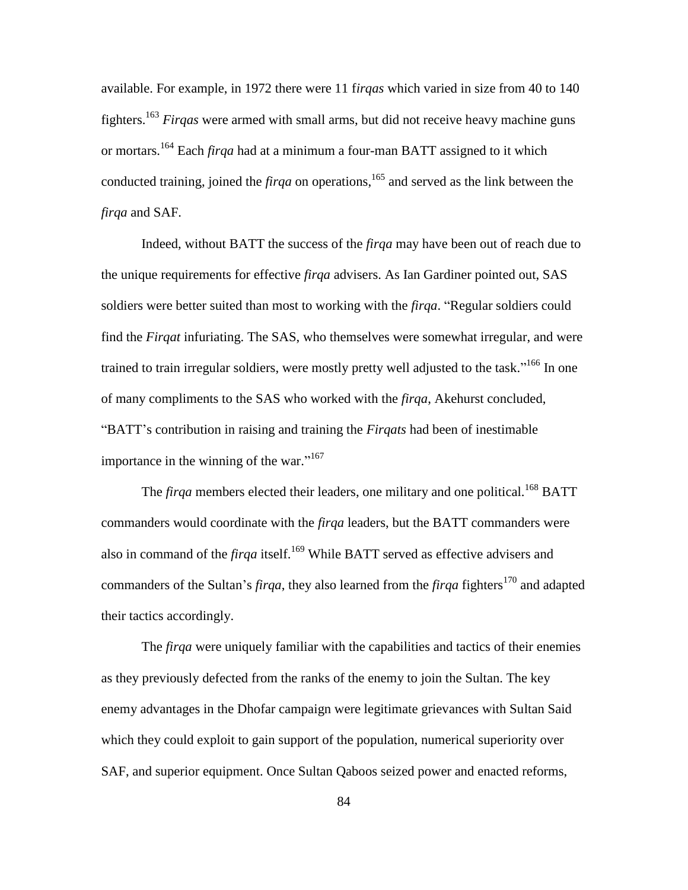available. For example, in 1972 there were 11 f*irqas* which varied in size from 40 to 140 fighters.[163] *Firqas* were armed with small arms, but did not receive heavy machine guns or mortars.[164] Each *firqa* had at a minimum a four-man BATT assigned to it which conducted training, joined the *firqa* on operations,[165] and served as the link between the *firqa* and SAF.

Indeed, without BATT the success of the *firqa* may have been out of reach due to the unique requirements for effective *firqa* advisers. As Ian Gardiner pointed out, SAS soldiers were better suited than most to working with the *firqa*. "Regular soldiers could find the *Firqat* infuriating. The SAS, who themselves were somewhat irregular, and were trained to train irregular soldiers, were mostly pretty well adjusted to the task."[166] In one of many compliments to the SAS who worked with the *firqa*, Akehurst concluded, "BATT's contribution in raising and training the *Firqats* had been of inestimable importance in the winning of the war."[167]

The *firqa* members elected their leaders, one military and one political.[168] BATT commanders would coordinate with the *firqa* leaders, but the BATT commanders were also in command of the *firqa* itself.[169] While BATT served as effective advisers and commanders of the Sultan's *firqa*, they also learned from the *firqa* fighters[170] and adapted their tactics accordingly.

The *firqa* were uniquely familiar with the capabilities and tactics of their enemies as they previously defected from the ranks of the enemy to join the Sultan. The key enemy advantages in the Dhofar campaign were legitimate grievances with Sultan Said which they could exploit to gain support of the population, numerical superiority over SAF, and superior equipment. Once Sultan Qaboos seized power and enacted reforms,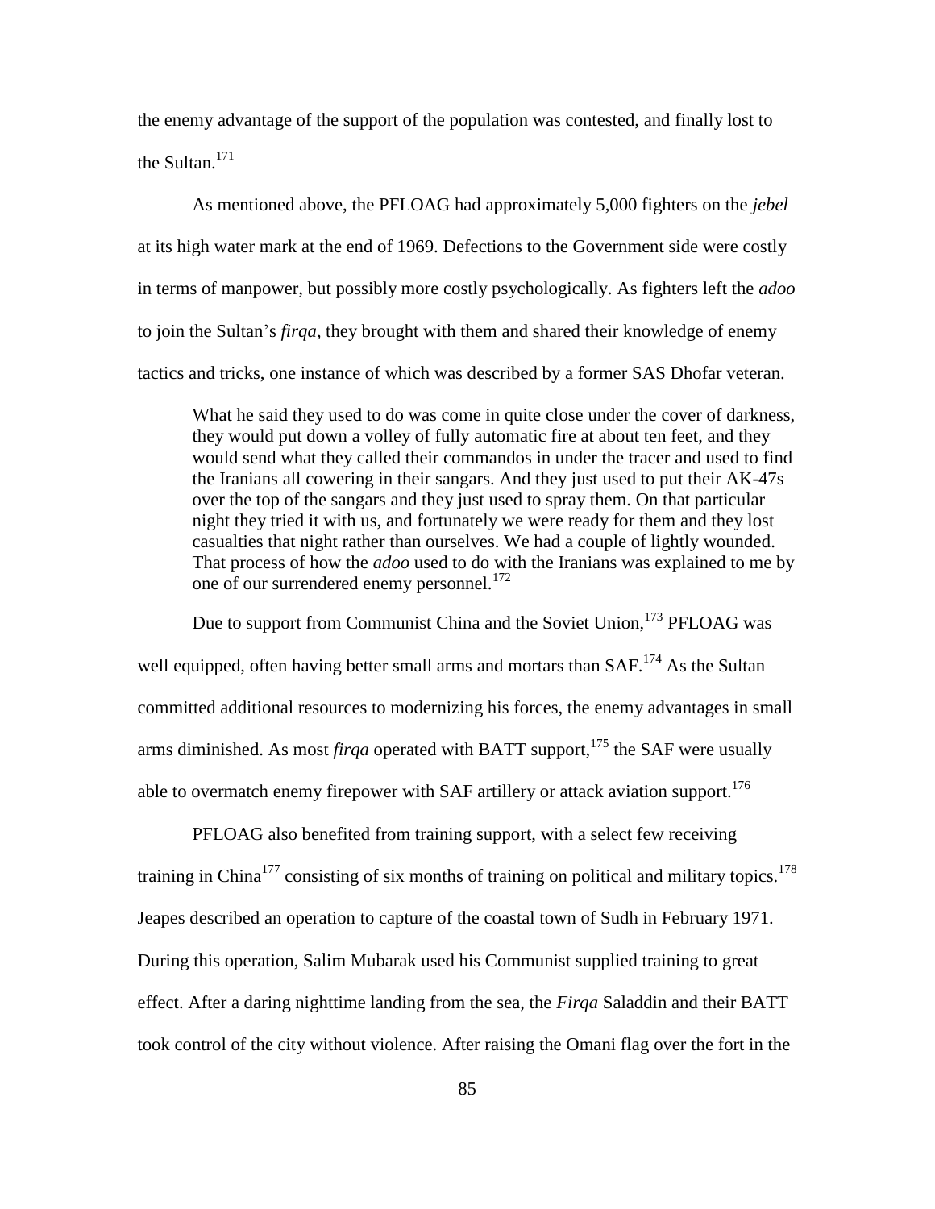the enemy advantage of the support of the population was contested, and finally lost to the Sultan.[171]

As mentioned above, the PFLOAG had approximately 5,000 fighters on the *jebel* at its high water mark at the end of 1969. Defections to the Government side were costly in terms of manpower, but possibly more costly psychologically. As fighters left the *adoo* to join the Sultan's *firqa*, they brought with them and shared their knowledge of enemy tactics and tricks, one instance of which was described by a former SAS Dhofar veteran.

> What he said they used to do was come in quite close under the cover of darkness, they would put down a volley of fully automatic fire at about ten feet, and they would send what they called their commandos in under the tracer and used to find the Iranians all cowering in their sangars. And they just used to put their AK-47s over the top of the sangars and they just used to spray them. On that particular night they tried it with us, and fortunately we were ready for them and they lost casualties that night rather than ourselves. We had a couple of lightly wounded. That process of how the *adoo* used to do with the Iranians was explained to me by one of our surrendered enemy personnel.[172]

Due to support from Communist China and the Soviet Union,[173] PFLOAG was well equipped, often having better small arms and mortars than SAF.[174] As the Sultan committed additional resources to modernizing his forces, the enemy advantages in small arms diminished. As most *firqa* operated with BATT support,[175] the SAF were usually able to overmatch enemy firepower with SAF artillery or attack aviation support.[176]

PFLOAG also benefited from training support, with a select few receiving training in China[177] consisting of six months of training on political and military topics.[178] Jeapes described an operation to capture of the coastal town of Sudh in February 1971. During this operation, Salim Mubarak used his Communist supplied training to great effect. After a daring nighttime landing from the sea, the *Firqa* Saladdin and their BATT took control of the city without violence. After raising the Omani flag over the fort in the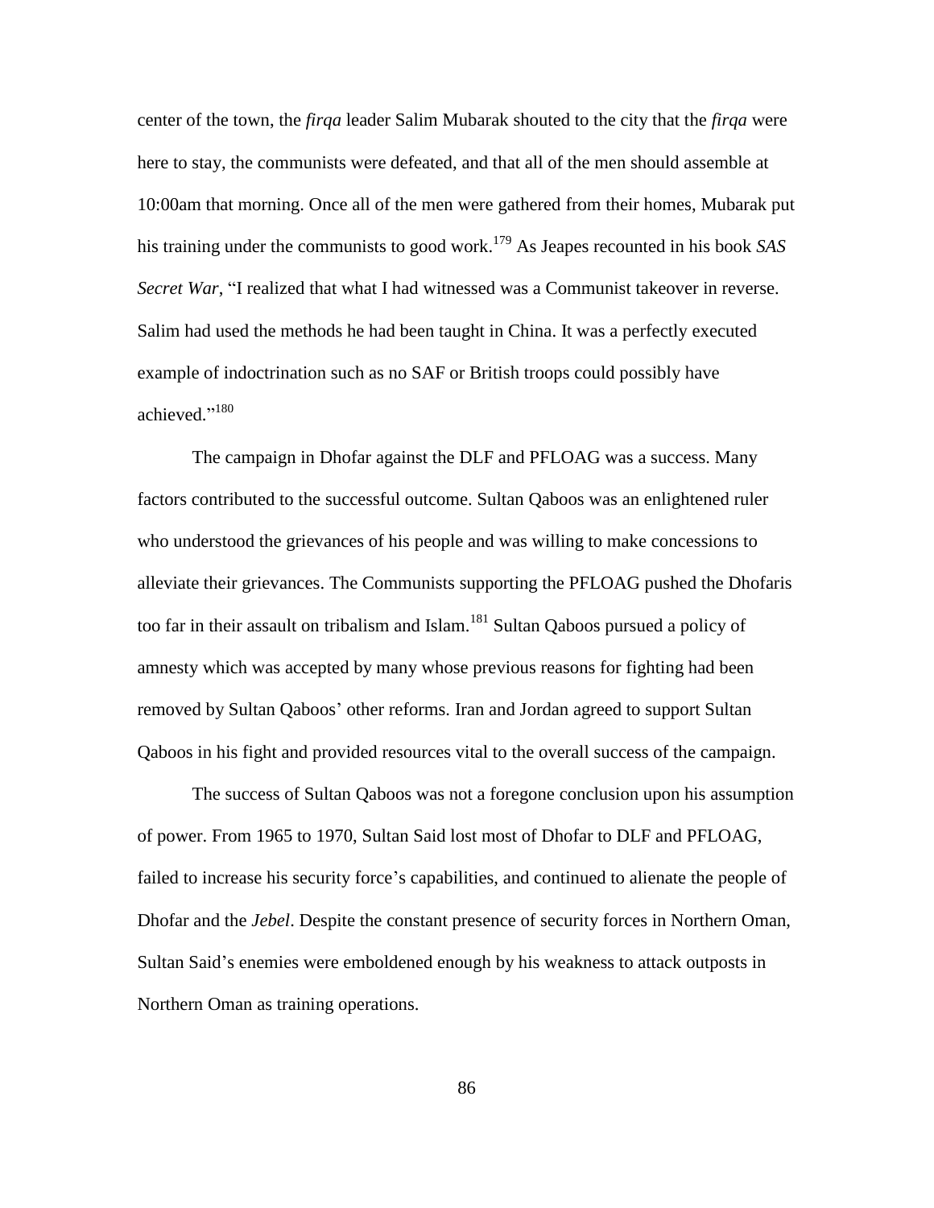center of the town, the *firqa* leader Salim Mubarak shouted to the city that the *firqa* were here to stay, the communists were defeated, and that all of the men should assemble at 10:00am that morning. Once all of the men were gathered from their homes, Mubarak put his training under the communists to good work.[179] As Jeapes recounted in his book *SAS Secret War*, "I realized that what I had witnessed was a Communist takeover in reverse. Salim had used the methods he had been taught in China. It was a perfectly executed example of indoctrination such as no SAF or British troops could possibly have achieved."[180]

The campaign in Dhofar against the DLF and PFLOAG was a success. Many factors contributed to the successful outcome. Sultan Qaboos was an enlightened ruler who understood the grievances of his people and was willing to make concessions to alleviate their grievances. The Communists supporting the PFLOAG pushed the Dhofaris too far in their assault on tribalism and Islam.[181] Sultan Qaboos pursued a policy of amnesty which was accepted by many whose previous reasons for fighting had been removed by Sultan Qaboos' other reforms. Iran and Jordan agreed to support Sultan Qaboos in his fight and provided resources vital to the overall success of the campaign.

The success of Sultan Qaboos was not a foregone conclusion upon his assumption of power. From 1965 to 1970, Sultan Said lost most of Dhofar to DLF and PFLOAG, failed to increase his security force's capabilities, and continued to alienate the people of Dhofar and the *Jebel*. Despite the constant presence of security forces in Northern Oman, Sultan Said's enemies were emboldened enough by his weakness to attack outposts in Northern Oman as training operations.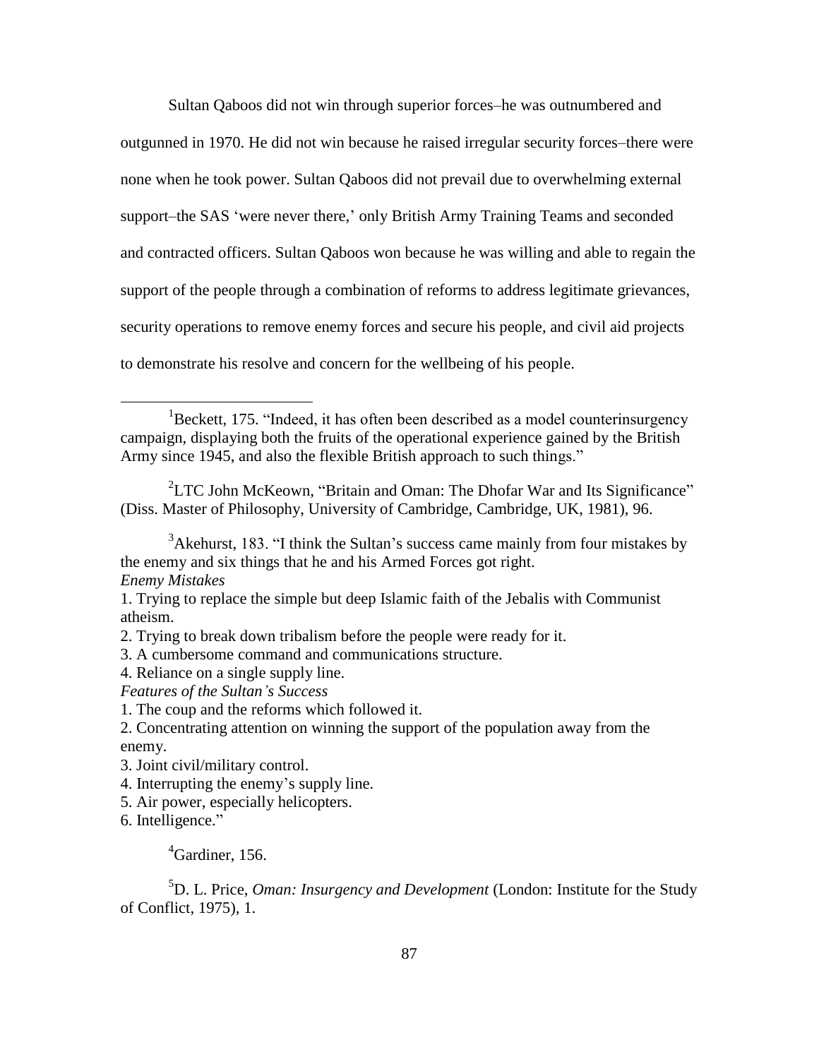Sultan Qaboos did not win through superior forces–he was outnumbered and outgunned in 1970. He did not win because he raised irregular security forces–there were none when he took power. Sultan Qaboos did not prevail due to overwhelming external support–the SAS 'were never there,' only British Army Training Teams and seconded and contracted officers. Sultan Qaboos won because he was willing and able to regain the support of the people through a combination of reforms to address legitimate grievances, security operations to remove enemy forces and secure his people, and civil aid projects to demonstrate his resolve and concern for the wellbeing of his people.

---

[1]Beckett, 175. "Indeed, it has often been described as a model counterinsurgency campaign, displaying both the fruits of the operational experience gained by the British Army since 1945, and also the flexible British approach to such things."

[2]LTC John McKeown, "Britain and Oman: The Dhofar War and Its Significance" (Diss. Master of Philosophy, University of Cambridge, Cambridge, UK, 1981), 96.

[3]Akehurst, 183. "I think the Sultan's success came mainly from four mistakes by the enemy and six things that he and his Armed Forces got right.

*Enemy Mistakes*

1. Trying to replace the simple but deep Islamic faith of the Jebalis with Communist atheism.
2. Trying to break down tribalism before the people were ready for it.
3. A cumbersome command and communications structure.
4. Reliance on a single supply line.

*Features of the Sultan's Success*

1. The coup and the reforms which followed it.
2. Concentrating attention on winning the support of the population away from the enemy.
3. Joint civil/military control.
4. Interrupting the enemy's supply line.
5. Air power, especially helicopters.
6. Intelligence."

[4]Gardiner, 156.

[5]D. L. Price, *Oman: Insurgency and Development* (London: Institute for the Study of Conflict, 1975), 1.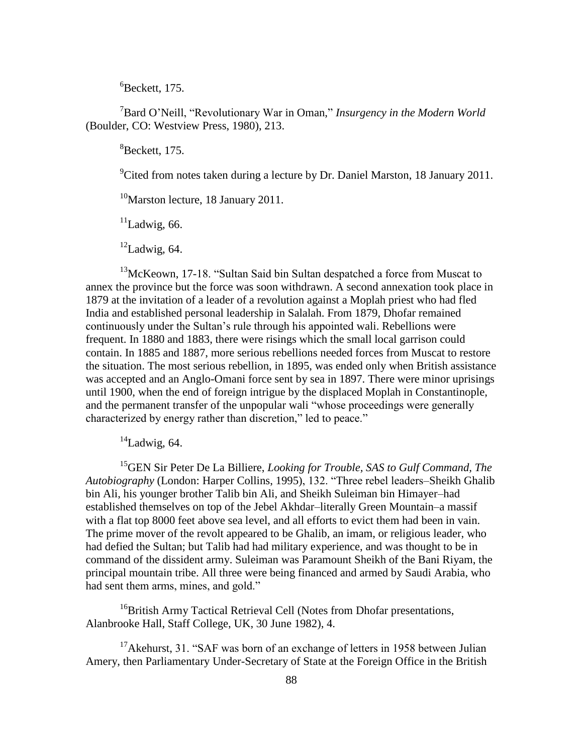[6]Beckett, 175.

[7]Bard O'Neill, "Revolutionary War in Oman," *Insurgency in the Modern World* (Boulder, CO: Westview Press, 1980), 213.

[8]Beckett, 175.

[9]Cited from notes taken during a lecture by Dr. Daniel Marston, 18 January 2011.

[10]Marston lecture, 18 January 2011.

[11]Ladwig, 66.

[12]Ladwig, 64.

[13]McKeown, 17-18. "Sultan Said bin Sultan despatched a force from Muscat to annex the province but the force was soon withdrawn. A second annexation took place in 1879 at the invitation of a leader of a revolution against a Moplah priest who had fled India and established personal leadership in Salalah. From 1879, Dhofar remained continuously under the Sultan's rule through his appointed wali. Rebellions were frequent. In 1880 and 1883, there were risings which the small local garrison could contain. In 1885 and 1887, more serious rebellions needed forces from Muscat to restore the situation. The most serious rebellion, in 1895, was ended only when British assistance was accepted and an Anglo-Omani force sent by sea in 1897. There were minor uprisings until 1900, when the end of foreign intrigue by the displaced Moplah in Constantinople, and the permanent transfer of the unpopular wali "whose proceedings were generally characterized by energy rather than discretion," led to peace."

[14]Ladwig, 64.

[15]GEN Sir Peter De La Billiere, *Looking for Trouble, SAS to Gulf Command, The Autobiography* (London: Harper Collins, 1995), 132. "Three rebel leaders–Sheikh Ghalib bin Ali, his younger brother Talib bin Ali, and Sheikh Suleiman bin Himayer–had established themselves on top of the Jebel Akhdar–literally Green Mountain–a massif with a flat top 8000 feet above sea level, and all efforts to evict them had been in vain. The prime mover of the revolt appeared to be Ghalib, an imam, or religious leader, who had defied the Sultan; but Talib had had military experience, and was thought to be in command of the dissident army. Suleiman was Paramount Sheikh of the Bani Riyam, the principal mountain tribe. All three were being financed and armed by Saudi Arabia, who had sent them arms, mines, and gold."

[16]British Army Tactical Retrieval Cell (Notes from Dhofar presentations, Alanbrooke Hall, Staff College, UK, 30 June 1982), 4.

[17]Akehurst, 31. "SAF was born of an exchange of letters in 1958 between Julian Amery, then Parliamentary Under-Secretary of State at the Foreign Office in the British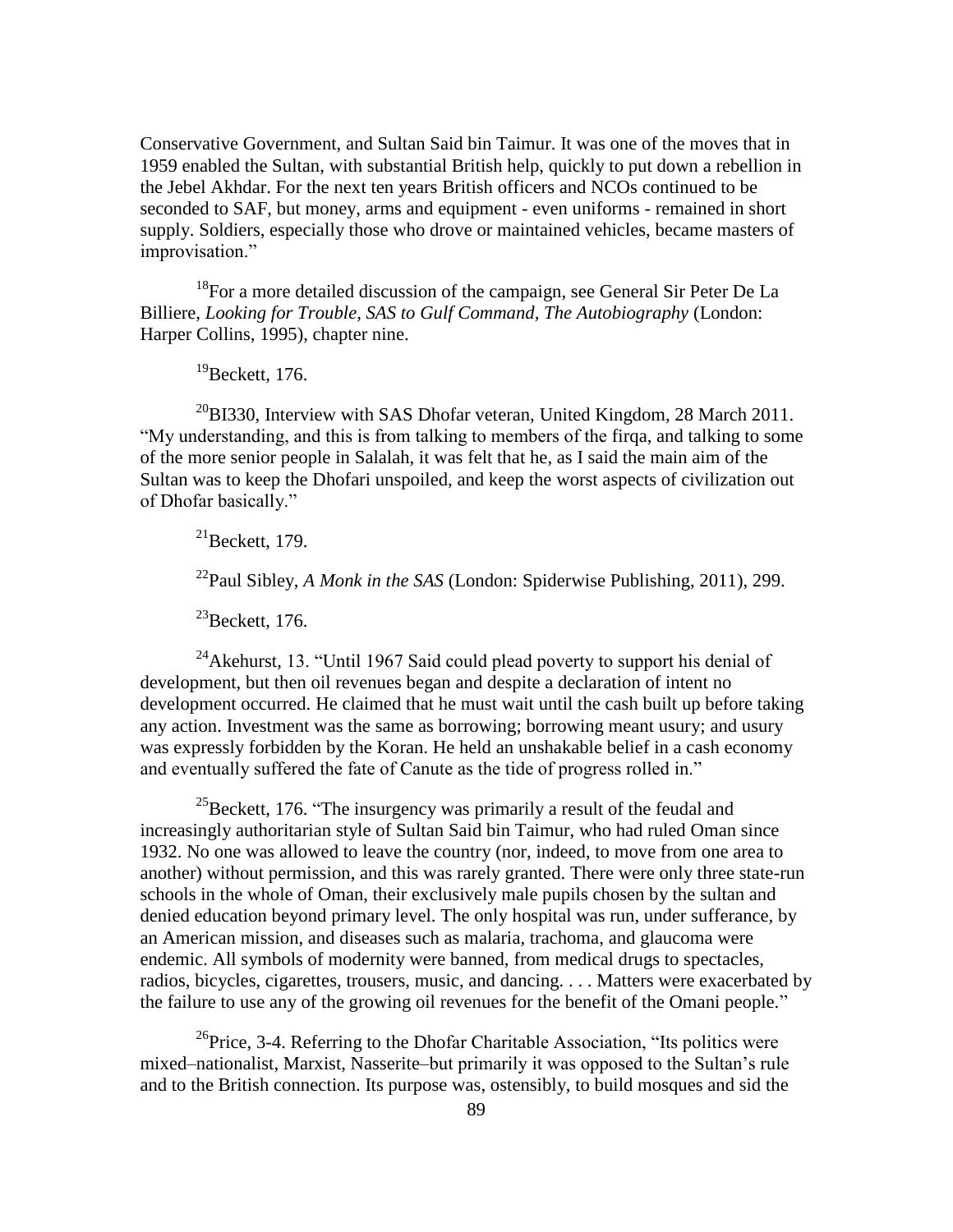Conservative Government, and Sultan Said bin Taimur. It was one of the moves that in 1959 enabled the Sultan, with substantial British help, quickly to put down a rebellion in the Jebel Akhdar. For the next ten years British officers and NCOs continued to be seconded to SAF, but money, arms and equipment - even uniforms - remained in short supply. Soldiers, especially those who drove or maintained vehicles, became masters of improvisation."

[18]For a more detailed discussion of the campaign, see General Sir Peter De La Billiere, *Looking for Trouble, SAS to Gulf Command, The Autobiography* (London: Harper Collins, 1995), chapter nine.

[19]Beckett, 176.

[20]BI330, Interview with SAS Dhofar veteran, United Kingdom, 28 March 2011. "My understanding, and this is from talking to members of the firqa, and talking to some of the more senior people in Salalah, it was felt that he, as I said the main aim of the Sultan was to keep the Dhofari unspoiled, and keep the worst aspects of civilization out of Dhofar basically."

[21]Beckett, 179.

[22]Paul Sibley, *A Monk in the SAS* (London: Spiderwise Publishing, 2011), 299.

[23]Beckett, 176.

[24]Akehurst, 13. "Until 1967 Said could plead poverty to support his denial of development, but then oil revenues began and despite a declaration of intent no development occurred. He claimed that he must wait until the cash built up before taking any action. Investment was the same as borrowing; borrowing meant usury; and usury was expressly forbidden by the Koran. He held an unshakable belief in a cash economy and eventually suffered the fate of Canute as the tide of progress rolled in."

[25]Beckett, 176. "The insurgency was primarily a result of the feudal and increasingly authoritarian style of Sultan Said bin Taimur, who had ruled Oman since 1932. No one was allowed to leave the country (nor, indeed, to move from one area to another) without permission, and this was rarely granted. There were only three state-run schools in the whole of Oman, their exclusively male pupils chosen by the sultan and denied education beyond primary level. The only hospital was run, under sufferance, by an American mission, and diseases such as malaria, trachoma, and glaucoma were endemic. All symbols of modernity were banned, from medical drugs to spectacles, radios, bicycles, cigarettes, trousers, music, and dancing. . . . Matters were exacerbated by the failure to use any of the growing oil revenues for the benefit of the Omani people."

[26]Price, 3-4. Referring to the Dhofar Charitable Association, "Its politics were mixed–nationalist, Marxist, Nasserite–but primarily it was opposed to the Sultan's rule and to the British connection. Its purpose was, ostensibly, to build mosques and sid the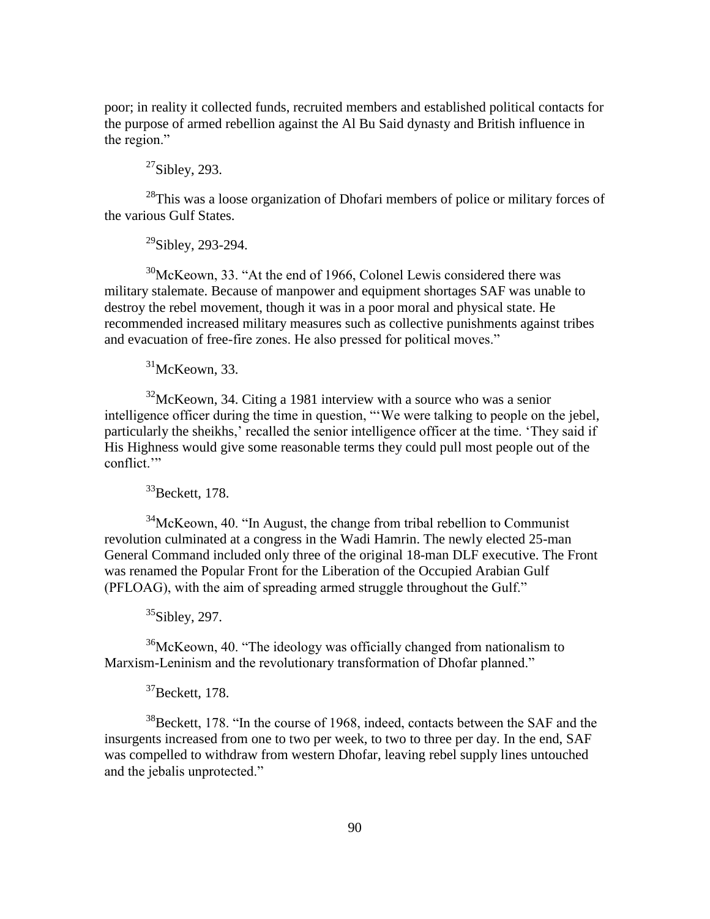poor; in reality it collected funds, recruited members and established political contacts for the purpose of armed rebellion against the Al Bu Said dynasty and British influence in the region."

[27]Sibley, 293.

[28]This was a loose organization of Dhofari members of police or military forces of the various Gulf States.

[29]Sibley, 293-294.

[30]McKeown, 33. "At the end of 1966, Colonel Lewis considered there was military stalemate. Because of manpower and equipment shortages SAF was unable to destroy the rebel movement, though it was in a poor moral and physical state. He recommended increased military measures such as collective punishments against tribes and evacuation of free-fire zones. He also pressed for political moves."

[31]McKeown, 33.

[32]McKeown, 34. Citing a 1981 interview with a source who was a senior intelligence officer during the time in question, "'We were talking to people on the jebel, particularly the sheikhs,' recalled the senior intelligence officer at the time. 'They said if His Highness would give some reasonable terms they could pull most people out of the conflict.'"

[33]Beckett, 178.

[34]McKeown, 40. "In August, the change from tribal rebellion to Communist revolution culminated at a congress in the Wadi Hamrin. The newly elected 25-man General Command included only three of the original 18-man DLF executive. The Front was renamed the Popular Front for the Liberation of the Occupied Arabian Gulf (PFLOAG), with the aim of spreading armed struggle throughout the Gulf."

[35]Sibley, 297.

[36]McKeown, 40. "The ideology was officially changed from nationalism to Marxism-Leninism and the revolutionary transformation of Dhofar planned."

[37]Beckett, 178.

[38]Beckett, 178. "In the course of 1968, indeed, contacts between the SAF and the insurgents increased from one to two per week, to two to three per day. In the end, SAF was compelled to withdraw from western Dhofar, leaving rebel supply lines untouched and the jebalis unprotected."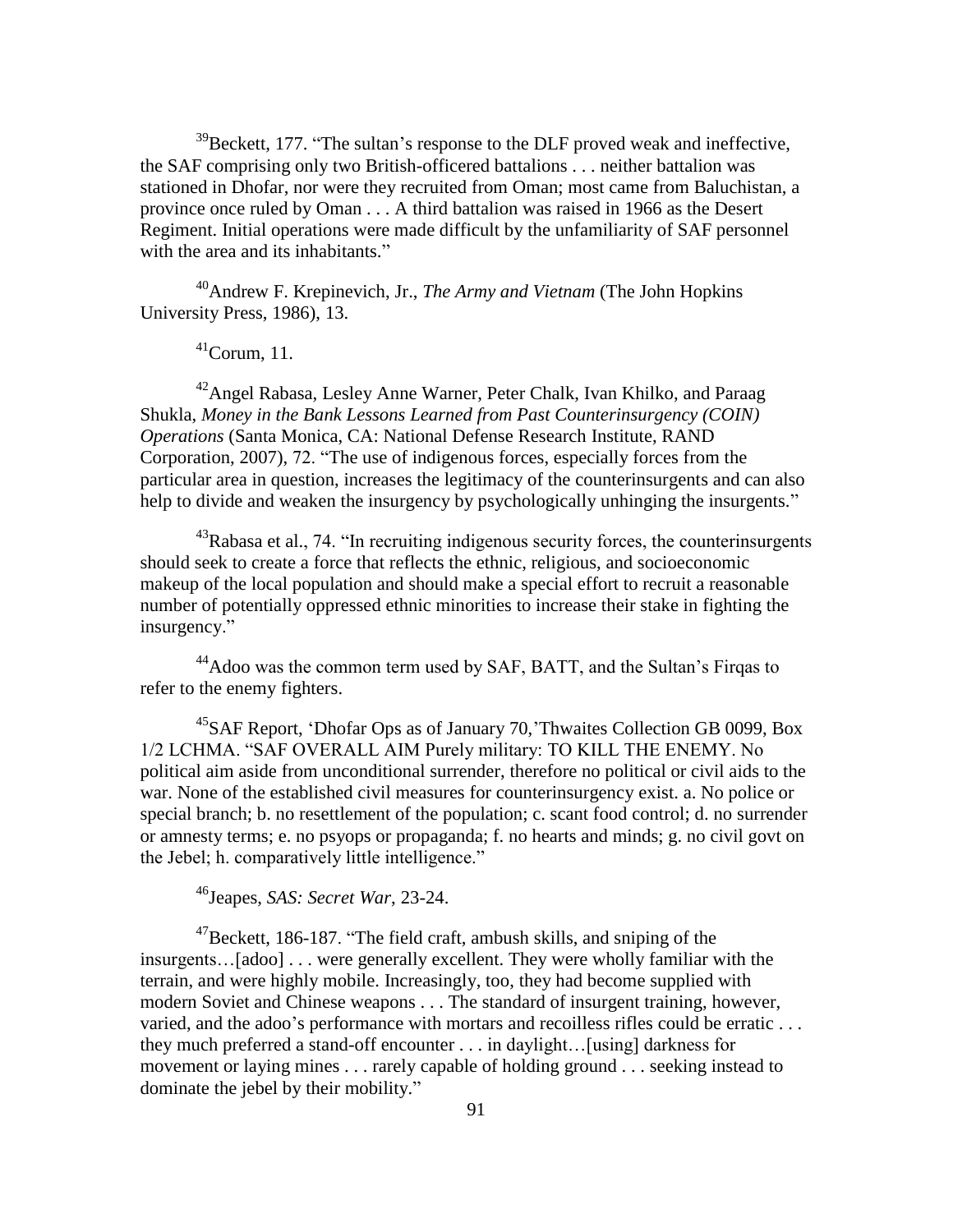[39]Beckett, 177. "The sultan's response to the DLF proved weak and ineffective, the SAF comprising only two British-officered battalions . . . neither battalion was stationed in Dhofar, nor were they recruited from Oman; most came from Baluchistan, a province once ruled by Oman . . . A third battalion was raised in 1966 as the Desert Regiment. Initial operations were made difficult by the unfamiliarity of SAF personnel with the area and its inhabitants."

[40]Andrew F. Krepinevich, Jr., *The Army and Vietnam* (The John Hopkins University Press, 1986), 13.

[41]Corum, 11.

[42]Angel Rabasa, Lesley Anne Warner, Peter Chalk, Ivan Khilko, and Paraag Shukla, *Money in the Bank Lessons Learned from Past Counterinsurgency (COIN) Operations* (Santa Monica, CA: National Defense Research Institute, RAND Corporation, 2007), 72. "The use of indigenous forces, especially forces from the particular area in question, increases the legitimacy of the counterinsurgents and can also help to divide and weaken the insurgency by psychologically unhinging the insurgents."

[43]Rabasa et al., 74. "In recruiting indigenous security forces, the counterinsurgents should seek to create a force that reflects the ethnic, religious, and socioeconomic makeup of the local population and should make a special effort to recruit a reasonable number of potentially oppressed ethnic minorities to increase their stake in fighting the insurgency."

[44]Adoo was the common term used by SAF, BATT, and the Sultan's Firqas to refer to the enemy fighters.

[45]SAF Report, 'Dhofar Ops as of January 70,'Thwaites Collection GB 0099, Box 1/2 LCHMA. "SAF OVERALL AIM Purely military: TO KILL THE ENEMY. No political aim aside from unconditional surrender, therefore no political or civil aids to the war. None of the established civil measures for counterinsurgency exist. a. No police or special branch; b. no resettlement of the population; c. scant food control; d. no surrender or amnesty terms; e. no psyops or propaganda; f. no hearts and minds; g. no civil govt on the Jebel; h. comparatively little intelligence."

[46]Jeapes, *SAS: Secret War*, 23-24.

[47]Beckett, 186-187. "The field craft, ambush skills, and sniping of the insurgents…[adoo] . . . were generally excellent. They were wholly familiar with the terrain, and were highly mobile. Increasingly, too, they had become supplied with modern Soviet and Chinese weapons . . . The standard of insurgent training, however, varied, and the adoo's performance with mortars and recoilless rifles could be erratic . . . they much preferred a stand-off encounter . . . in daylight…[using] darkness for movement or laying mines . . . rarely capable of holding ground . . . seeking instead to dominate the jebel by their mobility."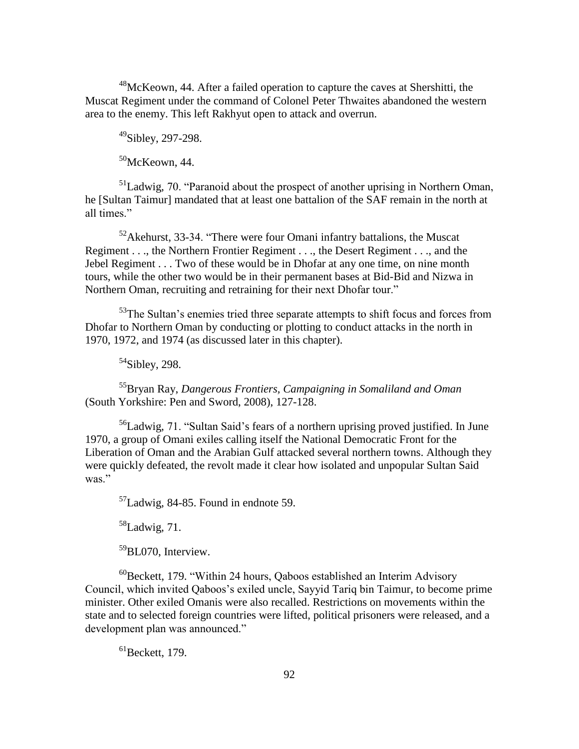[48]McKeown, 44. After a failed operation to capture the caves at Shershitti, the Muscat Regiment under the command of Colonel Peter Thwaites abandoned the western area to the enemy. This left Rakhyut open to attack and overrun.

[49]Sibley, 297-298.

[50]McKeown, 44.

[51]Ladwig, 70. "Paranoid about the prospect of another uprising in Northern Oman, he [Sultan Taimur] mandated that at least one battalion of the SAF remain in the north at all times."

[52]Akehurst, 33-34. "There were four Omani infantry battalions, the Muscat Regiment . . ., the Northern Frontier Regiment . . ., the Desert Regiment . . ., and the Jebel Regiment . . . Two of these would be in Dhofar at any one time, on nine month tours, while the other two would be in their permanent bases at Bid-Bid and Nizwa in Northern Oman, recruiting and retraining for their next Dhofar tour."

[53]The Sultan's enemies tried three separate attempts to shift focus and forces from Dhofar to Northern Oman by conducting or plotting to conduct attacks in the north in 1970, 1972, and 1974 (as discussed later in this chapter).

[54]Sibley, 298.

[55]Bryan Ray, *Dangerous Frontiers, Campaigning in Somaliland and Oman* (South Yorkshire: Pen and Sword, 2008), 127-128.

[56]Ladwig, 71. "Sultan Said's fears of a northern uprising proved justified. In June 1970, a group of Omani exiles calling itself the National Democratic Front for the Liberation of Oman and the Arabian Gulf attacked several northern towns. Although they were quickly defeated, the revolt made it clear how isolated and unpopular Sultan Said was."

[57]Ladwig, 84-85. Found in endnote 59.

[58]Ladwig, 71.

[59]BL070, Interview.

[60]Beckett, 179. "Within 24 hours, Qaboos established an Interim Advisory Council, which invited Qaboos's exiled uncle, Sayyid Tariq bin Taimur, to become prime minister. Other exiled Omanis were also recalled. Restrictions on movements within the state and to selected foreign countries were lifted, political prisoners were released, and a development plan was announced."

[61]Beckett, 179.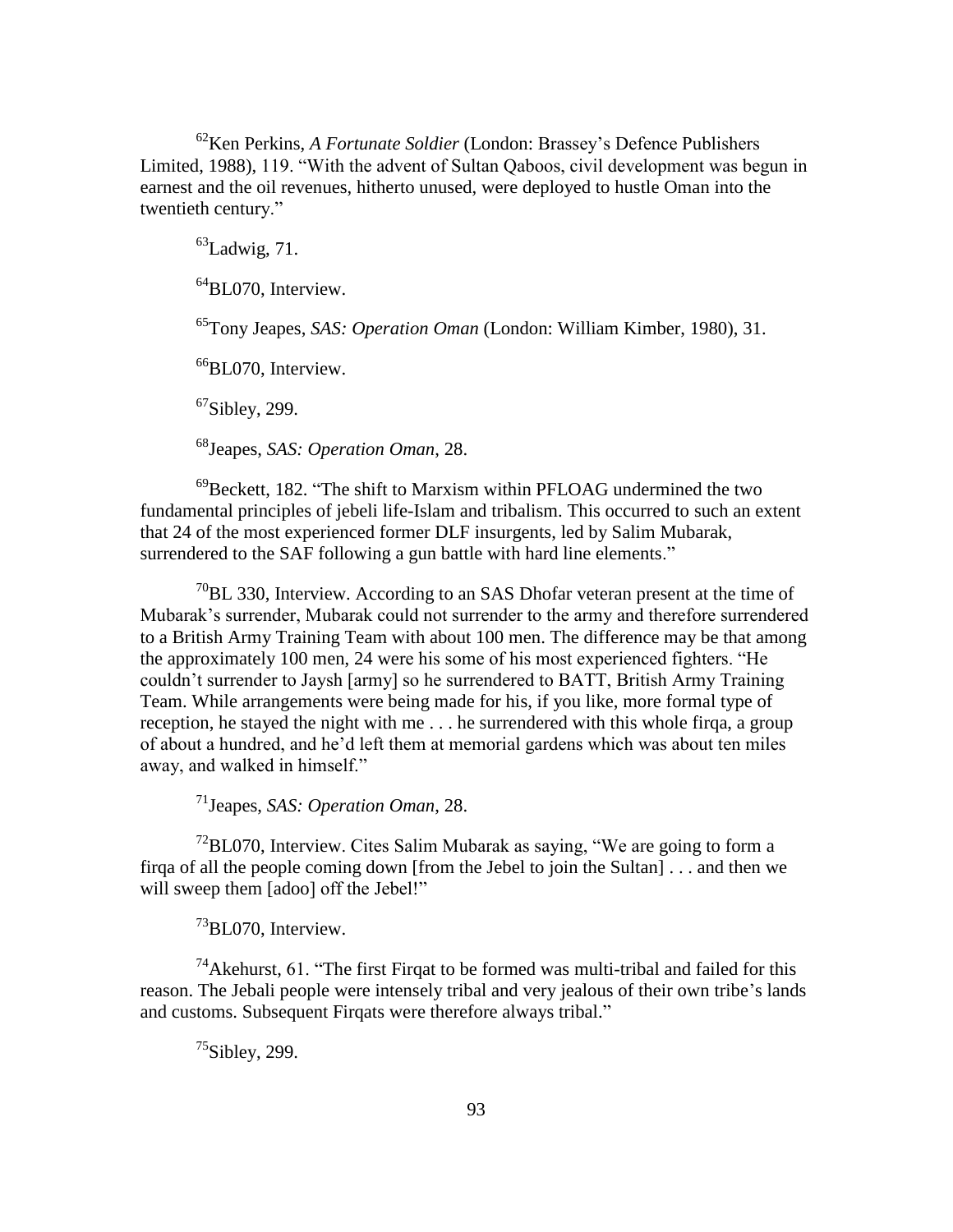[62]Ken Perkins, *A Fortunate Soldier* (London: Brassey's Defence Publishers Limited, 1988), 119. "With the advent of Sultan Qaboos, civil development was begun in earnest and the oil revenues, hitherto unused, were deployed to hustle Oman into the twentieth century."

[63]Ladwig, 71.

[64]BL070, Interview.

[65]Tony Jeapes, *SAS: Operation Oman* (London: William Kimber, 1980), 31.

[66]BL070, Interview.

[67]Sibley, 299.

[68]Jeapes, *SAS: Operation Oman*, 28.

[69]Beckett, 182. "The shift to Marxism within PFLOAG undermined the two fundamental principles of jebeli life-Islam and tribalism. This occurred to such an extent that 24 of the most experienced former DLF insurgents, led by Salim Mubarak, surrendered to the SAF following a gun battle with hard line elements."

[70]BL 330, Interview. According to an SAS Dhofar veteran present at the time of Mubarak's surrender, Mubarak could not surrender to the army and therefore surrendered to a British Army Training Team with about 100 men. The difference may be that among the approximately 100 men, 24 were his some of his most experienced fighters. "He couldn't surrender to Jaysh [army] so he surrendered to BATT, British Army Training Team. While arrangements were being made for his, if you like, more formal type of reception, he stayed the night with me . . . he surrendered with this whole firqa, a group of about a hundred, and he'd left them at memorial gardens which was about ten miles away, and walked in himself."

[71]Jeapes, *SAS: Operation Oman*, 28.

[72]BL070, Interview. Cites Salim Mubarak as saying, "We are going to form a firqa of all the people coming down [from the Jebel to join the Sultan] . . . and then we will sweep them [adoo] off the Jebel!"

[73]BL070, Interview.

[74]Akehurst, 61. "The first Firqat to be formed was multi-tribal and failed for this reason. The Jebali people were intensely tribal and very jealous of their own tribe's lands and customs. Subsequent Firqats were therefore always tribal."

[75]Sibley, 299.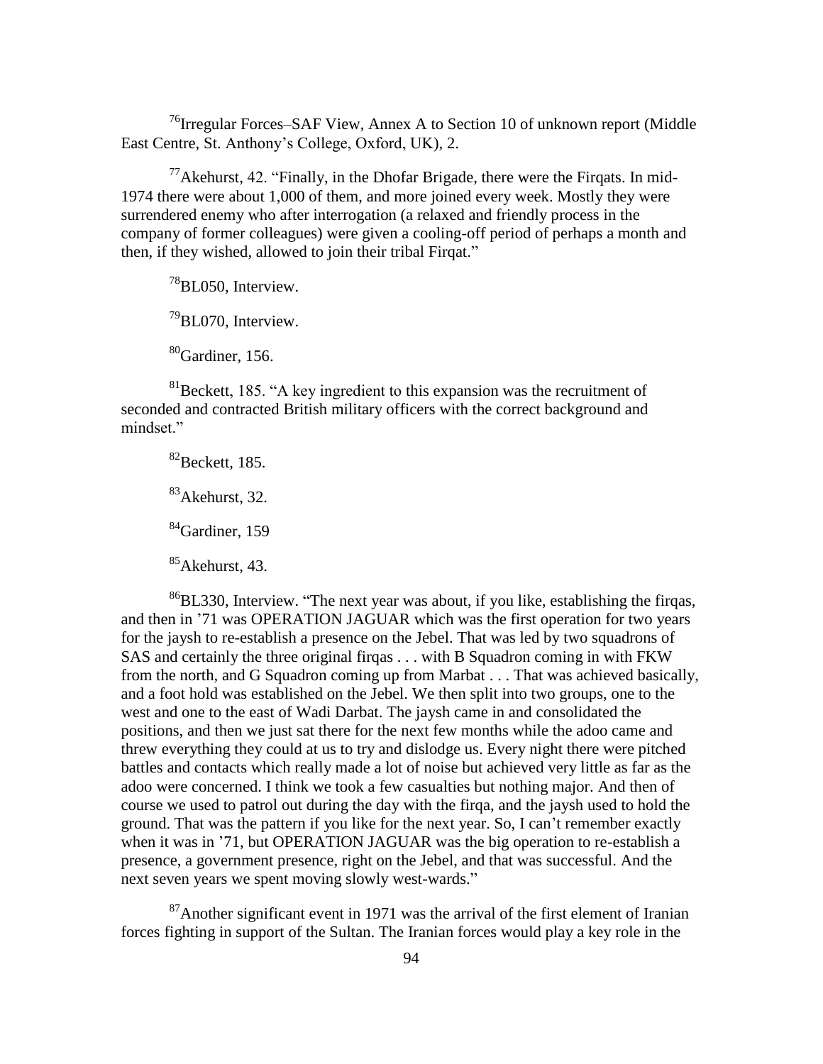[76]Irregular Forces–SAF View, Annex A to Section 10 of unknown report (Middle East Centre, St. Anthony's College, Oxford, UK), 2.

[77]Akehurst, 42. "Finally, in the Dhofar Brigade, there were the Firqats. In mid-1974 there were about 1,000 of them, and more joined every week. Mostly they were surrendered enemy who after interrogation (a relaxed and friendly process in the company of former colleagues) were given a cooling-off period of perhaps a month and then, if they wished, allowed to join their tribal Firqat."

[78]BL050, Interview.

[79]BL070, Interview.

[80]Gardiner, 156.

[81]Beckett, 185. "A key ingredient to this expansion was the recruitment of seconded and contracted British military officers with the correct background and mindset."

[82]Beckett, 185.

[83]Akehurst, 32.

[84]Gardiner, 159

[85]Akehurst, 43.

[86]BL330, Interview. "The next year was about, if you like, establishing the firqas, and then in '71 was OPERATION JAGUAR which was the first operation for two years for the jaysh to re-establish a presence on the Jebel. That was led by two squadrons of SAS and certainly the three original firqas . . . with B Squadron coming in with FKW from the north, and G Squadron coming up from Marbat . . . That was achieved basically, and a foot hold was established on the Jebel. We then split into two groups, one to the west and one to the east of Wadi Darbat. The jaysh came in and consolidated the positions, and then we just sat there for the next few months while the adoo came and threw everything they could at us to try and dislodge us. Every night there were pitched battles and contacts which really made a lot of noise but achieved very little as far as the adoo were concerned. I think we took a few casualties but nothing major. And then of course we used to patrol out during the day with the firqa, and the jaysh used to hold the ground. That was the pattern if you like for the next year. So, I can't remember exactly when it was in '71, but OPERATION JAGUAR was the big operation to re-establish a presence, a government presence, right on the Jebel, and that was successful. And the next seven years we spent moving slowly west-wards."

[87]Another significant event in 1971 was the arrival of the first element of Iranian forces fighting in support of the Sultan. The Iranian forces would play a key role in the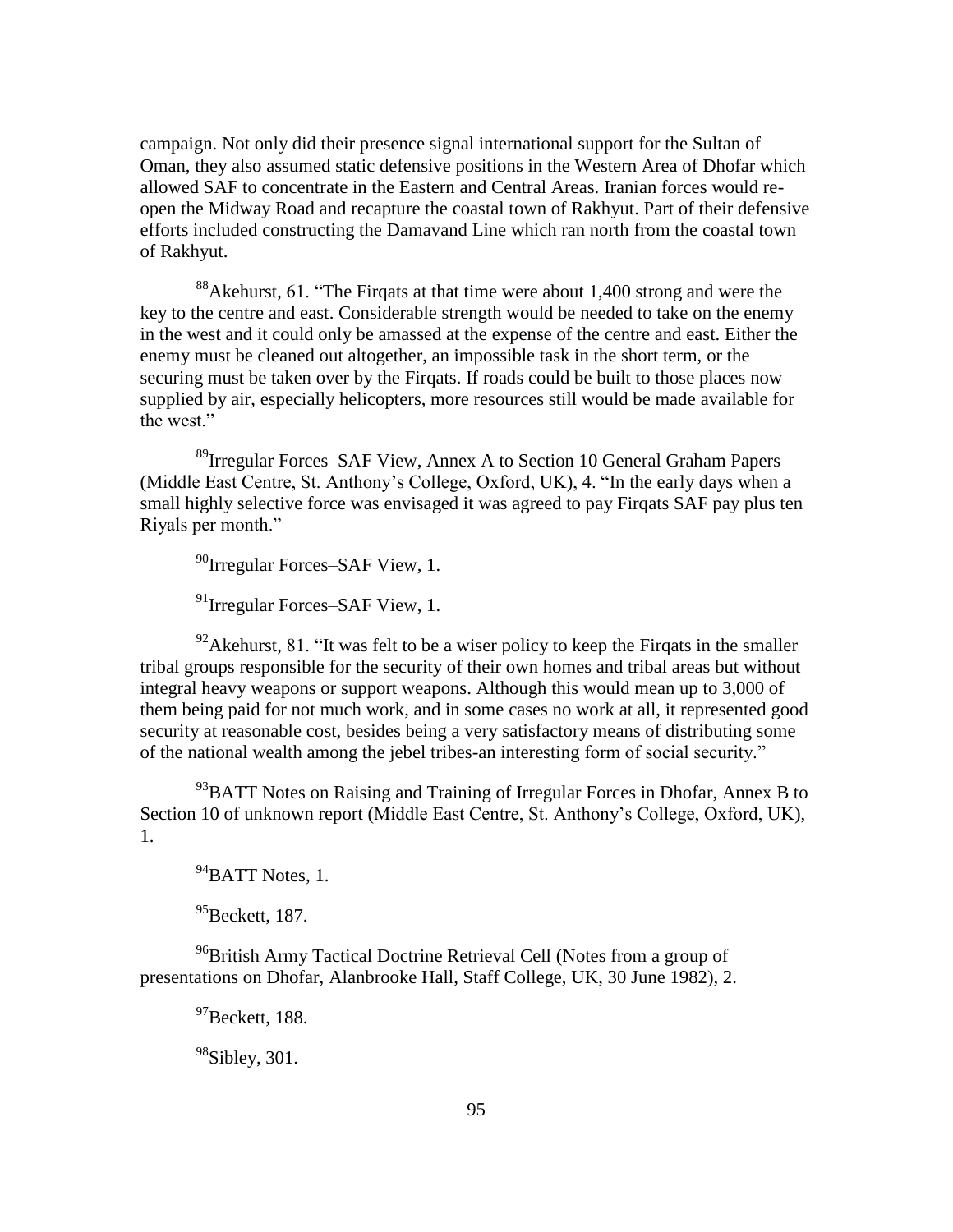campaign. Not only did their presence signal international support for the Sultan of Oman, they also assumed static defensive positions in the Western Area of Dhofar which allowed SAF to concentrate in the Eastern and Central Areas. Iranian forces would re-open the Midway Road and recapture the coastal town of Rakhyut. Part of their defensive efforts included constructing the Damavand Line which ran north from the coastal town of Rakhyut.

[88]Akehurst, 61. "The Firqats at that time were about 1,400 strong and were the key to the centre and east. Considerable strength would be needed to take on the enemy in the west and it could only be amassed at the expense of the centre and east. Either the enemy must be cleaned out altogether, an impossible task in the short term, or the securing must be taken over by the Firqats. If roads could be built to those places now supplied by air, especially helicopters, more resources still would be made available for the west."

[89]Irregular Forces–SAF View, Annex A to Section 10 General Graham Papers (Middle East Centre, St. Anthony's College, Oxford, UK), 4. "In the early days when a small highly selective force was envisaged it was agreed to pay Firqats SAF pay plus ten Riyals per month."

[90]Irregular Forces–SAF View, 1.

[91]Irregular Forces–SAF View, 1.

[92]Akehurst, 81. "It was felt to be a wiser policy to keep the Firqats in the smaller tribal groups responsible for the security of their own homes and tribal areas but without integral heavy weapons or support weapons. Although this would mean up to 3,000 of them being paid for not much work, and in some cases no work at all, it represented good security at reasonable cost, besides being a very satisfactory means of distributing some of the national wealth among the jebel tribes-an interesting form of social security."

[93]BATT Notes on Raising and Training of Irregular Forces in Dhofar, Annex B to Section 10 of unknown report (Middle East Centre, St. Anthony's College, Oxford, UK), 1.

[94]BATT Notes, 1.

[95]Beckett, 187.

[96]British Army Tactical Doctrine Retrieval Cell (Notes from a group of presentations on Dhofar, Alanbrooke Hall, Staff College, UK, 30 June 1982), 2.

[97]Beckett, 188.

[98]Sibley, 301.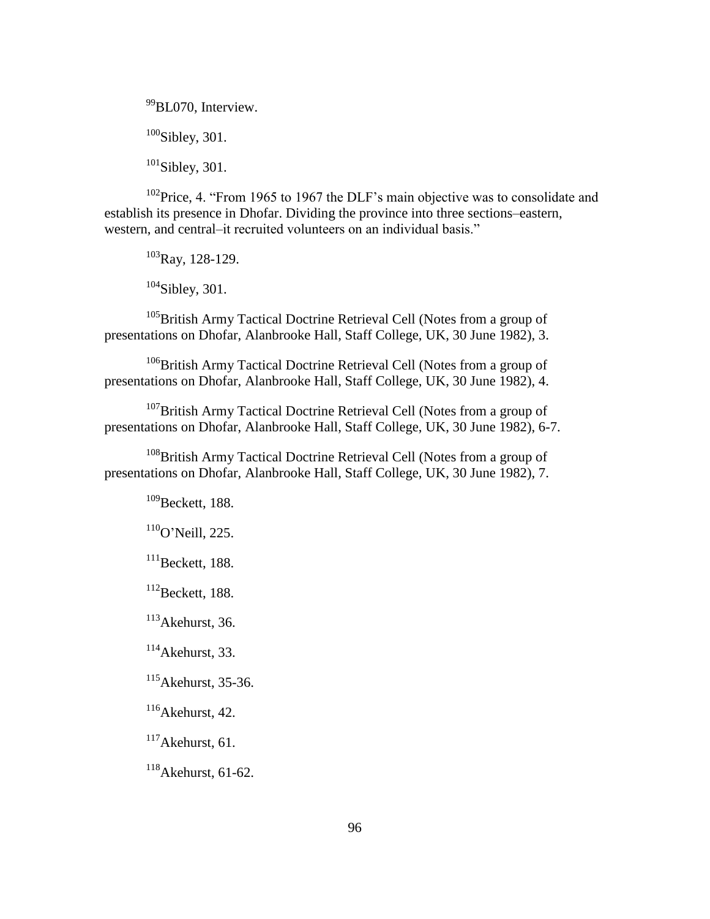[99]BL070, Interview.

[100]Sibley, 301.

[101]Sibley, 301.

[102]Price, 4. "From 1965 to 1967 the DLF's main objective was to consolidate and establish its presence in Dhofar. Dividing the province into three sections–eastern, western, and central–it recruited volunteers on an individual basis."

[103]Ray, 128-129.

[104]Sibley, 301.

[105]British Army Tactical Doctrine Retrieval Cell (Notes from a group of presentations on Dhofar, Alanbrooke Hall, Staff College, UK, 30 June 1982), 3.

[106]British Army Tactical Doctrine Retrieval Cell (Notes from a group of presentations on Dhofar, Alanbrooke Hall, Staff College, UK, 30 June 1982), 4.

[107]British Army Tactical Doctrine Retrieval Cell (Notes from a group of presentations on Dhofar, Alanbrooke Hall, Staff College, UK, 30 June 1982), 6-7.

[108]British Army Tactical Doctrine Retrieval Cell (Notes from a group of presentations on Dhofar, Alanbrooke Hall, Staff College, UK, 30 June 1982), 7.

[109]Beckett, 188.

[110]O'Neill, 225.

[111]Beckett, 188.

[112]Beckett, 188.

[113]Akehurst, 36.

[114]Akehurst, 33.

[115]Akehurst, 35-36.

[116]Akehurst, 42.

[117]Akehurst, 61.

[118]Akehurst, 61-62.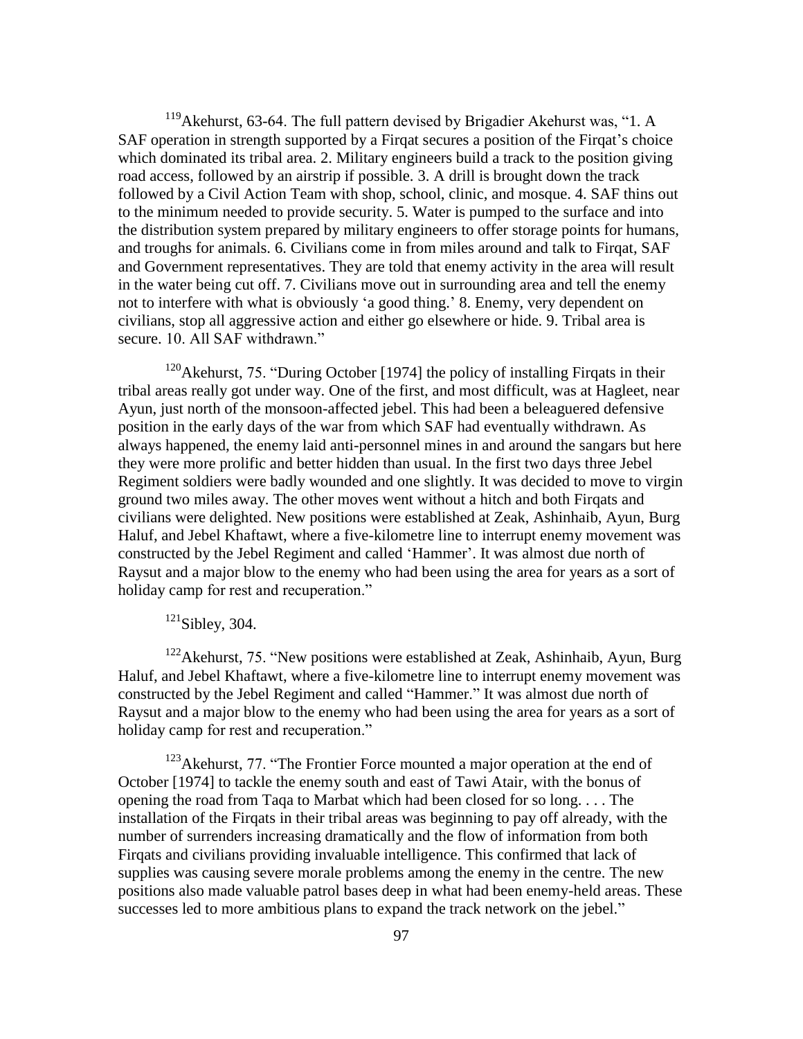[119]Akehurst, 63-64. The full pattern devised by Brigadier Akehurst was, "1. A SAF operation in strength supported by a Firqat secures a position of the Firqat's choice which dominated its tribal area. 2. Military engineers build a track to the position giving road access, followed by an airstrip if possible. 3. A drill is brought down the track followed by a Civil Action Team with shop, school, clinic, and mosque. 4. SAF thins out to the minimum needed to provide security. 5. Water is pumped to the surface and into the distribution system prepared by military engineers to offer storage points for humans, and troughs for animals. 6. Civilians come in from miles around and talk to Firqat, SAF and Government representatives. They are told that enemy activity in the area will result in the water being cut off. 7. Civilians move out in surrounding area and tell the enemy not to interfere with what is obviously 'a good thing.' 8. Enemy, very dependent on civilians, stop all aggressive action and either go elsewhere or hide. 9. Tribal area is secure. 10. All SAF withdrawn."

[120]Akehurst, 75. "During October [1974] the policy of installing Firqats in their tribal areas really got under way. One of the first, and most difficult, was at Hagleet, near Ayun, just north of the monsoon-affected jebel. This had been a beleaguered defensive position in the early days of the war from which SAF had eventually withdrawn. As always happened, the enemy laid anti-personnel mines in and around the sangars but here they were more prolific and better hidden than usual. In the first two days three Jebel Regiment soldiers were badly wounded and one slightly. It was decided to move to virgin ground two miles away. The other moves went without a hitch and both Firqats and civilians were delighted. New positions were established at Zeak, Ashinhaib, Ayun, Burg Haluf, and Jebel Khaftawt, where a five-kilometre line to interrupt enemy movement was constructed by the Jebel Regiment and called 'Hammer'. It was almost due north of Raysut and a major blow to the enemy who had been using the area for years as a sort of holiday camp for rest and recuperation."

[121]Sibley, 304.

[122]Akehurst, 75. "New positions were established at Zeak, Ashinhaib, Ayun, Burg Haluf, and Jebel Khaftawt, where a five-kilometre line to interrupt enemy movement was constructed by the Jebel Regiment and called "Hammer." It was almost due north of Raysut and a major blow to the enemy who had been using the area for years as a sort of holiday camp for rest and recuperation."

[123]Akehurst, 77. "The Frontier Force mounted a major operation at the end of October [1974] to tackle the enemy south and east of Tawi Atair, with the bonus of opening the road from Taqa to Marbat which had been closed for so long. . . . The installation of the Firqats in their tribal areas was beginning to pay off already, with the number of surrenders increasing dramatically and the flow of information from both Firqats and civilians providing invaluable intelligence. This confirmed that lack of supplies was causing severe morale problems among the enemy in the centre. The new positions also made valuable patrol bases deep in what had been enemy-held areas. These successes led to more ambitious plans to expand the track network on the jebel."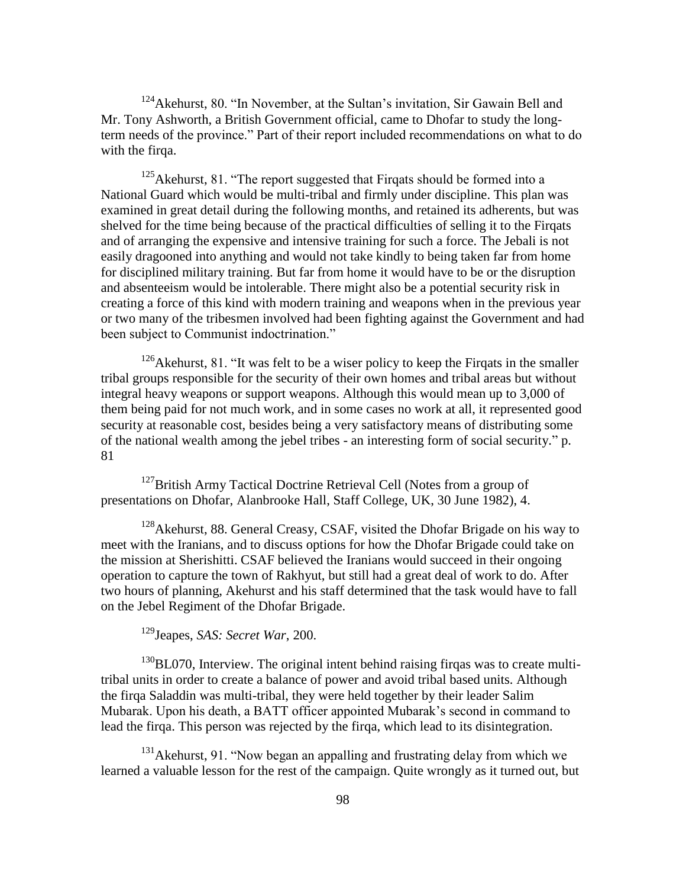[124]Akehurst, 80. "In November, at the Sultan's invitation, Sir Gawain Bell and Mr. Tony Ashworth, a British Government official, came to Dhofar to study the long-term needs of the province." Part of their report included recommendations on what to do with the firqa.

[125]Akehurst, 81. "The report suggested that Firqats should be formed into a National Guard which would be multi-tribal and firmly under discipline. This plan was examined in great detail during the following months, and retained its adherents, but was shelved for the time being because of the practical difficulties of selling it to the Firqats and of arranging the expensive and intensive training for such a force. The Jebali is not easily dragooned into anything and would not take kindly to being taken far from home for disciplined military training. But far from home it would have to be or the disruption and absenteeism would be intolerable. There might also be a potential security risk in creating a force of this kind with modern training and weapons when in the previous year or two many of the tribesmen involved had been fighting against the Government and had been subject to Communist indoctrination."

[126]Akehurst, 81. "It was felt to be a wiser policy to keep the Firqats in the smaller tribal groups responsible for the security of their own homes and tribal areas but without integral heavy weapons or support weapons. Although this would mean up to 3,000 of them being paid for not much work, and in some cases no work at all, it represented good security at reasonable cost, besides being a very satisfactory means of distributing some of the national wealth among the jebel tribes - an interesting form of social security." p. 81

[127]British Army Tactical Doctrine Retrieval Cell (Notes from a group of presentations on Dhofar, Alanbrooke Hall, Staff College, UK, 30 June 1982), 4.

[128]Akehurst, 88. General Creasy, CSAF, visited the Dhofar Brigade on his way to meet with the Iranians, and to discuss options for how the Dhofar Brigade could take on the mission at Sherishitti. CSAF believed the Iranians would succeed in their ongoing operation to capture the town of Rakhyut, but still had a great deal of work to do. After two hours of planning, Akehurst and his staff determined that the task would have to fall on the Jebel Regiment of the Dhofar Brigade.

[129]Jeapes, *SAS: Secret War*, 200.

[130]BL070, Interview. The original intent behind raising firqas was to create multi-tribal units in order to create a balance of power and avoid tribal based units. Although the firqa Saladdin was multi-tribal, they were held together by their leader Salim Mubarak. Upon his death, a BATT officer appointed Mubarak's second in command to lead the firqa. This person was rejected by the firqa, which lead to its disintegration.

[131]Akehurst, 91. "Now began an appalling and frustrating delay from which we learned a valuable lesson for the rest of the campaign. Quite wrongly as it turned out, but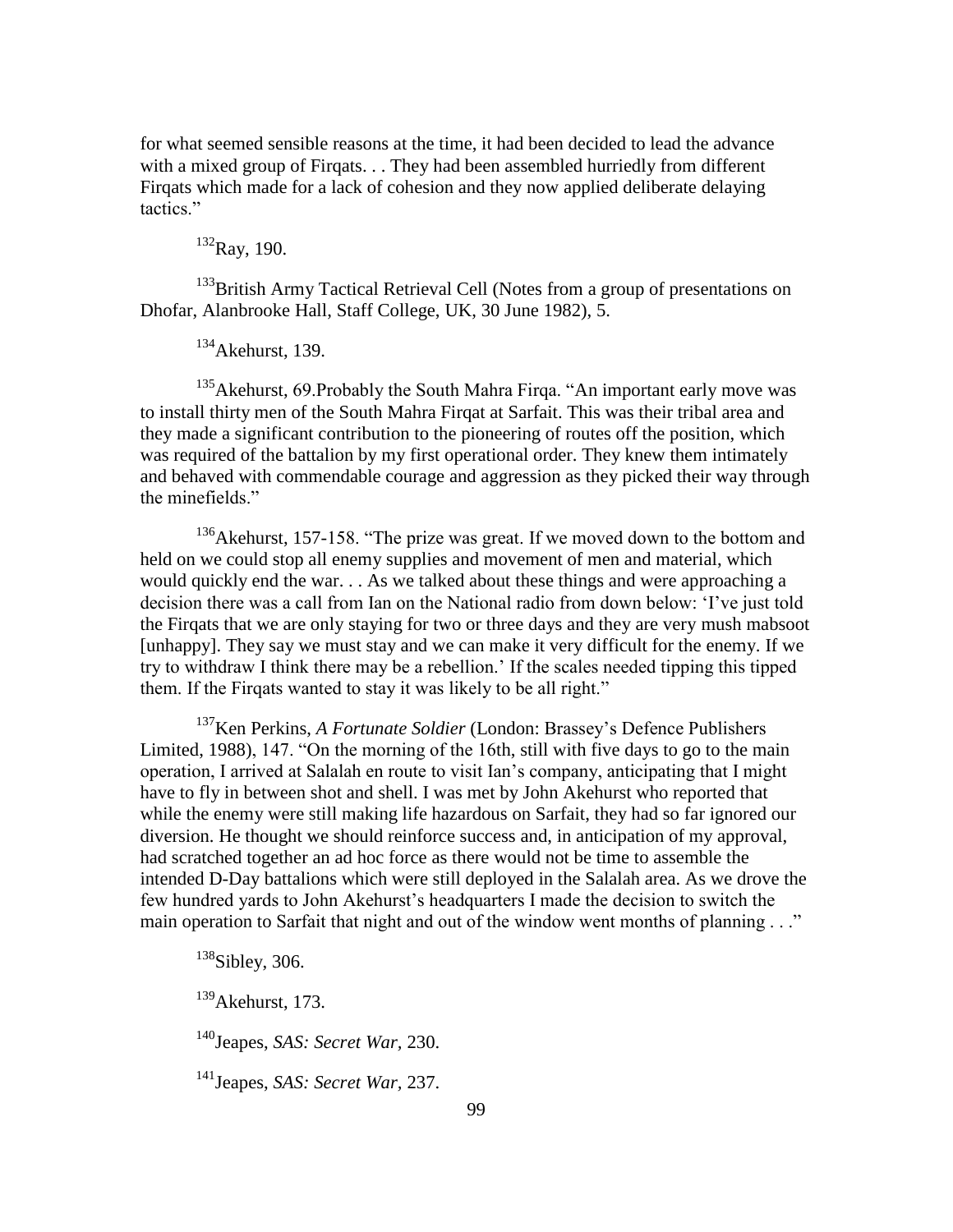for what seemed sensible reasons at the time, it had been decided to lead the advance with a mixed group of Firqats. . . They had been assembled hurriedly from different Firqats which made for a lack of cohesion and they now applied deliberate delaying tactics."

[132]Ray, 190.

[133]British Army Tactical Retrieval Cell (Notes from a group of presentations on Dhofar, Alanbrooke Hall, Staff College, UK, 30 June 1982), 5.

[134]Akehurst, 139.

[135]Akehurst, 69.Probably the South Mahra Firqa. "An important early move was to install thirty men of the South Mahra Firqat at Sarfait. This was their tribal area and they made a significant contribution to the pioneering of routes off the position, which was required of the battalion by my first operational order. They knew them intimately and behaved with commendable courage and aggression as they picked their way through the minefields."

[136]Akehurst, 157-158. "The prize was great. If we moved down to the bottom and held on we could stop all enemy supplies and movement of men and material, which would quickly end the war. . . As we talked about these things and were approaching a decision there was a call from Ian on the National radio from down below: 'I've just told the Firqats that we are only staying for two or three days and they are very mush mabsoot [unhappy]. They say we must stay and we can make it very difficult for the enemy. If we try to withdraw I think there may be a rebellion.' If the scales needed tipping this tipped them. If the Firqats wanted to stay it was likely to be all right."

[137]Ken Perkins, *A Fortunate Soldier* (London: Brassey's Defence Publishers Limited, 1988), 147. "On the morning of the 16th, still with five days to go to the main operation, I arrived at Salalah en route to visit Ian's company, anticipating that I might have to fly in between shot and shell. I was met by John Akehurst who reported that while the enemy were still making life hazardous on Sarfait, they had so far ignored our diversion. He thought we should reinforce success and, in anticipation of my approval, had scratched together an ad hoc force as there would not be time to assemble the intended D-Day battalions which were still deployed in the Salalah area. As we drove the few hundred yards to John Akehurst's headquarters I made the decision to switch the main operation to Sarfait that night and out of the window went months of planning . . ."

[138]Sibley, 306.

[139]Akehurst, 173.

[140]Jeapes, *SAS: Secret War*, 230.

[141]Jeapes, *SAS: Secret War*, 237.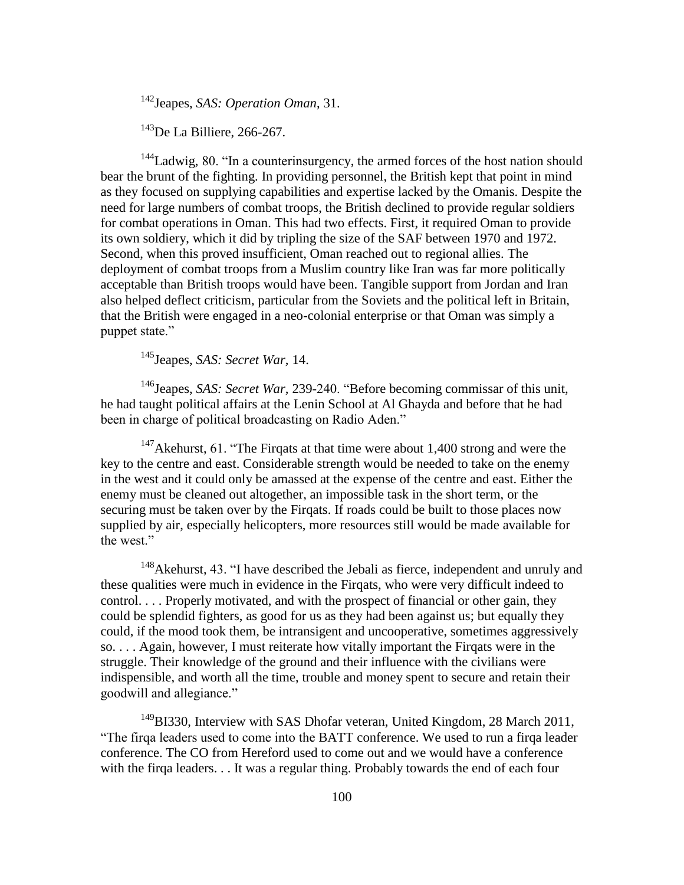[142] Jeapes, *SAS: Operation Oman*, 31.

[143] De La Billiere, 266-267.

[144] Ladwig, 80. "In a counterinsurgency, the armed forces of the host nation should bear the brunt of the fighting. In providing personnel, the British kept that point in mind as they focused on supplying capabilities and expertise lacked by the Omanis. Despite the need for large numbers of combat troops, the British declined to provide regular soldiers for combat operations in Oman. This had two effects. First, it required Oman to provide its own soldiery, which it did by tripling the size of the SAF between 1970 and 1972. Second, when this proved insufficient, Oman reached out to regional allies. The deployment of combat troops from a Muslim country like Iran was far more politically acceptable than British troops would have been. Tangible support from Jordan and Iran also helped deflect criticism, particular from the Soviets and the political left in Britain, that the British were engaged in a neo-colonial enterprise or that Oman was simply a puppet state."

[145] Jeapes, *SAS: Secret War*, 14.

[146] Jeapes, *SAS: Secret War*, 239-240. "Before becoming commissar of this unit, he had taught political affairs at the Lenin School at Al Ghayda and before that he had been in charge of political broadcasting on Radio Aden."

[147] Akehurst, 61. "The Firqats at that time were about 1,400 strong and were the key to the centre and east. Considerable strength would be needed to take on the enemy in the west and it could only be amassed at the expense of the centre and east. Either the enemy must be cleaned out altogether, an impossible task in the short term, or the securing must be taken over by the Firqats. If roads could be built to those places now supplied by air, especially helicopters, more resources still would be made available for the west."

[148] Akehurst, 43. "I have described the Jebali as fierce, independent and unruly and these qualities were much in evidence in the Firqats, who were very difficult indeed to control. . . . Properly motivated, and with the prospect of financial or other gain, they could be splendid fighters, as good for us as they had been against us; but equally they could, if the mood took them, be intransigent and uncooperative, sometimes aggressively so. . . . Again, however, I must reiterate how vitally important the Firqats were in the struggle. Their knowledge of the ground and their influence with the civilians were indispensible, and worth all the time, trouble and money spent to secure and retain their goodwill and allegiance."

[149] BI330, Interview with SAS Dhofar veteran, United Kingdom, 28 March 2011, "The firqa leaders used to come into the BATT conference. We used to run a firqa leader conference. The CO from Hereford used to come out and we would have a conference with the firqa leaders. . . It was a regular thing. Probably towards the end of each four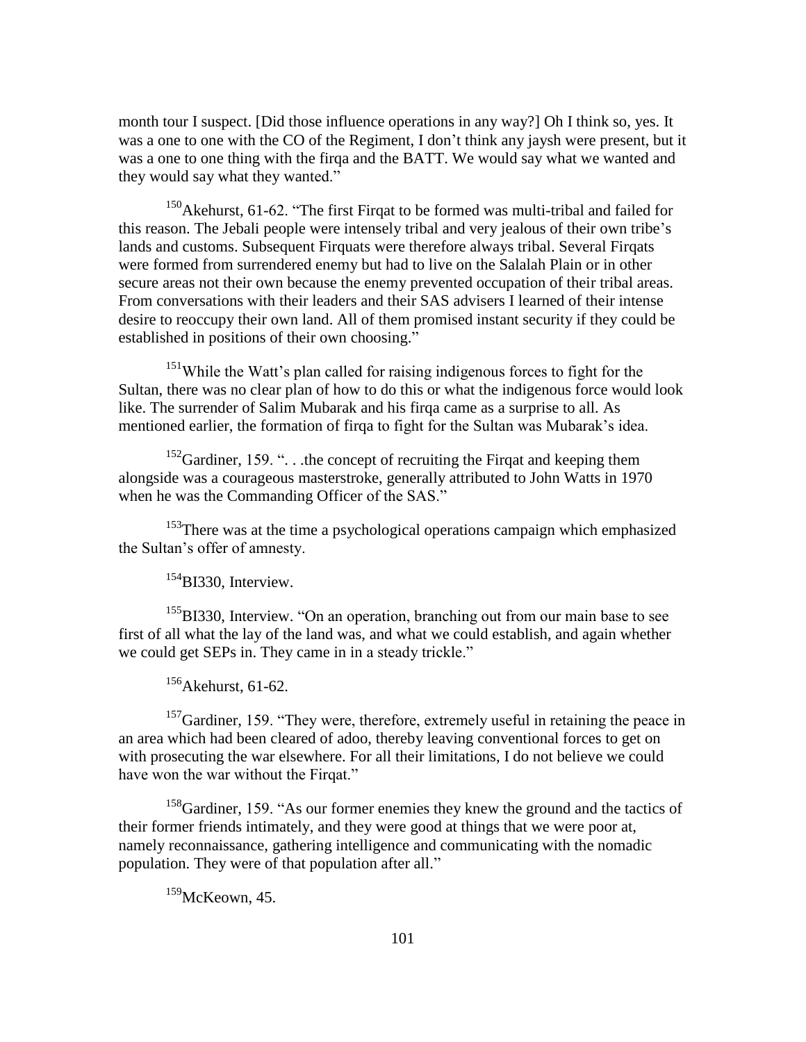month tour I suspect. [Did those influence operations in any way?] Oh I think so, yes. It was a one to one with the CO of the Regiment, I don't think any jaysh were present, but it was a one to one thing with the firqa and the BATT. We would say what we wanted and they would say what they wanted."

[150]Akehurst, 61-62. "The first Firqat to be formed was multi-tribal and failed for this reason. The Jebali people were intensely tribal and very jealous of their own tribe's lands and customs. Subsequent Firquats were therefore always tribal. Several Firqats were formed from surrendered enemy but had to live on the Salalah Plain or in other secure areas not their own because the enemy prevented occupation of their tribal areas. From conversations with their leaders and their SAS advisers I learned of their intense desire to reoccupy their own land. All of them promised instant security if they could be established in positions of their own choosing."

[151]While the Watt's plan called for raising indigenous forces to fight for the Sultan, there was no clear plan of how to do this or what the indigenous force would look like. The surrender of Salim Mubarak and his firqa came as a surprise to all. As mentioned earlier, the formation of firqa to fight for the Sultan was Mubarak's idea.

[152]Gardiner, 159. ". . .the concept of recruiting the Firqat and keeping them alongside was a courageous masterstroke, generally attributed to John Watts in 1970 when he was the Commanding Officer of the SAS."

[153]There was at the time a psychological operations campaign which emphasized the Sultan's offer of amnesty.

[154]BI330, Interview.

[155]BI330, Interview. "On an operation, branching out from our main base to see first of all what the lay of the land was, and what we could establish, and again whether we could get SEPs in. They came in in a steady trickle."

[156]Akehurst, 61-62.

[157]Gardiner, 159. "They were, therefore, extremely useful in retaining the peace in an area which had been cleared of adoo, thereby leaving conventional forces to get on with prosecuting the war elsewhere. For all their limitations, I do not believe we could have won the war without the Firqat."

[158]Gardiner, 159. "As our former enemies they knew the ground and the tactics of their former friends intimately, and they were good at things that we were poor at, namely reconnaissance, gathering intelligence and communicating with the nomadic population. They were of that population after all."

[159]McKeown, 45.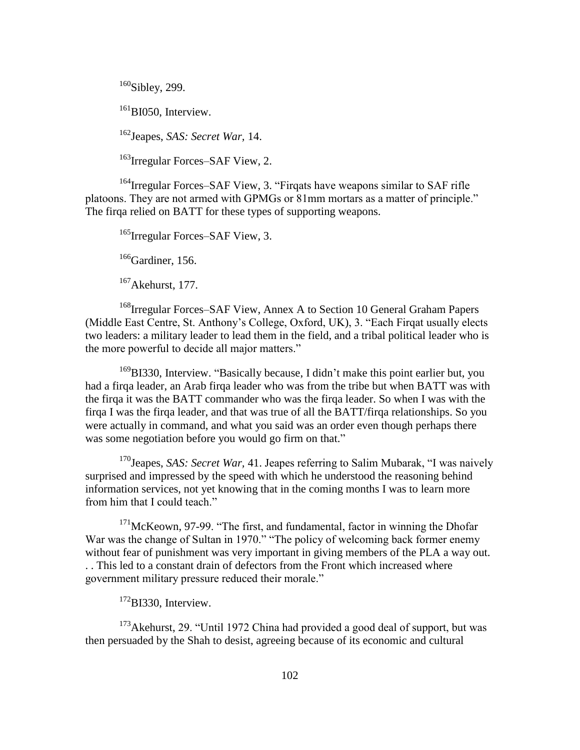[160]Sibley, 299.

[161]BI050, Interview.

[162]Jeapes, *SAS: Secret War*, 14.

[163]Irregular Forces–SAF View, 2.

[164]Irregular Forces–SAF View, 3. "Firqats have weapons similar to SAF rifle platoons. They are not armed with GPMGs or 81mm mortars as a matter of principle." The firqa relied on BATT for these types of supporting weapons.

[165]Irregular Forces–SAF View, 3.

[166]Gardiner, 156.

[167]Akehurst, 177.

[168]Irregular Forces–SAF View, Annex A to Section 10 General Graham Papers (Middle East Centre, St. Anthony's College, Oxford, UK), 3. "Each Firqat usually elects two leaders: a military leader to lead them in the field, and a tribal political leader who is the more powerful to decide all major matters."

[169]BI330, Interview. "Basically because, I didn't make this point earlier but, you had a firqa leader, an Arab firqa leader who was from the tribe but when BATT was with the firqa it was the BATT commander who was the firqa leader. So when I was with the firqa I was the firqa leader, and that was true of all the BATT/firqa relationships. So you were actually in command, and what you said was an order even though perhaps there was some negotiation before you would go firm on that."

[170]Jeapes, *SAS: Secret War*, 41. Jeapes referring to Salim Mubarak, "I was naively surprised and impressed by the speed with which he understood the reasoning behind information services, not yet knowing that in the coming months I was to learn more from him that I could teach."

[171]McKeown, 97-99. "The first, and fundamental, factor in winning the Dhofar War was the change of Sultan in 1970." "The policy of welcoming back former enemy without fear of punishment was very important in giving members of the PLA a way out. . . This led to a constant drain of defectors from the Front which increased where government military pressure reduced their morale."

[172]BI330, Interview.

[173]Akehurst, 29. "Until 1972 China had provided a good deal of support, but was then persuaded by the Shah to desist, agreeing because of its economic and cultural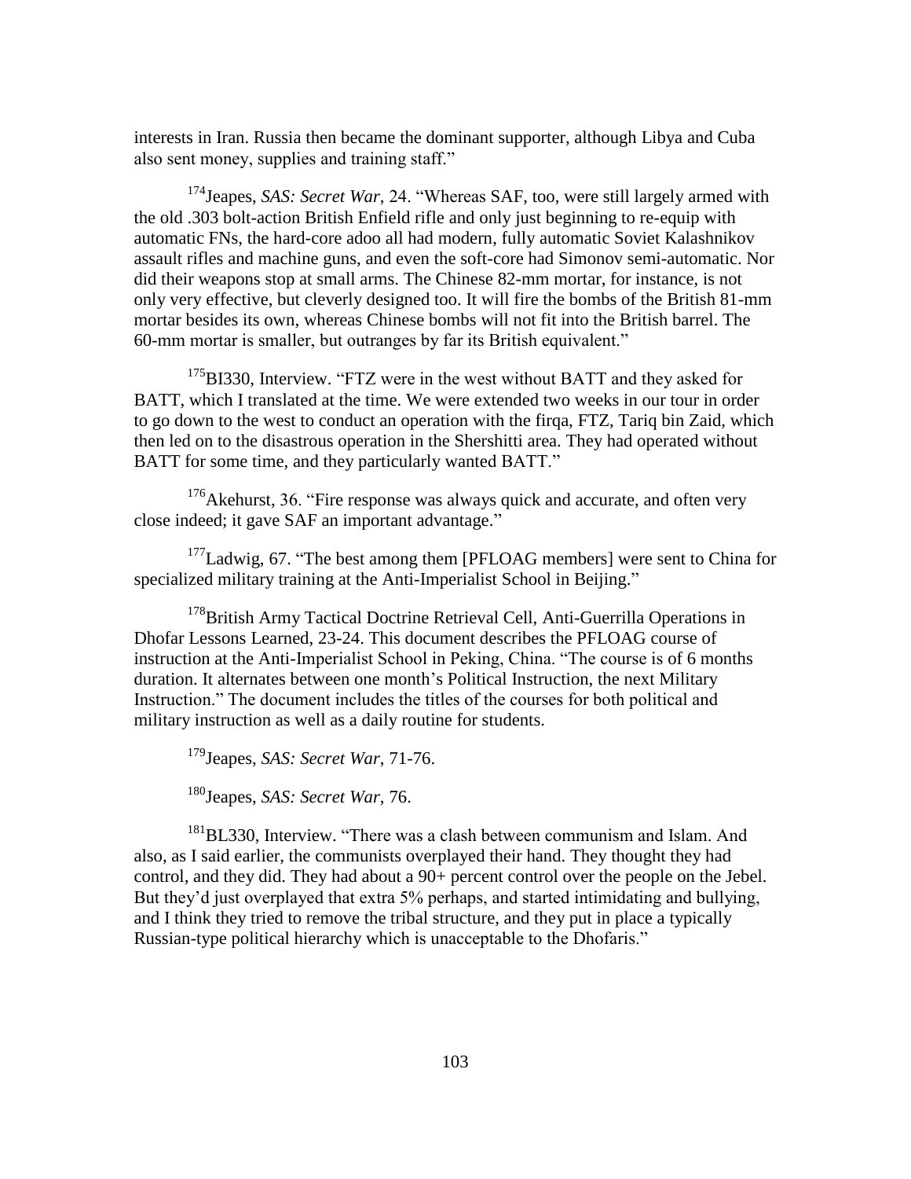interests in Iran. Russia then became the dominant supporter, although Libya and Cuba also sent money, supplies and training staff."

[174]Jeapes, *SAS: Secret War*, 24. "Whereas SAF, too, were still largely armed with the old .303 bolt-action British Enfield rifle and only just beginning to re-equip with automatic FNs, the hard-core adoo all had modern, fully automatic Soviet Kalashnikov assault rifles and machine guns, and even the soft-core had Simonov semi-automatic. Nor did their weapons stop at small arms. The Chinese 82-mm mortar, for instance, is not only very effective, but cleverly designed too. It will fire the bombs of the British 81-mm mortar besides its own, whereas Chinese bombs will not fit into the British barrel. The 60-mm mortar is smaller, but outranges by far its British equivalent."

[175]BI330, Interview. "FTZ were in the west without BATT and they asked for BATT, which I translated at the time. We were extended two weeks in our tour in order to go down to the west to conduct an operation with the firqa, FTZ, Tariq bin Zaid, which then led on to the disastrous operation in the Shershitti area. They had operated without BATT for some time, and they particularly wanted BATT."

[176]Akehurst, 36. "Fire response was always quick and accurate, and often very close indeed; it gave SAF an important advantage."

[177]Ladwig, 67. "The best among them [PFLOAG members] were sent to China for specialized military training at the Anti-Imperialist School in Beijing."

[178]British Army Tactical Doctrine Retrieval Cell, Anti-Guerrilla Operations in Dhofar Lessons Learned, 23-24. This document describes the PFLOAG course of instruction at the Anti-Imperialist School in Peking, China. "The course is of 6 months duration. It alternates between one month's Political Instruction, the next Military Instruction." The document includes the titles of the courses for both political and military instruction as well as a daily routine for students.

[179]Jeapes, *SAS: Secret War*, 71-76.

[180]Jeapes, *SAS: Secret War*, 76.

[181]BL330, Interview. "There was a clash between communism and Islam. And also, as I said earlier, the communists overplayed their hand. They thought they had control, and they did. They had about a 90+ percent control over the people on the Jebel. But they'd just overplayed that extra 5% perhaps, and started intimidating and bullying, and I think they tried to remove the tribal structure, and they put in place a typically Russian-type political hierarchy which is unacceptable to the Dhofaris."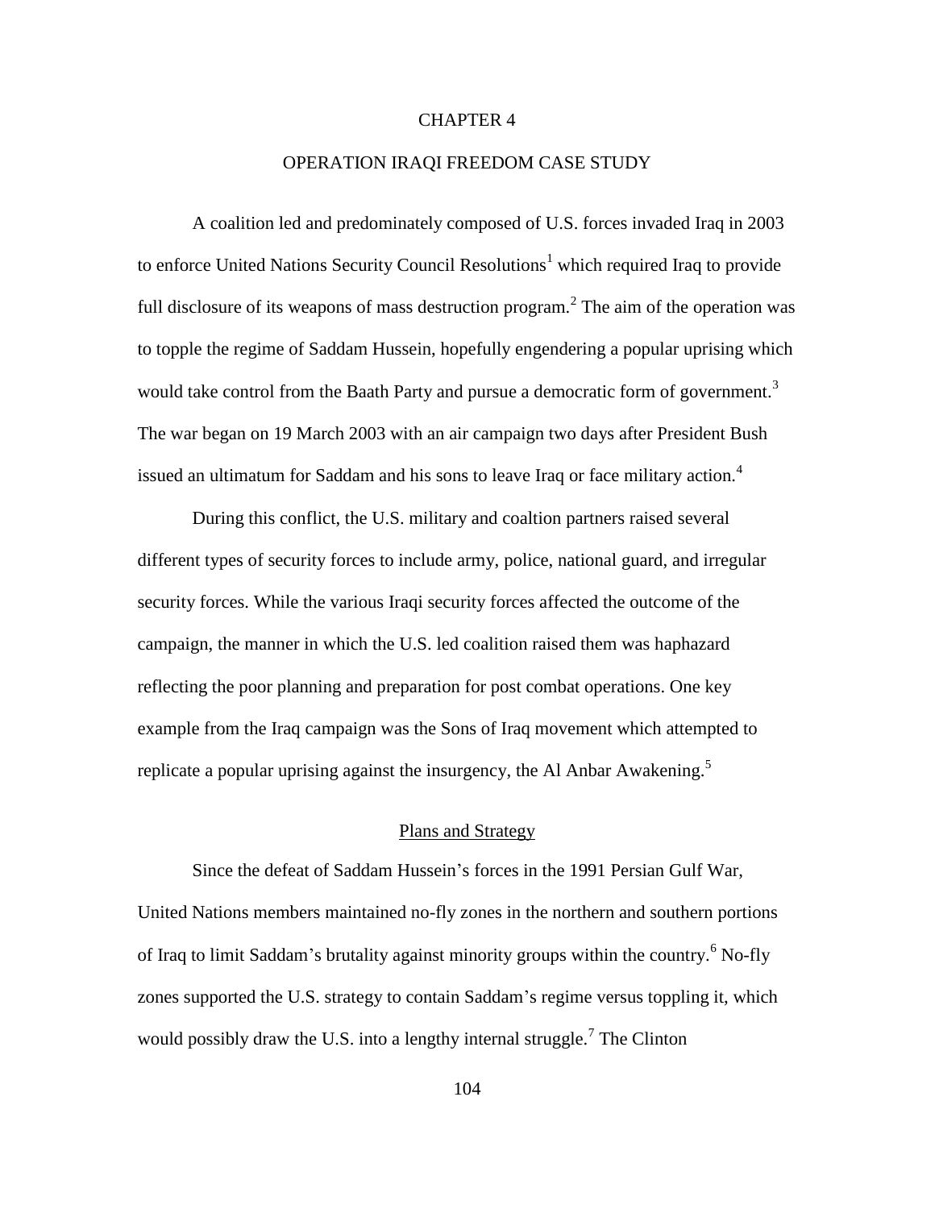# CHAPTER 4

# OPERATION IRAQI FREEDOM CASE STUDY

A coalition led and predominately composed of U.S. forces invaded Iraq in 2003 to enforce United Nations Security Council Resolutions[1] which required Iraq to provide full disclosure of its weapons of mass destruction program.[2] The aim of the operation was to topple the regime of Saddam Hussein, hopefully engendering a popular uprising which would take control from the Baath Party and pursue a democratic form of government.[3] The war began on 19 March 2003 with an air campaign two days after President Bush issued an ultimatum for Saddam and his sons to leave Iraq or face military action.[4]

During this conflict, the U.S. military and coaltion partners raised several different types of security forces to include army, police, national guard, and irregular security forces. While the various Iraqi security forces affected the outcome of the campaign, the manner in which the U.S. led coalition raised them was haphazard reflecting the poor planning and preparation for post combat operations. One key example from the Iraq campaign was the Sons of Iraq movement which attempted to replicate a popular uprising against the insurgency, the Al Anbar Awakening.[5]

## Plans and Strategy

Since the defeat of Saddam Hussein's forces in the 1991 Persian Gulf War, United Nations members maintained no-fly zones in the northern and southern portions of Iraq to limit Saddam's brutality against minority groups within the country.[6] No-fly zones supported the U.S. strategy to contain Saddam's regime versus toppling it, which would possibly draw the U.S. into a lengthy internal struggle.[7] The Clinton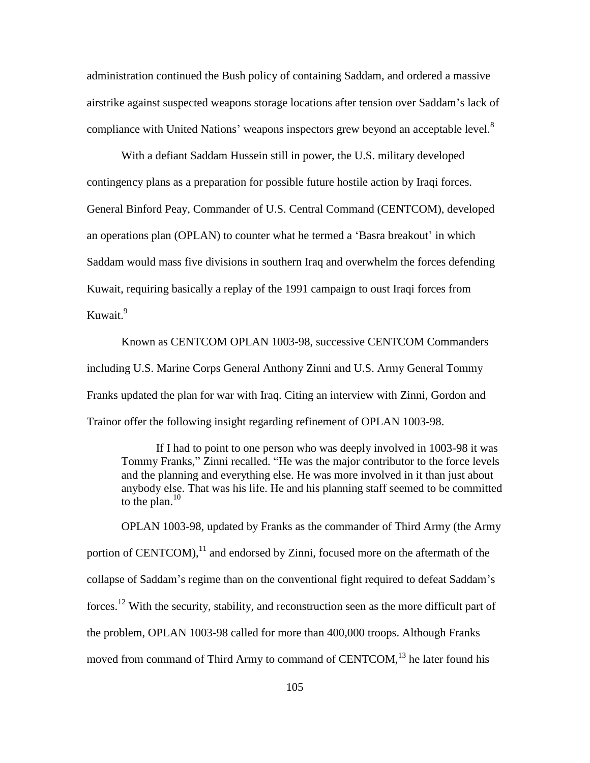administration continued the Bush policy of containing Saddam, and ordered a massive airstrike against suspected weapons storage locations after tension over Saddam's lack of compliance with United Nations' weapons inspectors grew beyond an acceptable level.[8]

With a defiant Saddam Hussein still in power, the U.S. military developed contingency plans as a preparation for possible future hostile action by Iraqi forces. General Binford Peay, Commander of U.S. Central Command (CENTCOM), developed an operations plan (OPLAN) to counter what he termed a 'Basra breakout' in which Saddam would mass five divisions in southern Iraq and overwhelm the forces defending Kuwait, requiring basically a replay of the 1991 campaign to oust Iraqi forces from Kuwait.[9]

Known as CENTCOM OPLAN 1003-98, successive CENTCOM Commanders including U.S. Marine Corps General Anthony Zinni and U.S. Army General Tommy Franks updated the plan for war with Iraq. Citing an interview with Zinni, Gordon and Trainor offer the following insight regarding refinement of OPLAN 1003-98.

> If I had to point to one person who was deeply involved in 1003-98 it was Tommy Franks," Zinni recalled. "He was the major contributor to the force levels and the planning and everything else. He was more involved in it than just about anybody else. That was his life. He and his planning staff seemed to be committed to the plan.[10]

OPLAN 1003-98, updated by Franks as the commander of Third Army (the Army portion of CENTCOM),[11] and endorsed by Zinni, focused more on the aftermath of the collapse of Saddam's regime than on the conventional fight required to defeat Saddam's forces.[12] With the security, stability, and reconstruction seen as the more difficult part of the problem, OPLAN 1003-98 called for more than 400,000 troops. Although Franks moved from command of Third Army to command of CENTCOM,[13] he later found his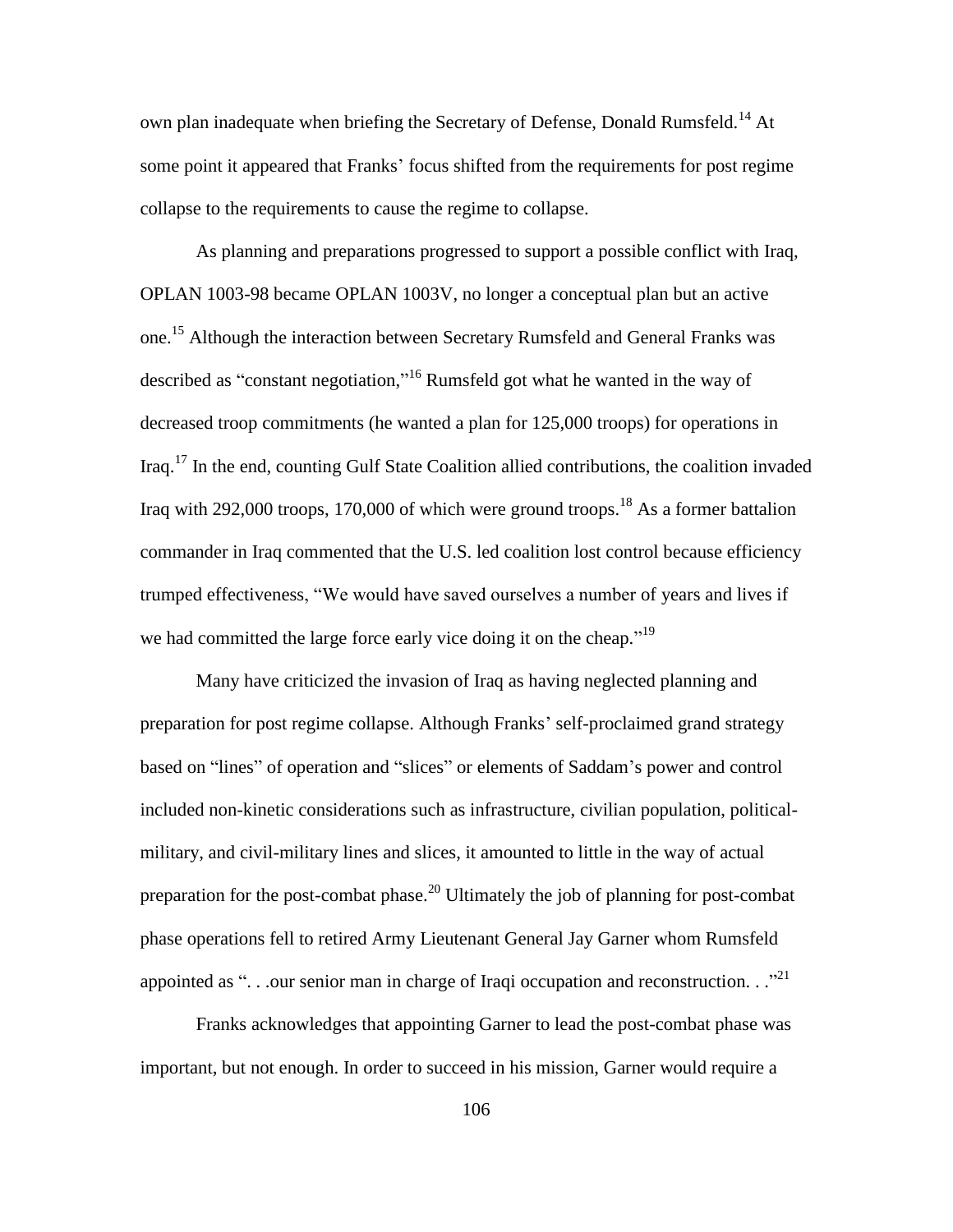own plan inadequate when briefing the Secretary of Defense, Donald Rumsfeld.[14] At some point it appeared that Franks' focus shifted from the requirements for post regime collapse to the requirements to cause the regime to collapse.

As planning and preparations progressed to support a possible conflict with Iraq, OPLAN 1003-98 became OPLAN 1003V, no longer a conceptual plan but an active one.[15] Although the interaction between Secretary Rumsfeld and General Franks was described as "constant negotiation,"[16] Rumsfeld got what he wanted in the way of decreased troop commitments (he wanted a plan for 125,000 troops) for operations in Iraq.[17] In the end, counting Gulf State Coalition allied contributions, the coalition invaded Iraq with 292,000 troops, 170,000 of which were ground troops.[18] As a former battalion commander in Iraq commented that the U.S. led coalition lost control because efficiency trumped effectiveness, "We would have saved ourselves a number of years and lives if we had committed the large force early vice doing it on the cheap."[19]

Many have criticized the invasion of Iraq as having neglected planning and preparation for post regime collapse. Although Franks' self-proclaimed grand strategy based on "lines" of operation and "slices" or elements of Saddam's power and control included non-kinetic considerations such as infrastructure, civilian population, political-military, and civil-military lines and slices, it amounted to little in the way of actual preparation for the post-combat phase.[20] Ultimately the job of planning for post-combat phase operations fell to retired Army Lieutenant General Jay Garner whom Rumsfeld appointed as ". . .our senior man in charge of Iraqi occupation and reconstruction. . ."[21]

Franks acknowledges that appointing Garner to lead the post-combat phase was important, but not enough. In order to succeed in his mission, Garner would require a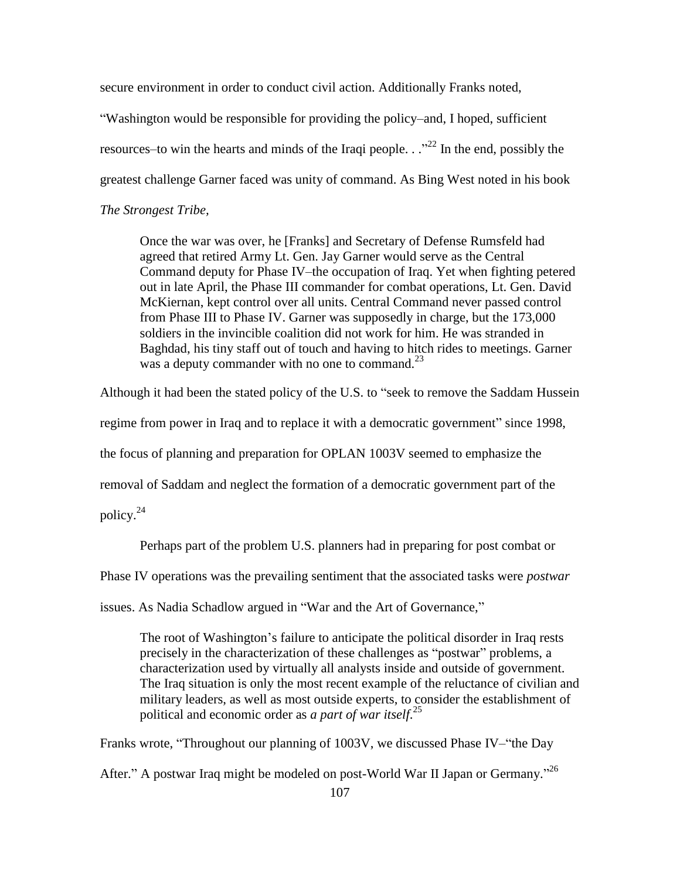secure environment in order to conduct civil action. Additionally Franks noted, "Washington would be responsible for providing the policy–and, I hoped, sufficient resources–to win the hearts and minds of the Iraqi people. . ."[22] In the end, possibly the greatest challenge Garner faced was unity of command. As Bing West noted in his book *The Strongest Tribe,*

> Once the war was over, he [Franks] and Secretary of Defense Rumsfeld had agreed that retired Army Lt. Gen. Jay Garner would serve as the Central Command deputy for Phase IV–the occupation of Iraq. Yet when fighting petered out in late April, the Phase III commander for combat operations, Lt. Gen. David McKiernan, kept control over all units. Central Command never passed control from Phase III to Phase IV. Garner was supposedly in charge, but the 173,000 soldiers in the invincible coalition did not work for him. He was stranded in Baghdad, his tiny staff out of touch and having to hitch rides to meetings. Garner was a deputy commander with no one to command.[23]

Although it had been the stated policy of the U.S. to "seek to remove the Saddam Hussein regime from power in Iraq and to replace it with a democratic government" since 1998, the focus of planning and preparation for OPLAN 1003V seemed to emphasize the removal of Saddam and neglect the formation of a democratic government part of the policy.[24]

Perhaps part of the problem U.S. planners had in preparing for post combat or Phase IV operations was the prevailing sentiment that the associated tasks were *postwar* issues. As Nadia Schadlow argued in "War and the Art of Governance,"

> The root of Washington's failure to anticipate the political disorder in Iraq rests precisely in the characterization of these challenges as "postwar" problems, a characterization used by virtually all analysts inside and outside of government. The Iraq situation is only the most recent example of the reluctance of civilian and military leaders, as well as most outside experts, to consider the establishment of political and economic order as *a part of war itself*.[25]

Franks wrote, "Throughout our planning of 1003V, we discussed Phase IV–"the Day After." A postwar Iraq might be modeled on post-World War II Japan or Germany."[26]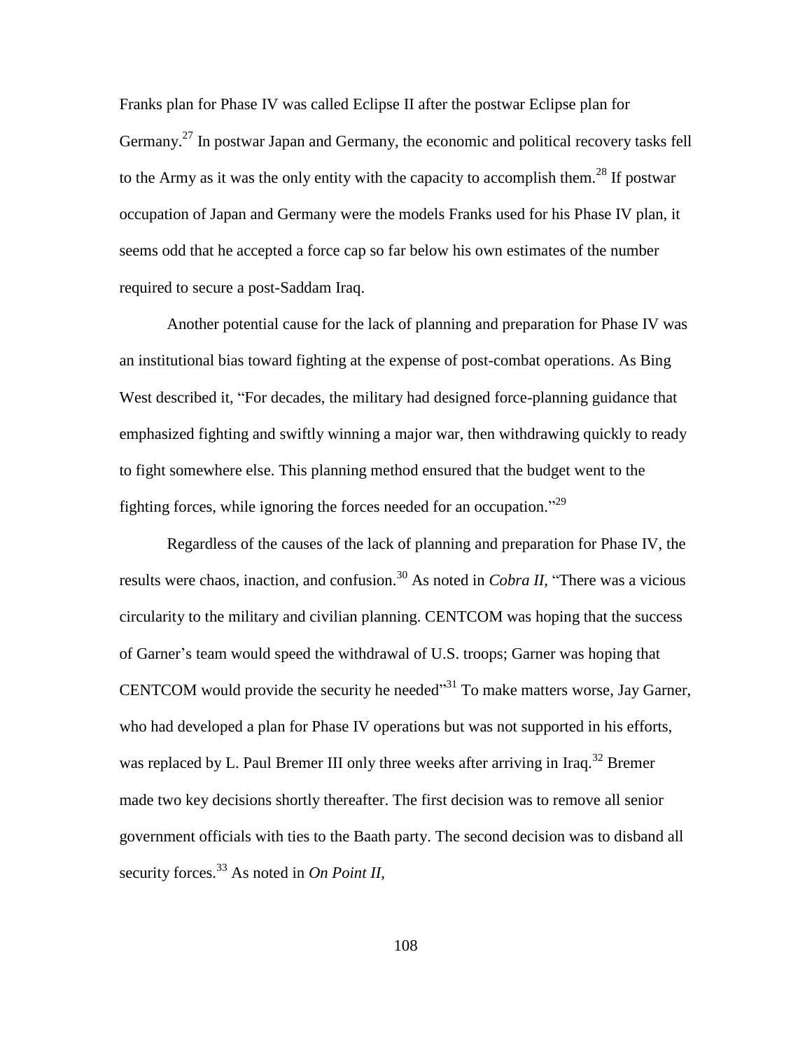Franks plan for Phase IV was called Eclipse II after the postwar Eclipse plan for Germany.[27] In postwar Japan and Germany, the economic and political recovery tasks fell to the Army as it was the only entity with the capacity to accomplish them.[28] If postwar occupation of Japan and Germany were the models Franks used for his Phase IV plan, it seems odd that he accepted a force cap so far below his own estimates of the number required to secure a post-Saddam Iraq.

Another potential cause for the lack of planning and preparation for Phase IV was an institutional bias toward fighting at the expense of post-combat operations. As Bing West described it, "For decades, the military had designed force-planning guidance that emphasized fighting and swiftly winning a major war, then withdrawing quickly to ready to fight somewhere else. This planning method ensured that the budget went to the fighting forces, while ignoring the forces needed for an occupation."[29]

Regardless of the causes of the lack of planning and preparation for Phase IV, the results were chaos, inaction, and confusion.[30] As noted in *Cobra II*, "There was a vicious circularity to the military and civilian planning. CENTCOM was hoping that the success of Garner's team would speed the withdrawal of U.S. troops; Garner was hoping that CENTCOM would provide the security he needed"[31] To make matters worse, Jay Garner, who had developed a plan for Phase IV operations but was not supported in his efforts, was replaced by L. Paul Bremer III only three weeks after arriving in Iraq.[32] Bremer made two key decisions shortly thereafter. The first decision was to remove all senior government officials with ties to the Baath party. The second decision was to disband all security forces.[33] As noted in *On Point II*,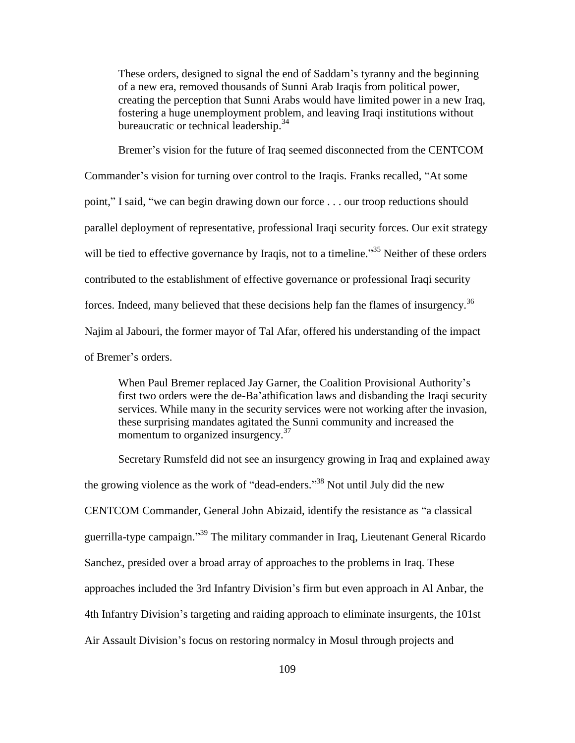> These orders, designed to signal the end of Saddam's tyranny and the beginning of a new era, removed thousands of Sunni Arab Iraqis from political power, creating the perception that Sunni Arabs would have limited power in a new Iraq, fostering a huge unemployment problem, and leaving Iraqi institutions without bureaucratic or technical leadership.[34]

Bremer's vision for the future of Iraq seemed disconnected from the CENTCOM Commander's vision for turning over control to the Iraqis. Franks recalled, "At some point," I said, "we can begin drawing down our force . . . our troop reductions should parallel deployment of representative, professional Iraqi security forces. Our exit strategy will be tied to effective governance by Iraqis, not to a timeline."[35] Neither of these orders contributed to the establishment of effective governance or professional Iraqi security forces. Indeed, many believed that these decisions help fan the flames of insurgency.[36] Najim al Jabouri, the former mayor of Tal Afar, offered his understanding of the impact of Bremer's orders.

> When Paul Bremer replaced Jay Garner, the Coalition Provisional Authority's first two orders were the de-Ba'athification laws and disbanding the Iraqi security services. While many in the security services were not working after the invasion, these surprising mandates agitated the Sunni community and increased the momentum to organized insurgency.[37]

Secretary Rumsfeld did not see an insurgency growing in Iraq and explained away the growing violence as the work of "dead-enders."[38] Not until July did the new CENTCOM Commander, General John Abizaid, identify the resistance as "a classical guerrilla-type campaign."[39] The military commander in Iraq, Lieutenant General Ricardo Sanchez, presided over a broad array of approaches to the problems in Iraq. These approaches included the 3rd Infantry Division's firm but even approach in Al Anbar, the 4th Infantry Division's targeting and raiding approach to eliminate insurgents, the 101st Air Assault Division's focus on restoring normalcy in Mosul through projects and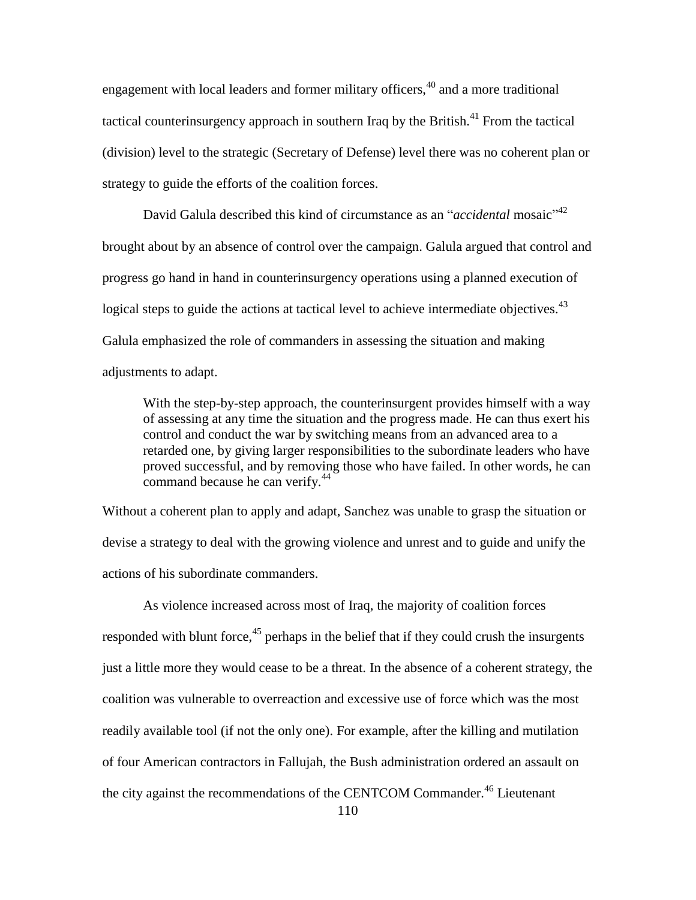engagement with local leaders and former military officers,[40] and a more traditional tactical counterinsurgency approach in southern Iraq by the British.[41] From the tactical (division) level to the strategic (Secretary of Defense) level there was no coherent plan or strategy to guide the efforts of the coalition forces.

David Galula described this kind of circumstance as an "*accidental* mosaic"[42] brought about by an absence of control over the campaign. Galula argued that control and progress go hand in hand in counterinsurgency operations using a planned execution of logical steps to guide the actions at tactical level to achieve intermediate objectives.[43] Galula emphasized the role of commanders in assessing the situation and making adjustments to adapt.

> With the step-by-step approach, the counterinsurgent provides himself with a way of assessing at any time the situation and the progress made. He can thus exert his control and conduct the war by switching means from an advanced area to a retarded one, by giving larger responsibilities to the subordinate leaders who have proved successful, and by removing those who have failed. In other words, he can command because he can verify.[44]

Without a coherent plan to apply and adapt, Sanchez was unable to grasp the situation or devise a strategy to deal with the growing violence and unrest and to guide and unify the actions of his subordinate commanders.

As violence increased across most of Iraq, the majority of coalition forces responded with blunt force,[45] perhaps in the belief that if they could crush the insurgents just a little more they would cease to be a threat. In the absence of a coherent strategy, the coalition was vulnerable to overreaction and excessive use of force which was the most readily available tool (if not the only one). For example, after the killing and mutilation of four American contractors in Fallujah, the Bush administration ordered an assault on the city against the recommendations of the CENTCOM Commander.[46] Lieutenant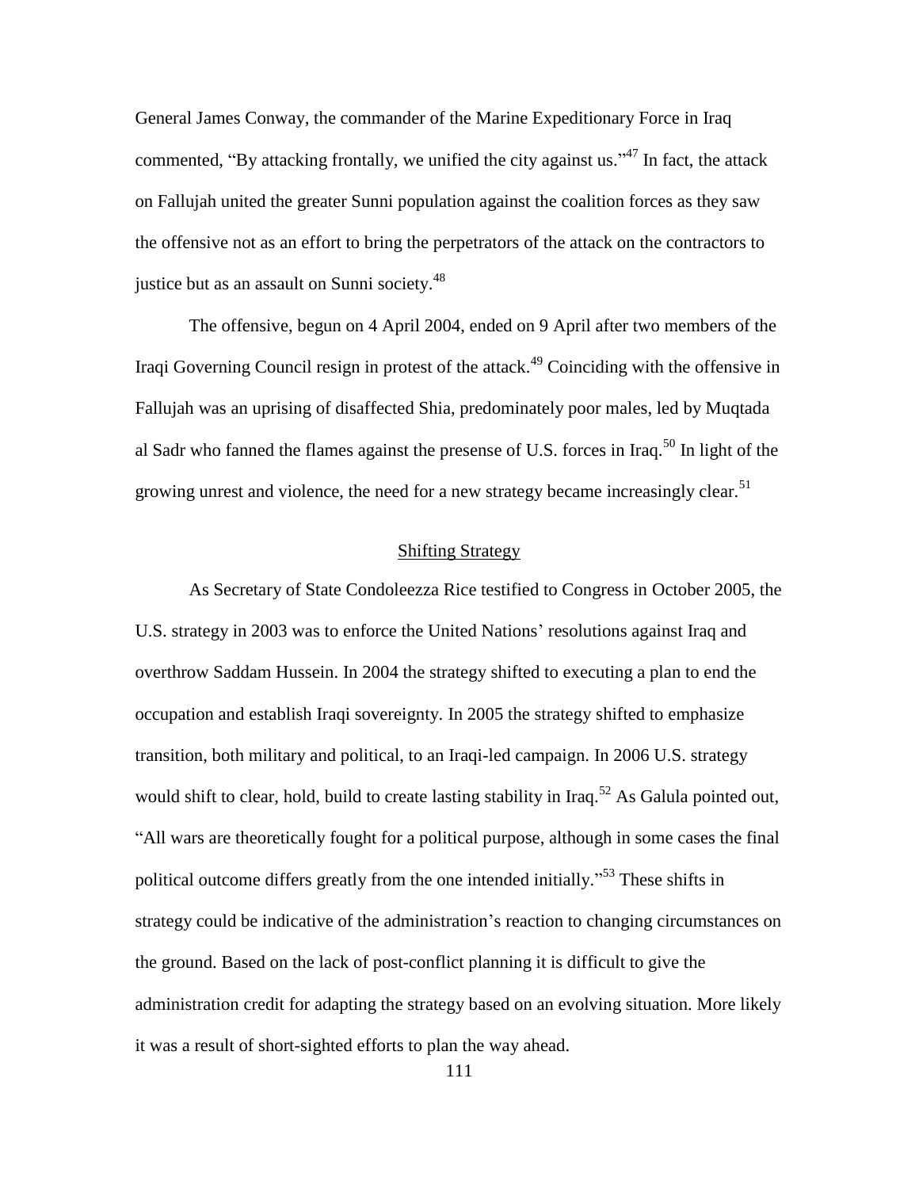General James Conway, the commander of the Marine Expeditionary Force in Iraq commented, "By attacking frontally, we unified the city against us."[47] In fact, the attack on Fallujah united the greater Sunni population against the coalition forces as they saw the offensive not as an effort to bring the perpetrators of the attack on the contractors to justice but as an assault on Sunni society.[48]

The offensive, begun on 4 April 2004, ended on 9 April after two members of the Iraqi Governing Council resign in protest of the attack.[49] Coinciding with the offensive in Fallujah was an uprising of disaffected Shia, predominately poor males, led by Muqtada al Sadr who fanned the flames against the presense of U.S. forces in Iraq.[50] In light of the growing unrest and violence, the need for a new strategy became increasingly clear.[51]

## Shifting Strategy

As Secretary of State Condoleezza Rice testified to Congress in October 2005, the U.S. strategy in 2003 was to enforce the United Nations' resolutions against Iraq and overthrow Saddam Hussein. In 2004 the strategy shifted to executing a plan to end the occupation and establish Iraqi sovereignty. In 2005 the strategy shifted to emphasize transition, both military and political, to an Iraqi-led campaign. In 2006 U.S. strategy would shift to clear, hold, build to create lasting stability in Iraq.[52] As Galula pointed out, "All wars are theoretically fought for a political purpose, although in some cases the final political outcome differs greatly from the one intended initially."[53] These shifts in strategy could be indicative of the administration's reaction to changing circumstances on the ground. Based on the lack of post-conflict planning it is difficult to give the administration credit for adapting the strategy based on an evolving situation. More likely it was a result of short-sighted efforts to plan the way ahead.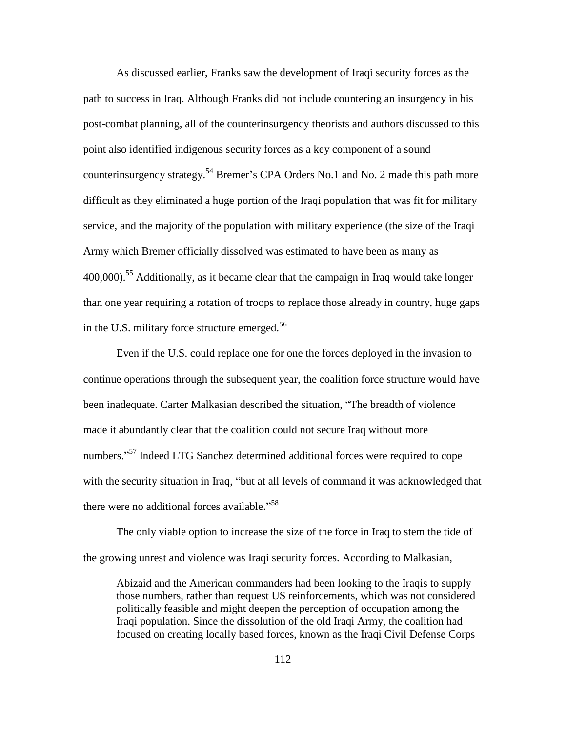As discussed earlier, Franks saw the development of Iraqi security forces as the path to success in Iraq. Although Franks did not include countering an insurgency in his post-combat planning, all of the counterinsurgency theorists and authors discussed to this point also identified indigenous security forces as a key component of a sound counterinsurgency strategy.[54] Bremer's CPA Orders No.1 and No. 2 made this path more difficult as they eliminated a huge portion of the Iraqi population that was fit for military service, and the majority of the population with military experience (the size of the Iraqi Army which Bremer officially dissolved was estimated to have been as many as 400,000).[55] Additionally, as it became clear that the campaign in Iraq would take longer than one year requiring a rotation of troops to replace those already in country, huge gaps in the U.S. military force structure emerged.[56]

Even if the U.S. could replace one for one the forces deployed in the invasion to continue operations through the subsequent year, the coalition force structure would have been inadequate. Carter Malkasian described the situation, "The breadth of violence made it abundantly clear that the coalition could not secure Iraq without more numbers."[57] Indeed LTG Sanchez determined additional forces were required to cope with the security situation in Iraq, "but at all levels of command it was acknowledged that there were no additional forces available."[58]

The only viable option to increase the size of the force in Iraq to stem the tide of the growing unrest and violence was Iraqi security forces. According to Malkasian,

> Abizaid and the American commanders had been looking to the Iraqis to supply those numbers, rather than request US reinforcements, which was not considered politically feasible and might deepen the perception of occupation among the Iraqi population. Since the dissolution of the old Iraqi Army, the coalition had focused on creating locally based forces, known as the Iraqi Civil Defense Corps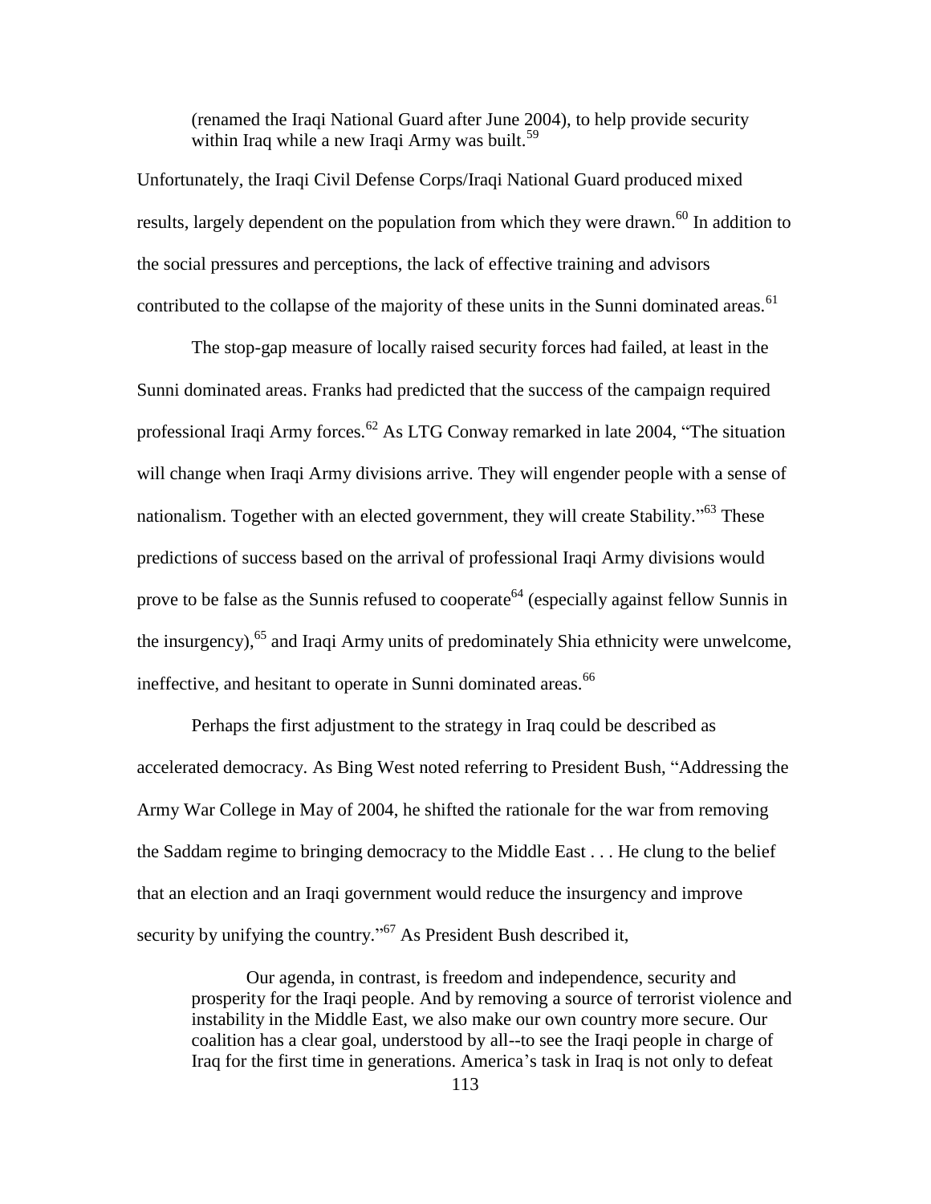> (renamed the Iraqi National Guard after June 2004), to help provide security within Iraq while a new Iraqi Army was built.[59]

Unfortunately, the Iraqi Civil Defense Corps/Iraqi National Guard produced mixed results, largely dependent on the population from which they were drawn.[60] In addition to the social pressures and perceptions, the lack of effective training and advisors contributed to the collapse of the majority of these units in the Sunni dominated areas.[61]

The stop-gap measure of locally raised security forces had failed, at least in the Sunni dominated areas. Franks had predicted that the success of the campaign required professional Iraqi Army forces.[62] As LTG Conway remarked in late 2004, "The situation will change when Iraqi Army divisions arrive. They will engender people with a sense of nationalism. Together with an elected government, they will create Stability."[63] These predictions of success based on the arrival of professional Iraqi Army divisions would prove to be false as the Sunnis refused to cooperate[64] (especially against fellow Sunnis in the insurgency),[65] and Iraqi Army units of predominately Shia ethnicity were unwelcome, ineffective, and hesitant to operate in Sunni dominated areas.[66]

Perhaps the first adjustment to the strategy in Iraq could be described as accelerated democracy. As Bing West noted referring to President Bush, "Addressing the Army War College in May of 2004, he shifted the rationale for the war from removing the Saddam regime to bringing democracy to the Middle East . . . He clung to the belief that an election and an Iraqi government would reduce the insurgency and improve security by unifying the country."[67] As President Bush described it,

> Our agenda, in contrast, is freedom and independence, security and prosperity for the Iraqi people. And by removing a source of terrorist violence and instability in the Middle East, we also make our own country more secure. Our coalition has a clear goal, understood by all--to see the Iraqi people in charge of Iraq for the first time in generations. America's task in Iraq is not only to defeat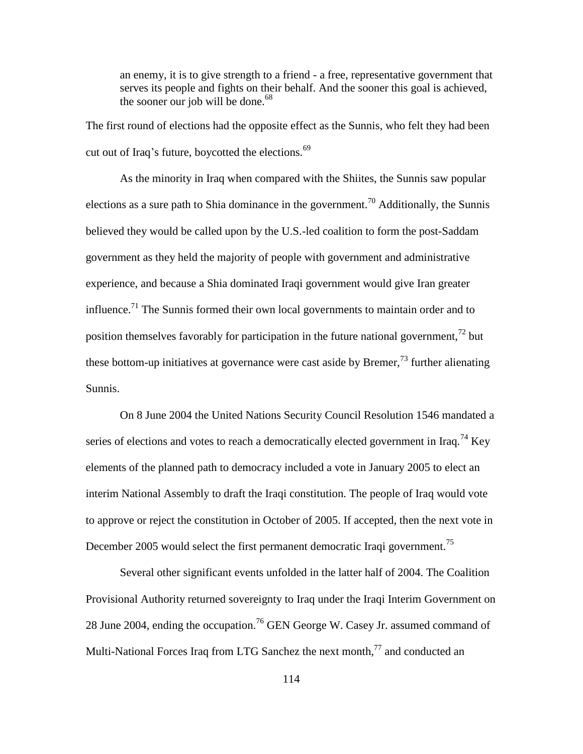> an enemy, it is to give strength to a friend - a free, representative government that serves its people and fights on their behalf. And the sooner this goal is achieved, the sooner our job will be done.[68]

The first round of elections had the opposite effect as the Sunnis, who felt they had been cut out of Iraq's future, boycotted the elections.[69]

As the minority in Iraq when compared with the Shiites, the Sunnis saw popular elections as a sure path to Shia dominance in the government.[70] Additionally, the Sunnis believed they would be called upon by the U.S.-led coalition to form the post-Saddam government as they held the majority of people with government and administrative experience, and because a Shia dominated Iraqi government would give Iran greater influence.[71] The Sunnis formed their own local governments to maintain order and to position themselves favorably for participation in the future national government,[72] but these bottom-up initiatives at governance were cast aside by Bremer,[73] further alienating Sunnis.

On 8 June 2004 the United Nations Security Council Resolution 1546 mandated a series of elections and votes to reach a democratically elected government in Iraq.[74] Key elements of the planned path to democracy included a vote in January 2005 to elect an interim National Assembly to draft the Iraqi constitution. The people of Iraq would vote to approve or reject the constitution in October of 2005. If accepted, then the next vote in December 2005 would select the first permanent democratic Iraqi government.[75]

Several other significant events unfolded in the latter half of 2004. The Coalition Provisional Authority returned sovereignty to Iraq under the Iraqi Interim Government on 28 June 2004, ending the occupation.[76] GEN George W. Casey Jr. assumed command of Multi-National Forces Iraq from LTG Sanchez the next month,[77] and conducted an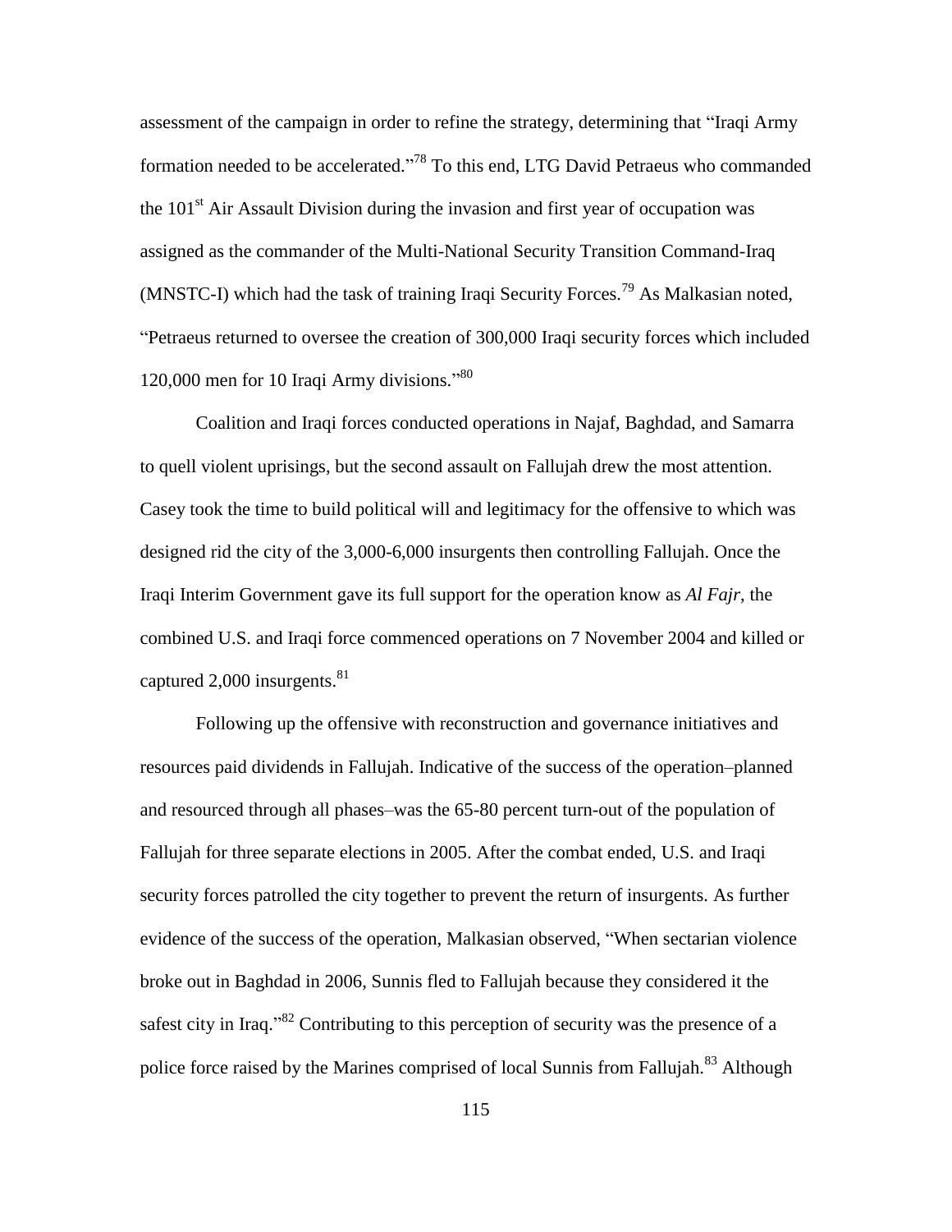assessment of the campaign in order to refine the strategy, determining that "Iraqi Army formation needed to be accelerated."[78] To this end, LTG David Petraeus who commanded the 101st Air Assault Division during the invasion and first year of occupation was assigned as the commander of the Multi-National Security Transition Command-Iraq (MNSTC-I) which had the task of training Iraqi Security Forces.[79] As Malkasian noted, "Petraeus returned to oversee the creation of 300,000 Iraqi security forces which included 120,000 men for 10 Iraqi Army divisions."[80]

Coalition and Iraqi forces conducted operations in Najaf, Baghdad, and Samarra to quell violent uprisings, but the second assault on Fallujah drew the most attention. Casey took the time to build political will and legitimacy for the offensive to which was designed rid the city of the 3,000-6,000 insurgents then controlling Fallujah. Once the Iraqi Interim Government gave its full support for the operation know as *Al Fajr*, the combined U.S. and Iraqi force commenced operations on 7 November 2004 and killed or captured 2,000 insurgents.[81]

Following up the offensive with reconstruction and governance initiatives and resources paid dividends in Fallujah. Indicative of the success of the operation–planned and resourced through all phases–was the 65-80 percent turn-out of the population of Fallujah for three separate elections in 2005. After the combat ended, U.S. and Iraqi security forces patrolled the city together to prevent the return of insurgents. As further evidence of the success of the operation, Malkasian observed, "When sectarian violence broke out in Baghdad in 2006, Sunnis fled to Fallujah because they considered it the safest city in Iraq."[82] Contributing to this perception of security was the presence of a police force raised by the Marines comprised of local Sunnis from Fallujah.[83] Although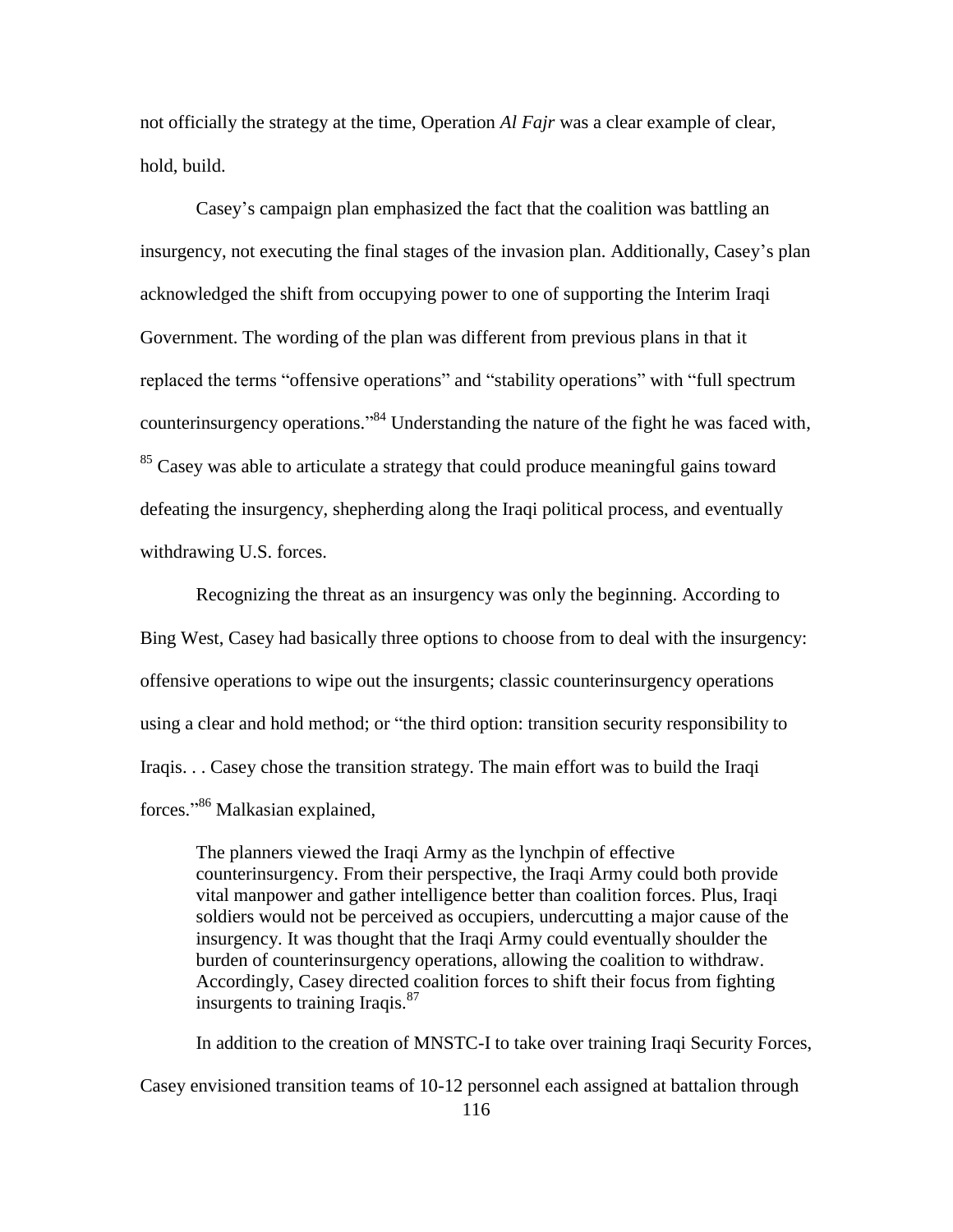not officially the strategy at the time, Operation *Al Fajr* was a clear example of clear, hold, build.

Casey's campaign plan emphasized the fact that the coalition was battling an insurgency, not executing the final stages of the invasion plan. Additionally, Casey's plan acknowledged the shift from occupying power to one of supporting the Interim Iraqi Government. The wording of the plan was different from previous plans in that it replaced the terms "offensive operations" and "stability operations" with "full spectrum counterinsurgency operations."[84] Understanding the nature of the fight he was faced with,[85] Casey was able to articulate a strategy that could produce meaningful gains toward defeating the insurgency, shepherding along the Iraqi political process, and eventually withdrawing U.S. forces.

Recognizing the threat as an insurgency was only the beginning. According to Bing West, Casey had basically three options to choose from to deal with the insurgency: offensive operations to wipe out the insurgents; classic counterinsurgency operations using a clear and hold method; or "the third option: transition security responsibility to Iraqis. . . Casey chose the transition strategy. The main effort was to build the Iraqi forces."[86] Malkasian explained,

> The planners viewed the Iraqi Army as the lynchpin of effective counterinsurgency. From their perspective, the Iraqi Army could both provide vital manpower and gather intelligence better than coalition forces. Plus, Iraqi soldiers would not be perceived as occupiers, undercutting a major cause of the insurgency. It was thought that the Iraqi Army could eventually shoulder the burden of counterinsurgency operations, allowing the coalition to withdraw. Accordingly, Casey directed coalition forces to shift their focus from fighting insurgents to training Iraqis.[87]

In addition to the creation of MNSTC-I to take over training Iraqi Security Forces, Casey envisioned transition teams of 10-12 personnel each assigned at battalion through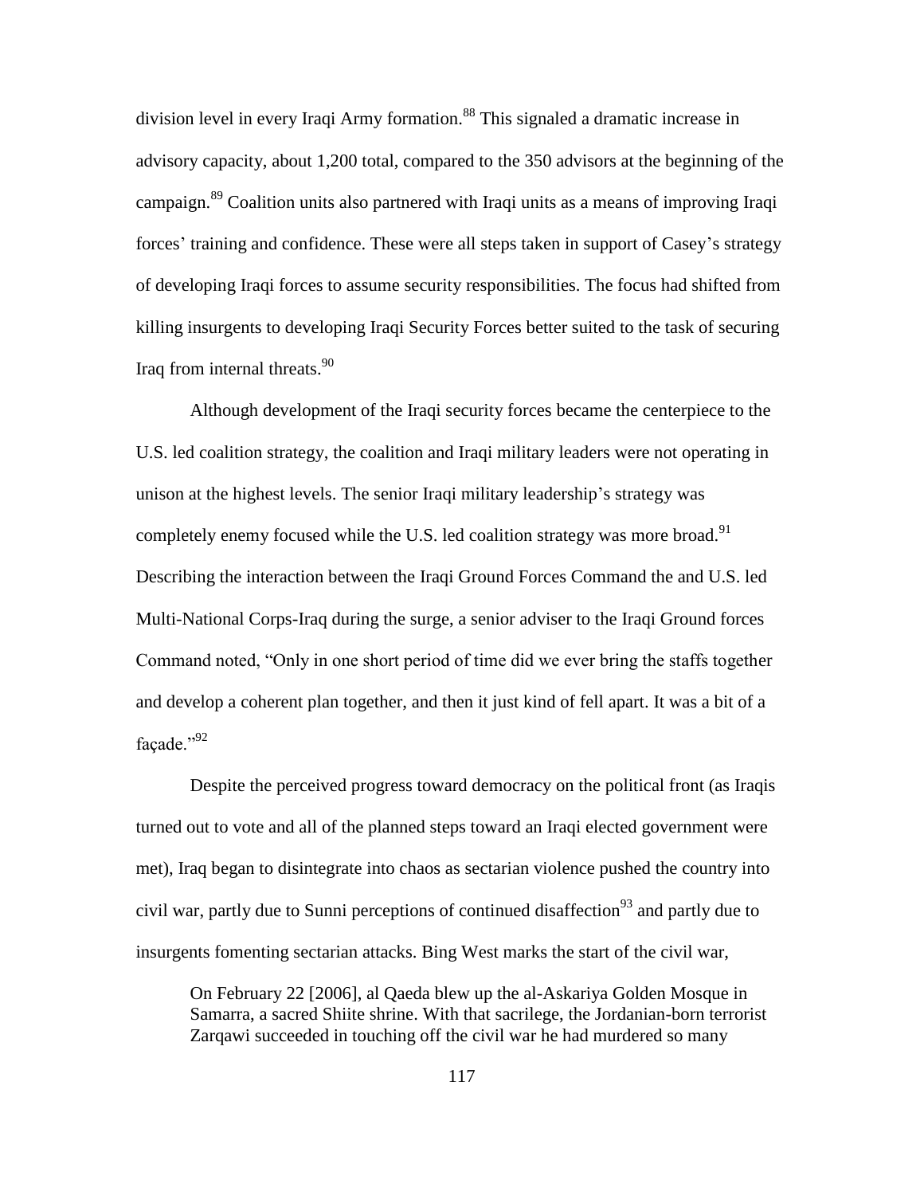division level in every Iraqi Army formation.[88] This signaled a dramatic increase in advisory capacity, about 1,200 total, compared to the 350 advisors at the beginning of the campaign.[89] Coalition units also partnered with Iraqi units as a means of improving Iraqi forces' training and confidence. These were all steps taken in support of Casey's strategy of developing Iraqi forces to assume security responsibilities. The focus had shifted from killing insurgents to developing Iraqi Security Forces better suited to the task of securing Iraq from internal threats.[90]

Although development of the Iraqi security forces became the centerpiece to the U.S. led coalition strategy, the coalition and Iraqi military leaders were not operating in unison at the highest levels. The senior Iraqi military leadership's strategy was completely enemy focused while the U.S. led coalition strategy was more broad.[91] Describing the interaction between the Iraqi Ground Forces Command the and U.S. led Multi-National Corps-Iraq during the surge, a senior adviser to the Iraqi Ground forces Command noted, "Only in one short period of time did we ever bring the staffs together and develop a coherent plan together, and then it just kind of fell apart. It was a bit of a façade."[92]

Despite the perceived progress toward democracy on the political front (as Iraqis turned out to vote and all of the planned steps toward an Iraqi elected government were met), Iraq began to disintegrate into chaos as sectarian violence pushed the country into civil war, partly due to Sunni perceptions of continued disaffection[93] and partly due to insurgents fomenting sectarian attacks. Bing West marks the start of the civil war,

> On February 22 [2006], al Qaeda blew up the al-Askariya Golden Mosque in Samarra, a sacred Shiite shrine. With that sacrilege, the Jordanian-born terrorist Zarqawi succeeded in touching off the civil war he had murdered so many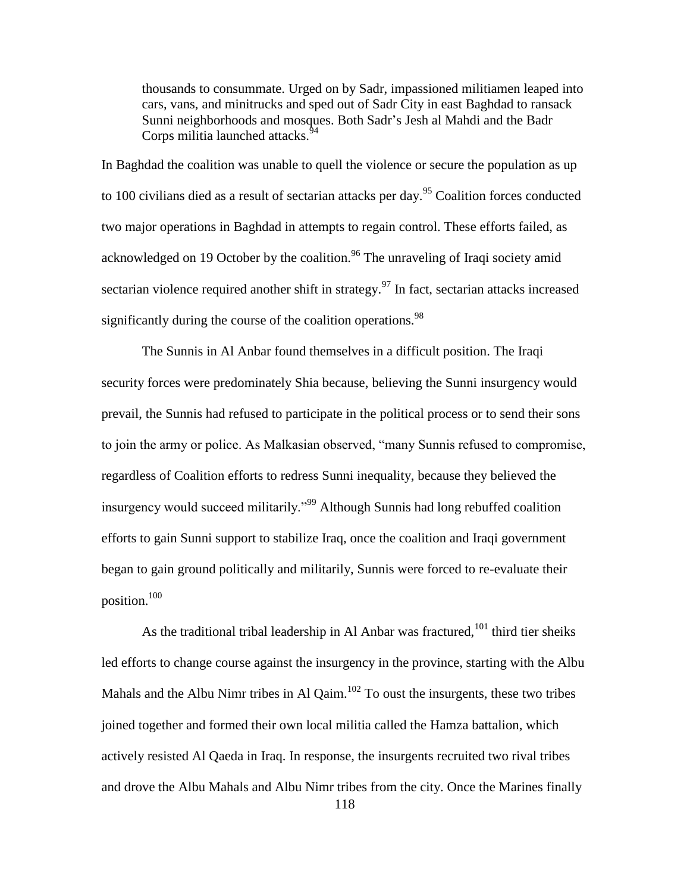> thousands to consummate. Urged on by Sadr, impassioned militiamen leaped into cars, vans, and minitrucks and sped out of Sadr City in east Baghdad to ransack Sunni neighborhoods and mosques. Both Sadr's Jesh al Mahdi and the Badr Corps militia launched attacks.[94]

In Baghdad the coalition was unable to quell the violence or secure the population as up to 100 civilians died as a result of sectarian attacks per day.[95] Coalition forces conducted two major operations in Baghdad in attempts to regain control. These efforts failed, as acknowledged on 19 October by the coalition.[96] The unraveling of Iraqi society amid sectarian violence required another shift in strategy.[97] In fact, sectarian attacks increased significantly during the course of the coalition operations.[98]

The Sunnis in Al Anbar found themselves in a difficult position. The Iraqi security forces were predominately Shia because, believing the Sunni insurgency would prevail, the Sunnis had refused to participate in the political process or to send their sons to join the army or police. As Malkasian observed, "many Sunnis refused to compromise, regardless of Coalition efforts to redress Sunni inequality, because they believed the insurgency would succeed militarily."[99] Although Sunnis had long rebuffed coalition efforts to gain Sunni support to stabilize Iraq, once the coalition and Iraqi government began to gain ground politically and militarily, Sunnis were forced to re-evaluate their position.[100]

As the traditional tribal leadership in Al Anbar was fractured,[101] third tier sheiks led efforts to change course against the insurgency in the province, starting with the Albu Mahals and the Albu Nimr tribes in Al Qaim.[102] To oust the insurgents, these two tribes joined together and formed their own local militia called the Hamza battalion, which actively resisted Al Qaeda in Iraq. In response, the insurgents recruited two rival tribes and drove the Albu Mahals and Albu Nimr tribes from the city. Once the Marines finally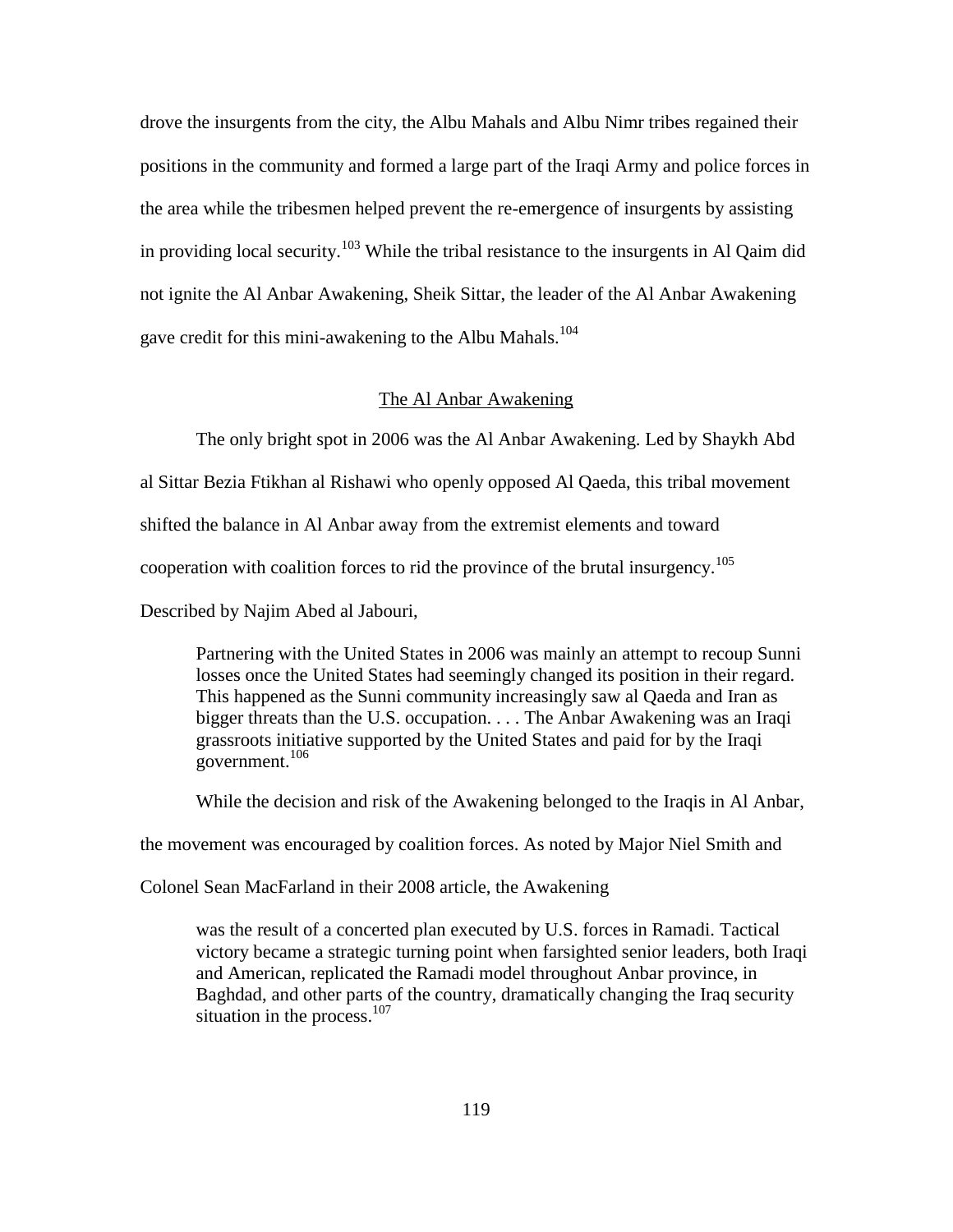drove the insurgents from the city, the Albu Mahals and Albu Nimr tribes regained their positions in the community and formed a large part of the Iraqi Army and police forces in the area while the tribesmen helped prevent the re-emergence of insurgents by assisting in providing local security.[103] While the tribal resistance to the insurgents in Al Qaim did not ignite the Al Anbar Awakening, Sheik Sittar, the leader of the Al Anbar Awakening gave credit for this mini-awakening to the Albu Mahals.[104]

## The Al Anbar Awakening

The only bright spot in 2006 was the Al Anbar Awakening. Led by Shaykh Abd al Sittar Bezia Ftikhan al Rishawi who openly opposed Al Qaeda, this tribal movement shifted the balance in Al Anbar away from the extremist elements and toward cooperation with coalition forces to rid the province of the brutal insurgency.[105] Described by Najim Abed al Jabouri,

> Partnering with the United States in 2006 was mainly an attempt to recoup Sunni losses once the United States had seemingly changed its position in their regard. This happened as the Sunni community increasingly saw al Qaeda and Iran as bigger threats than the U.S. occupation. . . . The Anbar Awakening was an Iraqi grassroots initiative supported by the United States and paid for by the Iraqi government.[106]

While the decision and risk of the Awakening belonged to the Iraqis in Al Anbar, the movement was encouraged by coalition forces. As noted by Major Niel Smith and Colonel Sean MacFarland in their 2008 article, the Awakening

> was the result of a concerted plan executed by U.S. forces in Ramadi. Tactical victory became a strategic turning point when farsighted senior leaders, both Iraqi and American, replicated the Ramadi model throughout Anbar province, in Baghdad, and other parts of the country, dramatically changing the Iraq security situation in the process.[107]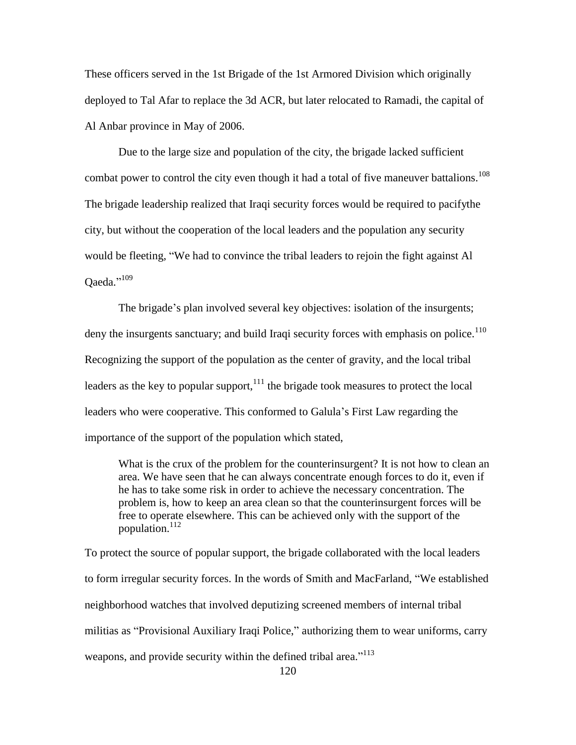These officers served in the 1st Brigade of the 1st Armored Division which originally deployed to Tal Afar to replace the 3d ACR, but later relocated to Ramadi, the capital of Al Anbar province in May of 2006.

Due to the large size and population of the city, the brigade lacked sufficient combat power to control the city even though it had a total of five maneuver battalions.[108] The brigade leadership realized that Iraqi security forces would be required to pacifythe city, but without the cooperation of the local leaders and the population any security would be fleeting, "We had to convince the tribal leaders to rejoin the fight against Al Qaeda."[109]

The brigade's plan involved several key objectives: isolation of the insurgents; deny the insurgents sanctuary; and build Iraqi security forces with emphasis on police.[110] Recognizing the support of the population as the center of gravity, and the local tribal leaders as the key to popular support,[111] the brigade took measures to protect the local leaders who were cooperative. This conformed to Galula's First Law regarding the importance of the support of the population which stated,

> What is the crux of the problem for the counterinsurgent? It is not how to clean an area. We have seen that he can always concentrate enough forces to do it, even if he has to take some risk in order to achieve the necessary concentration. The problem is, how to keep an area clean so that the counterinsurgent forces will be free to operate elsewhere. This can be achieved only with the support of the population.[112]

To protect the source of popular support, the brigade collaborated with the local leaders to form irregular security forces. In the words of Smith and MacFarland, "We established neighborhood watches that involved deputizing screened members of internal tribal militias as "Provisional Auxiliary Iraqi Police," authorizing them to wear uniforms, carry weapons, and provide security within the defined tribal area."[113]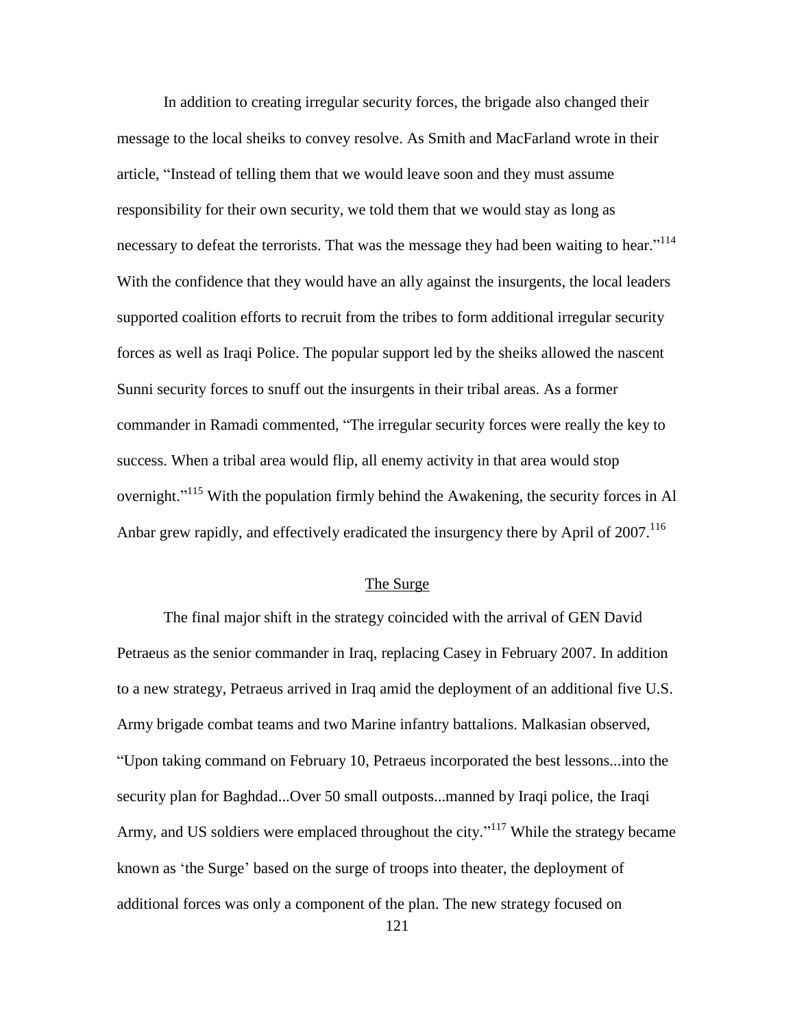In addition to creating irregular security forces, the brigade also changed their message to the local sheiks to convey resolve. As Smith and MacFarland wrote in their article, “Instead of telling them that we would leave soon and they must assume responsibility for their own security, we told them that we would stay as long as necessary to defeat the terrorists. That was the message they had been waiting to hear.”[114] With the confidence that they would have an ally against the insurgents, the local leaders supported coalition efforts to recruit from the tribes to form additional irregular security forces as well as Iraqi Police. The popular support led by the sheiks allowed the nascent Sunni security forces to snuff out the insurgents in their tribal areas. As a former commander in Ramadi commented, “The irregular security forces were really the key to success. When a tribal area would flip, all enemy activity in that area would stop overnight.”[115] With the population firmly behind the Awakening, the security forces in Al Anbar grew rapidly, and effectively eradicated the insurgency there by April of 2007.[116]

## The Surge

The final major shift in the strategy coincided with the arrival of GEN David Petraeus as the senior commander in Iraq, replacing Casey in February 2007. In addition to a new strategy, Petraeus arrived in Iraq amid the deployment of an additional five U.S. Army brigade combat teams and two Marine infantry battalions. Malkasian observed, “Upon taking command on February 10, Petraeus incorporated the best lessons...into the security plan for Baghdad...Over 50 small outposts...manned by Iraqi police, the Iraqi Army, and US soldiers were emplaced throughout the city.”[117] While the strategy became known as ‘the Surge’ based on the surge of troops into theater, the deployment of additional forces was only a component of the plan. The new strategy focused on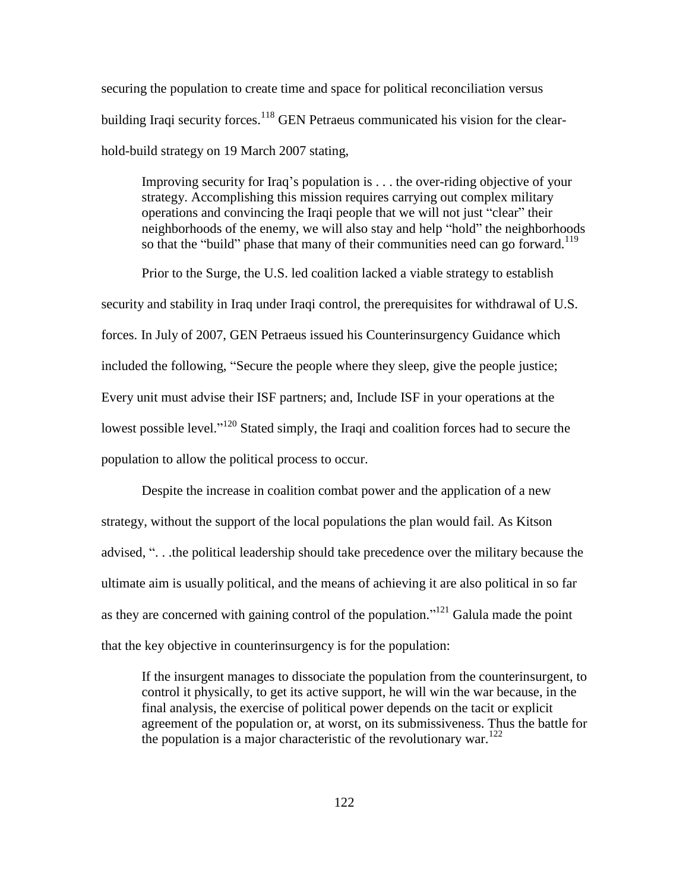securing the population to create time and space for political reconciliation versus building Iraqi security forces.[118] GEN Petraeus communicated his vision for the clear-hold-build strategy on 19 March 2007 stating,

> Improving security for Iraq's population is . . . the over-riding objective of your strategy. Accomplishing this mission requires carrying out complex military operations and convincing the Iraqi people that we will not just "clear" their neighborhoods of the enemy, we will also stay and help "hold" the neighborhoods so that the "build" phase that many of their communities need can go forward.[119]

Prior to the Surge, the U.S. led coalition lacked a viable strategy to establish security and stability in Iraq under Iraqi control, the prerequisites for withdrawal of U.S. forces. In July of 2007, GEN Petraeus issued his Counterinsurgency Guidance which included the following, "Secure the people where they sleep, give the people justice; Every unit must advise their ISF partners; and, Include ISF in your operations at the lowest possible level."[120] Stated simply, the Iraqi and coalition forces had to secure the population to allow the political process to occur.

Despite the increase in coalition combat power and the application of a new strategy, without the support of the local populations the plan would fail. As Kitson advised, ". . .the political leadership should take precedence over the military because the ultimate aim is usually political, and the means of achieving it are also political in so far as they are concerned with gaining control of the population."[121] Galula made the point that the key objective in counterinsurgency is for the population:

> If the insurgent manages to dissociate the population from the counterinsurgent, to control it physically, to get its active support, he will win the war because, in the final analysis, the exercise of political power depends on the tacit or explicit agreement of the population or, at worst, on its submissiveness. Thus the battle for the population is a major characteristic of the revolutionary war.[122]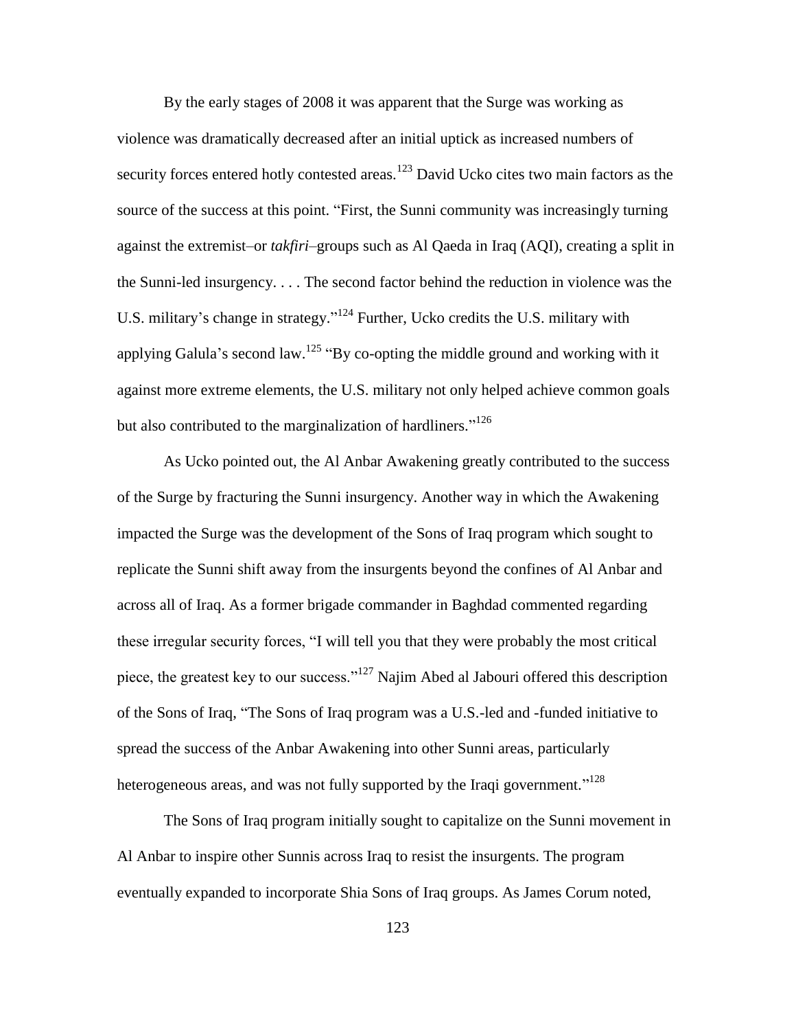By the early stages of 2008 it was apparent that the Surge was working as violence was dramatically decreased after an initial uptick as increased numbers of security forces entered hotly contested areas.[123] David Ucko cites two main factors as the source of the success at this point. "First, the Sunni community was increasingly turning against the extremist–or *takfiri*–groups such as Al Qaeda in Iraq (AQI), creating a split in the Sunni-led insurgency. . . . The second factor behind the reduction in violence was the U.S. military's change in strategy."[124] Further, Ucko credits the U.S. military with applying Galula's second law.[125] "By co-opting the middle ground and working with it against more extreme elements, the U.S. military not only helped achieve common goals but also contributed to the marginalization of hardliners."[126]

As Ucko pointed out, the Al Anbar Awakening greatly contributed to the success of the Surge by fracturing the Sunni insurgency. Another way in which the Awakening impacted the Surge was the development of the Sons of Iraq program which sought to replicate the Sunni shift away from the insurgents beyond the confines of Al Anbar and across all of Iraq. As a former brigade commander in Baghdad commented regarding these irregular security forces, "I will tell you that they were probably the most critical piece, the greatest key to our success."[127] Najim Abed al Jabouri offered this description of the Sons of Iraq, "The Sons of Iraq program was a U.S.-led and -funded initiative to spread the success of the Anbar Awakening into other Sunni areas, particularly heterogeneous areas, and was not fully supported by the Iraqi government."[128]

The Sons of Iraq program initially sought to capitalize on the Sunni movement in Al Anbar to inspire other Sunnis across Iraq to resist the insurgents. The program eventually expanded to incorporate Shia Sons of Iraq groups. As James Corum noted,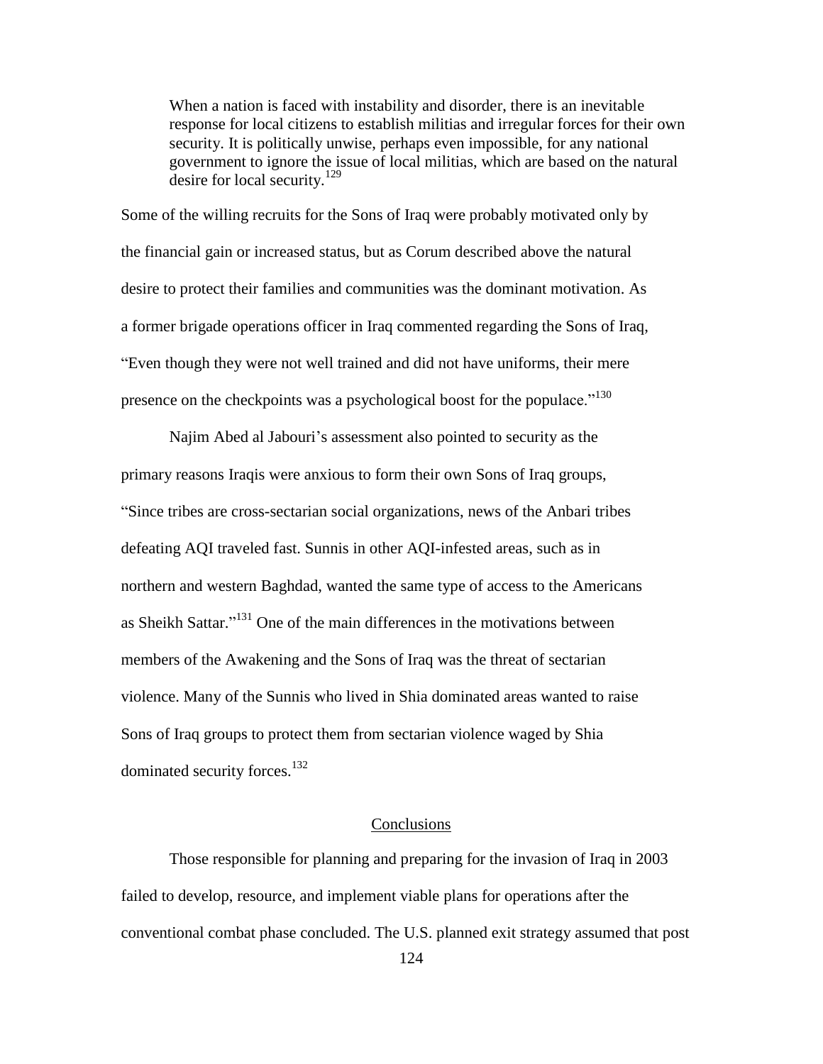> When a nation is faced with instability and disorder, there is an inevitable response for local citizens to establish militias and irregular forces for their own security. It is politically unwise, perhaps even impossible, for any national government to ignore the issue of local militias, which are based on the natural desire for local security.[129]

Some of the willing recruits for the Sons of Iraq were probably motivated only by the financial gain or increased status, but as Corum described above the natural desire to protect their families and communities was the dominant motivation. As a former brigade operations officer in Iraq commented regarding the Sons of Iraq, "Even though they were not well trained and did not have uniforms, their mere presence on the checkpoints was a psychological boost for the populace."[130]

Najim Abed al Jabouri's assessment also pointed to security as the primary reasons Iraqis were anxious to form their own Sons of Iraq groups, "Since tribes are cross-sectarian social organizations, news of the Anbari tribes defeating AQI traveled fast. Sunnis in other AQI-infested areas, such as in northern and western Baghdad, wanted the same type of access to the Americans as Sheikh Sattar."[131] One of the main differences in the motivations between members of the Awakening and the Sons of Iraq was the threat of sectarian violence. Many of the Sunnis who lived in Shia dominated areas wanted to raise Sons of Iraq groups to protect them from sectarian violence waged by Shia dominated security forces.[132]

## Conclusions

Those responsible for planning and preparing for the invasion of Iraq in 2003 failed to develop, resource, and implement viable plans for operations after the conventional combat phase concluded. The U.S. planned exit strategy assumed that post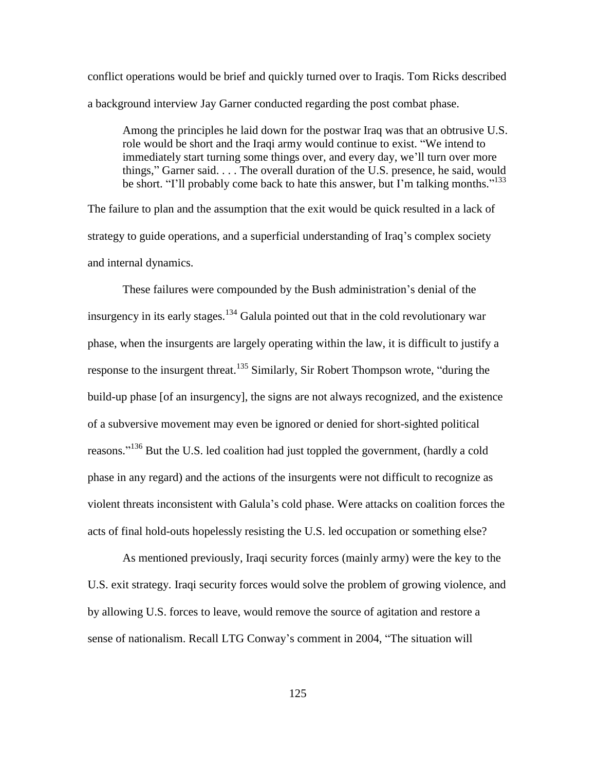conflict operations would be brief and quickly turned over to Iraqis. Tom Ricks described a background interview Jay Garner conducted regarding the post combat phase.

> Among the principles he laid down for the postwar Iraq was that an obtrusive U.S. role would be short and the Iraqi army would continue to exist. "We intend to immediately start turning some things over, and every day, we'll turn over more things," Garner said. . . . The overall duration of the U.S. presence, he said, would be short. "I'll probably come back to hate this answer, but I'm talking months."[133]

The failure to plan and the assumption that the exit would be quick resulted in a lack of strategy to guide operations, and a superficial understanding of Iraq's complex society and internal dynamics.

These failures were compounded by the Bush administration's denial of the insurgency in its early stages.[134] Galula pointed out that in the cold revolutionary war phase, when the insurgents are largely operating within the law, it is difficult to justify a response to the insurgent threat.[135] Similarly, Sir Robert Thompson wrote, "during the build-up phase [of an insurgency], the signs are not always recognized, and the existence of a subversive movement may even be ignored or denied for short-sighted political reasons."[136] But the U.S. led coalition had just toppled the government, (hardly a cold phase in any regard) and the actions of the insurgents were not difficult to recognize as violent threats inconsistent with Galula's cold phase. Were attacks on coalition forces the acts of final hold-outs hopelessly resisting the U.S. led occupation or something else?

As mentioned previously, Iraqi security forces (mainly army) were the key to the U.S. exit strategy. Iraqi security forces would solve the problem of growing violence, and by allowing U.S. forces to leave, would remove the source of agitation and restore a sense of nationalism. Recall LTG Conway's comment in 2004, "The situation will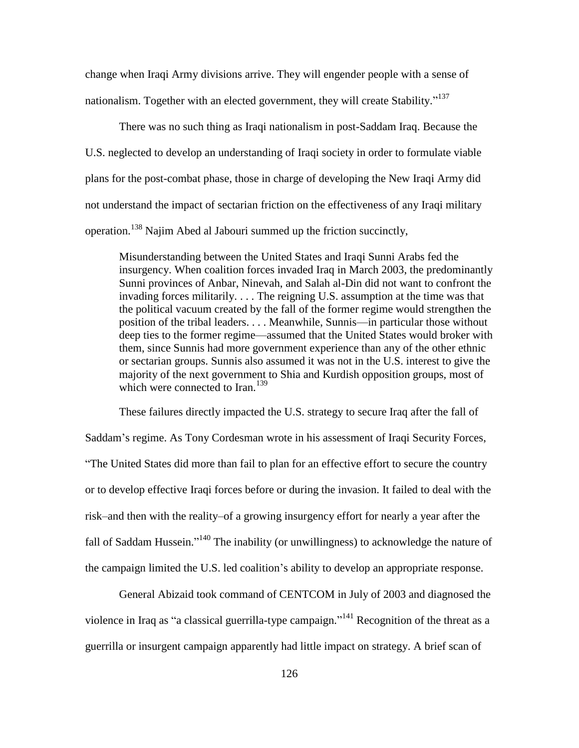change when Iraqi Army divisions arrive. They will engender people with a sense of nationalism. Together with an elected government, they will create Stability."[137]

There was no such thing as Iraqi nationalism in post-Saddam Iraq. Because the U.S. neglected to develop an understanding of Iraqi society in order to formulate viable plans for the post-combat phase, those in charge of developing the New Iraqi Army did not understand the impact of sectarian friction on the effectiveness of any Iraqi military operation.[138] Najim Abed al Jabouri summed up the friction succinctly,

> Misunderstanding between the United States and Iraqi Sunni Arabs fed the insurgency. When coalition forces invaded Iraq in March 2003, the predominantly Sunni provinces of Anbar, Ninevah, and Salah al-Din did not want to confront the invading forces militarily. . . . The reigning U.S. assumption at the time was that the political vacuum created by the fall of the former regime would strengthen the position of the tribal leaders. . . . Meanwhile, Sunnis—in particular those without deep ties to the former regime—assumed that the United States would broker with them, since Sunnis had more government experience than any of the other ethnic or sectarian groups. Sunnis also assumed it was not in the U.S. interest to give the majority of the next government to Shia and Kurdish opposition groups, most of which were connected to Iran.[139]

These failures directly impacted the U.S. strategy to secure Iraq after the fall of Saddam's regime. As Tony Cordesman wrote in his assessment of Iraqi Security Forces, "The United States did more than fail to plan for an effective effort to secure the country or to develop effective Iraqi forces before or during the invasion. It failed to deal with the risk–and then with the reality–of a growing insurgency effort for nearly a year after the fall of Saddam Hussein."[140] The inability (or unwillingness) to acknowledge the nature of the campaign limited the U.S. led coalition's ability to develop an appropriate response.

General Abizaid took command of CENTCOM in July of 2003 and diagnosed the violence in Iraq as "a classical guerrilla-type campaign."[141] Recognition of the threat as a guerrilla or insurgent campaign apparently had little impact on strategy. A brief scan of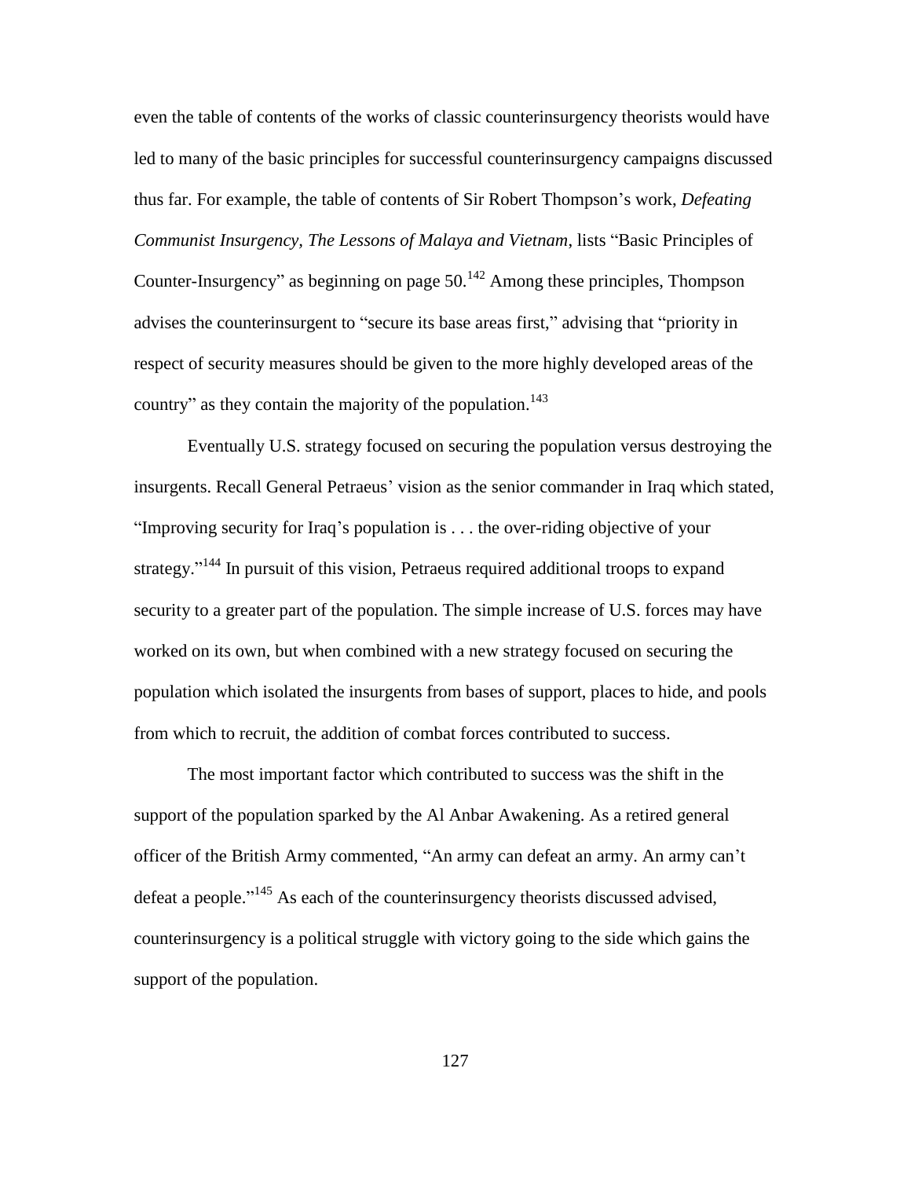even the table of contents of the works of classic counterinsurgency theorists would have led to many of the basic principles for successful counterinsurgency campaigns discussed thus far. For example, the table of contents of Sir Robert Thompson's work, *Defeating Communist Insurgency, The Lessons of Malaya and Vietnam*, lists "Basic Principles of Counter-Insurgency" as beginning on page 50.[142] Among these principles, Thompson advises the counterinsurgent to "secure its base areas first," advising that "priority in respect of security measures should be given to the more highly developed areas of the country" as they contain the majority of the population.[143]

Eventually U.S. strategy focused on securing the population versus destroying the insurgents. Recall General Petraeus' vision as the senior commander in Iraq which stated, "Improving security for Iraq's population is . . . the over-riding objective of your strategy."[144] In pursuit of this vision, Petraeus required additional troops to expand security to a greater part of the population. The simple increase of U.S. forces may have worked on its own, but when combined with a new strategy focused on securing the population which isolated the insurgents from bases of support, places to hide, and pools from which to recruit, the addition of combat forces contributed to success.

The most important factor which contributed to success was the shift in the support of the population sparked by the Al Anbar Awakening. As a retired general officer of the British Army commented, "An army can defeat an army. An army can't defeat a people."[145] As each of the counterinsurgency theorists discussed advised, counterinsurgency is a political struggle with victory going to the side which gains the support of the population.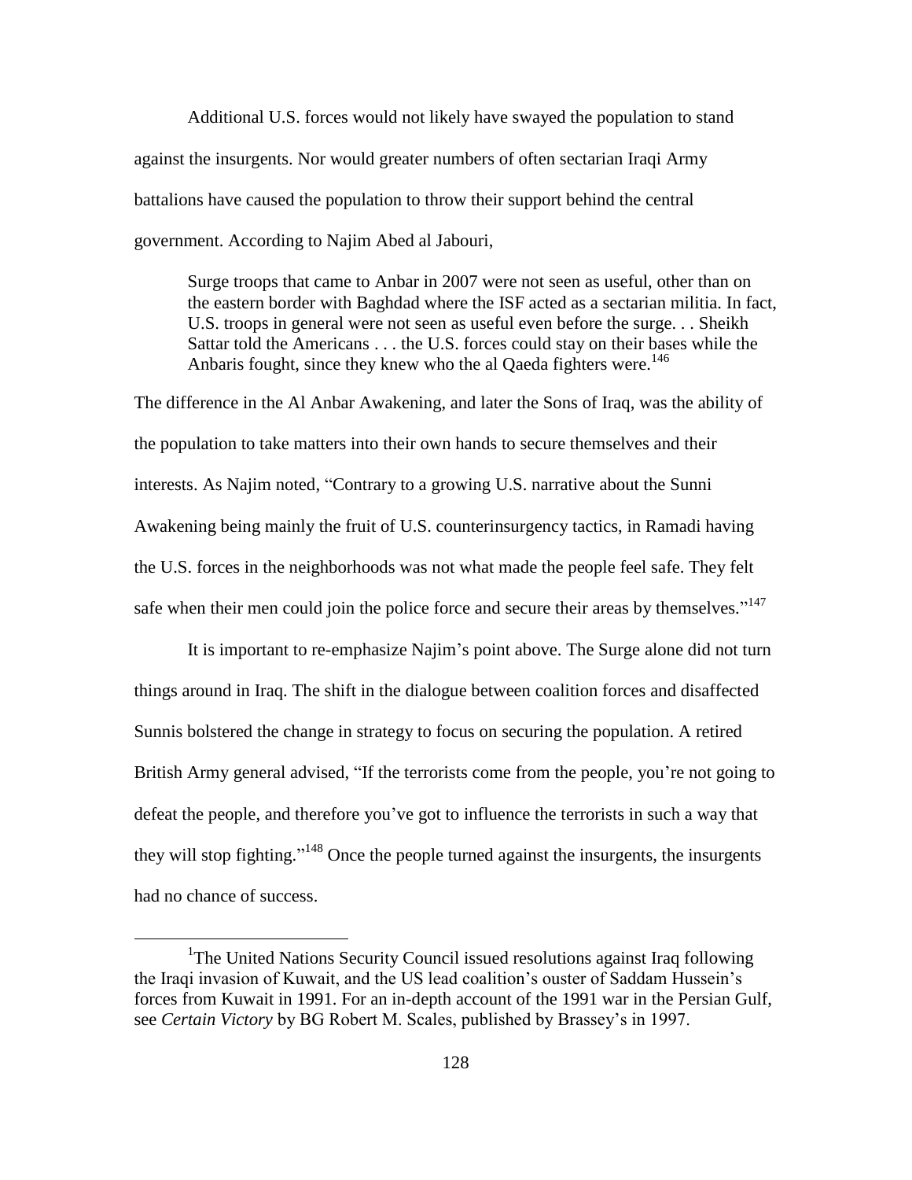Additional U.S. forces would not likely have swayed the population to stand against the insurgents. Nor would greater numbers of often sectarian Iraqi Army battalions have caused the population to throw their support behind the central government. According to Najim Abed al Jabouri,

> Surge troops that came to Anbar in 2007 were not seen as useful, other than on the eastern border with Baghdad where the ISF acted as a sectarian militia. In fact, U.S. troops in general were not seen as useful even before the surge. . . Sheikh Sattar told the Americans . . . the U.S. forces could stay on their bases while the Anbaris fought, since they knew who the al Qaeda fighters were.[146]

The difference in the Al Anbar Awakening, and later the Sons of Iraq, was the ability of the population to take matters into their own hands to secure themselves and their interests. As Najim noted, "Contrary to a growing U.S. narrative about the Sunni Awakening being mainly the fruit of U.S. counterinsurgency tactics, in Ramadi having the U.S. forces in the neighborhoods was not what made the people feel safe. They felt safe when their men could join the police force and secure their areas by themselves."[147]

It is important to re-emphasize Najim's point above. The Surge alone did not turn things around in Iraq. The shift in the dialogue between coalition forces and disaffected Sunnis bolstered the change in strategy to focus on securing the population. A retired British Army general advised, "If the terrorists come from the people, you're not going to defeat the people, and therefore you've got to influence the terrorists in such a way that they will stop fighting."[148] Once the people turned against the insurgents, the insurgents had no chance of success.

---

[1]The United Nations Security Council issued resolutions against Iraq following the Iraqi invasion of Kuwait, and the US lead coalition's ouster of Saddam Hussein's forces from Kuwait in 1991. For an in-depth account of the 1991 war in the Persian Gulf, see *Certain Victory* by BG Robert M. Scales, published by Brassey's in 1997.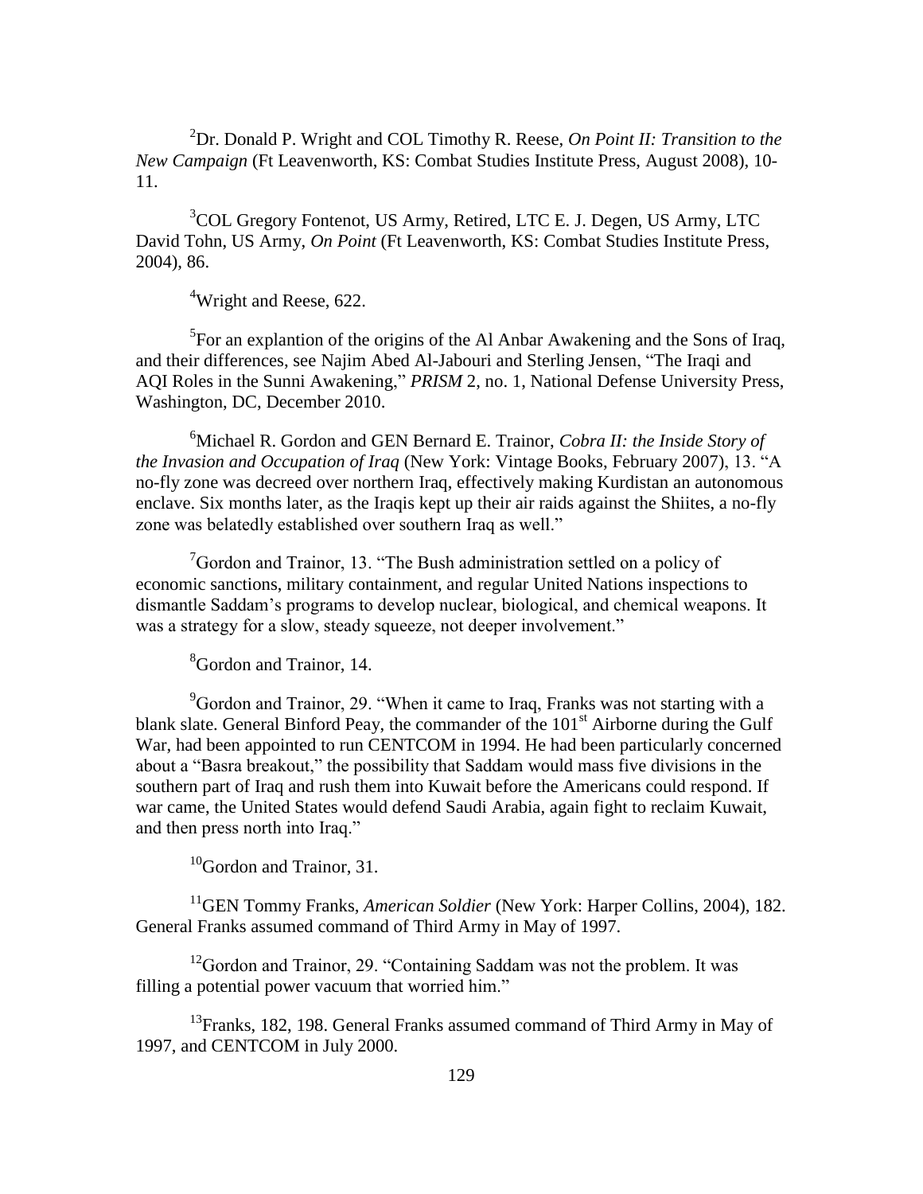[2]Dr. Donald P. Wright and COL Timothy R. Reese, *On Point II: Transition to the New Campaign* (Ft Leavenworth, KS: Combat Studies Institute Press, August 2008), 10-11.

[3]COL Gregory Fontenot, US Army, Retired, LTC E. J. Degen, US Army, LTC David Tohn, US Army, *On Point* (Ft Leavenworth, KS: Combat Studies Institute Press, 2004), 86.

[4]Wright and Reese, 622.

[5]For an explantion of the origins of the Al Anbar Awakening and the Sons of Iraq, and their differences, see Najim Abed Al-Jabouri and Sterling Jensen, "The Iraqi and AQI Roles in the Sunni Awakening," *PRISM* 2, no. 1, National Defense University Press, Washington, DC, December 2010.

[6]Michael R. Gordon and GEN Bernard E. Trainor, *Cobra II: the Inside Story of the Invasion and Occupation of Iraq* (New York: Vintage Books, February 2007), 13. "A no-fly zone was decreed over northern Iraq, effectively making Kurdistan an autonomous enclave. Six months later, as the Iraqis kept up their air raids against the Shiites, a no-fly zone was belatedly established over southern Iraq as well."

[7]Gordon and Trainor, 13. "The Bush administration settled on a policy of economic sanctions, military containment, and regular United Nations inspections to dismantle Saddam's programs to develop nuclear, biological, and chemical weapons. It was a strategy for a slow, steady squeeze, not deeper involvement."

[8]Gordon and Trainor, 14.

[9]Gordon and Trainor, 29. "When it came to Iraq, Franks was not starting with a blank slate. General Binford Peay, the commander of the 101st Airborne during the Gulf War, had been appointed to run CENTCOM in 1994. He had been particularly concerned about a "Basra breakout," the possibility that Saddam would mass five divisions in the southern part of Iraq and rush them into Kuwait before the Americans could respond. If war came, the United States would defend Saudi Arabia, again fight to reclaim Kuwait, and then press north into Iraq."

[10]Gordon and Trainor, 31.

[11]GEN Tommy Franks, *American Soldier* (New York: Harper Collins, 2004), 182. General Franks assumed command of Third Army in May of 1997.

[12]Gordon and Trainor, 29. "Containing Saddam was not the problem. It was filling a potential power vacuum that worried him."

[13]Franks, 182, 198. General Franks assumed command of Third Army in May of 1997, and CENTCOM in July 2000.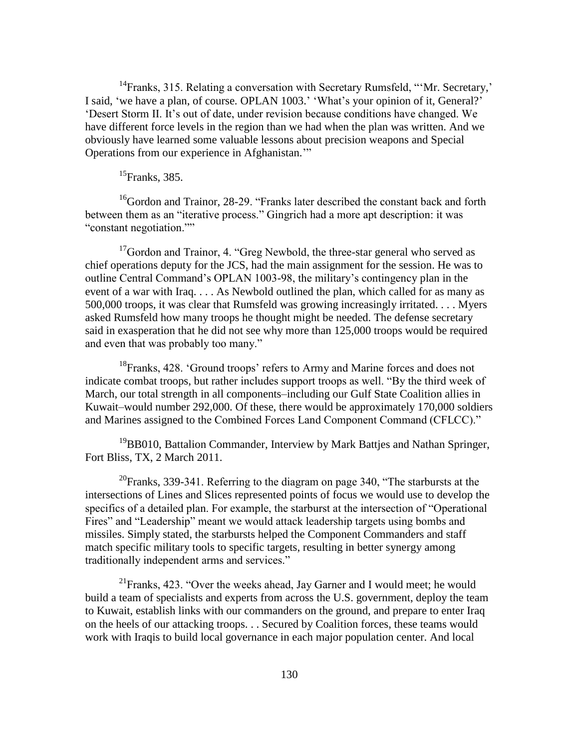[14]Franks, 315. Relating a conversation with Secretary Rumsfeld, "'Mr. Secretary,' I said, 'we have a plan, of course. OPLAN 1003.' 'What's your opinion of it, General?' 'Desert Storm II. It's out of date, under revision because conditions have changed. We have different force levels in the region than we had when the plan was written. And we obviously have learned some valuable lessons about precision weapons and Special Operations from our experience in Afghanistan.'"

[15]Franks, 385.

[16]Gordon and Trainor, 28-29. "Franks later described the constant back and forth between them as an "iterative process." Gingrich had a more apt description: it was "constant negotiation.""

[17]Gordon and Trainor, 4. "Greg Newbold, the three-star general who served as chief operations deputy for the JCS, had the main assignment for the session. He was to outline Central Command's OPLAN 1003-98, the military's contingency plan in the event of a war with Iraq. . . . As Newbold outlined the plan, which called for as many as 500,000 troops, it was clear that Rumsfeld was growing increasingly irritated. . . . Myers asked Rumsfeld how many troops he thought might be needed. The defense secretary said in exasperation that he did not see why more than 125,000 troops would be required and even that was probably too many."

[18]Franks, 428. 'Ground troops' refers to Army and Marine forces and does not indicate combat troops, but rather includes support troops as well. "By the third week of March, our total strength in all components–including our Gulf State Coalition allies in Kuwait–would number 292,000. Of these, there would be approximately 170,000 soldiers and Marines assigned to the Combined Forces Land Component Command (CFLCC)."

[19]BB010, Battalion Commander, Interview by Mark Battjes and Nathan Springer, Fort Bliss, TX, 2 March 2011.

[20]Franks, 339-341. Referring to the diagram on page 340, "The starbursts at the intersections of Lines and Slices represented points of focus we would use to develop the specifics of a detailed plan. For example, the starburst at the intersection of "Operational Fires" and "Leadership" meant we would attack leadership targets using bombs and missiles. Simply stated, the starbursts helped the Component Commanders and staff match specific military tools to specific targets, resulting in better synergy among traditionally independent arms and services."

[21]Franks, 423. "Over the weeks ahead, Jay Garner and I would meet; he would build a team of specialists and experts from across the U.S. government, deploy the team to Kuwait, establish links with our commanders on the ground, and prepare to enter Iraq on the heels of our attacking troops. . . Secured by Coalition forces, these teams would work with Iraqis to build local governance in each major population center. And local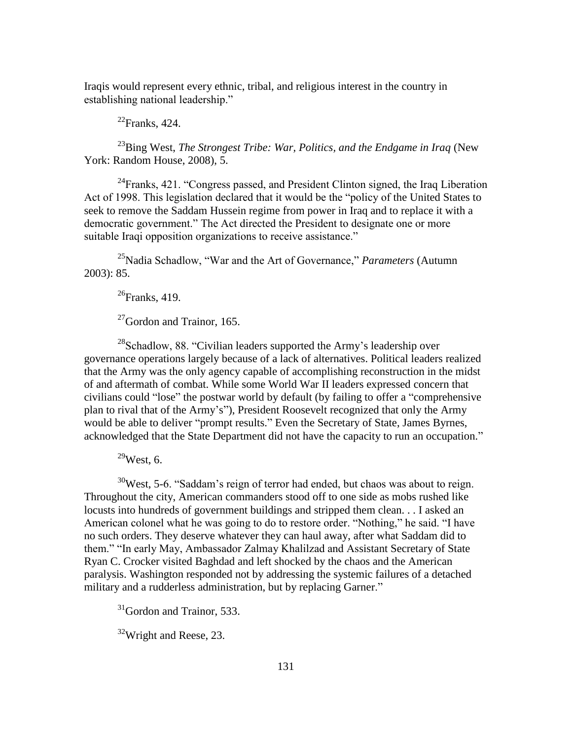Iraqis would represent every ethnic, tribal, and religious interest in the country in establishing national leadership."

[22]Franks, 424.

[23]Bing West, *The Strongest Tribe: War, Politics, and the Endgame in Iraq* (New York: Random House, 2008), 5.

[24]Franks, 421. "Congress passed, and President Clinton signed, the Iraq Liberation Act of 1998. This legislation declared that it would be the "policy of the United States to seek to remove the Saddam Hussein regime from power in Iraq and to replace it with a democratic government." The Act directed the President to designate one or more suitable Iraqi opposition organizations to receive assistance."

[25]Nadia Schadlow, "War and the Art of Governance," *Parameters* (Autumn 2003): 85.

[26]Franks, 419.

[27]Gordon and Trainor, 165.

[28]Schadlow, 88. "Civilian leaders supported the Army's leadership over governance operations largely because of a lack of alternatives. Political leaders realized that the Army was the only agency capable of accomplishing reconstruction in the midst of and aftermath of combat. While some World War II leaders expressed concern that civilians could "lose" the postwar world by default (by failing to offer a "comprehensive plan to rival that of the Army's"), President Roosevelt recognized that only the Army would be able to deliver "prompt results." Even the Secretary of State, James Byrnes, acknowledged that the State Department did not have the capacity to run an occupation."

[29]West, 6.

[30]West, 5-6. "Saddam's reign of terror had ended, but chaos was about to reign. Throughout the city, American commanders stood off to one side as mobs rushed like locusts into hundreds of government buildings and stripped them clean. . . I asked an American colonel what he was going to do to restore order. "Nothing," he said. "I have no such orders. They deserve whatever they can haul away, after what Saddam did to them." "In early May, Ambassador Zalmay Khalilzad and Assistant Secretary of State Ryan C. Crocker visited Baghdad and left shocked by the chaos and the American paralysis. Washington responded not by addressing the systemic failures of a detached military and a rudderless administration, but by replacing Garner."

[31]Gordon and Trainor, 533.

[32]Wright and Reese, 23.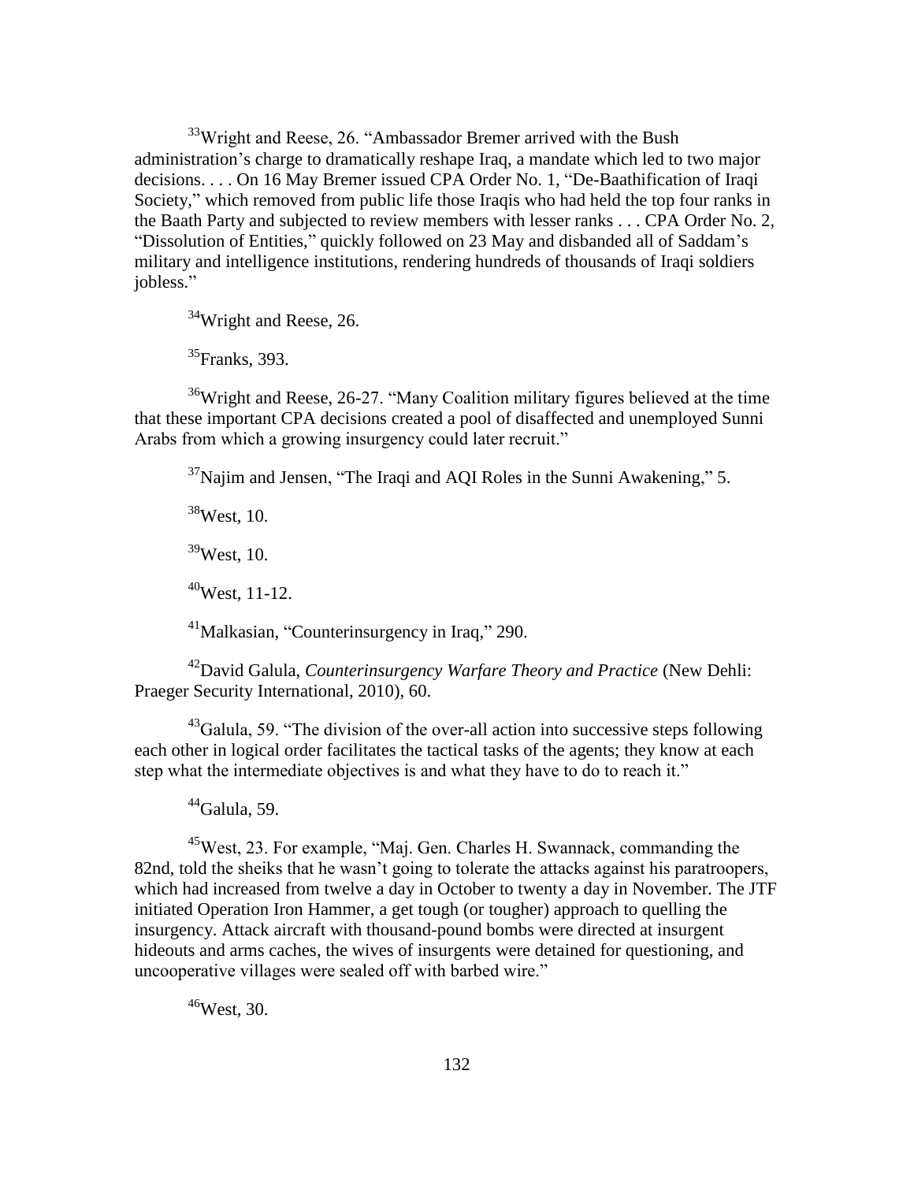[33]Wright and Reese, 26. "Ambassador Bremer arrived with the Bush administration's charge to dramatically reshape Iraq, a mandate which led to two major decisions. . . . On 16 May Bremer issued CPA Order No. 1, "De-Baathification of Iraqi Society," which removed from public life those Iraqis who had held the top four ranks in the Baath Party and subjected to review members with lesser ranks . . . CPA Order No. 2, "Dissolution of Entities," quickly followed on 23 May and disbanded all of Saddam's military and intelligence institutions, rendering hundreds of thousands of Iraqi soldiers jobless."

[34]Wright and Reese, 26.

[35]Franks, 393.

[36]Wright and Reese, 26-27. "Many Coalition military figures believed at the time that these important CPA decisions created a pool of disaffected and unemployed Sunni Arabs from which a growing insurgency could later recruit."

[37]Najim and Jensen, "The Iraqi and AQI Roles in the Sunni Awakening," 5.

[38]West, 10.

[39]West, 10.

[40]West, 11-12.

[41]Malkasian, "Counterinsurgency in Iraq," 290.

[42]David Galula, *Counterinsurgency Warfare Theory and Practice* (New Dehli: Praeger Security International, 2010), 60.

[43]Galula, 59. "The division of the over-all action into successive steps following each other in logical order facilitates the tactical tasks of the agents; they know at each step what the intermediate objectives is and what they have to do to reach it."

[44]Galula, 59.

[45]West, 23. For example, "Maj. Gen. Charles H. Swannack, commanding the 82nd, told the sheiks that he wasn't going to tolerate the attacks against his paratroopers, which had increased from twelve a day in October to twenty a day in November. The JTF initiated Operation Iron Hammer, a get tough (or tougher) approach to quelling the insurgency. Attack aircraft with thousand-pound bombs were directed at insurgent hideouts and arms caches, the wives of insurgents were detained for questioning, and uncooperative villages were sealed off with barbed wire."

[46]West, 30.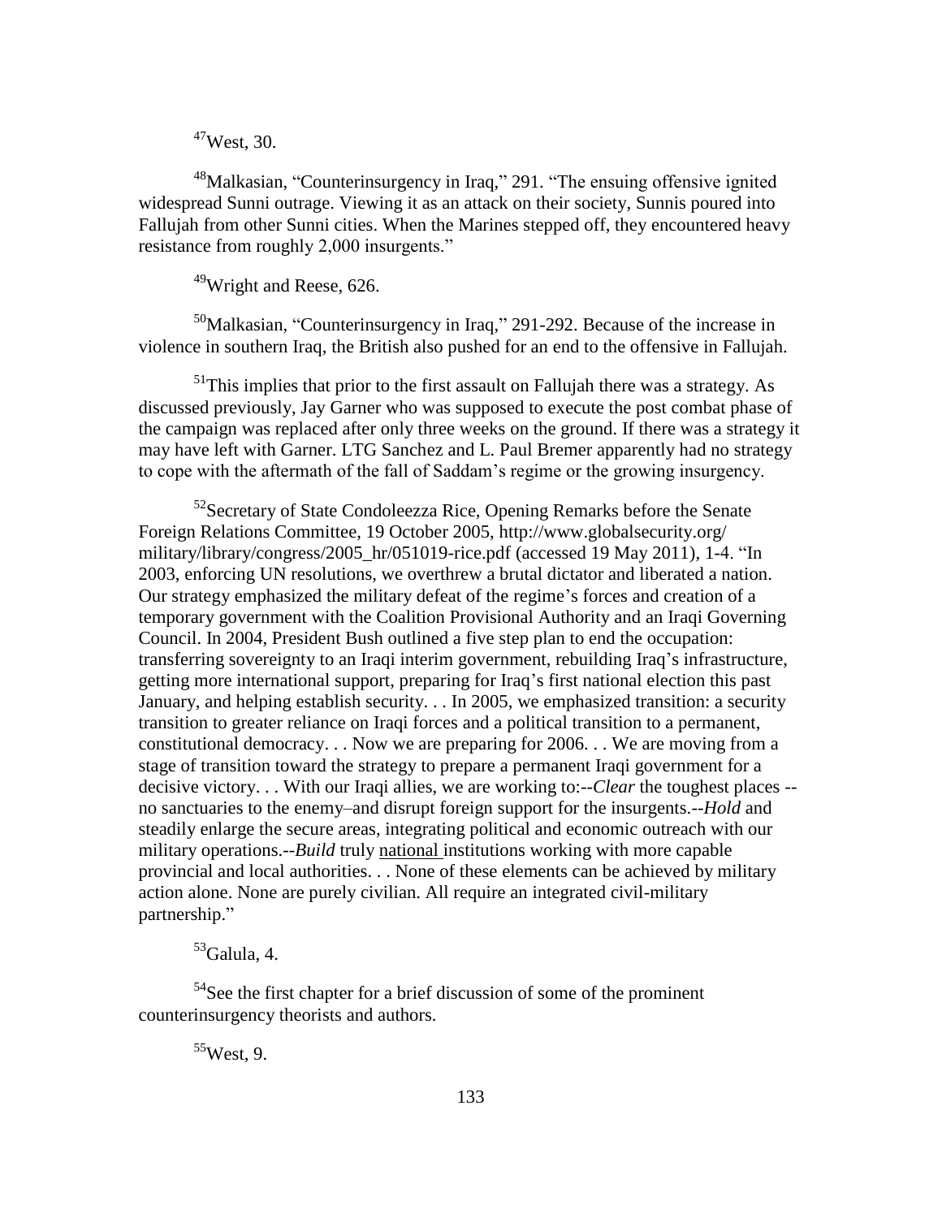[47]West, 30.

[48]Malkasian, "Counterinsurgency in Iraq," 291. "The ensuing offensive ignited widespread Sunni outrage. Viewing it as an attack on their society, Sunnis poured into Fallujah from other Sunni cities. When the Marines stepped off, they encountered heavy resistance from roughly 2,000 insurgents."

[49]Wright and Reese, 626.

[50]Malkasian, "Counterinsurgency in Iraq," 291-292. Because of the increase in violence in southern Iraq, the British also pushed for an end to the offensive in Fallujah.

[51]This implies that prior to the first assault on Fallujah there was a strategy. As discussed previously, Jay Garner who was supposed to execute the post combat phase of the campaign was replaced after only three weeks on the ground. If there was a strategy it may have left with Garner. LTG Sanchez and L. Paul Bremer apparently had no strategy to cope with the aftermath of the fall of Saddam's regime or the growing insurgency.

[52]Secretary of State Condoleezza Rice, Opening Remarks before the Senate Foreign Relations Committee, 19 October 2005, http://www.globalsecurity.org/military/library/congress/2005_hr/051019-rice.pdf (accessed 19 May 2011), 1-4. "In 2003, enforcing UN resolutions, we overthrew a brutal dictator and liberated a nation. Our strategy emphasized the military defeat of the regime's forces and creation of a temporary government with the Coalition Provisional Authority and an Iraqi Governing Council. In 2004, President Bush outlined a five step plan to end the occupation: transferring sovereignty to an Iraqi interim government, rebuilding Iraq's infrastructure, getting more international support, preparing for Iraq's first national election this past January, and helping establish security. . . In 2005, we emphasized transition: a security transition to greater reliance on Iraqi forces and a political transition to a permanent, constitutional democracy. . . Now we are preparing for 2006. . . We are moving from a stage of transition toward the strategy to prepare a permanent Iraqi government for a decisive victory. . . With our Iraqi allies, we are working to:--*Clear* the toughest places --no sanctuaries to the enemy–and disrupt foreign support for the insurgents.--*Hold* and steadily enlarge the secure areas, integrating political and economic outreach with our military operations.--*Build* truly national institutions working with more capable provincial and local authorities. . . None of these elements can be achieved by military action alone. None are purely civilian. All require an integrated civil-military partnership."

[53]Galula, 4.

[54]See the first chapter for a brief discussion of some of the prominent counterinsurgency theorists and authors.

[55]West, 9.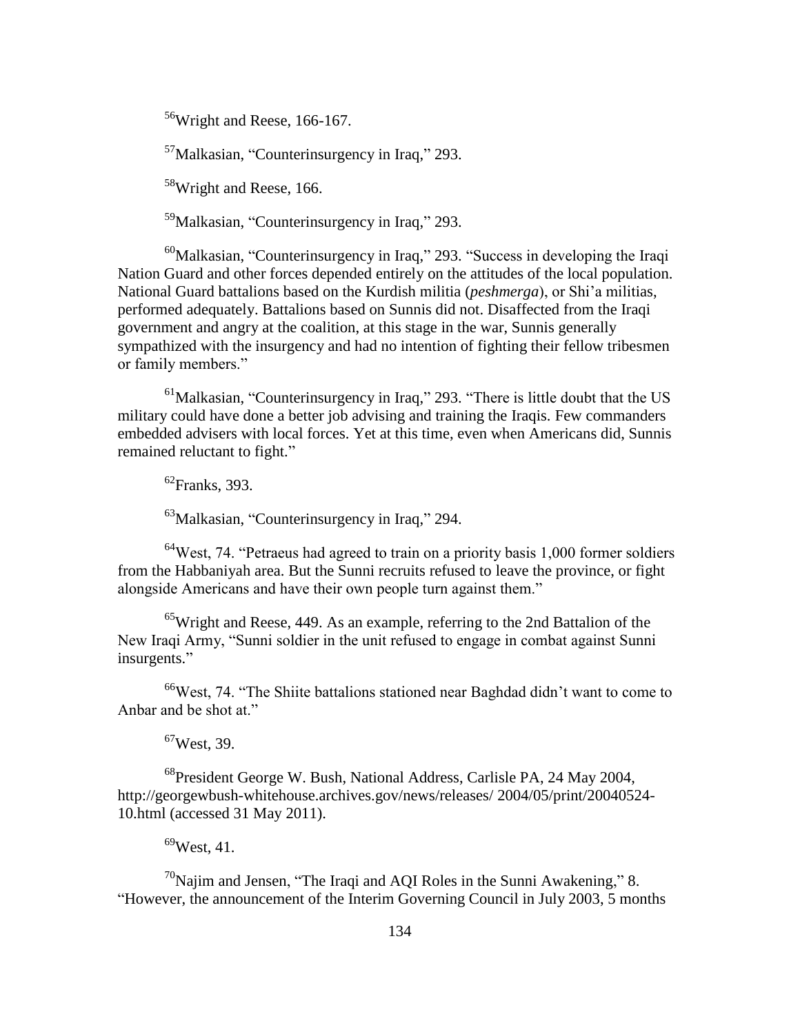[56]Wright and Reese, 166-167.

[57]Malkasian, "Counterinsurgency in Iraq," 293.

[58]Wright and Reese, 166.

[59]Malkasian, "Counterinsurgency in Iraq," 293.

[60]Malkasian, "Counterinsurgency in Iraq," 293. "Success in developing the Iraqi Nation Guard and other forces depended entirely on the attitudes of the local population. National Guard battalions based on the Kurdish militia (*peshmerga*), or Shi'a militias, performed adequately. Battalions based on Sunnis did not. Disaffected from the Iraqi government and angry at the coalition, at this stage in the war, Sunnis generally sympathized with the insurgency and had no intention of fighting their fellow tribesmen or family members."

[61]Malkasian, "Counterinsurgency in Iraq," 293. "There is little doubt that the US military could have done a better job advising and training the Iraqis. Few commanders embedded advisers with local forces. Yet at this time, even when Americans did, Sunnis remained reluctant to fight."

[62]Franks, 393.

[63]Malkasian, "Counterinsurgency in Iraq," 294.

[64]West, 74. "Petraeus had agreed to train on a priority basis 1,000 former soldiers from the Habbaniyah area. But the Sunni recruits refused to leave the province, or fight alongside Americans and have their own people turn against them."

[65]Wright and Reese, 449. As an example, referring to the 2nd Battalion of the New Iraqi Army, "Sunni soldier in the unit refused to engage in combat against Sunni insurgents."

[66]West, 74. "The Shiite battalions stationed near Baghdad didn't want to come to Anbar and be shot at."

[67]West, 39.

[68]President George W. Bush, National Address, Carlisle PA, 24 May 2004, http://georgewbush-whitehouse.archives.gov/news/releases/ 2004/05/print/20040524-10.html (accessed 31 May 2011).

[69]West, 41.

[70]Najim and Jensen, "The Iraqi and AQI Roles in the Sunni Awakening," 8. "However, the announcement of the Interim Governing Council in July 2003, 5 months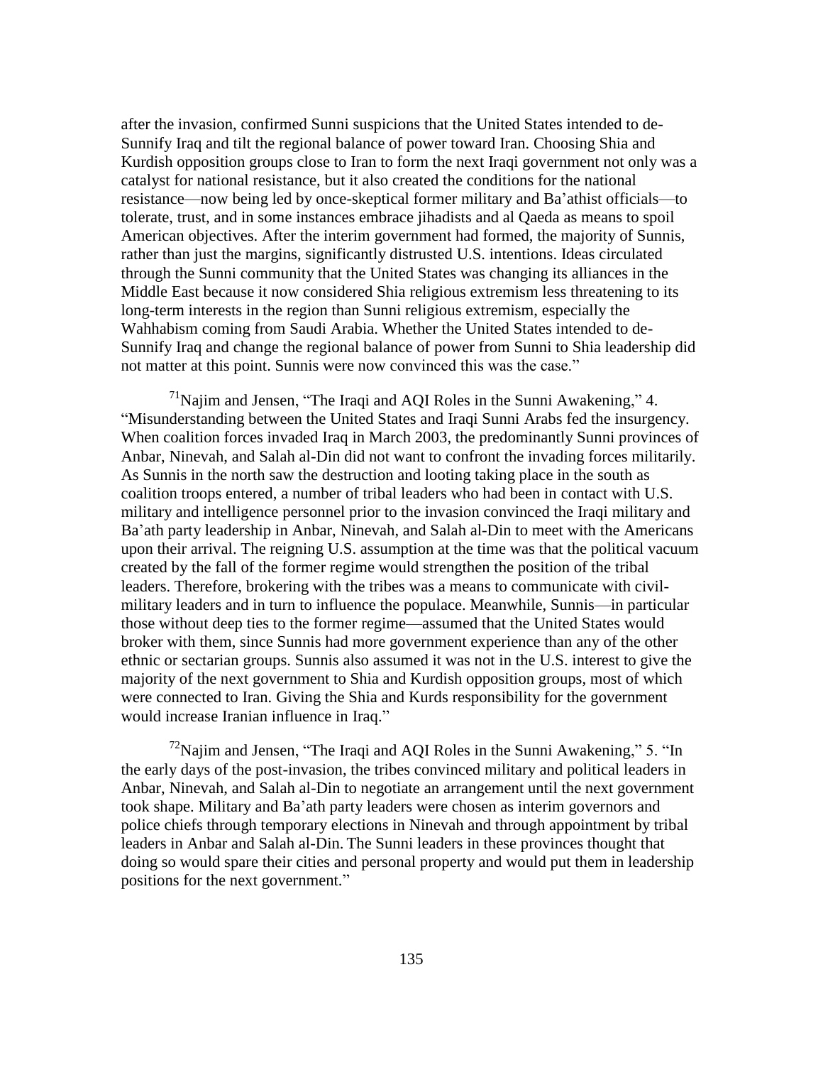after the invasion, confirmed Sunni suspicions that the United States intended to de-Sunnify Iraq and tilt the regional balance of power toward Iran. Choosing Shia and Kurdish opposition groups close to Iran to form the next Iraqi government not only was a catalyst for national resistance, but it also created the conditions for the national resistance—now being led by once-skeptical former military and Ba'athist officials—to tolerate, trust, and in some instances embrace jihadists and al Qaeda as means to spoil American objectives. After the interim government had formed, the majority of Sunnis, rather than just the margins, significantly distrusted U.S. intentions. Ideas circulated through the Sunni community that the United States was changing its alliances in the Middle East because it now considered Shia religious extremism less threatening to its long-term interests in the region than Sunni religious extremism, especially the Wahhabism coming from Saudi Arabia. Whether the United States intended to de-Sunnify Iraq and change the regional balance of power from Sunni to Shia leadership did not matter at this point. Sunnis were now convinced this was the case."

[71] Najim and Jensen, "The Iraqi and AQI Roles in the Sunni Awakening," 4. "Misunderstanding between the United States and Iraqi Sunni Arabs fed the insurgency. When coalition forces invaded Iraq in March 2003, the predominantly Sunni provinces of Anbar, Ninevah, and Salah al-Din did not want to confront the invading forces militarily. As Sunnis in the north saw the destruction and looting taking place in the south as coalition troops entered, a number of tribal leaders who had been in contact with U.S. military and intelligence personnel prior to the invasion convinced the Iraqi military and Ba'ath party leadership in Anbar, Ninevah, and Salah al-Din to meet with the Americans upon their arrival. The reigning U.S. assumption at the time was that the political vacuum created by the fall of the former regime would strengthen the position of the tribal leaders. Therefore, brokering with the tribes was a means to communicate with civil-military leaders and in turn to influence the populace. Meanwhile, Sunnis—in particular those without deep ties to the former regime—assumed that the United States would broker with them, since Sunnis had more government experience than any of the other ethnic or sectarian groups. Sunnis also assumed it was not in the U.S. interest to give the majority of the next government to Shia and Kurdish opposition groups, most of which were connected to Iran. Giving the Shia and Kurds responsibility for the government would increase Iranian influence in Iraq."

[72] Najim and Jensen, "The Iraqi and AQI Roles in the Sunni Awakening," 5. "In the early days of the post-invasion, the tribes convinced military and political leaders in Anbar, Ninevah, and Salah al-Din to negotiate an arrangement until the next government took shape. Military and Ba'ath party leaders were chosen as interim governors and police chiefs through temporary elections in Ninevah and through appointment by tribal leaders in Anbar and Salah al-Din. The Sunni leaders in these provinces thought that doing so would spare their cities and personal property and would put them in leadership positions for the next government."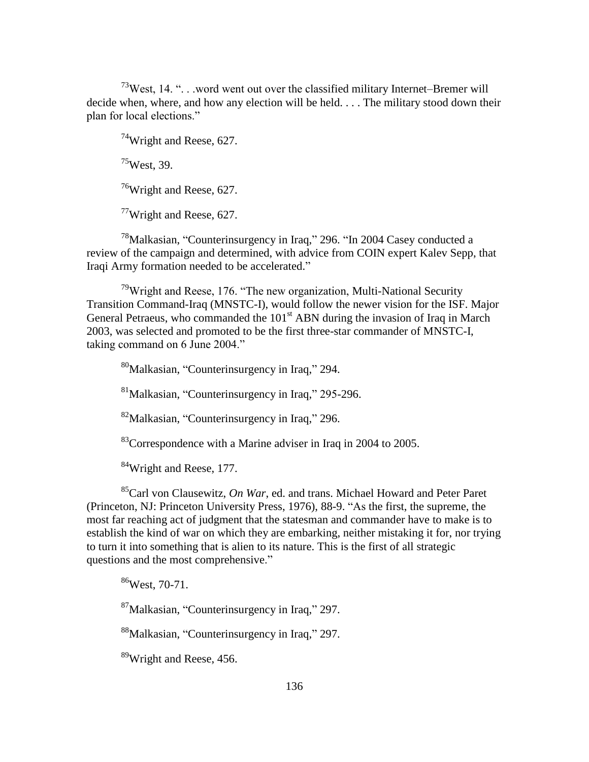[73]West, 14. ". . .word went out over the classified military Internet–Bremer will decide when, where, and how any election will be held. . . . The military stood down their plan for local elections."

[74]Wright and Reese, 627.

[75]West, 39.

[76]Wright and Reese, 627.

[77]Wright and Reese, 627.

[78]Malkasian, "Counterinsurgency in Iraq," 296. "In 2004 Casey conducted a review of the campaign and determined, with advice from COIN expert Kalev Sepp, that Iraqi Army formation needed to be accelerated."

[79]Wright and Reese, 176. "The new organization, Multi-National Security Transition Command-Iraq (MNSTC-I), would follow the newer vision for the ISF. Major General Petraeus, who commanded the 101st ABN during the invasion of Iraq in March 2003, was selected and promoted to be the first three-star commander of MNSTC-I, taking command on 6 June 2004."

[80]Malkasian, "Counterinsurgency in Iraq," 294.

[81]Malkasian, "Counterinsurgency in Iraq," 295-296.

[82]Malkasian, "Counterinsurgency in Iraq," 296.

[83]Correspondence with a Marine adviser in Iraq in 2004 to 2005.

[84]Wright and Reese, 177.

[85]Carl von Clausewitz, *On War*, ed. and trans. Michael Howard and Peter Paret (Princeton, NJ: Princeton University Press, 1976), 88-9. "As the first, the supreme, the most far reaching act of judgment that the statesman and commander have to make is to establish the kind of war on which they are embarking, neither mistaking it for, nor trying to turn it into something that is alien to its nature. This is the first of all strategic questions and the most comprehensive."

[86]West, 70-71.

[87]Malkasian, "Counterinsurgency in Iraq," 297.

[88]Malkasian, "Counterinsurgency in Iraq," 297.

[89]Wright and Reese, 456.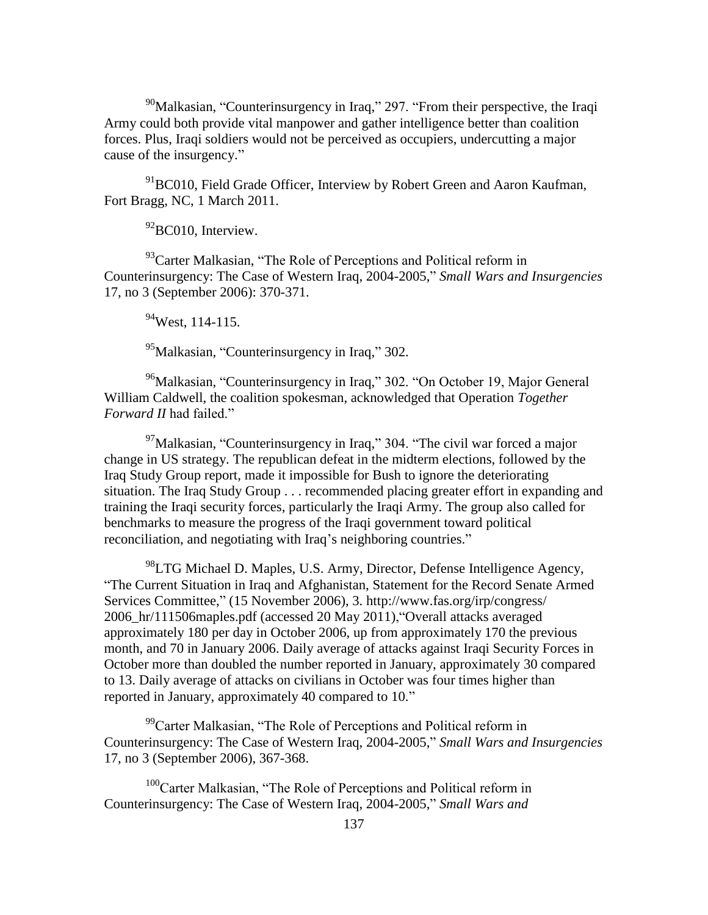[90]Malkasian, "Counterinsurgency in Iraq," 297. "From their perspective, the Iraqi Army could both provide vital manpower and gather intelligence better than coalition forces. Plus, Iraqi soldiers would not be perceived as occupiers, undercutting a major cause of the insurgency."

[91]BC010, Field Grade Officer, Interview by Robert Green and Aaron Kaufman, Fort Bragg, NC, 1 March 2011.

[92]BC010, Interview.

[93]Carter Malkasian, "The Role of Perceptions and Political reform in Counterinsurgency: The Case of Western Iraq, 2004-2005," *Small Wars and Insurgencies* 17, no 3 (September 2006): 370-371.

[94]West, 114-115.

[95]Malkasian, "Counterinsurgency in Iraq," 302.

[96]Malkasian, "Counterinsurgency in Iraq," 302. "On October 19, Major General William Caldwell, the coalition spokesman, acknowledged that Operation *Together Forward II* had failed."

[97]Malkasian, "Counterinsurgency in Iraq," 304. "The civil war forced a major change in US strategy. The republican defeat in the midterm elections, followed by the Iraq Study Group report, made it impossible for Bush to ignore the deteriorating situation. The Iraq Study Group . . . recommended placing greater effort in expanding and training the Iraqi security forces, particularly the Iraqi Army. The group also called for benchmarks to measure the progress of the Iraqi government toward political reconciliation, and negotiating with Iraq's neighboring countries."

[98]LTG Michael D. Maples, U.S. Army, Director, Defense Intelligence Agency, "The Current Situation in Iraq and Afghanistan, Statement for the Record Senate Armed Services Committee," (15 November 2006), 3. http://www.fas.org/irp/congress/2006_hr/111506maples.pdf (accessed 20 May 2011),"Overall attacks averaged approximately 180 per day in October 2006, up from approximately 170 the previous month, and 70 in January 2006. Daily average of attacks against Iraqi Security Forces in October more than doubled the number reported in January, approximately 30 compared to 13. Daily average of attacks on civilians in October was four times higher than reported in January, approximately 40 compared to 10."

[99]Carter Malkasian, "The Role of Perceptions and Political reform in Counterinsurgency: The Case of Western Iraq, 2004-2005," *Small Wars and Insurgencies* 17, no 3 (September 2006), 367-368.

[100]Carter Malkasian, "The Role of Perceptions and Political reform in Counterinsurgency: The Case of Western Iraq, 2004-2005," *Small Wars and*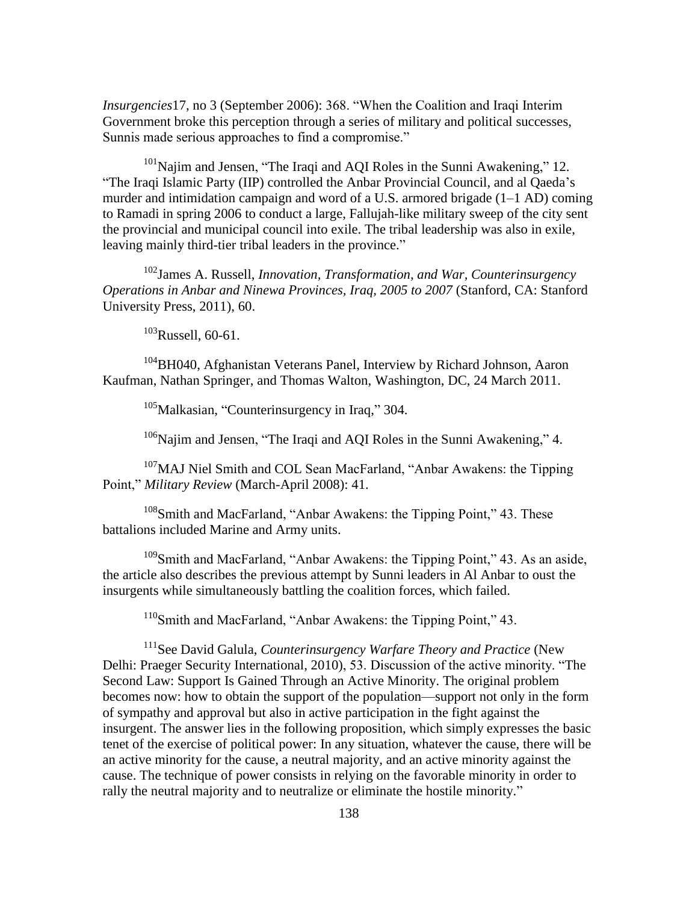*Insurgencies*17, no 3 (September 2006): 368. "When the Coalition and Iraqi Interim Government broke this perception through a series of military and political successes, Sunnis made serious approaches to find a compromise."

[101]Najim and Jensen, "The Iraqi and AQI Roles in the Sunni Awakening," 12. "The Iraqi Islamic Party (IIP) controlled the Anbar Provincial Council, and al Qaeda's murder and intimidation campaign and word of a U.S. armored brigade (1–1 AD) coming to Ramadi in spring 2006 to conduct a large, Fallujah-like military sweep of the city sent the provincial and municipal council into exile. The tribal leadership was also in exile, leaving mainly third-tier tribal leaders in the province."

[102]James A. Russell, *Innovation, Transformation, and War, Counterinsurgency Operations in Anbar and Ninewa Provinces, Iraq, 2005 to 2007* (Stanford, CA: Stanford University Press, 2011), 60.

[103]Russell, 60-61.

[104]BH040, Afghanistan Veterans Panel, Interview by Richard Johnson, Aaron Kaufman, Nathan Springer, and Thomas Walton, Washington, DC, 24 March 2011.

[105]Malkasian, "Counterinsurgency in Iraq," 304.

[106]Najim and Jensen, "The Iraqi and AQI Roles in the Sunni Awakening," 4.

[107]MAJ Niel Smith and COL Sean MacFarland, "Anbar Awakens: the Tipping Point," *Military Review* (March-April 2008): 41.

[108]Smith and MacFarland, "Anbar Awakens: the Tipping Point," 43. These battalions included Marine and Army units.

[109]Smith and MacFarland, "Anbar Awakens: the Tipping Point," 43. As an aside, the article also describes the previous attempt by Sunni leaders in Al Anbar to oust the insurgents while simultaneously battling the coalition forces, which failed.

[110]Smith and MacFarland, "Anbar Awakens: the Tipping Point," 43.

[111]See David Galula, *Counterinsurgency Warfare Theory and Practice* (New Delhi: Praeger Security International, 2010), 53. Discussion of the active minority. "The Second Law: Support Is Gained Through an Active Minority. The original problem becomes now: how to obtain the support of the population—support not only in the form of sympathy and approval but also in active participation in the fight against the insurgent. The answer lies in the following proposition, which simply expresses the basic tenet of the exercise of political power: In any situation, whatever the cause, there will be an active minority for the cause, a neutral majority, and an active minority against the cause. The technique of power consists in relying on the favorable minority in order to rally the neutral majority and to neutralize or eliminate the hostile minority."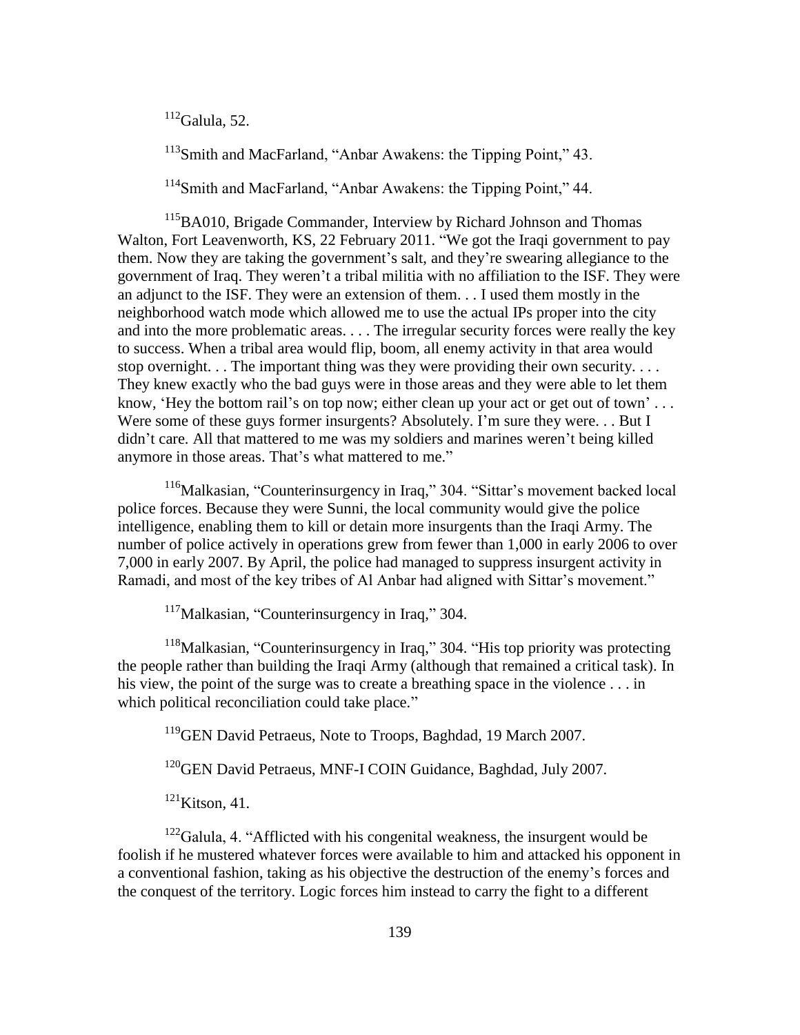[112]Galula, 52.

[113]Smith and MacFarland, "Anbar Awakens: the Tipping Point," 43.

[114]Smith and MacFarland, "Anbar Awakens: the Tipping Point," 44.

[115]BA010, Brigade Commander, Interview by Richard Johnson and Thomas Walton, Fort Leavenworth, KS, 22 February 2011. "We got the Iraqi government to pay them. Now they are taking the government's salt, and they're swearing allegiance to the government of Iraq. They weren't a tribal militia with no affiliation to the ISF. They were an adjunct to the ISF. They were an extension of them. . . I used them mostly in the neighborhood watch mode which allowed me to use the actual IPs proper into the city and into the more problematic areas. . . . The irregular security forces were really the key to success. When a tribal area would flip, boom, all enemy activity in that area would stop overnight. . . The important thing was they were providing their own security. . . . They knew exactly who the bad guys were in those areas and they were able to let them know, 'Hey the bottom rail's on top now; either clean up your act or get out of town' . . . Were some of these guys former insurgents? Absolutely. I'm sure they were. . . But I didn't care. All that mattered to me was my soldiers and marines weren't being killed anymore in those areas. That's what mattered to me."

[116]Malkasian, "Counterinsurgency in Iraq," 304. "Sittar's movement backed local police forces. Because they were Sunni, the local community would give the police intelligence, enabling them to kill or detain more insurgents than the Iraqi Army. The number of police actively in operations grew from fewer than 1,000 in early 2006 to over 7,000 in early 2007. By April, the police had managed to suppress insurgent activity in Ramadi, and most of the key tribes of Al Anbar had aligned with Sittar's movement."

[117]Malkasian, "Counterinsurgency in Iraq," 304.

[118]Malkasian, "Counterinsurgency in Iraq," 304. "His top priority was protecting the people rather than building the Iraqi Army (although that remained a critical task). In his view, the point of the surge was to create a breathing space in the violence . . . in which political reconciliation could take place."

[119]GEN David Petraeus, Note to Troops, Baghdad, 19 March 2007.

[120]GEN David Petraeus, MNF-I COIN Guidance, Baghdad, July 2007.

[121]Kitson, 41.

[122]Galula, 4. "Afflicted with his congenital weakness, the insurgent would be foolish if he mustered whatever forces were available to him and attacked his opponent in a conventional fashion, taking as his objective the destruction of the enemy's forces and the conquest of the territory. Logic forces him instead to carry the fight to a different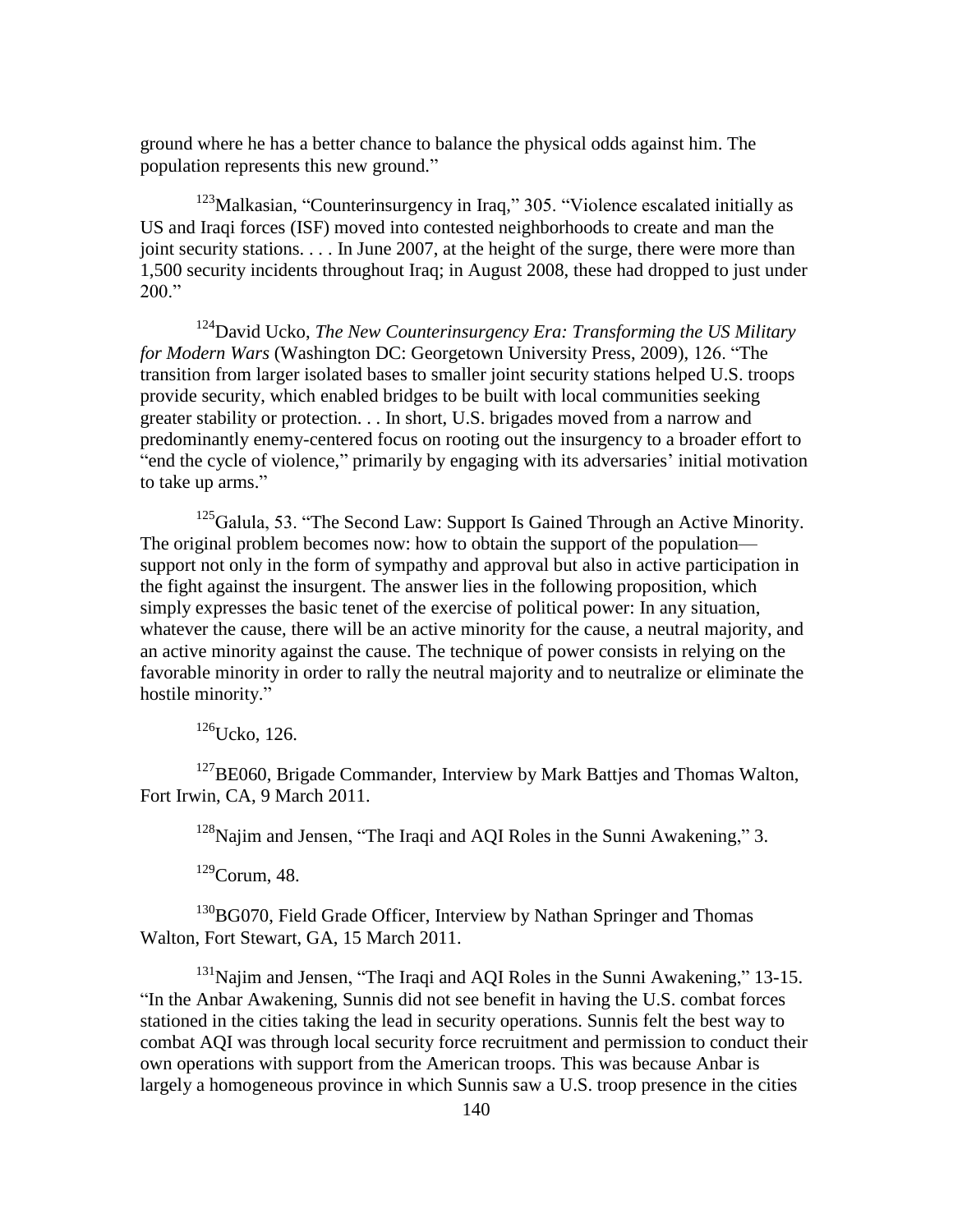ground where he has a better chance to balance the physical odds against him. The population represents this new ground."

[123]Malkasian, "Counterinsurgency in Iraq," 305. "Violence escalated initially as US and Iraqi forces (ISF) moved into contested neighborhoods to create and man the joint security stations. . . . In June 2007, at the height of the surge, there were more than 1,500 security incidents throughout Iraq; in August 2008, these had dropped to just under 200."

[124]David Ucko, *The New Counterinsurgency Era: Transforming the US Military for Modern Wars* (Washington DC: Georgetown University Press, 2009), 126. "The transition from larger isolated bases to smaller joint security stations helped U.S. troops provide security, which enabled bridges to be built with local communities seeking greater stability or protection. . . In short, U.S. brigades moved from a narrow and predominantly enemy-centered focus on rooting out the insurgency to a broader effort to "end the cycle of violence," primarily by engaging with its adversaries' initial motivation to take up arms."

[125]Galula, 53. "The Second Law: Support Is Gained Through an Active Minority. The original problem becomes now: how to obtain the support of the population—support not only in the form of sympathy and approval but also in active participation in the fight against the insurgent. The answer lies in the following proposition, which simply expresses the basic tenet of the exercise of political power: In any situation, whatever the cause, there will be an active minority for the cause, a neutral majority, and an active minority against the cause. The technique of power consists in relying on the favorable minority in order to rally the neutral majority and to neutralize or eliminate the hostile minority."

[126]Ucko, 126.

[127]BE060, Brigade Commander, Interview by Mark Battjes and Thomas Walton, Fort Irwin, CA, 9 March 2011.

[128]Najim and Jensen, "The Iraqi and AQI Roles in the Sunni Awakening," 3.

[129]Corum, 48.

[130]BG070, Field Grade Officer, Interview by Nathan Springer and Thomas Walton, Fort Stewart, GA, 15 March 2011.

[131]Najim and Jensen, "The Iraqi and AQI Roles in the Sunni Awakening," 13-15. "In the Anbar Awakening, Sunnis did not see benefit in having the U.S. combat forces stationed in the cities taking the lead in security operations. Sunnis felt the best way to combat AQI was through local security force recruitment and permission to conduct their own operations with support from the American troops. This was because Anbar is largely a homogeneous province in which Sunnis saw a U.S. troop presence in the cities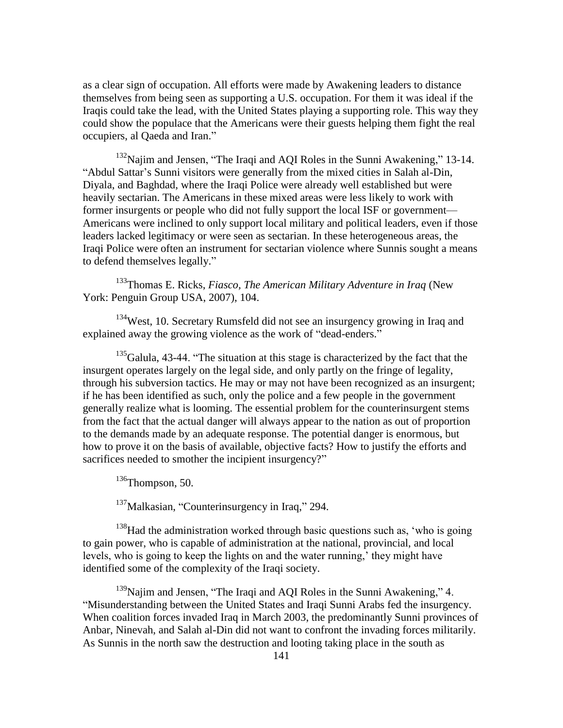as a clear sign of occupation. All efforts were made by Awakening leaders to distance themselves from being seen as supporting a U.S. occupation. For them it was ideal if the Iraqis could take the lead, with the United States playing a supporting role. This way they could show the populace that the Americans were their guests helping them fight the real occupiers, al Qaeda and Iran."

[132]Najim and Jensen, "The Iraqi and AQI Roles in the Sunni Awakening," 13-14. "Abdul Sattar's Sunni visitors were generally from the mixed cities in Salah al-Din, Diyala, and Baghdad, where the Iraqi Police were already well established but were heavily sectarian. The Americans in these mixed areas were less likely to work with former insurgents or people who did not fully support the local ISF or government—Americans were inclined to only support local military and political leaders, even if those leaders lacked legitimacy or were seen as sectarian. In these heterogeneous areas, the Iraqi Police were often an instrument for sectarian violence where Sunnis sought a means to defend themselves legally."

[133]Thomas E. Ricks, *Fiasco, The American Military Adventure in Iraq* (New York: Penguin Group USA, 2007), 104.

[134]West, 10. Secretary Rumsfeld did not see an insurgency growing in Iraq and explained away the growing violence as the work of "dead-enders."

[135]Galula, 43-44. "The situation at this stage is characterized by the fact that the insurgent operates largely on the legal side, and only partly on the fringe of legality, through his subversion tactics. He may or may not have been recognized as an insurgent; if he has been identified as such, only the police and a few people in the government generally realize what is looming. The essential problem for the counterinsurgent stems from the fact that the actual danger will always appear to the nation as out of proportion to the demands made by an adequate response. The potential danger is enormous, but how to prove it on the basis of available, objective facts? How to justify the efforts and sacrifices needed to smother the incipient insurgency?"

[136]Thompson, 50.

[137]Malkasian, "Counterinsurgency in Iraq," 294.

[138]Had the administration worked through basic questions such as, 'who is going to gain power, who is capable of administration at the national, provincial, and local levels, who is going to keep the lights on and the water running,' they might have identified some of the complexity of the Iraqi society.

[139]Najim and Jensen, "The Iraqi and AQI Roles in the Sunni Awakening," 4. "Misunderstanding between the United States and Iraqi Sunni Arabs fed the insurgency. When coalition forces invaded Iraq in March 2003, the predominantly Sunni provinces of Anbar, Ninevah, and Salah al-Din did not want to confront the invading forces militarily. As Sunnis in the north saw the destruction and looting taking place in the south as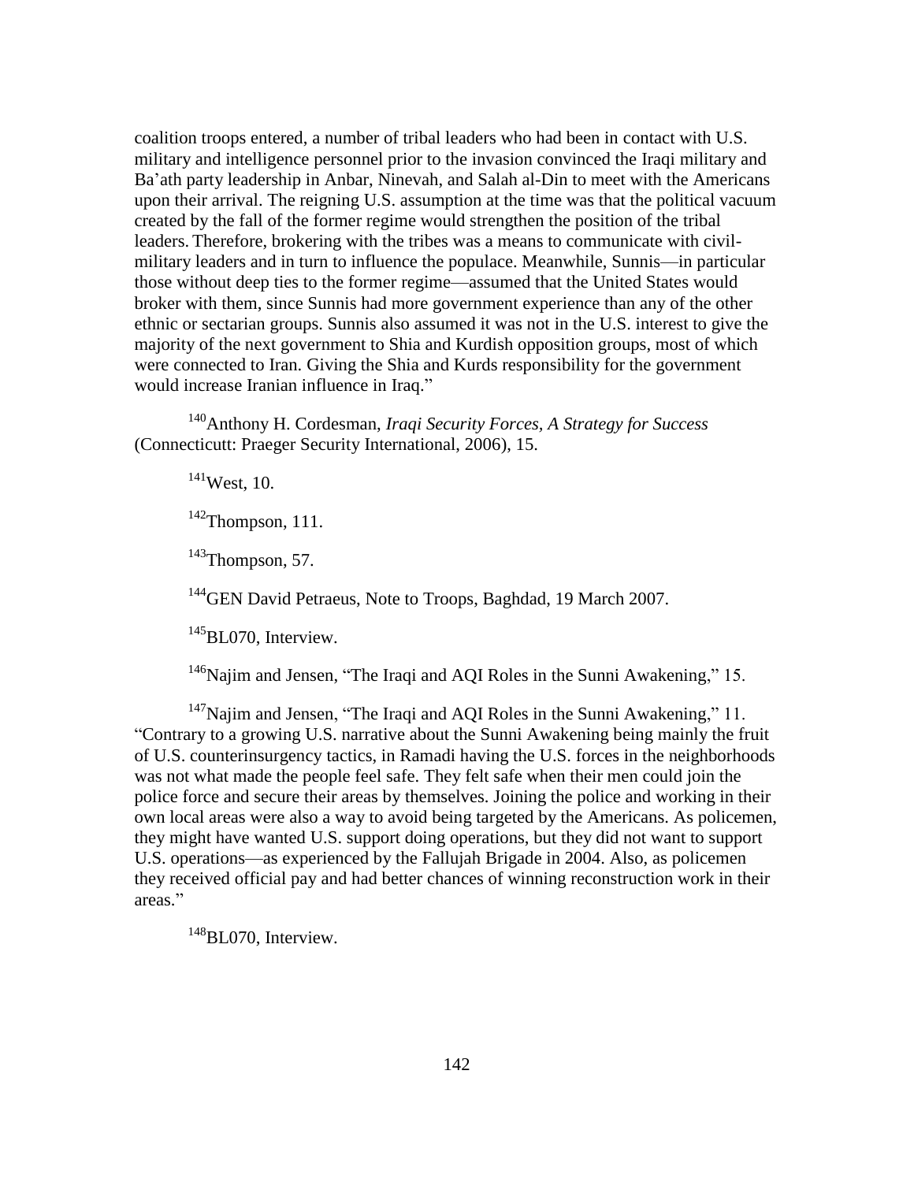coalition troops entered, a number of tribal leaders who had been in contact with U.S. military and intelligence personnel prior to the invasion convinced the Iraqi military and Ba'ath party leadership in Anbar, Ninevah, and Salah al-Din to meet with the Americans upon their arrival. The reigning U.S. assumption at the time was that the political vacuum created by the fall of the former regime would strengthen the position of the tribal leaders. Therefore, brokering with the tribes was a means to communicate with civil-military leaders and in turn to influence the populace. Meanwhile, Sunnis—in particular those without deep ties to the former regime—assumed that the United States would broker with them, since Sunnis had more government experience than any of the other ethnic or sectarian groups. Sunnis also assumed it was not in the U.S. interest to give the majority of the next government to Shia and Kurdish opposition groups, most of which were connected to Iran. Giving the Shia and Kurds responsibility for the government would increase Iranian influence in Iraq."

[140]Anthony H. Cordesman, *Iraqi Security Forces, A Strategy for Success* (Connecticutt: Praeger Security International, 2006), 15.

[141]West, 10.

[142]Thompson, 111.

[143]Thompson, 57.

[144]GEN David Petraeus, Note to Troops, Baghdad, 19 March 2007.

[145]BL070, Interview.

[146]Najim and Jensen, "The Iraqi and AQI Roles in the Sunni Awakening," 15.

[147]Najim and Jensen, "The Iraqi and AQI Roles in the Sunni Awakening," 11. "Contrary to a growing U.S. narrative about the Sunni Awakening being mainly the fruit of U.S. counterinsurgency tactics, in Ramadi having the U.S. forces in the neighborhoods was not what made the people feel safe. They felt safe when their men could join the police force and secure their areas by themselves. Joining the police and working in their own local areas were also a way to avoid being targeted by the Americans. As policemen, they might have wanted U.S. support doing operations, but they did not want to support U.S. operations—as experienced by the Fallujah Brigade in 2004. Also, as policemen they received official pay and had better chances of winning reconstruction work in their areas."

[148]BL070, Interview.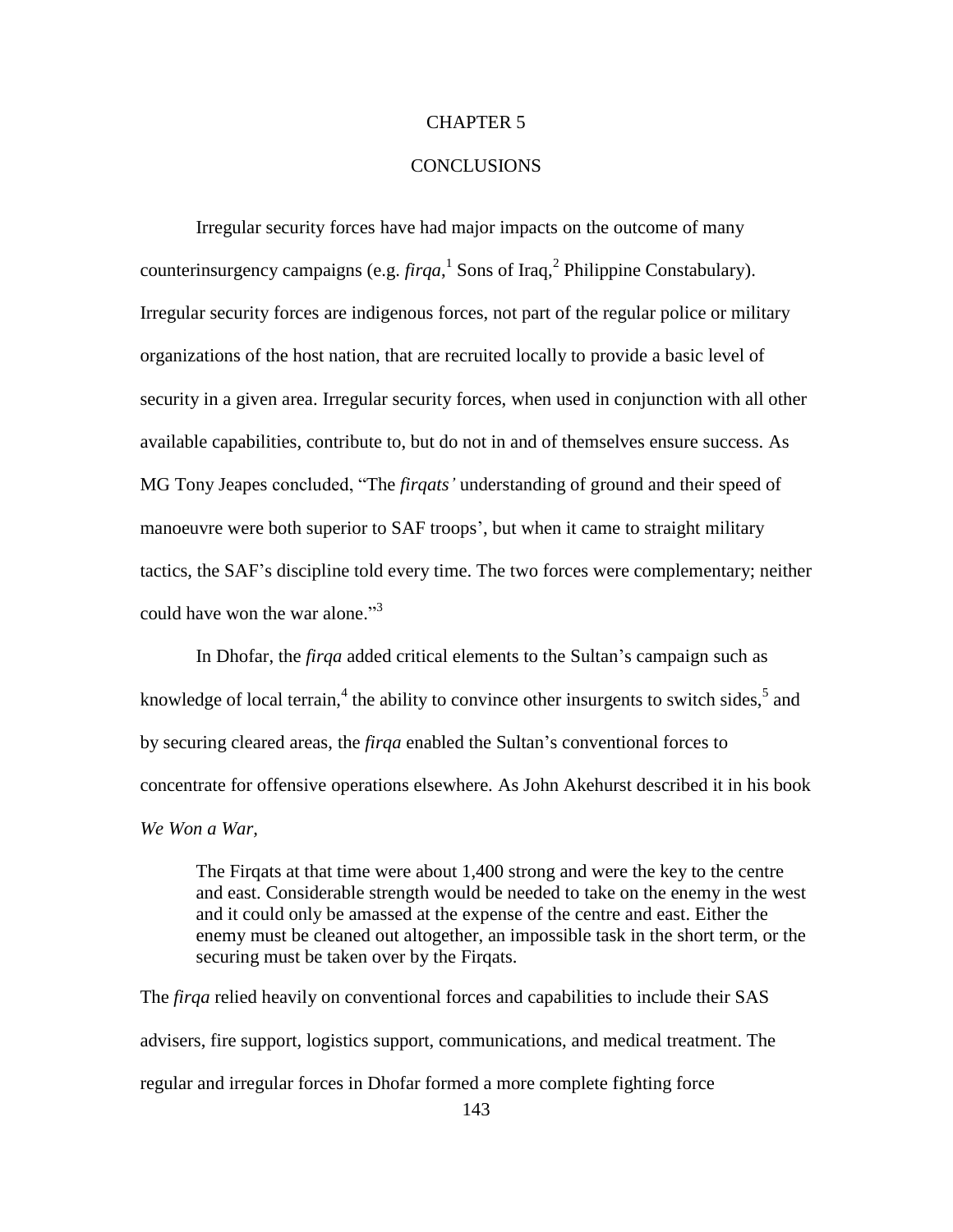# CHAPTER 5

# CONCLUSIONS

Irregular security forces have had major impacts on the outcome of many counterinsurgency campaigns (e.g. *firqa*,[1] Sons of Iraq,[2] Philippine Constabulary). Irregular security forces are indigenous forces, not part of the regular police or military organizations of the host nation, that are recruited locally to provide a basic level of security in a given area. Irregular security forces, when used in conjunction with all other available capabilities, contribute to, but do not in and of themselves ensure success. As MG Tony Jeapes concluded, "The *firqats'* understanding of ground and their speed of manoeuvre were both superior to SAF troops', but when it came to straight military tactics, the SAF's discipline told every time. The two forces were complementary; neither could have won the war alone."[3]

In Dhofar, the *firqa* added critical elements to the Sultan's campaign such as knowledge of local terrain,[4] the ability to convince other insurgents to switch sides,[5] and by securing cleared areas, the *firqa* enabled the Sultan's conventional forces to concentrate for offensive operations elsewhere. As John Akehurst described it in his book *We Won a War*,

> The Firqats at that time were about 1,400 strong and were the key to the centre and east. Considerable strength would be needed to take on the enemy in the west and it could only be amassed at the expense of the centre and east. Either the enemy must be cleaned out altogether, an impossible task in the short term, or the securing must be taken over by the Firqats.

The *firqa* relied heavily on conventional forces and capabilities to include their SAS advisers, fire support, logistics support, communications, and medical treatment. The regular and irregular forces in Dhofar formed a more complete fighting force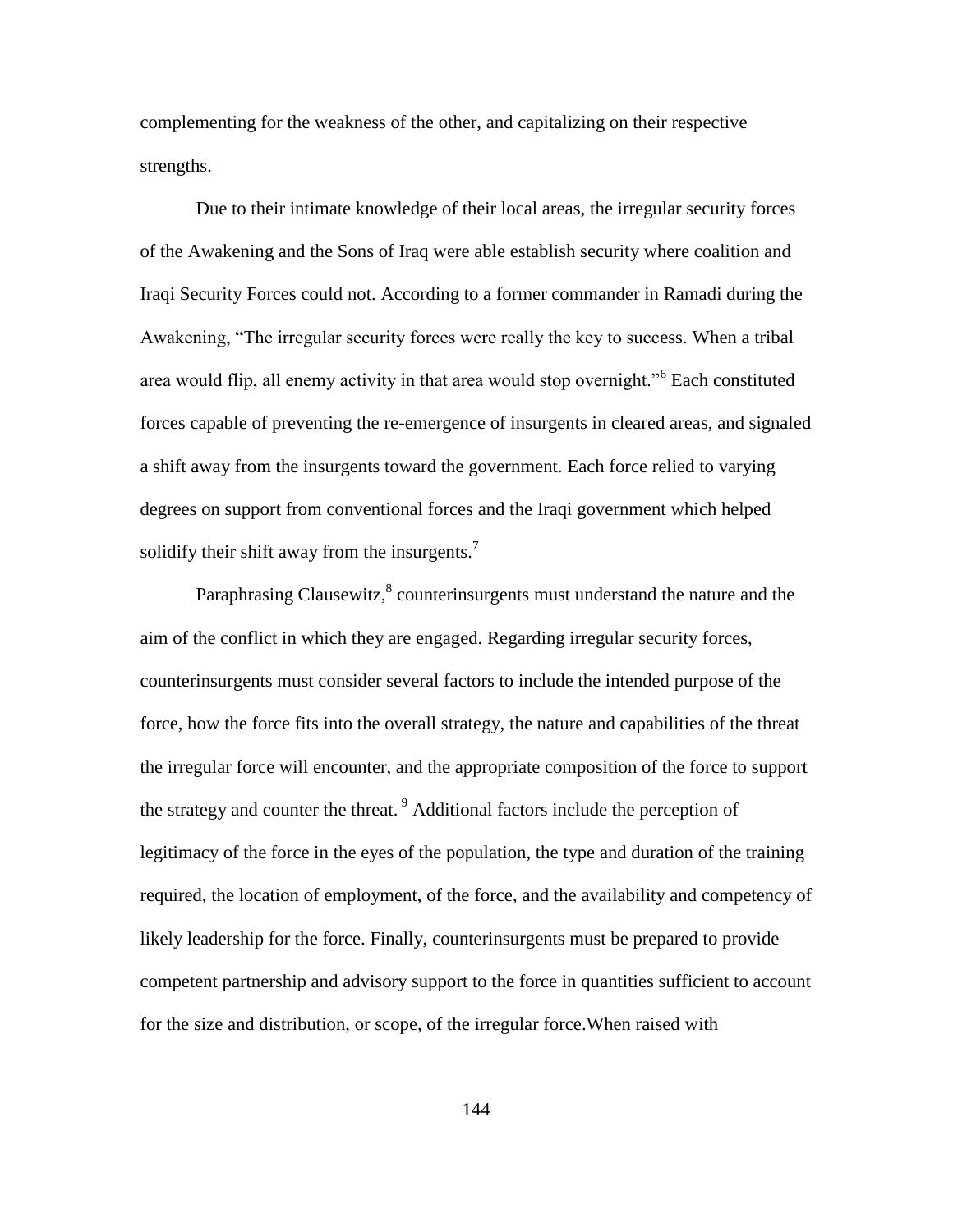complementing for the weakness of the other, and capitalizing on their respective strengths.

Due to their intimate knowledge of their local areas, the irregular security forces of the Awakening and the Sons of Iraq were able establish security where coalition and Iraqi Security Forces could not. According to a former commander in Ramadi during the Awakening, "The irregular security forces were really the key to success. When a tribal area would flip, all enemy activity in that area would stop overnight."[6] Each constituted forces capable of preventing the re-emergence of insurgents in cleared areas, and signaled a shift away from the insurgents toward the government. Each force relied to varying degrees on support from conventional forces and the Iraqi government which helped solidify their shift away from the insurgents.[7]

Paraphrasing Clausewitz,[8] counterinsurgents must understand the nature and the aim of the conflict in which they are engaged. Regarding irregular security forces, counterinsurgents must consider several factors to include the intended purpose of the force, how the force fits into the overall strategy, the nature and capabilities of the threat the irregular force will encounter, and the appropriate composition of the force to support the strategy and counter the threat. [9] Additional factors include the perception of legitimacy of the force in the eyes of the population, the type and duration of the training required, the location of employment, of the force, and the availability and competency of likely leadership for the force. Finally, counterinsurgents must be prepared to provide competent partnership and advisory support to the force in quantities sufficient to account for the size and distribution, or scope, of the irregular force.When raised with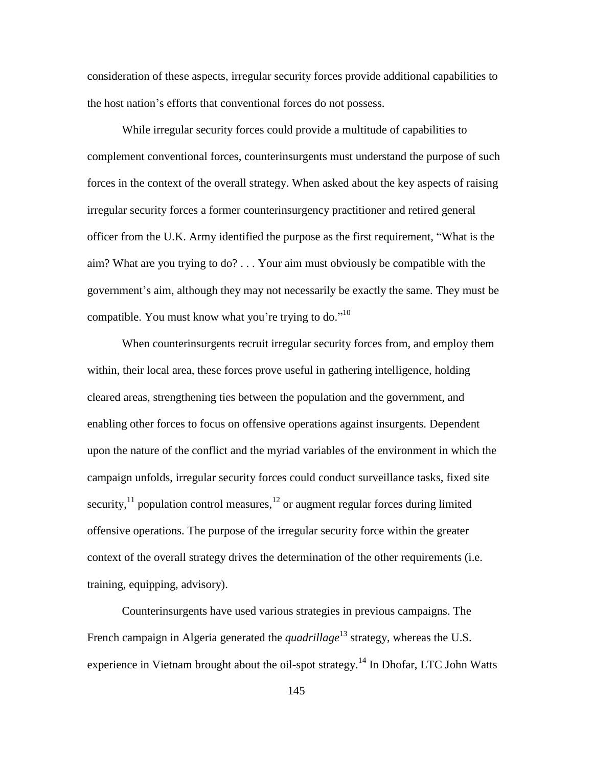consideration of these aspects, irregular security forces provide additional capabilities to the host nation's efforts that conventional forces do not possess.

While irregular security forces could provide a multitude of capabilities to complement conventional forces, counterinsurgents must understand the purpose of such forces in the context of the overall strategy. When asked about the key aspects of raising irregular security forces a former counterinsurgency practitioner and retired general officer from the U.K. Army identified the purpose as the first requirement, "What is the aim? What are you trying to do? . . . Your aim must obviously be compatible with the government's aim, although they may not necessarily be exactly the same. They must be compatible. You must know what you're trying to do."[10]

When counterinsurgents recruit irregular security forces from, and employ them within, their local area, these forces prove useful in gathering intelligence, holding cleared areas, strengthening ties between the population and the government, and enabling other forces to focus on offensive operations against insurgents. Dependent upon the nature of the conflict and the myriad variables of the environment in which the campaign unfolds, irregular security forces could conduct surveillance tasks, fixed site security,[11] population control measures,[12] or augment regular forces during limited offensive operations. The purpose of the irregular security force within the greater context of the overall strategy drives the determination of the other requirements (i.e. training, equipping, advisory).

Counterinsurgents have used various strategies in previous campaigns. The French campaign in Algeria generated the *quadrillage*[13] strategy, whereas the U.S. experience in Vietnam brought about the oil-spot strategy.[14] In Dhofar, LTC John Watts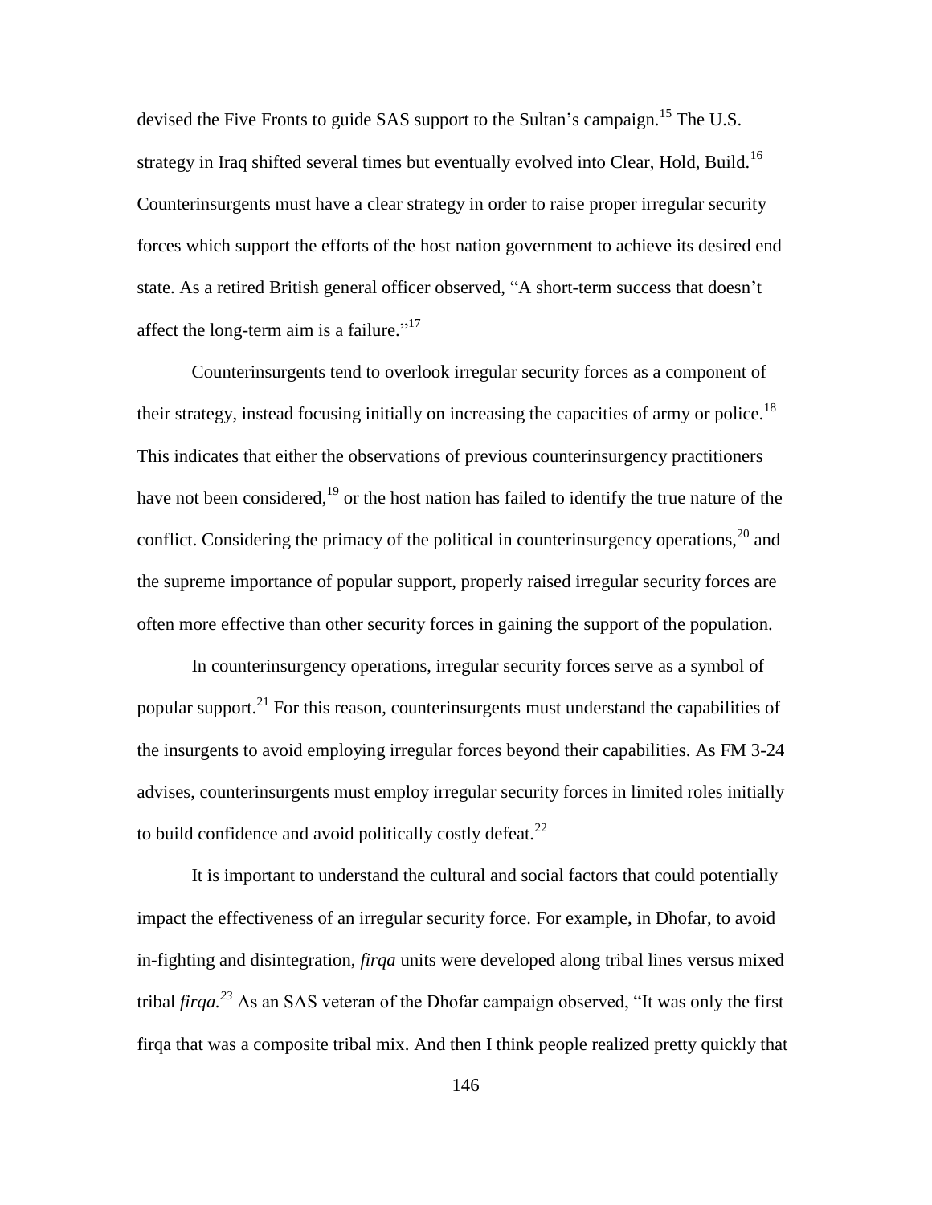devised the Five Fronts to guide SAS support to the Sultan's campaign.[15] The U.S. strategy in Iraq shifted several times but eventually evolved into Clear, Hold, Build.[16] Counterinsurgents must have a clear strategy in order to raise proper irregular security forces which support the efforts of the host nation government to achieve its desired end state. As a retired British general officer observed, "A short-term success that doesn't affect the long-term aim is a failure."[17]

Counterinsurgents tend to overlook irregular security forces as a component of their strategy, instead focusing initially on increasing the capacities of army or police.[18] This indicates that either the observations of previous counterinsurgency practitioners have not been considered,[19] or the host nation has failed to identify the true nature of the conflict. Considering the primacy of the political in counterinsurgency operations,[20] and the supreme importance of popular support, properly raised irregular security forces are often more effective than other security forces in gaining the support of the population.

In counterinsurgency operations, irregular security forces serve as a symbol of popular support.[21] For this reason, counterinsurgents must understand the capabilities of the insurgents to avoid employing irregular forces beyond their capabilities. As FM 3-24 advises, counterinsurgents must employ irregular security forces in limited roles initially to build confidence and avoid politically costly defeat.[22]

It is important to understand the cultural and social factors that could potentially impact the effectiveness of an irregular security force. For example, in Dhofar, to avoid in-fighting and disintegration, *firqa* units were developed along tribal lines versus mixed tribal *firqa.*[23] As an SAS veteran of the Dhofar campaign observed, "It was only the first firqa that was a composite tribal mix. And then I think people realized pretty quickly that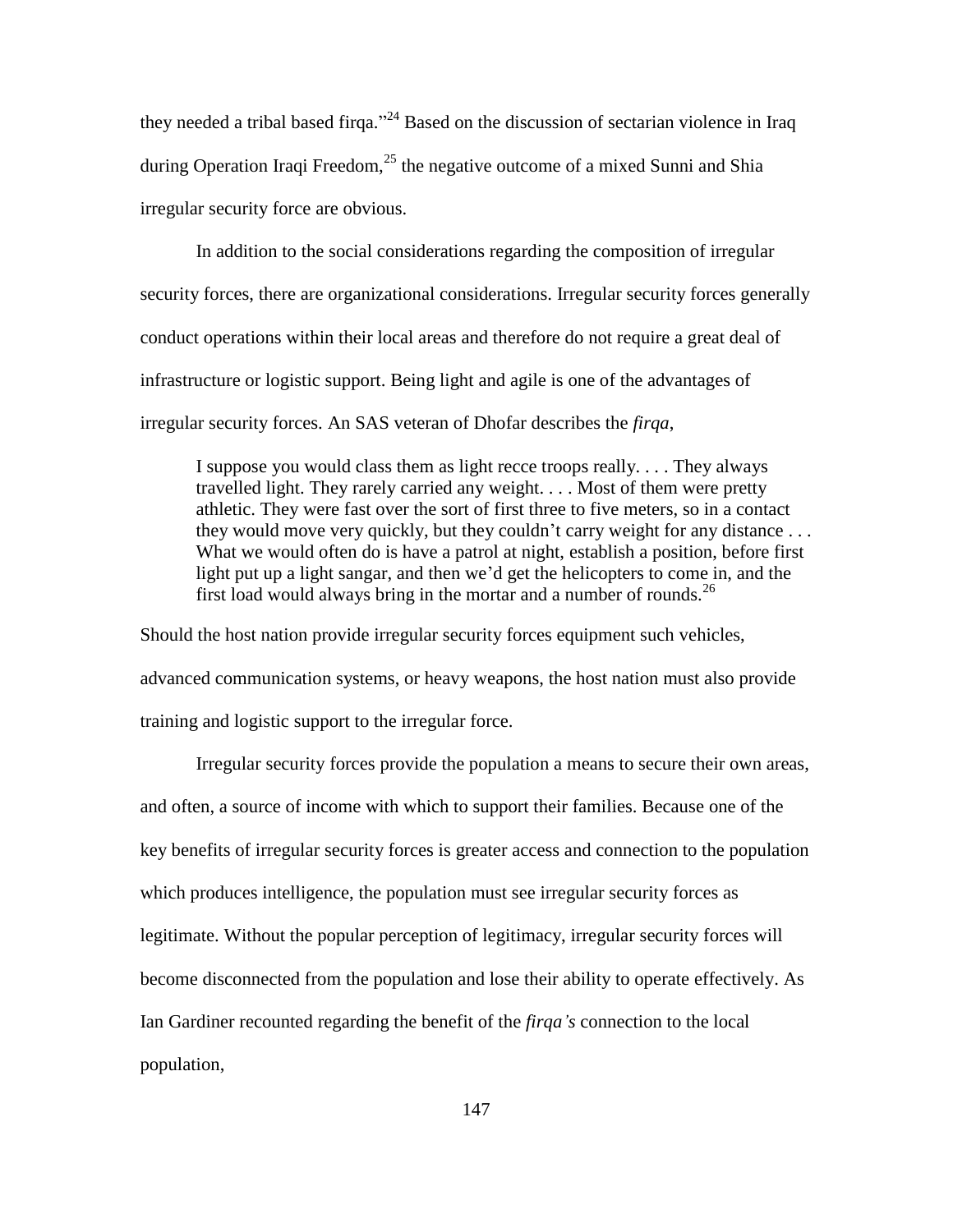they needed a tribal based firqa."[24] Based on the discussion of sectarian violence in Iraq during Operation Iraqi Freedom,[25] the negative outcome of a mixed Sunni and Shia irregular security force are obvious.

In addition to the social considerations regarding the composition of irregular security forces, there are organizational considerations. Irregular security forces generally conduct operations within their local areas and therefore do not require a great deal of infrastructure or logistic support. Being light and agile is one of the advantages of irregular security forces. An SAS veteran of Dhofar describes the *firqa*,

> I suppose you would class them as light recce troops really. . . . They always travelled light. They rarely carried any weight. . . . Most of them were pretty athletic. They were fast over the sort of first three to five meters, so in a contact they would move very quickly, but they couldn't carry weight for any distance . . . What we would often do is have a patrol at night, establish a position, before first light put up a light sangar, and then we'd get the helicopters to come in, and the first load would always bring in the mortar and a number of rounds.[26]

Should the host nation provide irregular security forces equipment such vehicles, advanced communication systems, or heavy weapons, the host nation must also provide training and logistic support to the irregular force.

Irregular security forces provide the population a means to secure their own areas, and often, a source of income with which to support their families. Because one of the key benefits of irregular security forces is greater access and connection to the population which produces intelligence, the population must see irregular security forces as legitimate. Without the popular perception of legitimacy, irregular security forces will become disconnected from the population and lose their ability to operate effectively. As Ian Gardiner recounted regarding the benefit of the *firqa's* connection to the local population,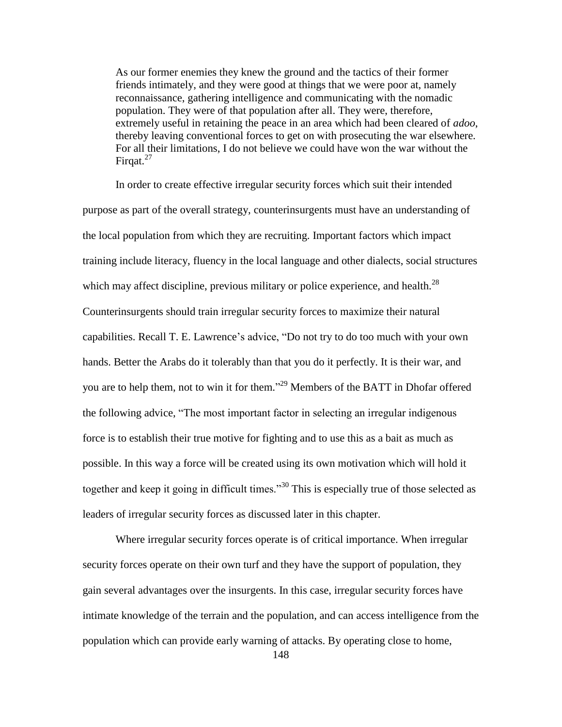> As our former enemies they knew the ground and the tactics of their former friends intimately, and they were good at things that we were poor at, namely reconnaissance, gathering intelligence and communicating with the nomadic population. They were of that population after all. They were, therefore, extremely useful in retaining the peace in an area which had been cleared of *adoo*, thereby leaving conventional forces to get on with prosecuting the war elsewhere. For all their limitations, I do not believe we could have won the war without the Firqat.[27]

In order to create effective irregular security forces which suit their intended purpose as part of the overall strategy, counterinsurgents must have an understanding of the local population from which they are recruiting. Important factors which impact training include literacy, fluency in the local language and other dialects, social structures which may affect discipline, previous military or police experience, and health.[28] Counterinsurgents should train irregular security forces to maximize their natural capabilities. Recall T. E. Lawrence's advice, "Do not try to do too much with your own hands. Better the Arabs do it tolerably than that you do it perfectly. It is their war, and you are to help them, not to win it for them."[29] Members of the BATT in Dhofar offered the following advice, "The most important factor in selecting an irregular indigenous force is to establish their true motive for fighting and to use this as a bait as much as possible. In this way a force will be created using its own motivation which will hold it together and keep it going in difficult times."[30] This is especially true of those selected as leaders of irregular security forces as discussed later in this chapter.

Where irregular security forces operate is of critical importance. When irregular security forces operate on their own turf and they have the support of population, they gain several advantages over the insurgents. In this case, irregular security forces have intimate knowledge of the terrain and the population, and can access intelligence from the population which can provide early warning of attacks. By operating close to home,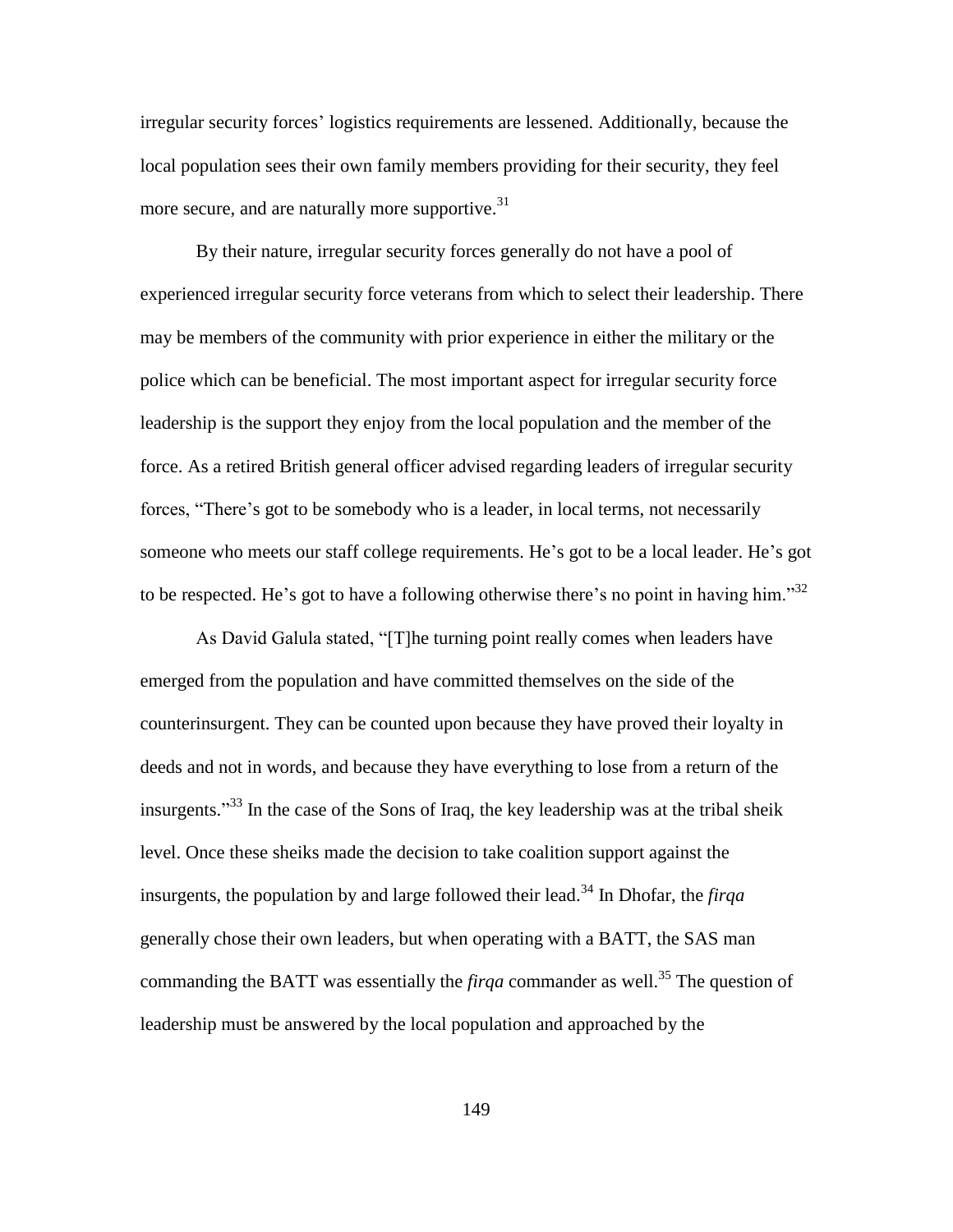irregular security forces' logistics requirements are lessened. Additionally, because the local population sees their own family members providing for their security, they feel more secure, and are naturally more supportive.[31]

By their nature, irregular security forces generally do not have a pool of experienced irregular security force veterans from which to select their leadership. There may be members of the community with prior experience in either the military or the police which can be beneficial. The most important aspect for irregular security force leadership is the support they enjoy from the local population and the member of the force. As a retired British general officer advised regarding leaders of irregular security forces, "There's got to be somebody who is a leader, in local terms, not necessarily someone who meets our staff college requirements. He's got to be a local leader. He's got to be respected. He's got to have a following otherwise there's no point in having him."[32]

As David Galula stated, "[T]he turning point really comes when leaders have emerged from the population and have committed themselves on the side of the counterinsurgent. They can be counted upon because they have proved their loyalty in deeds and not in words, and because they have everything to lose from a return of the insurgents."[33] In the case of the Sons of Iraq, the key leadership was at the tribal sheik level. Once these sheiks made the decision to take coalition support against the insurgents, the population by and large followed their lead.[34] In Dhofar, the *firqa* generally chose their own leaders, but when operating with a BATT, the SAS man commanding the BATT was essentially the *firqa* commander as well.[35] The question of leadership must be answered by the local population and approached by the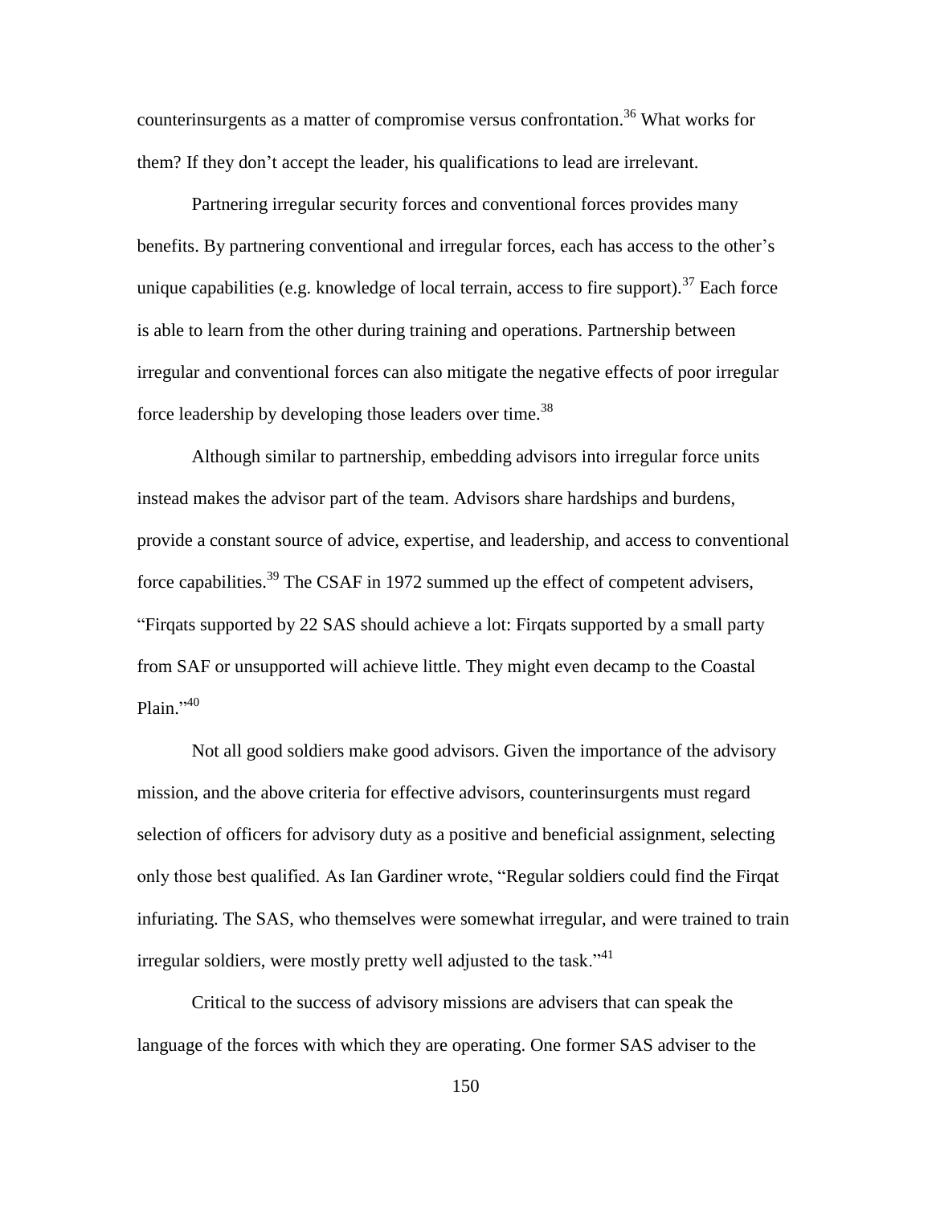counterinsurgents as a matter of compromise versus confrontation.[36] What works for them? If they don't accept the leader, his qualifications to lead are irrelevant.

Partnering irregular security forces and conventional forces provides many benefits. By partnering conventional and irregular forces, each has access to the other's unique capabilities (e.g. knowledge of local terrain, access to fire support).[37] Each force is able to learn from the other during training and operations. Partnership between irregular and conventional forces can also mitigate the negative effects of poor irregular force leadership by developing those leaders over time.[38]

Although similar to partnership, embedding advisors into irregular force units instead makes the advisor part of the team. Advisors share hardships and burdens, provide a constant source of advice, expertise, and leadership, and access to conventional force capabilities.[39] The CSAF in 1972 summed up the effect of competent advisers, "Firqats supported by 22 SAS should achieve a lot: Firqats supported by a small party from SAF or unsupported will achieve little. They might even decamp to the Coastal Plain."[40]

Not all good soldiers make good advisors. Given the importance of the advisory mission, and the above criteria for effective advisors, counterinsurgents must regard selection of officers for advisory duty as a positive and beneficial assignment, selecting only those best qualified. As Ian Gardiner wrote, "Regular soldiers could find the Firqat infuriating. The SAS, who themselves were somewhat irregular, and were trained to train irregular soldiers, were mostly pretty well adjusted to the task."[41]

Critical to the success of advisory missions are advisers that can speak the language of the forces with which they are operating. One former SAS adviser to the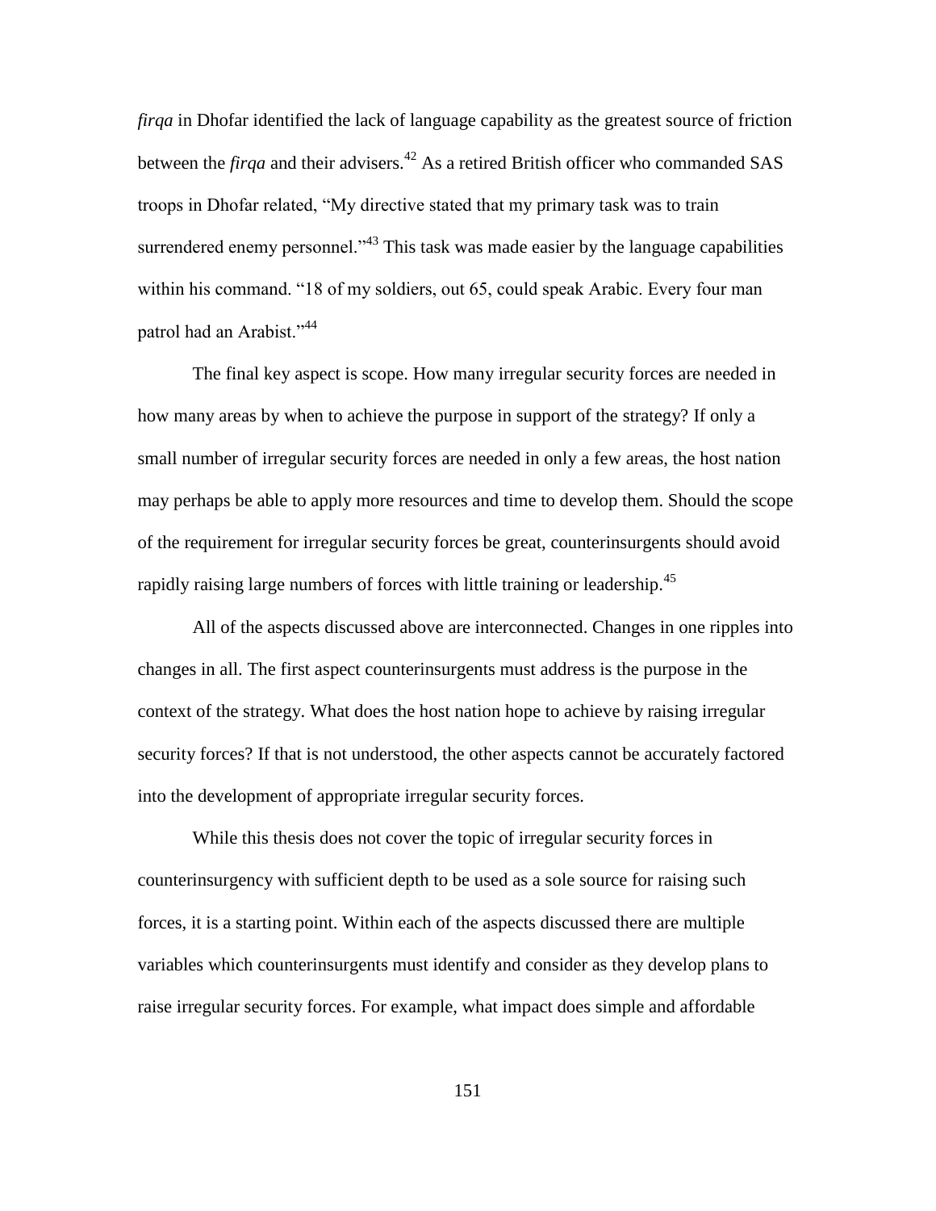*firqa* in Dhofar identified the lack of language capability as the greatest source of friction between the *firqa* and their advisers.[42] As a retired British officer who commanded SAS troops in Dhofar related, "My directive stated that my primary task was to train surrendered enemy personnel."[43] This task was made easier by the language capabilities within his command. "18 of my soldiers, out 65, could speak Arabic. Every four man patrol had an Arabist."[44]

The final key aspect is scope. How many irregular security forces are needed in how many areas by when to achieve the purpose in support of the strategy? If only a small number of irregular security forces are needed in only a few areas, the host nation may perhaps be able to apply more resources and time to develop them. Should the scope of the requirement for irregular security forces be great, counterinsurgents should avoid rapidly raising large numbers of forces with little training or leadership.[45]

All of the aspects discussed above are interconnected. Changes in one ripples into changes in all. The first aspect counterinsurgents must address is the purpose in the context of the strategy. What does the host nation hope to achieve by raising irregular security forces? If that is not understood, the other aspects cannot be accurately factored into the development of appropriate irregular security forces.

While this thesis does not cover the topic of irregular security forces in counterinsurgency with sufficient depth to be used as a sole source for raising such forces, it is a starting point. Within each of the aspects discussed there are multiple variables which counterinsurgents must identify and consider as they develop plans to raise irregular security forces. For example, what impact does simple and affordable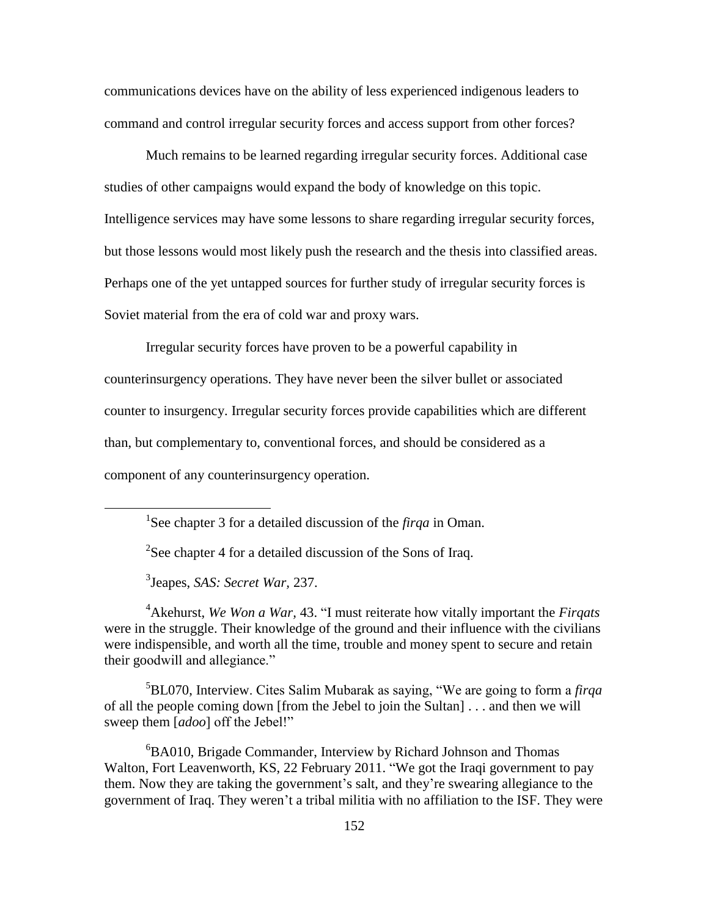communications devices have on the ability of less experienced indigenous leaders to command and control irregular security forces and access support from other forces?

Much remains to be learned regarding irregular security forces. Additional case studies of other campaigns would expand the body of knowledge on this topic. Intelligence services may have some lessons to share regarding irregular security forces, but those lessons would most likely push the research and the thesis into classified areas. Perhaps one of the yet untapped sources for further study of irregular security forces is Soviet material from the era of cold war and proxy wars.

Irregular security forces have proven to be a powerful capability in counterinsurgency operations. They have never been the silver bullet or associated counter to insurgency. Irregular security forces provide capabilities which are different than, but complementary to, conventional forces, and should be considered as a component of any counterinsurgency operation.

---

[1]See chapter 3 for a detailed discussion of the *firqa* in Oman.

[2]See chapter 4 for a detailed discussion of the Sons of Iraq.

[3]Jeapes, *SAS: Secret War,* 237.

[4]Akehurst, *We Won a War,* 43. "I must reiterate how vitally important the *Firqats* were in the struggle. Their knowledge of the ground and their influence with the civilians were indispensible, and worth all the time, trouble and money spent to secure and retain their goodwill and allegiance."

[5]BL070, Interview. Cites Salim Mubarak as saying, "We are going to form a *firqa* of all the people coming down [from the Jebel to join the Sultan] . . . and then we will sweep them [*adoo*] off the Jebel!"

[6]BA010, Brigade Commander, Interview by Richard Johnson and Thomas Walton, Fort Leavenworth, KS, 22 February 2011. "We got the Iraqi government to pay them. Now they are taking the government's salt, and they're swearing allegiance to the government of Iraq. They weren't a tribal militia with no affiliation to the ISF. They were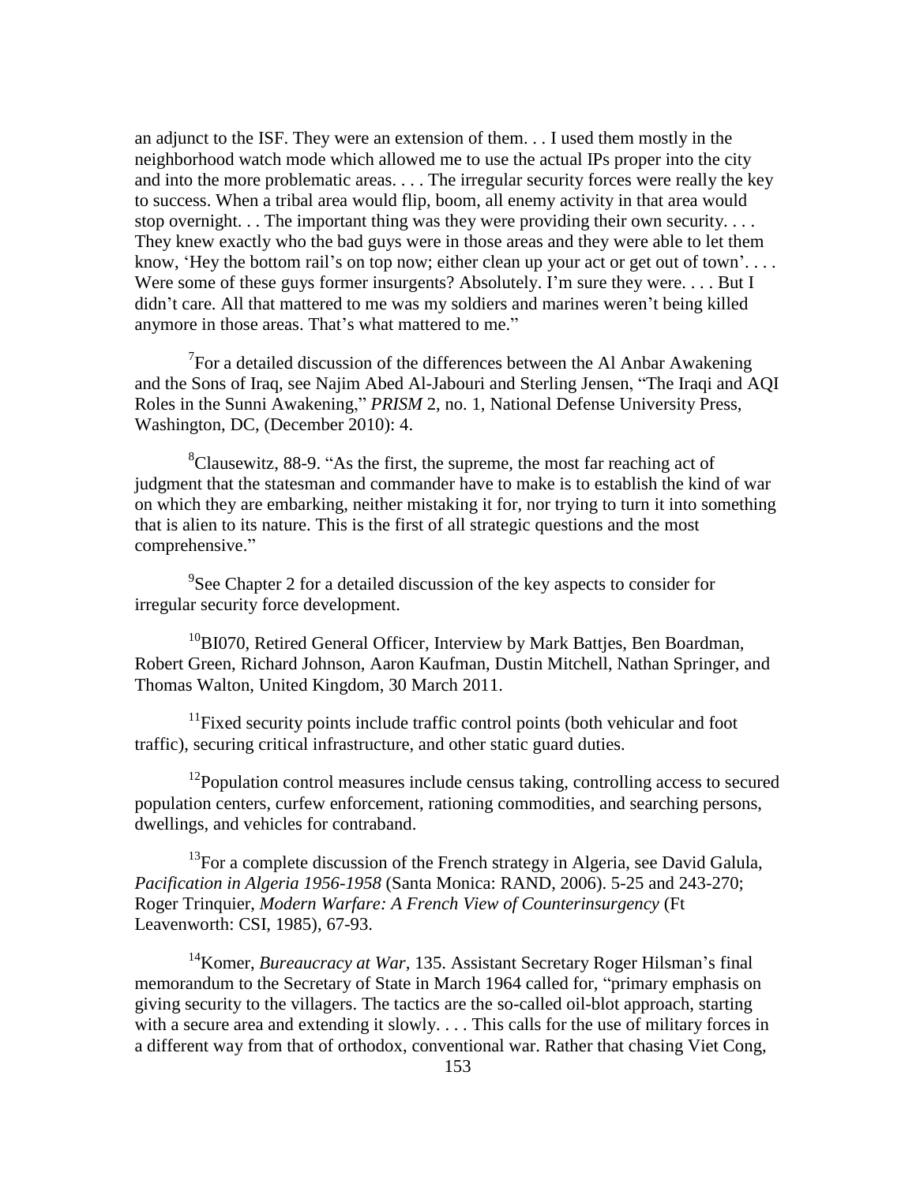an adjunct to the ISF. They were an extension of them. . . I used them mostly in the neighborhood watch mode which allowed me to use the actual IPs proper into the city and into the more problematic areas. . . . The irregular security forces were really the key to success. When a tribal area would flip, boom, all enemy activity in that area would stop overnight. . . The important thing was they were providing their own security. . . . They knew exactly who the bad guys were in those areas and they were able to let them know, 'Hey the bottom rail's on top now; either clean up your act or get out of town'. . . . Were some of these guys former insurgents? Absolutely. I'm sure they were. . . . But I didn't care. All that mattered to me was my soldiers and marines weren't being killed anymore in those areas. That's what mattered to me."

[7]For a detailed discussion of the differences between the Al Anbar Awakening and the Sons of Iraq, see Najim Abed Al-Jabouri and Sterling Jensen, "The Iraqi and AQI Roles in the Sunni Awakening," *PRISM* 2, no. 1, National Defense University Press, Washington, DC, (December 2010): 4.

[8]Clausewitz, 88-9. "As the first, the supreme, the most far reaching act of judgment that the statesman and commander have to make is to establish the kind of war on which they are embarking, neither mistaking it for, nor trying to turn it into something that is alien to its nature. This is the first of all strategic questions and the most comprehensive."

[9]See Chapter 2 for a detailed discussion of the key aspects to consider for irregular security force development.

[10]BI070, Retired General Officer, Interview by Mark Battjes, Ben Boardman, Robert Green, Richard Johnson, Aaron Kaufman, Dustin Mitchell, Nathan Springer, and Thomas Walton, United Kingdom, 30 March 2011.

[11]Fixed security points include traffic control points (both vehicular and foot traffic), securing critical infrastructure, and other static guard duties.

[12]Population control measures include census taking, controlling access to secured population centers, curfew enforcement, rationing commodities, and searching persons, dwellings, and vehicles for contraband.

[13]For a complete discussion of the French strategy in Algeria, see David Galula, *Pacification in Algeria 1956-1958* (Santa Monica: RAND, 2006). 5-25 and 243-270; Roger Trinquier, *Modern Warfare: A French View of Counterinsurgency* (Ft Leavenworth: CSI, 1985), 67-93.

[14]Komer, *Bureaucracy at War*, 135. Assistant Secretary Roger Hilsman's final memorandum to the Secretary of State in March 1964 called for, "primary emphasis on giving security to the villagers. The tactics are the so-called oil-blot approach, starting with a secure area and extending it slowly. . . . This calls for the use of military forces in a different way from that of orthodox, conventional war. Rather that chasing Viet Cong,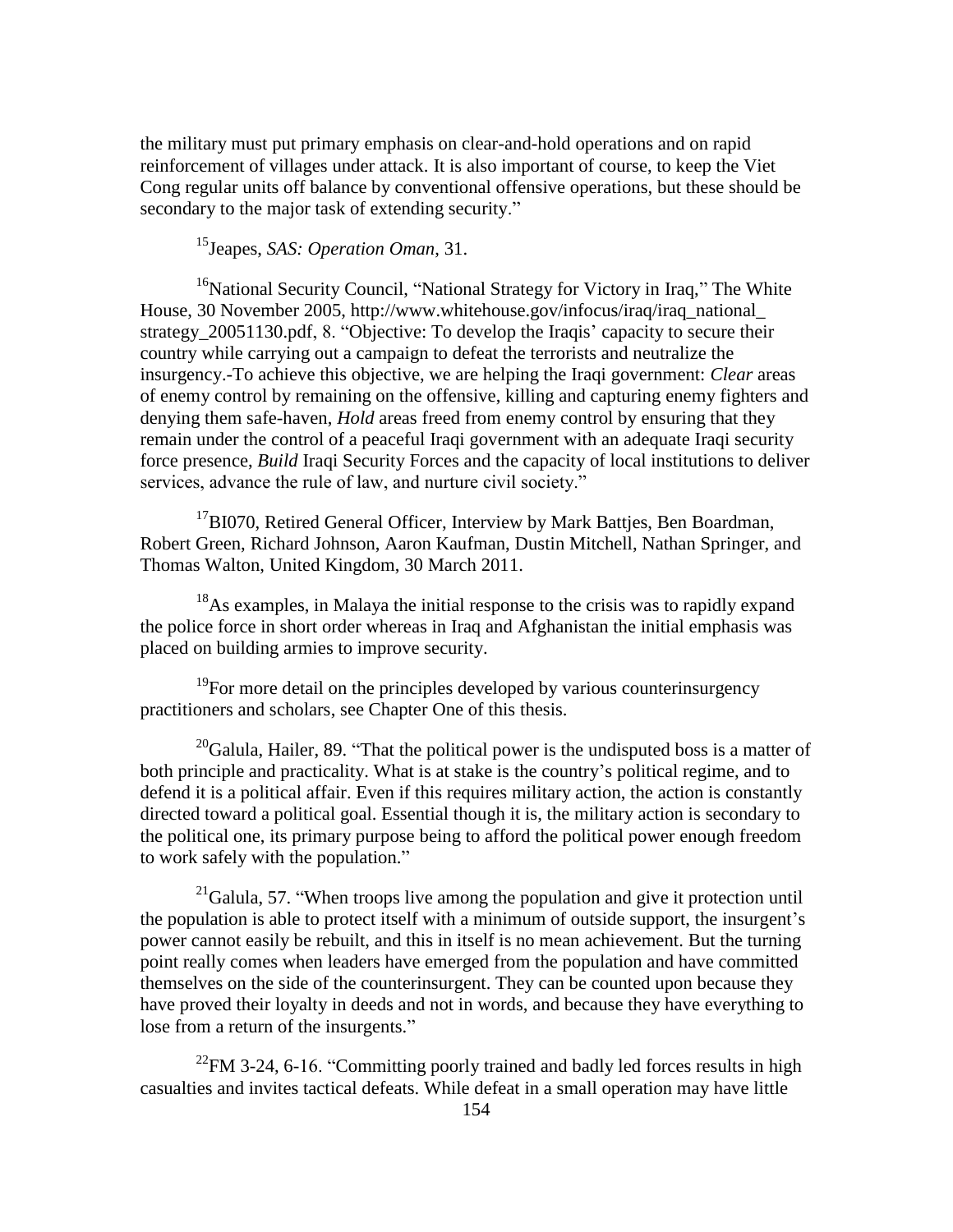the military must put primary emphasis on clear-and-hold operations and on rapid reinforcement of villages under attack. It is also important of course, to keep the Viet Cong regular units off balance by conventional offensive operations, but these should be secondary to the major task of extending security."

[15]Jeapes, *SAS: Operation Oman*, 31.

[16]National Security Council, "National Strategy for Victory in Iraq," The White House, 30 November 2005, http://www.whitehouse.gov/infocus/iraq/iraq_national_strategy_20051130.pdf, 8. "Objective: To develop the Iraqis' capacity to secure their country while carrying out a campaign to defeat the terrorists and neutralize the insurgency.-To achieve this objective, we are helping the Iraqi government: *Clear* areas of enemy control by remaining on the offensive, killing and capturing enemy fighters and denying them safe-haven, *Hold* areas freed from enemy control by ensuring that they remain under the control of a peaceful Iraqi government with an adequate Iraqi security force presence, *Build* Iraqi Security Forces and the capacity of local institutions to deliver services, advance the rule of law, and nurture civil society."

[17]BI070, Retired General Officer, Interview by Mark Battjes, Ben Boardman, Robert Green, Richard Johnson, Aaron Kaufman, Dustin Mitchell, Nathan Springer, and Thomas Walton, United Kingdom, 30 March 2011.

[18]As examples, in Malaya the initial response to the crisis was to rapidly expand the police force in short order whereas in Iraq and Afghanistan the initial emphasis was placed on building armies to improve security.

[19]For more detail on the principles developed by various counterinsurgency practitioners and scholars, see Chapter One of this thesis.

[20]Galula, Hailer, 89. "That the political power is the undisputed boss is a matter of both principle and practicality. What is at stake is the country's political regime, and to defend it is a political affair. Even if this requires military action, the action is constantly directed toward a political goal. Essential though it is, the military action is secondary to the political one, its primary purpose being to afford the political power enough freedom to work safely with the population."

[21]Galula, 57. "When troops live among the population and give it protection until the population is able to protect itself with a minimum of outside support, the insurgent's power cannot easily be rebuilt, and this in itself is no mean achievement. But the turning point really comes when leaders have emerged from the population and have committed themselves on the side of the counterinsurgent. They can be counted upon because they have proved their loyalty in deeds and not in words, and because they have everything to lose from a return of the insurgents."

[22]FM 3-24, 6-16. "Committing poorly trained and badly led forces results in high casualties and invites tactical defeats. While defeat in a small operation may have little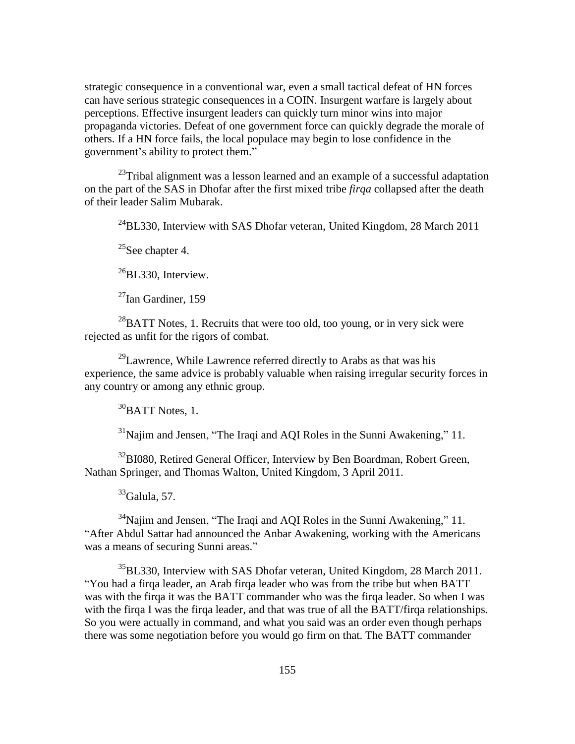strategic consequence in a conventional war, even a small tactical defeat of HN forces can have serious strategic consequences in a COIN. Insurgent warfare is largely about perceptions. Effective insurgent leaders can quickly turn minor wins into major propaganda victories. Defeat of one government force can quickly degrade the morale of others. If a HN force fails, the local populace may begin to lose confidence in the government's ability to protect them."

[23]Tribal alignment was a lesson learned and an example of a successful adaptation on the part of the SAS in Dhofar after the first mixed tribe *firqa* collapsed after the death of their leader Salim Mubarak.

[24]BL330, Interview with SAS Dhofar veteran, United Kingdom, 28 March 2011

[25]See chapter 4.

[26]BL330, Interview.

[27]Ian Gardiner, 159

[28]BATT Notes, 1. Recruits that were too old, too young, or in very sick were rejected as unfit for the rigors of combat.

[29]Lawrence, While Lawrence referred directly to Arabs as that was his experience, the same advice is probably valuable when raising irregular security forces in any country or among any ethnic group.

[30]BATT Notes, 1.

[31]Najim and Jensen, "The Iraqi and AQI Roles in the Sunni Awakening," 11.

[32]BI080, Retired General Officer, Interview by Ben Boardman, Robert Green, Nathan Springer, and Thomas Walton, United Kingdom, 3 April 2011.

[33]Galula, 57.

[34]Najim and Jensen, "The Iraqi and AQI Roles in the Sunni Awakening," 11. "After Abdul Sattar had announced the Anbar Awakening, working with the Americans was a means of securing Sunni areas."

[35]BL330, Interview with SAS Dhofar veteran, United Kingdom, 28 March 2011. "You had a firqa leader, an Arab firqa leader who was from the tribe but when BATT was with the firqa it was the BATT commander who was the firqa leader. So when I was with the firqa I was the firqa leader, and that was true of all the BATT/firqa relationships. So you were actually in command, and what you said was an order even though perhaps there was some negotiation before you would go firm on that. The BATT commander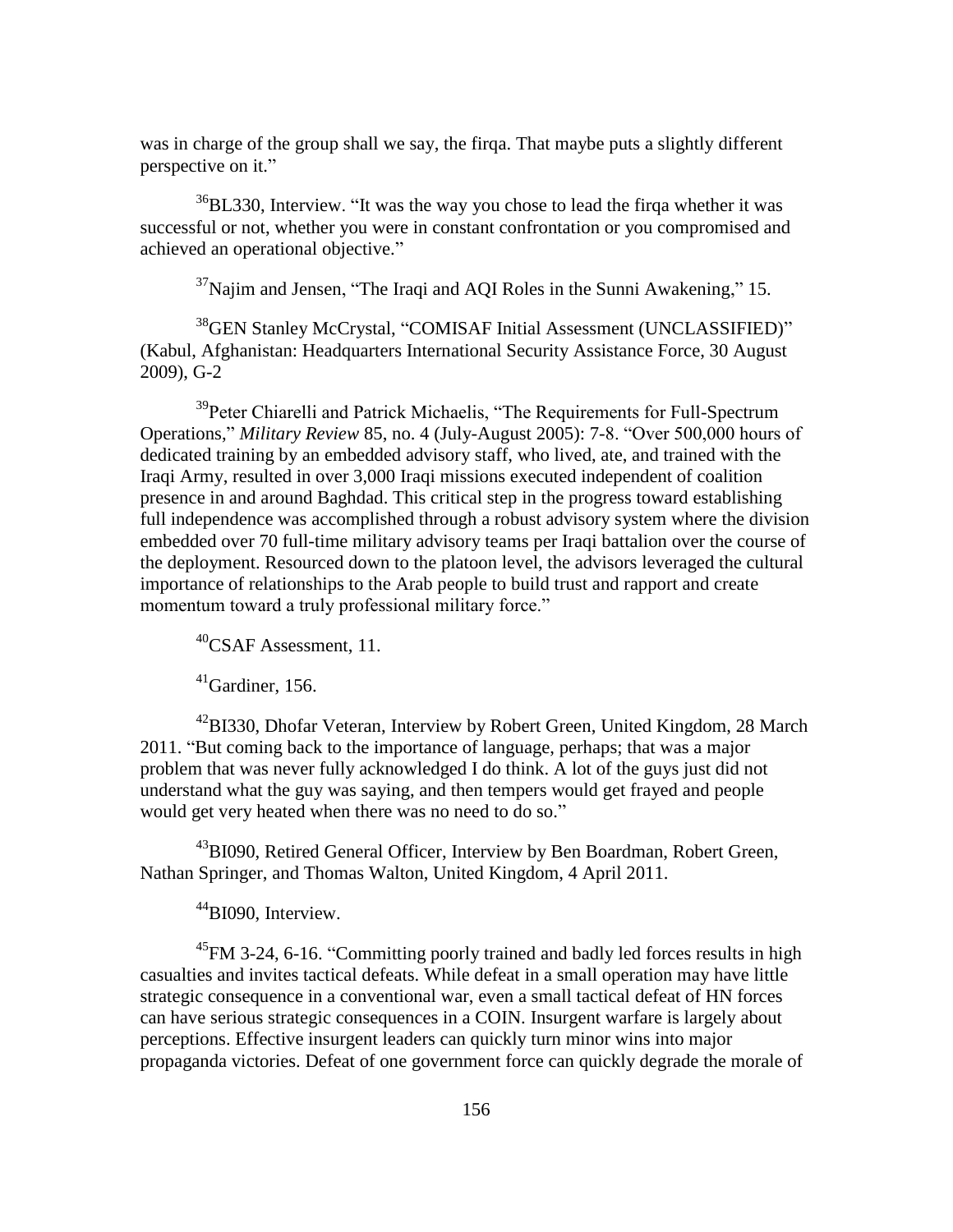was in charge of the group shall we say, the firqa. That maybe puts a slightly different perspective on it."

[36]BL330, Interview. "It was the way you chose to lead the firqa whether it was successful or not, whether you were in constant confrontation or you compromised and achieved an operational objective."

[37]Najim and Jensen, "The Iraqi and AQI Roles in the Sunni Awakening," 15.

[38]GEN Stanley McCrystal, "COMISAF Initial Assessment (UNCLASSIFIED)" (Kabul, Afghanistan: Headquarters International Security Assistance Force, 30 August 2009), G-2

[39]Peter Chiarelli and Patrick Michaelis, "The Requirements for Full-Spectrum Operations," *Military Review* 85, no. 4 (July-August 2005): 7-8. "Over 500,000 hours of dedicated training by an embedded advisory staff, who lived, ate, and trained with the Iraqi Army, resulted in over 3,000 Iraqi missions executed independent of coalition presence in and around Baghdad. This critical step in the progress toward establishing full independence was accomplished through a robust advisory system where the division embedded over 70 full-time military advisory teams per Iraqi battalion over the course of the deployment. Resourced down to the platoon level, the advisors leveraged the cultural importance of relationships to the Arab people to build trust and rapport and create momentum toward a truly professional military force."

[40]CSAF Assessment, 11.

[41]Gardiner, 156.

[42]BI330, Dhofar Veteran, Interview by Robert Green, United Kingdom, 28 March 2011. "But coming back to the importance of language, perhaps; that was a major problem that was never fully acknowledged I do think. A lot of the guys just did not understand what the guy was saying, and then tempers would get frayed and people would get very heated when there was no need to do so."

[43]BI090, Retired General Officer, Interview by Ben Boardman, Robert Green, Nathan Springer, and Thomas Walton, United Kingdom, 4 April 2011.

[44]BI090, Interview.

[45]FM 3-24, 6-16. "Committing poorly trained and badly led forces results in high casualties and invites tactical defeats. While defeat in a small operation may have little strategic consequence in a conventional war, even a small tactical defeat of HN forces can have serious strategic consequences in a COIN. Insurgent warfare is largely about perceptions. Effective insurgent leaders can quickly turn minor wins into major propaganda victories. Defeat of one government force can quickly degrade the morale of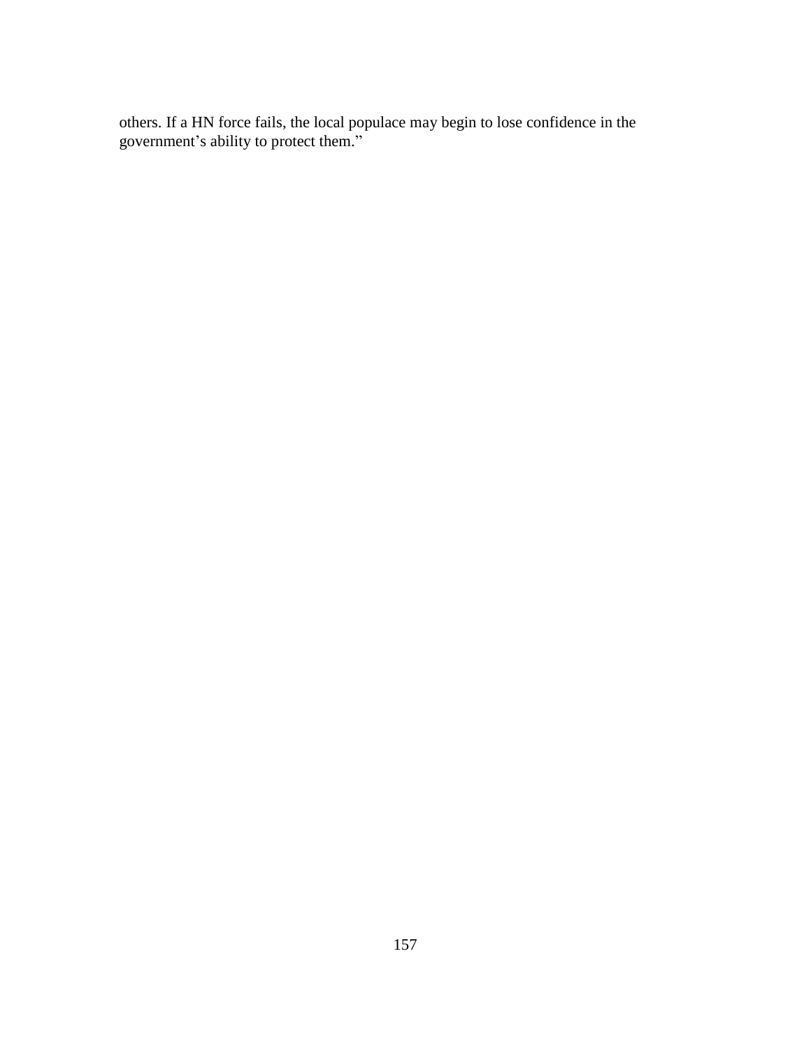others. If a HN force fails, the local populace may begin to lose confidence in the government's ability to protect them."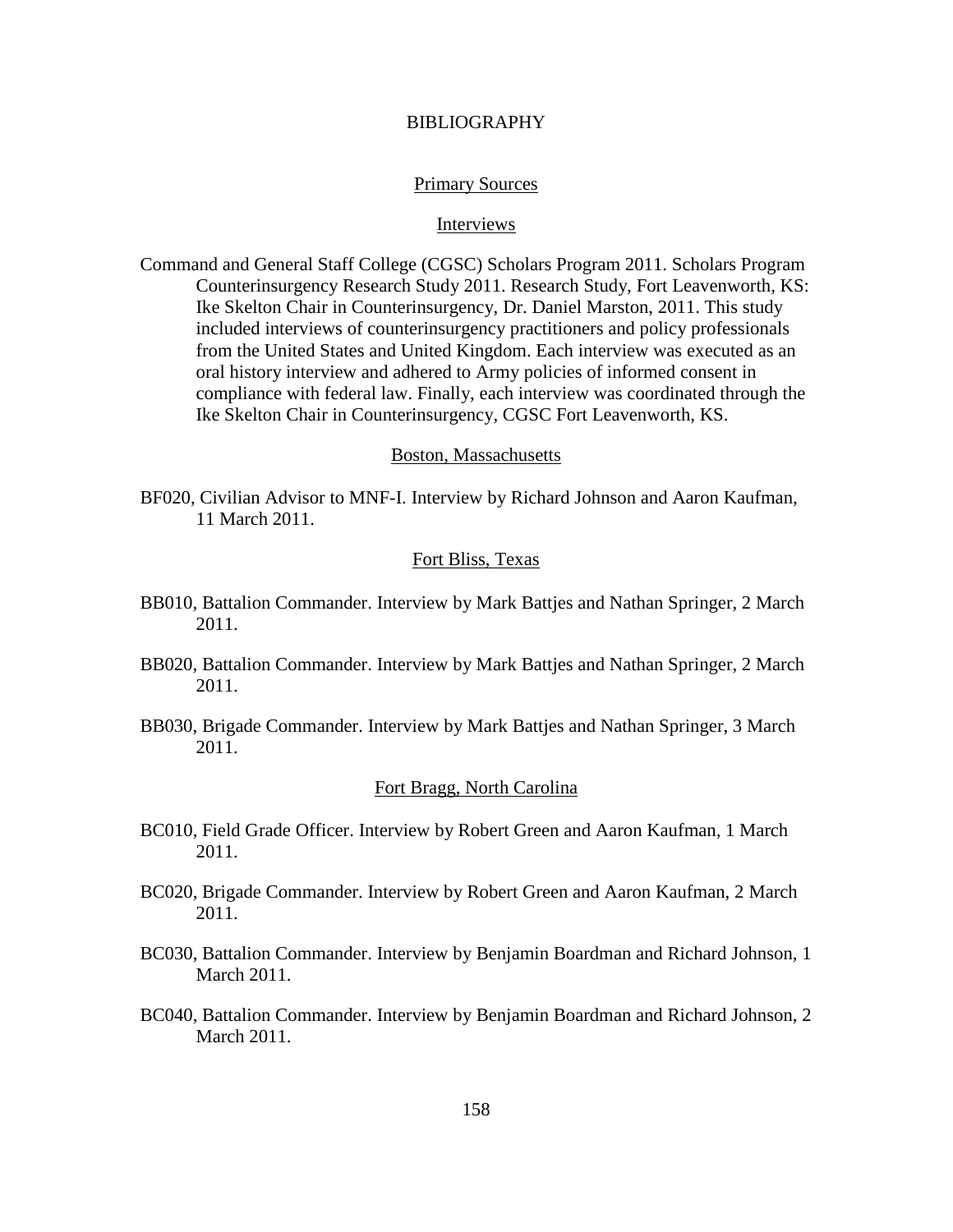# BIBLIOGRAPHY

## Primary Sources

### Interviews

Command and General Staff College (CGSC) Scholars Program 2011. Scholars Program Counterinsurgency Research Study 2011. Research Study, Fort Leavenworth, KS: Ike Skelton Chair in Counterinsurgency, Dr. Daniel Marston, 2011. This study included interviews of counterinsurgency practitioners and policy professionals from the United States and United Kingdom. Each interview was executed as an oral history interview and adhered to Army policies of informed consent in compliance with federal law. Finally, each interview was coordinated through the Ike Skelton Chair in Counterinsurgency, CGSC Fort Leavenworth, KS.

#### Boston, Massachusetts

BF020, Civilian Advisor to MNF-I. Interview by Richard Johnson and Aaron Kaufman, 11 March 2011.

#### Fort Bliss, Texas

BB010, Battalion Commander. Interview by Mark Battjes and Nathan Springer, 2 March 2011.

BB020, Battalion Commander. Interview by Mark Battjes and Nathan Springer, 2 March 2011.

BB030, Brigade Commander. Interview by Mark Battjes and Nathan Springer, 3 March 2011.

#### Fort Bragg, North Carolina

BC010, Field Grade Officer. Interview by Robert Green and Aaron Kaufman, 1 March 2011.

BC020, Brigade Commander. Interview by Robert Green and Aaron Kaufman, 2 March 2011.

BC030, Battalion Commander. Interview by Benjamin Boardman and Richard Johnson, 1 March 2011.

BC040, Battalion Commander. Interview by Benjamin Boardman and Richard Johnson, 2 March 2011.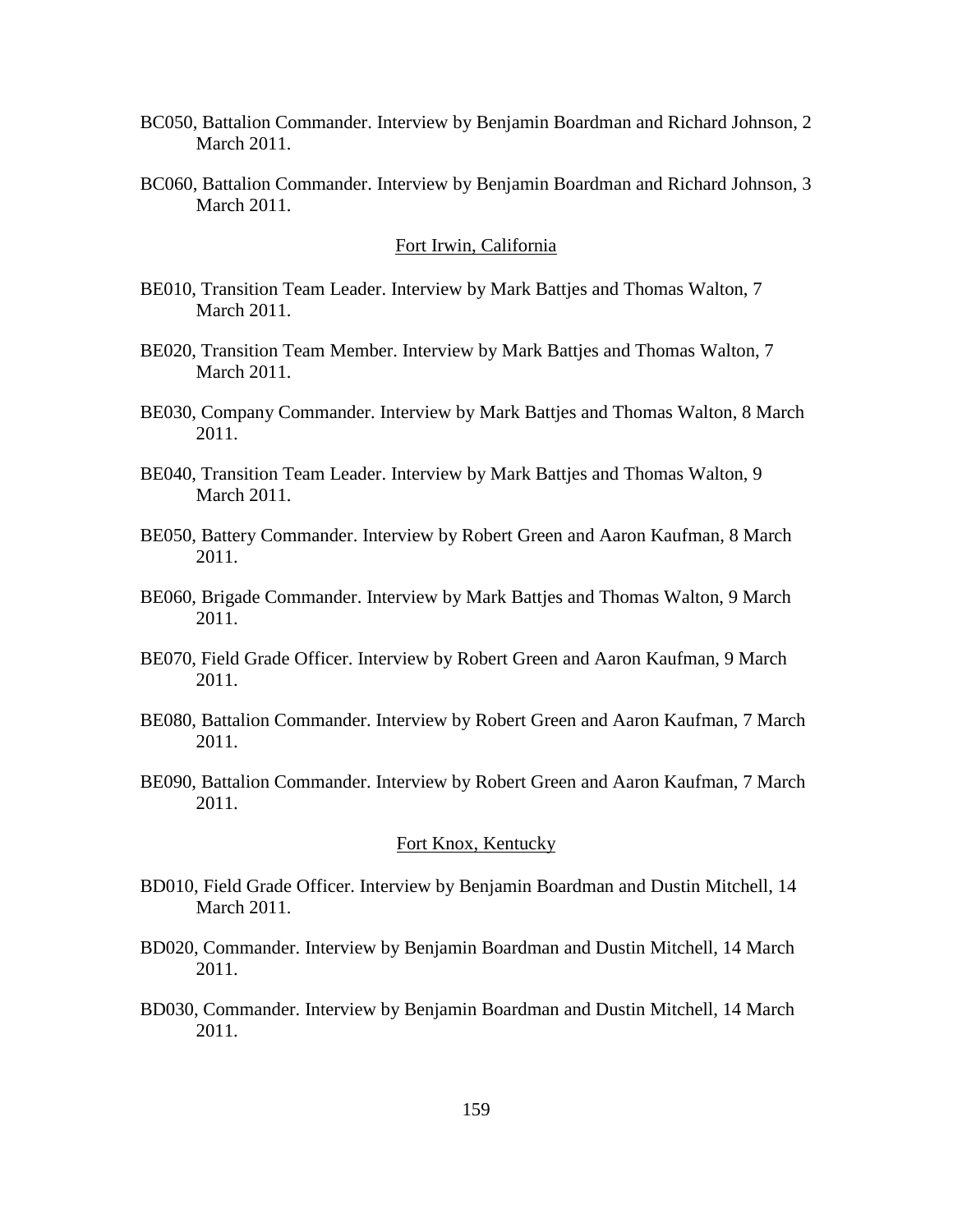BC050, Battalion Commander. Interview by Benjamin Boardman and Richard Johnson, 2 March 2011.

BC060, Battalion Commander. Interview by Benjamin Boardman and Richard Johnson, 3 March 2011.

Fort Irwin, California

BE010, Transition Team Leader. Interview by Mark Battjes and Thomas Walton, 7 March 2011.

BE020, Transition Team Member. Interview by Mark Battjes and Thomas Walton, 7 March 2011.

BE030, Company Commander. Interview by Mark Battjes and Thomas Walton, 8 March 2011.

BE040, Transition Team Leader. Interview by Mark Battjes and Thomas Walton, 9 March 2011.

BE050, Battery Commander. Interview by Robert Green and Aaron Kaufman, 8 March 2011.

BE060, Brigade Commander. Interview by Mark Battjes and Thomas Walton, 9 March 2011.

BE070, Field Grade Officer. Interview by Robert Green and Aaron Kaufman, 9 March 2011.

BE080, Battalion Commander. Interview by Robert Green and Aaron Kaufman, 7 March 2011.

BE090, Battalion Commander. Interview by Robert Green and Aaron Kaufman, 7 March 2011.

Fort Knox, Kentucky

BD010, Field Grade Officer. Interview by Benjamin Boardman and Dustin Mitchell, 14 March 2011.

BD020, Commander. Interview by Benjamin Boardman and Dustin Mitchell, 14 March 2011.

BD030, Commander. Interview by Benjamin Boardman and Dustin Mitchell, 14 March 2011.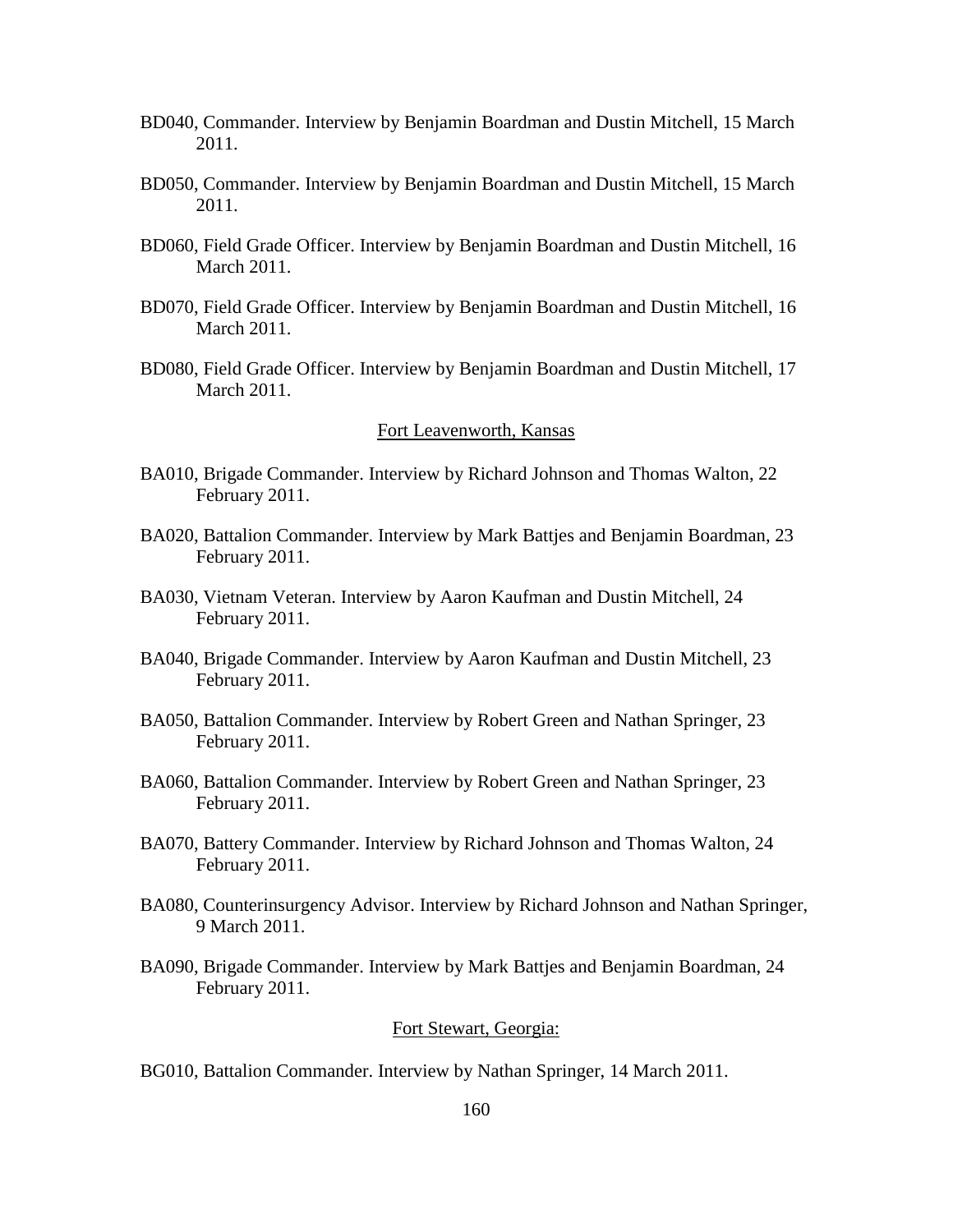BD040, Commander. Interview by Benjamin Boardman and Dustin Mitchell, 15 March 2011.

BD050, Commander. Interview by Benjamin Boardman and Dustin Mitchell, 15 March 2011.

BD060, Field Grade Officer. Interview by Benjamin Boardman and Dustin Mitchell, 16 March 2011.

BD070, Field Grade Officer. Interview by Benjamin Boardman and Dustin Mitchell, 16 March 2011.

BD080, Field Grade Officer. Interview by Benjamin Boardman and Dustin Mitchell, 17 March 2011.

Fort Leavenworth, Kansas

BA010, Brigade Commander. Interview by Richard Johnson and Thomas Walton, 22 February 2011.

BA020, Battalion Commander. Interview by Mark Battjes and Benjamin Boardman, 23 February 2011.

BA030, Vietnam Veteran. Interview by Aaron Kaufman and Dustin Mitchell, 24 February 2011.

BA040, Brigade Commander. Interview by Aaron Kaufman and Dustin Mitchell, 23 February 2011.

BA050, Battalion Commander. Interview by Robert Green and Nathan Springer, 23 February 2011.

BA060, Battalion Commander. Interview by Robert Green and Nathan Springer, 23 February 2011.

BA070, Battery Commander. Interview by Richard Johnson and Thomas Walton, 24 February 2011.

BA080, Counterinsurgency Advisor. Interview by Richard Johnson and Nathan Springer, 9 March 2011.

BA090, Brigade Commander. Interview by Mark Battjes and Benjamin Boardman, 24 February 2011.

Fort Stewart, Georgia:

BG010, Battalion Commander. Interview by Nathan Springer, 14 March 2011.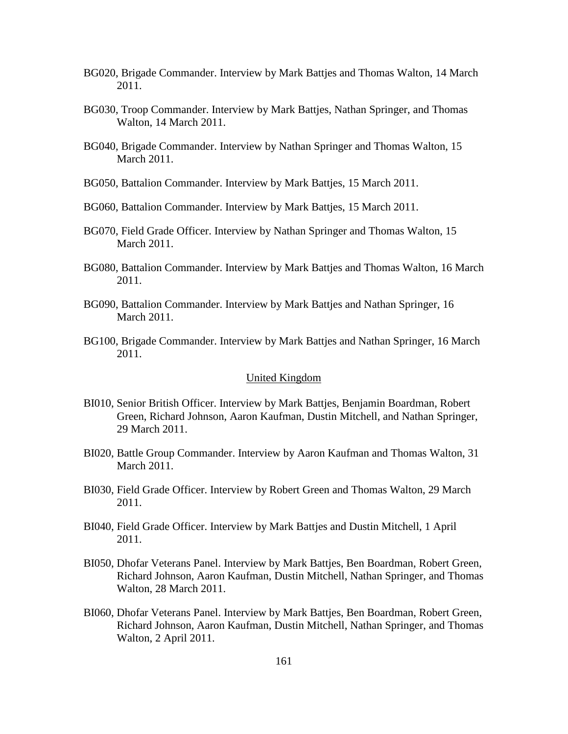BG020, Brigade Commander. Interview by Mark Battjes and Thomas Walton, 14 March 2011.

BG030, Troop Commander. Interview by Mark Battjes, Nathan Springer, and Thomas Walton, 14 March 2011.

BG040, Brigade Commander. Interview by Nathan Springer and Thomas Walton, 15 March 2011.

BG050, Battalion Commander. Interview by Mark Battjes, 15 March 2011.

BG060, Battalion Commander. Interview by Mark Battjes, 15 March 2011.

BG070, Field Grade Officer. Interview by Nathan Springer and Thomas Walton, 15 March 2011.

BG080, Battalion Commander. Interview by Mark Battjes and Thomas Walton, 16 March 2011.

BG090, Battalion Commander. Interview by Mark Battjes and Nathan Springer, 16 March 2011.

BG100, Brigade Commander. Interview by Mark Battjes and Nathan Springer, 16 March 2011.

United Kingdom

BI010, Senior British Officer. Interview by Mark Battjes, Benjamin Boardman, Robert Green, Richard Johnson, Aaron Kaufman, Dustin Mitchell, and Nathan Springer, 29 March 2011.

BI020, Battle Group Commander. Interview by Aaron Kaufman and Thomas Walton, 31 March 2011.

BI030, Field Grade Officer. Interview by Robert Green and Thomas Walton, 29 March 2011.

BI040, Field Grade Officer. Interview by Mark Battjes and Dustin Mitchell, 1 April 2011.

BI050, Dhofar Veterans Panel. Interview by Mark Battjes, Ben Boardman, Robert Green, Richard Johnson, Aaron Kaufman, Dustin Mitchell, Nathan Springer, and Thomas Walton, 28 March 2011.

BI060, Dhofar Veterans Panel. Interview by Mark Battjes, Ben Boardman, Robert Green, Richard Johnson, Aaron Kaufman, Dustin Mitchell, Nathan Springer, and Thomas Walton, 2 April 2011.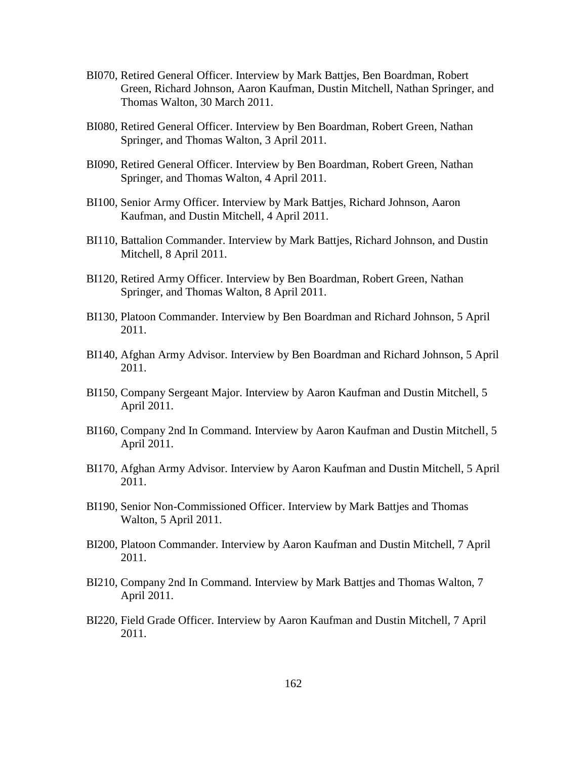BI070, Retired General Officer. Interview by Mark Battjes, Ben Boardman, Robert Green, Richard Johnson, Aaron Kaufman, Dustin Mitchell, Nathan Springer, and Thomas Walton, 30 March 2011.

BI080, Retired General Officer. Interview by Ben Boardman, Robert Green, Nathan Springer, and Thomas Walton, 3 April 2011.

BI090, Retired General Officer. Interview by Ben Boardman, Robert Green, Nathan Springer, and Thomas Walton, 4 April 2011.

BI100, Senior Army Officer. Interview by Mark Battjes, Richard Johnson, Aaron Kaufman, and Dustin Mitchell, 4 April 2011.

BI110, Battalion Commander. Interview by Mark Battjes, Richard Johnson, and Dustin Mitchell, 8 April 2011.

BI120, Retired Army Officer. Interview by Ben Boardman, Robert Green, Nathan Springer, and Thomas Walton, 8 April 2011.

BI130, Platoon Commander. Interview by Ben Boardman and Richard Johnson, 5 April 2011.

BI140, Afghan Army Advisor. Interview by Ben Boardman and Richard Johnson, 5 April 2011.

BI150, Company Sergeant Major. Interview by Aaron Kaufman and Dustin Mitchell, 5 April 2011.

BI160, Company 2nd In Command. Interview by Aaron Kaufman and Dustin Mitchell, 5 April 2011.

BI170, Afghan Army Advisor. Interview by Aaron Kaufman and Dustin Mitchell, 5 April 2011.

BI190, Senior Non-Commissioned Officer. Interview by Mark Battjes and Thomas Walton, 5 April 2011.

BI200, Platoon Commander. Interview by Aaron Kaufman and Dustin Mitchell, 7 April 2011.

BI210, Company 2nd In Command. Interview by Mark Battjes and Thomas Walton, 7 April 2011.

BI220, Field Grade Officer. Interview by Aaron Kaufman and Dustin Mitchell, 7 April 2011.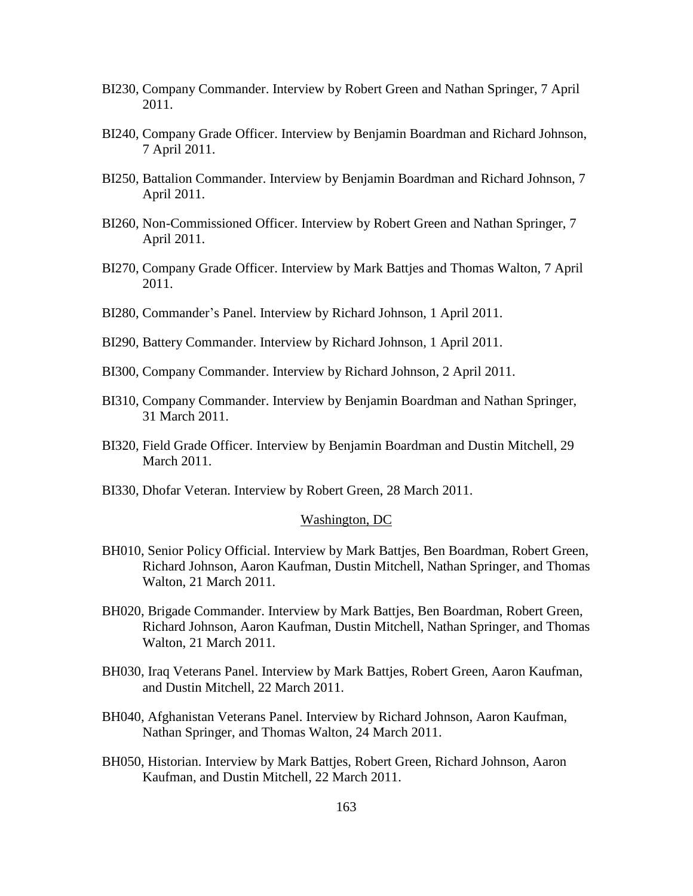BI230, Company Commander. Interview by Robert Green and Nathan Springer, 7 April 2011.

BI240, Company Grade Officer. Interview by Benjamin Boardman and Richard Johnson, 7 April 2011.

BI250, Battalion Commander. Interview by Benjamin Boardman and Richard Johnson, 7 April 2011.

BI260, Non-Commissioned Officer. Interview by Robert Green and Nathan Springer, 7 April 2011.

BI270, Company Grade Officer. Interview by Mark Battjes and Thomas Walton, 7 April 2011.

BI280, Commander's Panel. Interview by Richard Johnson, 1 April 2011.

BI290, Battery Commander. Interview by Richard Johnson, 1 April 2011.

BI300, Company Commander. Interview by Richard Johnson, 2 April 2011.

BI310, Company Commander. Interview by Benjamin Boardman and Nathan Springer, 31 March 2011.

BI320, Field Grade Officer. Interview by Benjamin Boardman and Dustin Mitchell, 29 March 2011.

BI330, Dhofar Veteran. Interview by Robert Green, 28 March 2011.

Washington, DC

BH010, Senior Policy Official. Interview by Mark Battjes, Ben Boardman, Robert Green, Richard Johnson, Aaron Kaufman, Dustin Mitchell, Nathan Springer, and Thomas Walton, 21 March 2011.

BH020, Brigade Commander. Interview by Mark Battjes, Ben Boardman, Robert Green, Richard Johnson, Aaron Kaufman, Dustin Mitchell, Nathan Springer, and Thomas Walton, 21 March 2011.

BH030, Iraq Veterans Panel. Interview by Mark Battjes, Robert Green, Aaron Kaufman, and Dustin Mitchell, 22 March 2011.

BH040, Afghanistan Veterans Panel. Interview by Richard Johnson, Aaron Kaufman, Nathan Springer, and Thomas Walton, 24 March 2011.

BH050, Historian. Interview by Mark Battjes, Robert Green, Richard Johnson, Aaron Kaufman, and Dustin Mitchell, 22 March 2011.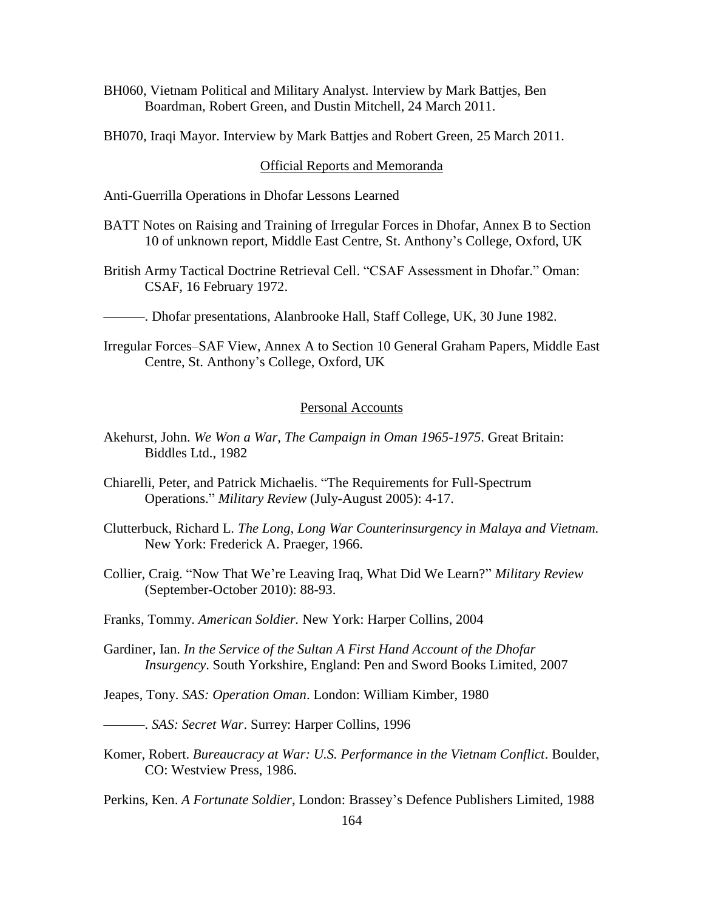BH060, Vietnam Political and Military Analyst. Interview by Mark Battjes, Ben Boardman, Robert Green, and Dustin Mitchell, 24 March 2011.

BH070, Iraqi Mayor. Interview by Mark Battjes and Robert Green, 25 March 2011.

## Official Reports and Memoranda

Anti-Guerrilla Operations in Dhofar Lessons Learned

BATT Notes on Raising and Training of Irregular Forces in Dhofar, Annex B to Section 10 of unknown report, Middle East Centre, St. Anthony's College, Oxford, UK

British Army Tactical Doctrine Retrieval Cell. "CSAF Assessment in Dhofar." Oman: CSAF, 16 February 1972.

———. Dhofar presentations, Alanbrooke Hall, Staff College, UK, 30 June 1982.

Irregular Forces–SAF View, Annex A to Section 10 General Graham Papers, Middle East Centre, St. Anthony's College, Oxford, UK

## Personal Accounts

Akehurst, John. *We Won a War, The Campaign in Oman 1965-1975*. Great Britain: Biddles Ltd., 1982

Chiarelli, Peter, and Patrick Michaelis. "The Requirements for Full-Spectrum Operations." *Military Review* (July-August 2005): 4-17.

Clutterbuck, Richard L. *The Long, Long War Counterinsurgency in Malaya and Vietnam.* New York: Frederick A. Praeger, 1966.

Collier, Craig. "Now That We're Leaving Iraq, What Did We Learn?" *Military Review* (September-October 2010): 88-93.

Franks, Tommy. *American Soldier.* New York: Harper Collins, 2004

Gardiner, Ian. *In the Service of the Sultan A First Hand Account of the Dhofar Insurgency*. South Yorkshire, England: Pen and Sword Books Limited, 2007

Jeapes, Tony. *SAS: Operation Oman*. London: William Kimber, 1980

———. *SAS: Secret War*. Surrey: Harper Collins, 1996

Komer, Robert. *Bureaucracy at War: U.S. Performance in the Vietnam Conflict*. Boulder, CO: Westview Press, 1986.

Perkins, Ken. *A Fortunate Soldier*, London: Brassey's Defence Publishers Limited, 1988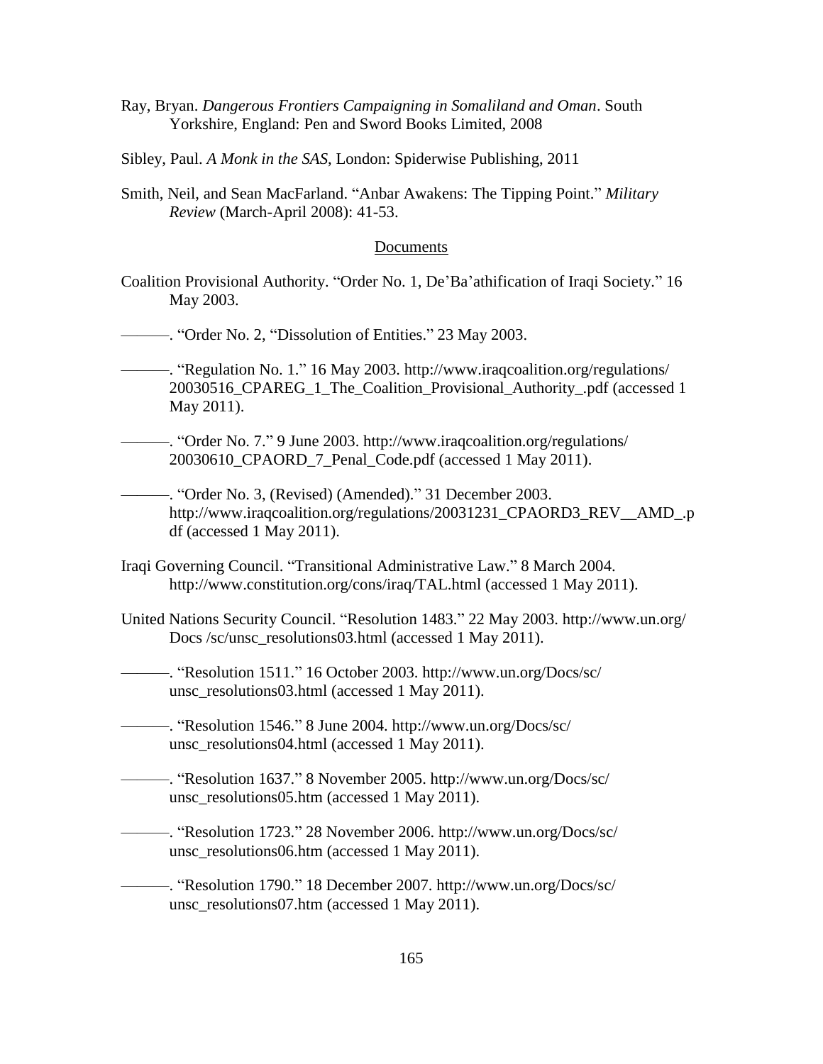Ray, Bryan. *Dangerous Frontiers Campaigning in Somaliland and Oman*. South Yorkshire, England: Pen and Sword Books Limited, 2008

Sibley, Paul. *A Monk in the SAS*, London: Spiderwise Publishing, 2011

Smith, Neil, and Sean MacFarland. "Anbar Awakens: The Tipping Point." *Military Review* (March-April 2008): 41-53.

## Documents

Coalition Provisional Authority. "Order No. 1, De'Ba'athification of Iraqi Society." 16 May 2003.

———. "Order No. 2, "Dissolution of Entities." 23 May 2003.

———. "Regulation No. 1." 16 May 2003. http://www.iraqcoalition.org/regulations/20030516_CPAREG_1_The_Coalition_Provisional_Authority_.pdf (accessed 1 May 2011).

———. "Order No. 7." 9 June 2003. http://www.iraqcoalition.org/regulations/20030610_CPAORD_7_Penal_Code.pdf (accessed 1 May 2011).

———. "Order No. 3, (Revised) (Amended)." 31 December 2003. http://www.iraqcoalition.org/regulations/20031231_CPAORD3_REV__AMD_.pdf (accessed 1 May 2011).

Iraqi Governing Council. "Transitional Administrative Law." 8 March 2004. http://www.constitution.org/cons/iraq/TAL.html (accessed 1 May 2011).

United Nations Security Council. "Resolution 1483." 22 May 2003. http://www.un.org/Docs /sc/unsc_resolutions03.html (accessed 1 May 2011).

———. "Resolution 1511." 16 October 2003. http://www.un.org/Docs/sc/unsc_resolutions03.html (accessed 1 May 2011).

———. "Resolution 1546." 8 June 2004. http://www.un.org/Docs/sc/unsc_resolutions04.html (accessed 1 May 2011).

———. "Resolution 1637." 8 November 2005. http://www.un.org/Docs/sc/unsc_resolutions05.htm (accessed 1 May 2011).

———. "Resolution 1723." 28 November 2006. http://www.un.org/Docs/sc/unsc_resolutions06.htm (accessed 1 May 2011).

———. "Resolution 1790." 18 December 2007. http://www.un.org/Docs/sc/unsc_resolutions07.htm (accessed 1 May 2011).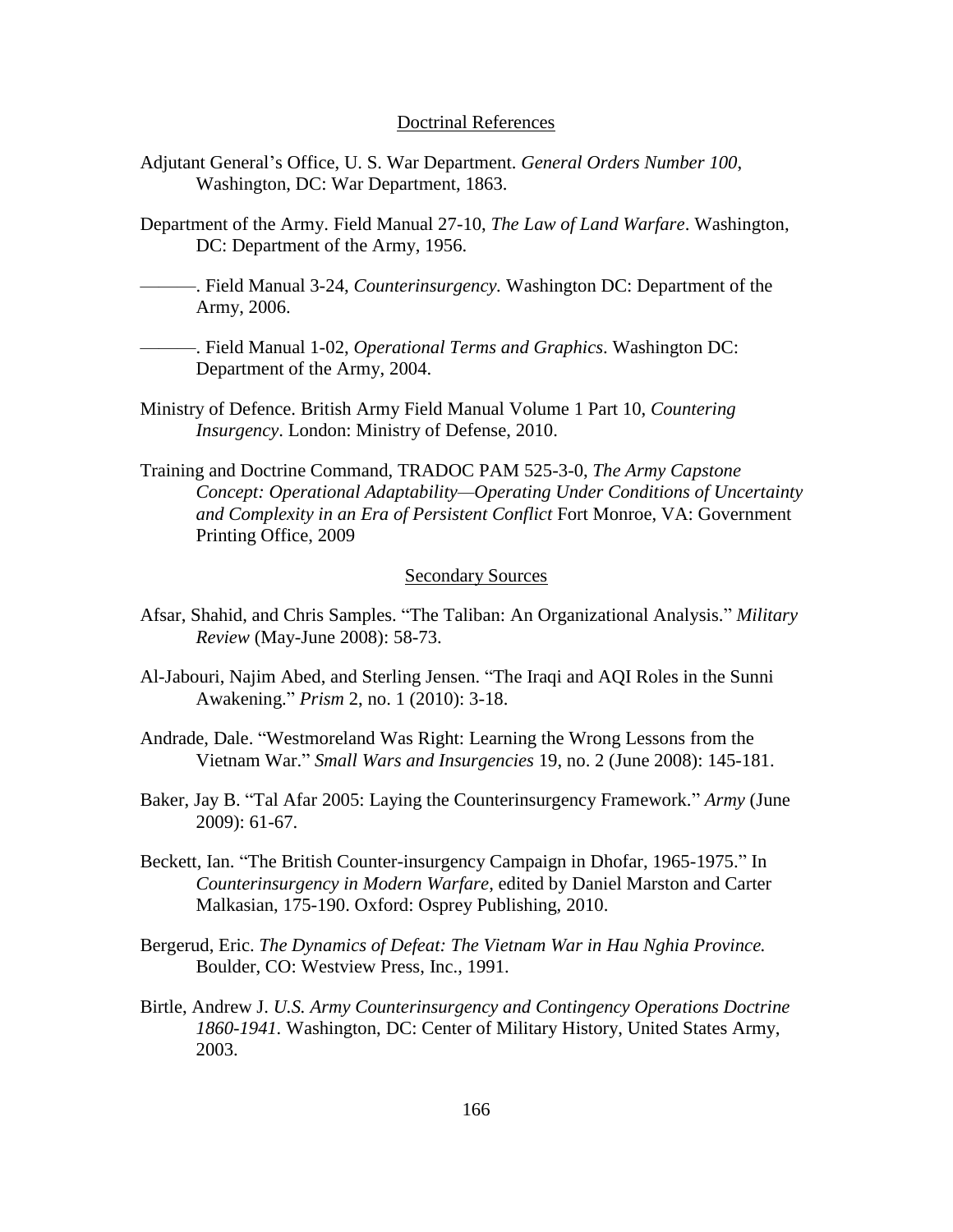## Doctrinal References

Adjutant General's Office, U. S. War Department. *General Orders Number 100*, Washington, DC: War Department, 1863.

Department of the Army. Field Manual 27-10, *The Law of Land Warfare*. Washington, DC: Department of the Army, 1956.

———. Field Manual 3-24, *Counterinsurgency.* Washington DC: Department of the Army, 2006.

———. Field Manual 1-02, *Operational Terms and Graphics*. Washington DC: Department of the Army, 2004.

Ministry of Defence. British Army Field Manual Volume 1 Part 10, *Countering Insurgency*. London: Ministry of Defense, 2010.

Training and Doctrine Command, TRADOC PAM 525-3-0, *The Army Capstone Concept: Operational Adaptability—Operating Under Conditions of Uncertainty and Complexity in an Era of Persistent Conflict* Fort Monroe, VA: Government Printing Office, 2009

## Secondary Sources

Afsar, Shahid, and Chris Samples. "The Taliban: An Organizational Analysis." *Military Review* (May-June 2008): 58-73.

Al-Jabouri, Najim Abed, and Sterling Jensen. "The Iraqi and AQI Roles in the Sunni Awakening." *Prism* 2, no. 1 (2010): 3-18.

Andrade, Dale. "Westmoreland Was Right: Learning the Wrong Lessons from the Vietnam War." *Small Wars and Insurgencies* 19, no. 2 (June 2008): 145-181.

Baker, Jay B. "Tal Afar 2005: Laying the Counterinsurgency Framework." *Army* (June 2009): 61-67.

Beckett, Ian. "The British Counter-insurgency Campaign in Dhofar, 1965-1975." In *Counterinsurgency in Modern Warfare*, edited by Daniel Marston and Carter Malkasian, 175-190. Oxford: Osprey Publishing, 2010.

Bergerud, Eric. *The Dynamics of Defeat: The Vietnam War in Hau Nghia Province.* Boulder, CO: Westview Press, Inc., 1991.

Birtle, Andrew J. *U.S. Army Counterinsurgency and Contingency Operations Doctrine 1860-1941.* Washington, DC: Center of Military History, United States Army, 2003.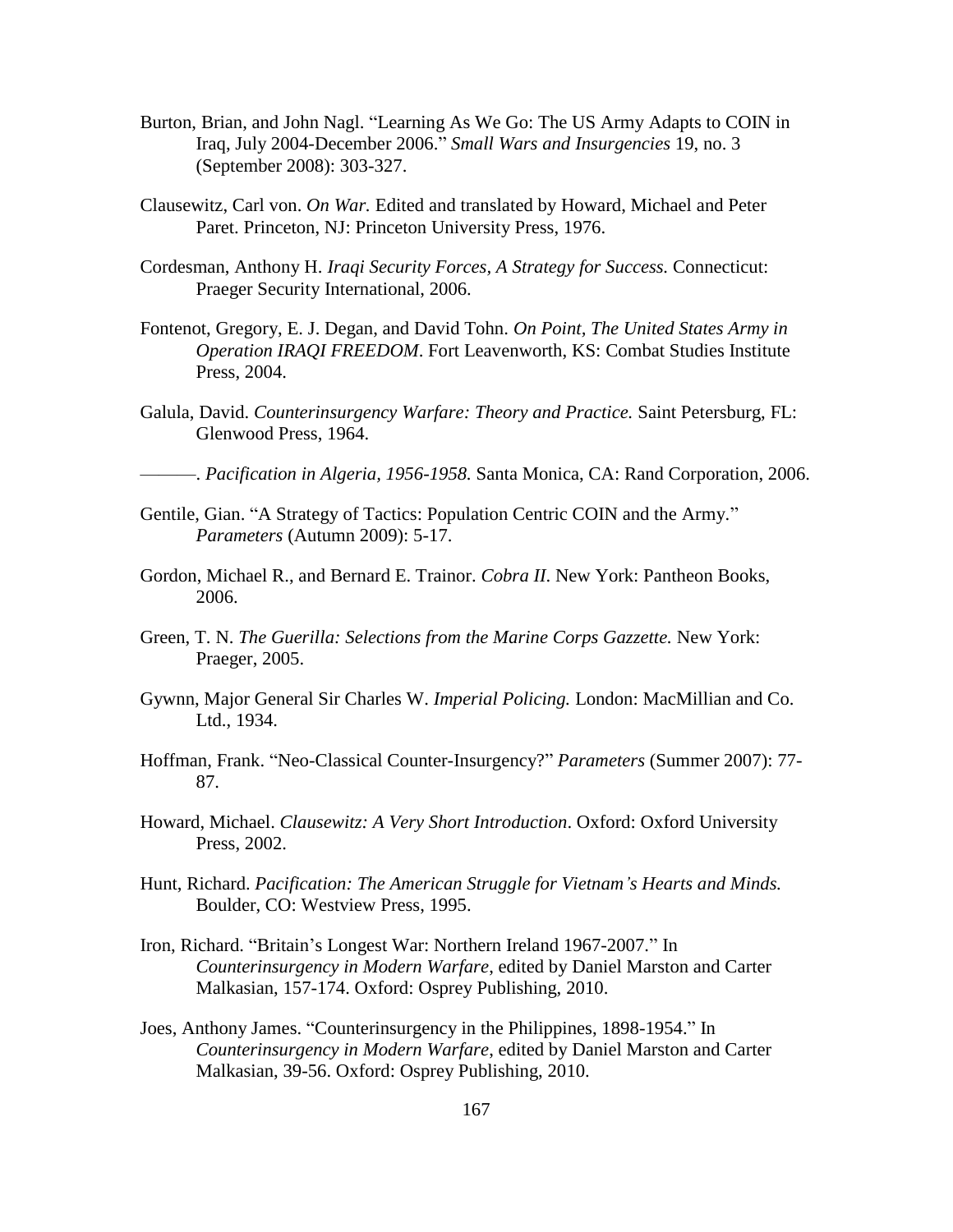Burton, Brian, and John Nagl. "Learning As We Go: The US Army Adapts to COIN in Iraq, July 2004-December 2006." *Small Wars and Insurgencies* 19, no. 3 (September 2008): 303-327.

Clausewitz, Carl von. *On War.* Edited and translated by Howard, Michael and Peter Paret. Princeton, NJ: Princeton University Press, 1976.

Cordesman, Anthony H. *Iraqi Security Forces, A Strategy for Success.* Connecticut: Praeger Security International, 2006.

Fontenot, Gregory, E. J. Degan, and David Tohn. *On Point, The United States Army in Operation IRAQI FREEDOM*. Fort Leavenworth, KS: Combat Studies Institute Press, 2004.

Galula, David. *Counterinsurgency Warfare: Theory and Practice.* Saint Petersburg, FL: Glenwood Press, 1964.

———. *Pacification in Algeria, 1956-1958.* Santa Monica, CA: Rand Corporation, 2006.

Gentile, Gian. "A Strategy of Tactics: Population Centric COIN and the Army." *Parameters* (Autumn 2009): 5-17.

Gordon, Michael R., and Bernard E. Trainor. *Cobra II*. New York: Pantheon Books, 2006.

Green, T. N. *The Guerilla: Selections from the Marine Corps Gazzette.* New York: Praeger, 2005.

Gywnn, Major General Sir Charles W. *Imperial Policing.* London: MacMillian and Co. Ltd., 1934.

Hoffman, Frank. "Neo-Classical Counter-Insurgency?" *Parameters* (Summer 2007): 77-87.

Howard, Michael. *Clausewitz: A Very Short Introduction*. Oxford: Oxford University Press, 2002.

Hunt, Richard. *Pacification: The American Struggle for Vietnam's Hearts and Minds.* Boulder, CO: Westview Press, 1995.

Iron, Richard. "Britain's Longest War: Northern Ireland 1967-2007." In *Counterinsurgency in Modern Warfare*, edited by Daniel Marston and Carter Malkasian, 157-174. Oxford: Osprey Publishing, 2010.

Joes, Anthony James. "Counterinsurgency in the Philippines, 1898-1954." In *Counterinsurgency in Modern Warfare*, edited by Daniel Marston and Carter Malkasian, 39-56. Oxford: Osprey Publishing, 2010.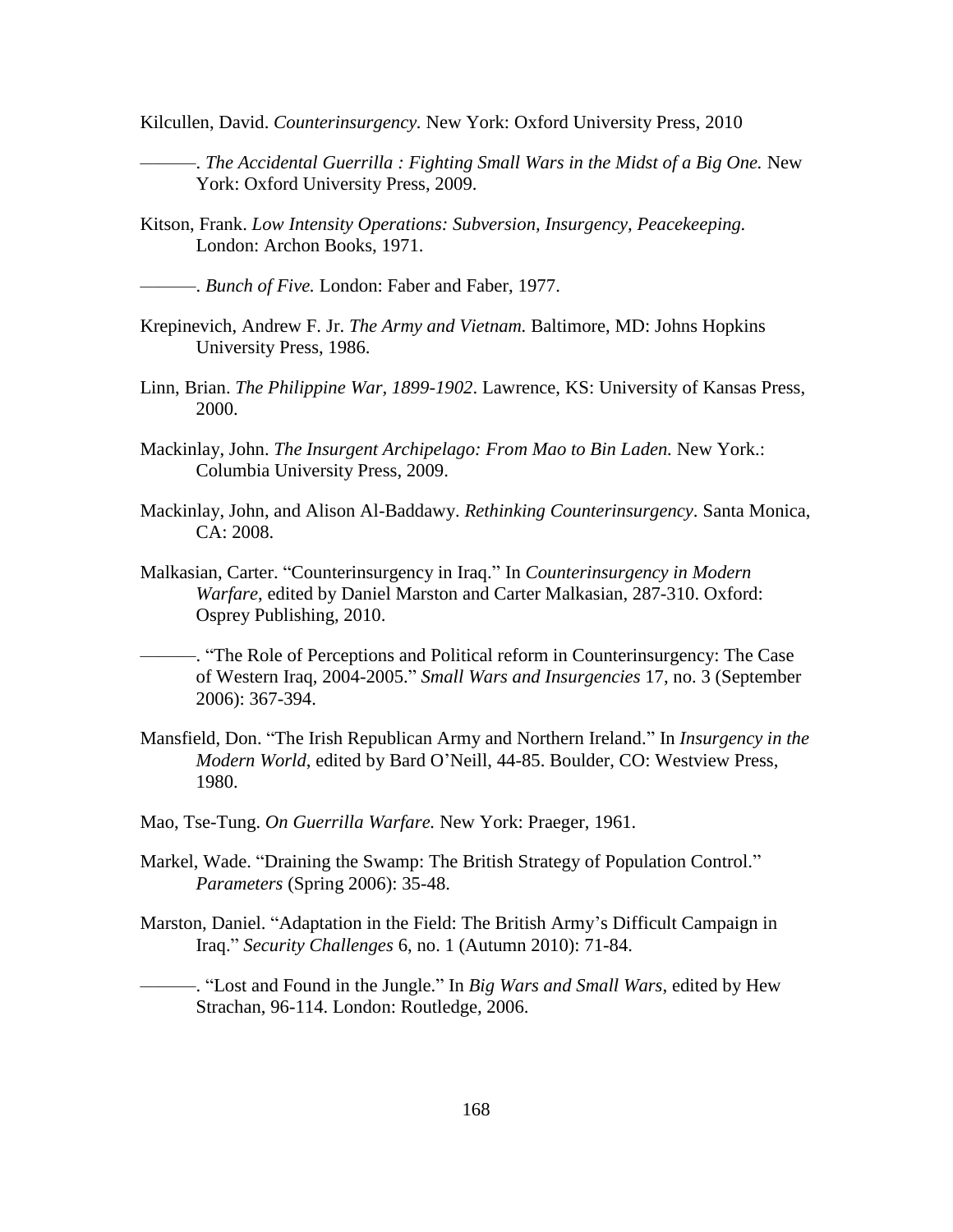Kilcullen, David. *Counterinsurgency.* New York: Oxford University Press, 2010

———. *The Accidental Guerrilla : Fighting Small Wars in the Midst of a Big One.* New York: Oxford University Press, 2009.

Kitson, Frank. *Low Intensity Operations: Subversion, Insurgency, Peacekeeping.* London: Archon Books, 1971.

———. *Bunch of Five.* London: Faber and Faber, 1977.

Krepinevich, Andrew F. Jr. *The Army and Vietnam.* Baltimore, MD: Johns Hopkins University Press, 1986.

Linn, Brian. *The Philippine War, 1899-1902*. Lawrence, KS: University of Kansas Press, 2000.

Mackinlay, John. *The Insurgent Archipelago: From Mao to Bin Laden.* New York.: Columbia University Press, 2009.

Mackinlay, John, and Alison Al-Baddawy. *Rethinking Counterinsurgency.* Santa Monica, CA: 2008.

Malkasian, Carter. "Counterinsurgency in Iraq." In *Counterinsurgency in Modern Warfare*, edited by Daniel Marston and Carter Malkasian, 287-310. Oxford: Osprey Publishing, 2010.

———. "The Role of Perceptions and Political reform in Counterinsurgency: The Case of Western Iraq, 2004-2005." *Small Wars and Insurgencies* 17, no. 3 (September 2006): 367-394.

Mansfield, Don. "The Irish Republican Army and Northern Ireland." In *Insurgency in the Modern World*, edited by Bard O'Neill, 44-85. Boulder, CO: Westview Press, 1980.

Mao, Tse-Tung. *On Guerrilla Warfare.* New York: Praeger, 1961.

Markel, Wade. "Draining the Swamp: The British Strategy of Population Control." *Parameters* (Spring 2006): 35-48.

Marston, Daniel. "Adaptation in the Field: The British Army's Difficult Campaign in Iraq." *Security Challenges* 6, no. 1 (Autumn 2010): 71-84.

———. "Lost and Found in the Jungle." In *Big Wars and Small Wars*, edited by Hew Strachan, 96-114. London: Routledge, 2006.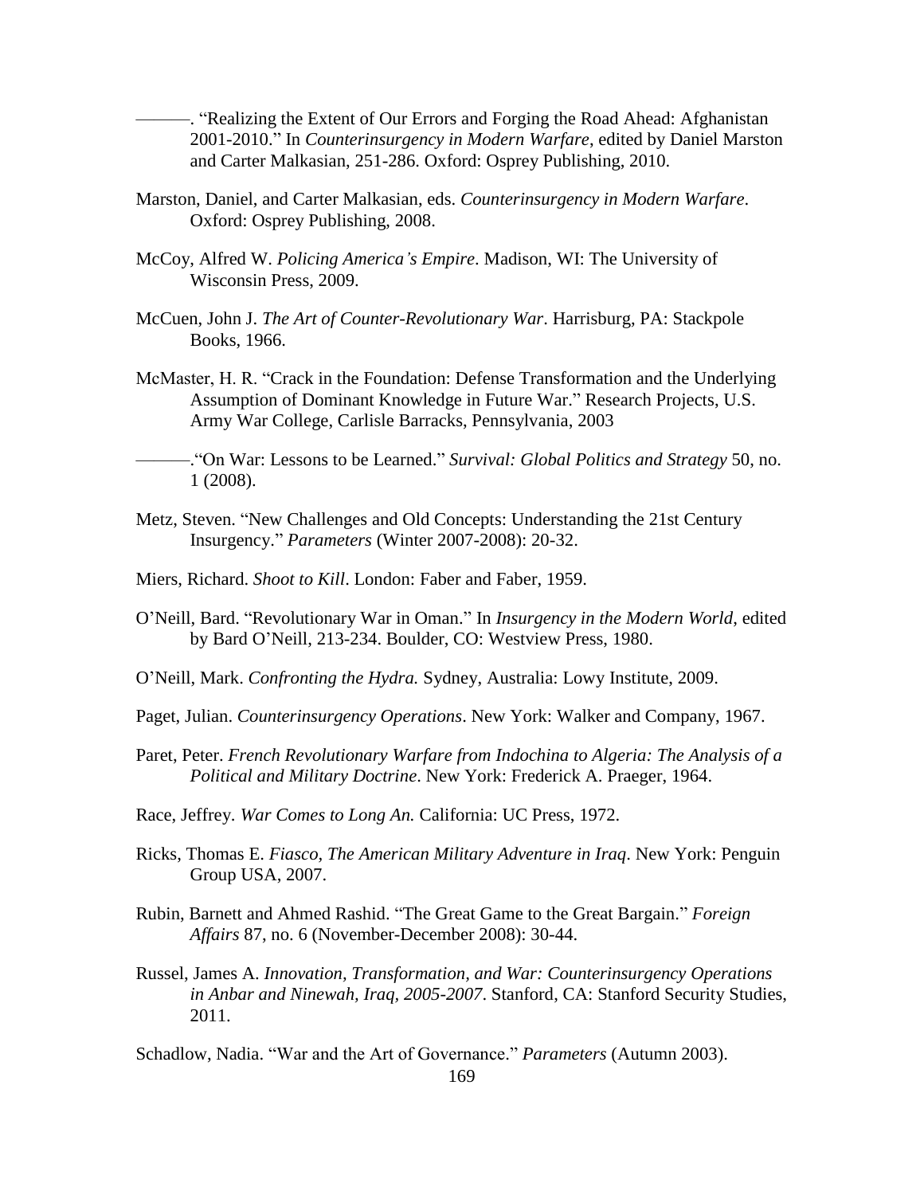———. “Realizing the Extent of Our Errors and Forging the Road Ahead: Afghanistan 2001-2010.” In *Counterinsurgency in Modern Warfare*, edited by Daniel Marston and Carter Malkasian, 251-286. Oxford: Osprey Publishing, 2010.

Marston, Daniel, and Carter Malkasian, eds. *Counterinsurgency in Modern Warfare*. Oxford: Osprey Publishing, 2008.

McCoy, Alfred W. *Policing America’s Empire*. Madison, WI: The University of Wisconsin Press, 2009.

McCuen, John J. *The Art of Counter-Revolutionary War*. Harrisburg, PA: Stackpole Books, 1966.

McMaster, H. R. “Crack in the Foundation: Defense Transformation and the Underlying Assumption of Dominant Knowledge in Future War.” Research Projects, U.S. Army War College, Carlisle Barracks, Pennsylvania, 2003

———.“On War: Lessons to be Learned.” *Survival: Global Politics and Strategy* 50, no. 1 (2008).

Metz, Steven. “New Challenges and Old Concepts: Understanding the 21st Century Insurgency.” *Parameters* (Winter 2007-2008): 20-32.

Miers, Richard. *Shoot to Kill*. London: Faber and Faber, 1959.

O’Neill, Bard. “Revolutionary War in Oman.” In *Insurgency in the Modern World*, edited by Bard O’Neill, 213-234. Boulder, CO: Westview Press, 1980.

O’Neill, Mark. *Confronting the Hydra.* Sydney, Australia: Lowy Institute, 2009.

Paget, Julian. *Counterinsurgency Operations*. New York: Walker and Company, 1967.

Paret, Peter. *French Revolutionary Warfare from Indochina to Algeria: The Analysis of a Political and Military Doctrine*. New York: Frederick A. Praeger, 1964.

Race, Jeffrey. *War Comes to Long An.* California: UC Press, 1972.

Ricks, Thomas E. *Fiasco, The American Military Adventure in Iraq*. New York: Penguin Group USA, 2007.

Rubin, Barnett and Ahmed Rashid. “The Great Game to the Great Bargain.” *Foreign Affairs* 87, no. 6 (November-December 2008): 30-44.

Russel, James A. *Innovation, Transformation, and War: Counterinsurgency Operations in Anbar and Ninewah, Iraq, 2005-2007*. Stanford, CA: Stanford Security Studies, 2011.

Schadlow, Nadia. “War and the Art of Governance.” *Parameters* (Autumn 2003).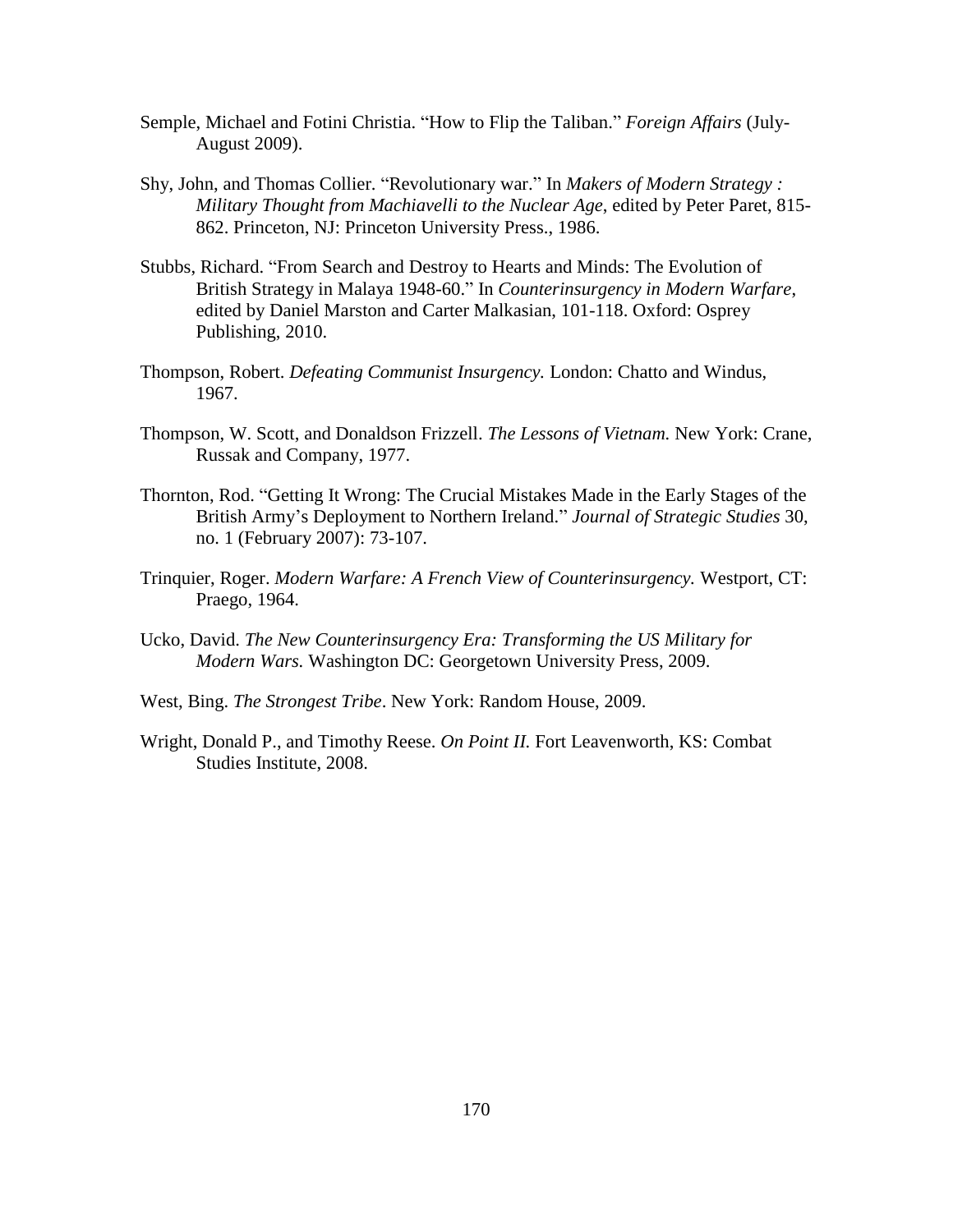Semple, Michael and Fotini Christia. "How to Flip the Taliban." *Foreign Affairs* (July-August 2009).

Shy, John, and Thomas Collier. "Revolutionary war." In *Makers of Modern Strategy : Military Thought from Machiavelli to the Nuclear Age*, edited by Peter Paret, 815-862. Princeton, NJ: Princeton University Press., 1986.

Stubbs, Richard. "From Search and Destroy to Hearts and Minds: The Evolution of British Strategy in Malaya 1948-60." In *Counterinsurgency in Modern Warfare*, edited by Daniel Marston and Carter Malkasian, 101-118. Oxford: Osprey Publishing, 2010.

Thompson, Robert. *Defeating Communist Insurgency.* London: Chatto and Windus, 1967.

Thompson, W. Scott, and Donaldson Frizzell. *The Lessons of Vietnam.* New York: Crane, Russak and Company, 1977.

Thornton, Rod. "Getting It Wrong: The Crucial Mistakes Made in the Early Stages of the British Army's Deployment to Northern Ireland." *Journal of Strategic Studies* 30, no. 1 (February 2007): 73-107.

Trinquier, Roger. *Modern Warfare: A French View of Counterinsurgency.* Westport, CT: Praego, 1964.

Ucko, David. *The New Counterinsurgency Era: Transforming the US Military for Modern Wars.* Washington DC: Georgetown University Press, 2009.

West, Bing. *The Strongest Tribe*. New York: Random House, 2009.

Wright, Donald P., and Timothy Reese. *On Point II.* Fort Leavenworth, KS: Combat Studies Institute, 2008.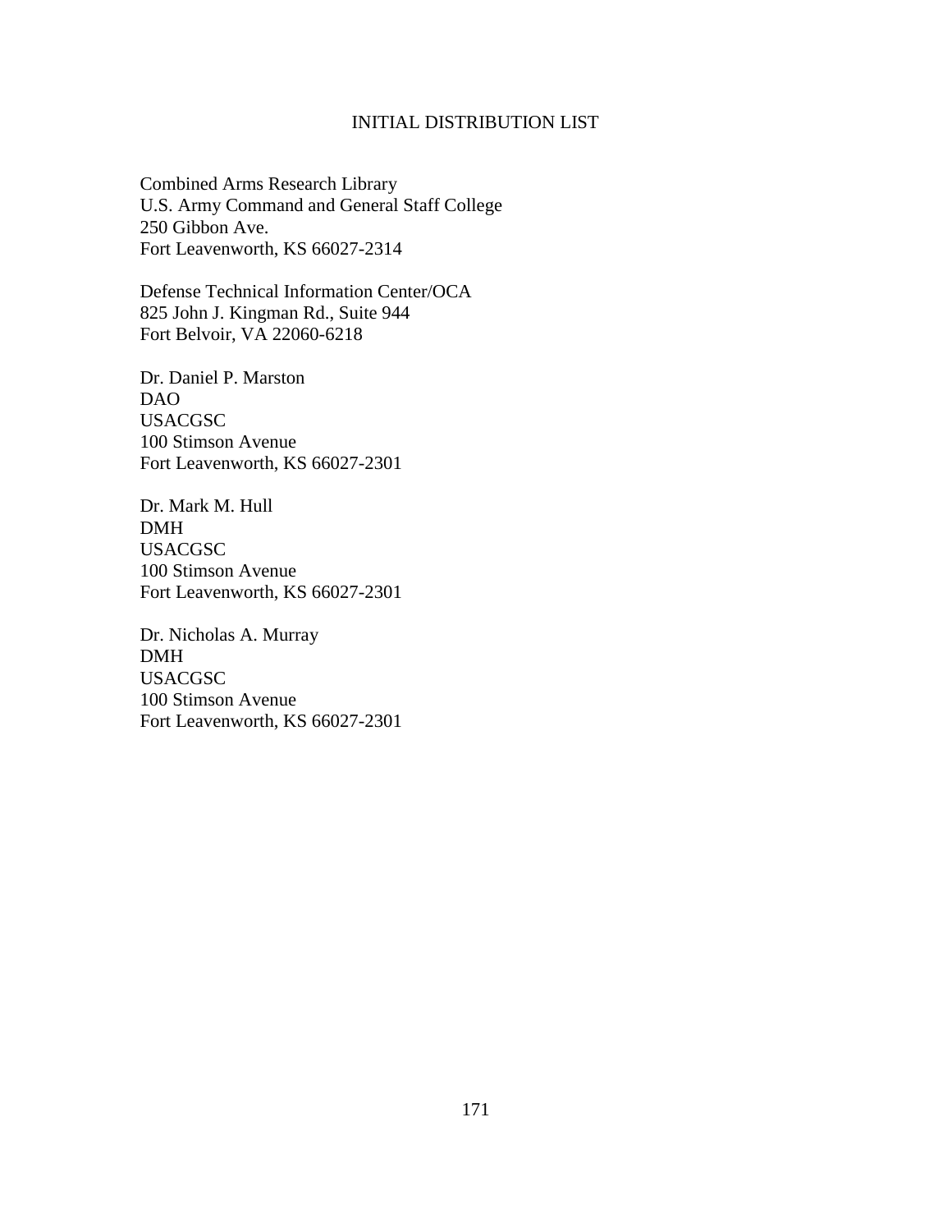# INITIAL DISTRIBUTION LIST

Combined Arms Research Library
U.S. Army Command and General Staff College
250 Gibbon Ave.
Fort Leavenworth, KS 66027-2314

Defense Technical Information Center/OCA
825 John J. Kingman Rd., Suite 944
Fort Belvoir, VA 22060-6218

Dr. Daniel P. Marston
DAO
USACGSC
100 Stimson Avenue
Fort Leavenworth, KS 66027-2301

Dr. Mark M. Hull
DMH
USACGSC
100 Stimson Avenue
Fort Leavenworth, KS 66027-2301

Dr. Nicholas A. Murray
DMH
USACGSC
100 Stimson Avenue
Fort Leavenworth, KS 66027-2301